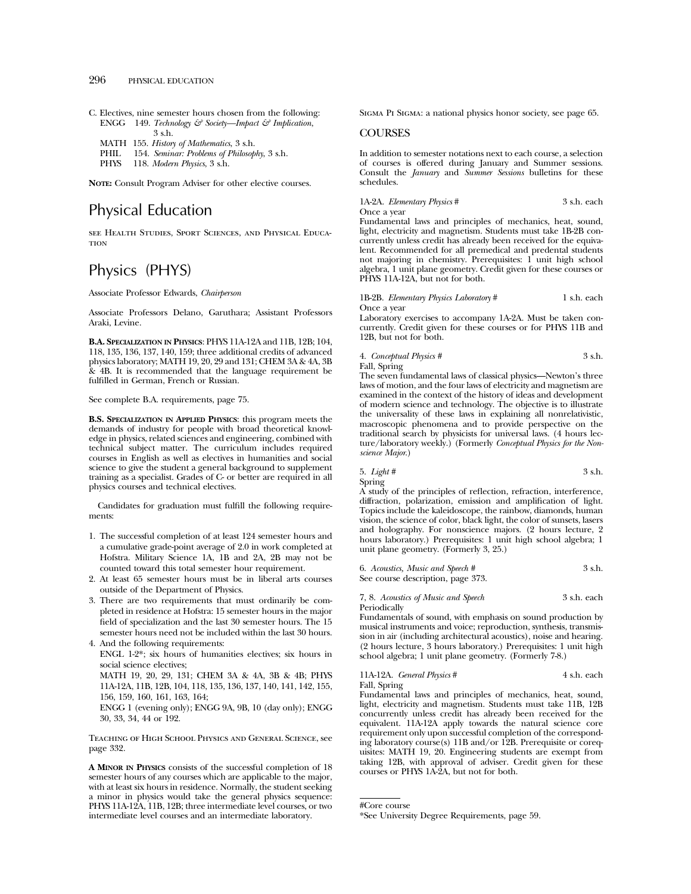C. Electives, nine semester hours chosen from the following:
   - ENGG 149. *Technology & Society—Impact & Implication*, 3 s.h.
   - MATH 155. *History of Mathematics*, 3 s.h.
   - PHIL 154. *Seminar: Problems of Philosophy*, 3 s.h.
   - PHYS 118. *Modern Physics*, 3 s.h.

**NOTE:** Consult Program Adviser for other elective courses.

# Physical Education

SEE HEALTH STUDIES, SPORT SCIENCES, AND PHYSICAL EDUCATION

# Physics (PHYS)

Associate Professor Edwards, *Chairperson*

Associate Professors Delano, Garuthara; Assistant Professors Araki, Levine.

**B.A. SPECIALIZATION IN PHYSICS**: PHYS 11A-12A and 11B, 12B; 104, 118, 135, 136, 137, 140, 159; three additional credits of advanced physics laboratory; MATH 19, 20, 29 and 131; CHEM 3A & 4A, 3B & 4B. It is recommended that the language requirement be fulfilled in German, French or Russian.

See complete B.A. requirements, page 75.

**B.S. SPECIALIZATION IN APPLIED PHYSICS**: this program meets the demands of industry for people with broad theoretical knowledge in physics, related sciences and engineering, combined with technical subject matter. The curriculum includes required courses in English as well as electives in humanities and social science to give the student a general background to supplement training as a specialist. Grades of C- or better are required in all physics courses and technical electives.

Candidates for graduation must fulfill the following requirements:

1. The successful completion of at least 124 semester hours and a cumulative grade-point average of 2.0 in work completed at Hofstra. Military Science 1A, 1B and 2A, 2B may not be counted toward this total semester hour requirement.
2. At least 65 semester hours must be in liberal arts courses outside of the Department of Physics.
3. There are two requirements that must ordinarily be completed in residence at Hofstra: 15 semester hours in the major field of specialization and the last 30 semester hours. The 15 semester hours need not be included within the last 30 hours.
4. And the following requirements:
   ENGL 1-2*; six hours of humanities electives; six hours in social science electives;
   MATH 19, 20, 29, 131; CHEM 3A & 4A, 3B & 4B; PHYS 11A-12A, 11B, 12B, 104, 118, 135, 136, 137, 140, 141, 142, 155, 156, 159, 160, 161, 163, 164;
   ENGG 1 (evening only); ENGG 9A, 9B, 10 (day only); ENGG 30, 33, 34, 44 or 192.

TEACHING OF HIGH SCHOOL PHYSICS AND GENERAL SCIENCE, see page 332.

**A MINOR IN PHYSICS** consists of the successful completion of 18 semester hours of any courses which are applicable to the major, with at least six hours in residence. Normally, the student seeking a minor in physics would take the general physics sequence: PHYS 11A-12A, 11B, 12B; three intermediate level courses, or two intermediate level courses and an intermediate laboratory.

SIGMA PI SIGMA: a national physics honor society, see page 65.

## COURSES

In addition to semester notations next to each course, a selection of courses is offered during January and Summer sessions. Consult the *January* and *Summer Sessions* bulletins for these schedules.

**1A-2A.** *Elementary Physics #* — 3 s.h. each
Once a year
Fundamental laws and principles of mechanics, heat, sound, light, electricity and magnetism. Students must take 1B-2B concurrently unless credit has already been received for the equivalent. Recommended for all premedical and predental students not majoring in chemistry. Prerequisites: 1 unit high school algebra, 1 unit plane geometry. Credit given for these courses or PHYS 11A-12A, but not for both.

**1B-2B.** *Elementary Physics Laboratory #* — 1 s.h. each
Once a year
Laboratory exercises to accompany 1A-2A. Must be taken concurrently. Credit given for these courses or for PHYS 11B and 12B, but not for both.

**4.** *Conceptual Physics #* — 3 s.h.
Fall, Spring
The seven fundamental laws of classical physics—Newton's three laws of motion, and the four laws of electricity and magnetism are examined in the context of the history of ideas and development of modern science and technology. The objective is to illustrate the universality of these laws in explaining all nonrelativistic, macroscopic phenomena and to provide perspective on the traditional search by physicists for universal laws. (4 hours lecture/laboratory weekly.) (Formerly *Conceptual Physics for the Nonscience Major.*)

**5.** *Light #* — 3 s.h.
Spring
A study of the principles of reflection, refraction, interference, diffraction, polarization, emission and amplification of light. Topics include the kaleidoscope, the rainbow, diamonds, human vision, the science of color, black light, the color of sunsets, lasers and holography. For nonscience majors. (2 hours lecture, 2 hours laboratory.) Prerequisites: 1 unit high school algebra; 1 unit plane geometry. (Formerly 3, 25.)

**6.** *Acoustics, Music and Speech #* — 3 s.h.
See course description, page 373.

**7, 8.** *Acoustics of Music and Speech* — 3 s.h. each
Periodically
Fundamentals of sound, with emphasis on sound production by musical instruments and voice; reproduction, synthesis, transmission in air (including architectural acoustics), noise and hearing. (2 hours lecture, 3 hours laboratory.) Prerequisites: 1 unit high school algebra; 1 unit plane geometry. (Formerly 7-8.)

**11A-12A.** *General Physics #* — 4 s.h. each
Fall, Spring
Fundamental laws and principles of mechanics, heat, sound, light, electricity and magnetism. Students must take 11B, 12B concurrently unless credit has already been received for the equivalent. 11A-12A apply towards the natural science core requirement only upon successful completion of the corresponding laboratory course(s) 11B and/or 12B. Prerequisite or corequisites: MATH 19, 20. Engineering students are exempt from taking 12B, with approval of adviser. Credit given for these courses or PHYS 1A-2A, but not for both.

---

#Core course
*See University Degree Requirements, page 59.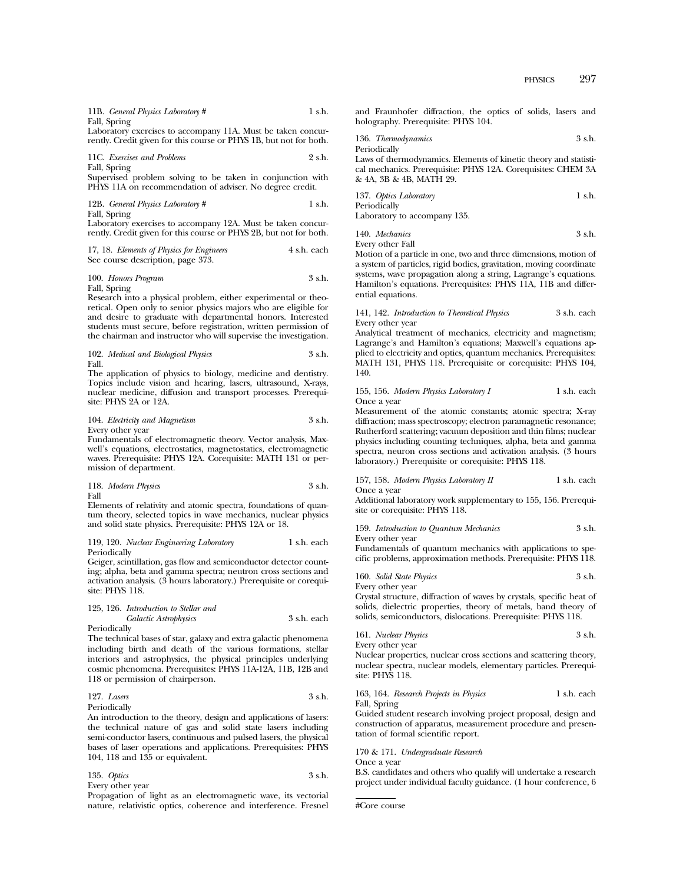11B. *General Physics Laboratory #* 1 s.h.
Fall, Spring
Laboratory exercises to accompany 11A. Must be taken concurrently. Credit given for this course or PHYS 1B, but not for both.

11C. *Exercises and Problems* 2 s.h.
Fall, Spring
Supervised problem solving to be taken in conjunction with PHYS 11A on recommendation of adviser. No degree credit.

12B. *General Physics Laboratory #* 1 s.h.
Fall, Spring
Laboratory exercises to accompany 12A. Must be taken concurrently. Credit given for this course or PHYS 2B, but not for both.

17, 18. *Elements of Physics for Engineers* 4 s.h. each
See course description, page 373.

100. *Honors Program* 3 s.h.
Fall, Spring
Research into a physical problem, either experimental or theoretical. Open only to senior physics majors who are eligible for and desire to graduate with departmental honors. Interested students must secure, before registration, written permission of the chairman and instructor who will supervise the investigation.

102. *Medical and Biological Physics* 3 s.h.
Fall.
The application of physics to biology, medicine and dentistry. Topics include vision and hearing, lasers, ultrasound, X-rays, nuclear medicine, diffusion and transport processes. Prerequisite: PHYS 2A or 12A.

104. *Electricity and Magnetism* 3 s.h.
Every other year
Fundamentals of electromagnetic theory. Vector analysis, Maxwell's equations, electrostatics, magnetostatics, electromagnetic waves. Prerequisite: PHYS 12A. Corequisite: MATH 131 or permission of department.

118. *Modern Physics* 3 s.h.
Fall
Elements of relativity and atomic spectra, foundations of quantum theory, selected topics in wave mechanics, nuclear physics and solid state physics. Prerequisite: PHYS 12A or 18.

119, 120. *Nuclear Engineering Laboratory* 1 s.h. each
Periodically
Geiger, scintillation, gas flow and semiconductor detector counting; alpha, beta and gamma spectra; neutron cross sections and activation analysis. (3 hours laboratory.) Prerequisite or corequisite: PHYS 118.

125, 126. *Introduction to Stellar and Galactic Astrophysics* 3 s.h. each
Periodically
The technical bases of star, galaxy and extra galactic phenomena including birth and death of the various formations, stellar interiors and astrophysics, the physical principles underlying cosmic phenomena. Prerequisites: PHYS 11A-12A, 11B, 12B and 118 or permission of chairperson.

127. *Lasers* 3 s.h.
Periodically
An introduction to the theory, design and applications of lasers: the technical nature of gas and solid state lasers including semi-conductor lasers, continuous and pulsed lasers, the physical bases of laser operations and applications. Prerequisites: PHYS 104, 118 and 135 or equivalent.

135. *Optics* 3 s.h.
Every other year
Propagation of light as an electromagnetic wave, its vectorial nature, relativistic optics, coherence and interference. Fresnel and Fraunhofer diffraction, the optics of solids, lasers and holography. Prerequisite: PHYS 104.

136. *Thermodynamics* 3 s.h.
Periodically
Laws of thermodynamics. Elements of kinetic theory and statistical mechanics. Prerequisite: PHYS 12A. Corequisites: CHEM 3A & 4A, 3B & 4B, MATH 29.

137. *Optics Laboratory* 1 s.h.
Periodically
Laboratory to accompany 135.

140. *Mechanics* 3 s.h.
Every other Fall
Motion of a particle in one, two and three dimensions, motion of a system of particles, rigid bodies, gravitation, moving coordinate systems, wave propagation along a string, Lagrange's equations. Hamilton's equations. Prerequisites: PHYS 11A, 11B and differential equations.

141, 142. *Introduction to Theoretical Physics* 3 s.h. each
Every other year
Analytical treatment of mechanics, electricity and magnetism; Lagrange's and Hamilton's equations; Maxwell's equations applied to electricity and optics, quantum mechanics. Prerequisites: MATH 131, PHYS 118. Prerequisite or corequisite: PHYS 104, 140.

155, 156. *Modern Physics Laboratory I* 1 s.h. each
Once a year
Measurement of the atomic constants; atomic spectra; X-ray diffraction; mass spectroscopy; electron paramagnetic resonance; Rutherford scattering; vacuum deposition and thin films; nuclear physics including counting techniques, alpha, beta and gamma spectra, neuron cross sections and activation analysis. (3 hours laboratory.) Prerequisite or corequisite: PHYS 118.

157, 158. *Modern Physics Laboratory II* 1 s.h. each
Once a year
Additional laboratory work supplementary to 155, 156. Prerequisite or corequisite: PHYS 118.

159. *Introduction to Quantum Mechanics* 3 s.h.
Every other year
Fundamentals of quantum mechanics with applications to specific problems, approximation methods. Prerequisite: PHYS 118.

160. *Solid State Physics* 3 s.h.
Every other year
Crystal structure, diffraction of waves by crystals, specific heat of solids, dielectric properties, theory of metals, band theory of solids, semiconductors, dislocations. Prerequisite: PHYS 118.

161. *Nuclear Physics* 3 s.h.
Every other year
Nuclear properties, nuclear cross sections and scattering theory, nuclear spectra, nuclear models, elementary particles. Prerequisite: PHYS 118.

163, 164. *Research Projects in Physics* 1 s.h. each
Fall, Spring
Guided student research involving project proposal, design and construction of apparatus, measurement procedure and presentation of formal scientific report.

170 & 171. *Undergraduate Research*
Once a year
B.S. candidates and others who qualify will undertake a research project under individual faculty guidance. (1 hour conference, 6

#Core course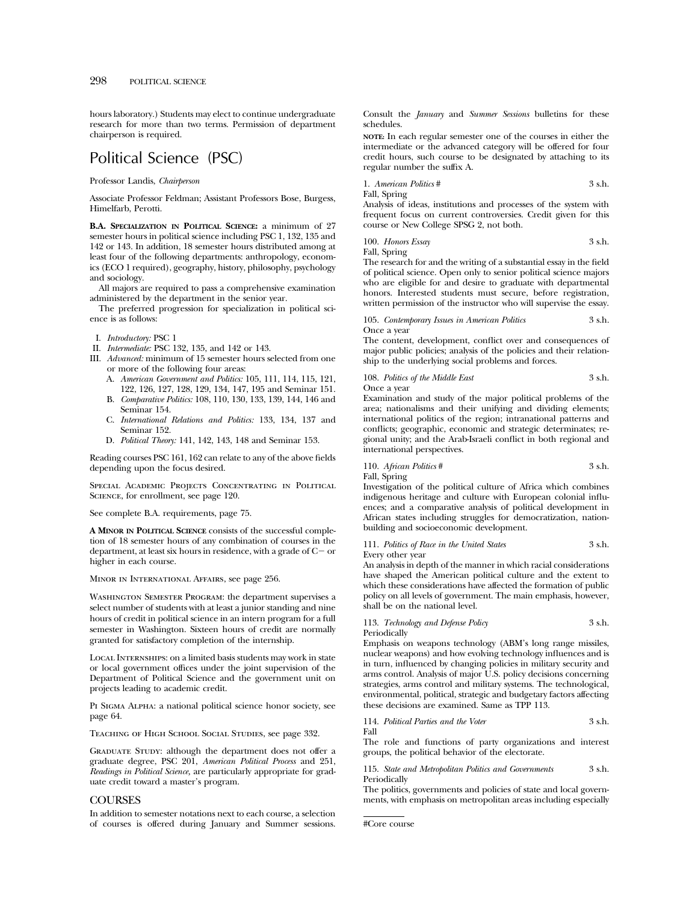hours laboratory.) Students may elect to continue undergraduate research for more than two terms. Permission of department chairperson is required.

# Political Science (PSC)

Professor Landis, *Chairperson*

Associate Professor Feldman; Assistant Professors Bose, Burgess, Himelfarb, Perotti.

**B.A. Specialization in Political Science:** a minimum of 27 semester hours in political science including PSC 1, 132, 135 and 142 or 143. In addition, 18 semester hours distributed among at least four of the following departments: anthropology, economics (ECO 1 required), geography, history, philosophy, psychology and sociology.

All majors are required to pass a comprehensive examination administered by the department in the senior year.

The preferred progression for specialization in political science is as follows:

I. *Introductory:* PSC 1
II. *Intermediate:* PSC 132, 135, and 142 or 143.
III. *Advanced:* minimum of 15 semester hours selected from one or more of the following four areas:
   A. *American Government and Politics:* 105, 111, 114, 115, 121, 122, 126, 127, 128, 129, 134, 147, 195 and Seminar 151.
   B. *Comparative Politics:* 108, 110, 130, 133, 139, 144, 146 and Seminar 154.
   C. *International Relations and Politics:* 133, 134, 137 and Seminar 152.
   D. *Political Theory:* 141, 142, 143, 148 and Seminar 153.

Reading courses PSC 161, 162 can relate to any of the above fields depending upon the focus desired.

Special Academic Projects Concentrating in Political Science, for enrollment, see page 120.

See complete B.A. requirements, page 75.

**A Minor in Political Science** consists of the successful completion of 18 semester hours of any combination of courses in the department, at least six hours in residence, with a grade of C− or higher in each course.

Minor in International Affairs, see page 256.

Washington Semester Program: the department supervises a select number of students with at least a junior standing and nine hours of credit in political science in an intern program for a full semester in Washington. Sixteen hours of credit are normally granted for satisfactory completion of the internship.

Local Internships: on a limited basis students may work in state or local government offices under the joint supervision of the Department of Political Science and the government unit on projects leading to academic credit.

Pi Sigma Alpha: a national political science honor society, see page 64.

Teaching of High School Social Studies, see page 332.

Graduate Study: although the department does not offer a graduate degree, PSC 201, *American Political Process* and 251, *Readings in Political Science,* are particularly appropriate for graduate credit toward a master's program.

## COURSES

In addition to semester notations next to each course, a selection of courses is offered during January and Summer sessions. Consult the *January* and *Summer Sessions* bulletins for these schedules.

**NOTE:** In each regular semester one of the courses in either the intermediate or the advanced category will be offered for four credit hours, such course to be designated by attaching to its regular number the suffix A.

1. *American Politics* # — 3 s.h.
Fall, Spring
Analysis of ideas, institutions and processes of the system with frequent focus on current controversies. Credit given for this course or New College SPSG 2, not both.

100. *Honors Essay* — 3 s.h.
Fall, Spring
The research for and the writing of a substantial essay in the field of political science. Open only to senior political science majors who are eligible for and desire to graduate with departmental honors. Interested students must secure, before registration, written permission of the instructor who will supervise the essay.

105. *Contemporary Issues in American Politics* — 3 s.h.
Once a year
The content, development, conflict over and consequences of major public policies; analysis of the policies and their relationship to the underlying social problems and forces.

108. *Politics of the Middle East* — 3 s.h.
Once a year
Examination and study of the major political problems of the area; nationalisms and their unifying and dividing elements; international politics of the region; intranational patterns and conflicts; geographic, economic and strategic determinates; regional unity; and the Arab-Israeli conflict in both regional and international perspectives.

110. *African Politics* # — 3 s.h.
Fall, Spring
Investigation of the political culture of Africa which combines indigenous heritage and culture with European colonial influences; and a comparative analysis of political development in African states including struggles for democratization, nation-building and socioeconomic development.

111. *Politics of Race in the United States* — 3 s.h.
Every other year
An analysis in depth of the manner in which racial considerations have shaped the American political culture and the extent to which these considerations have affected the formation of public policy on all levels of government. The main emphasis, however, shall be on the national level.

113. *Technology and Defense Policy* — 3 s.h.
Periodically
Emphasis on weapons technology (ABM's long range missiles, nuclear weapons) and how evolving technology influences and is in turn, influenced by changing policies in military security and arms control. Analysis of major U.S. policy decisions concerning strategies, arms control and military systems. The technological, environmental, political, strategic and budgetary factors affecting these decisions are examined. Same as TPP 113.

114. *Political Parties and the Voter* — 3 s.h.
Fall
The role and functions of party organizations and interest groups, the political behavior of the electorate.

115. *State and Metropolitan Politics and Governments* — 3 s.h.
Periodically
The politics, governments and policies of state and local governments, with emphasis on metropolitan areas including especially

#Core course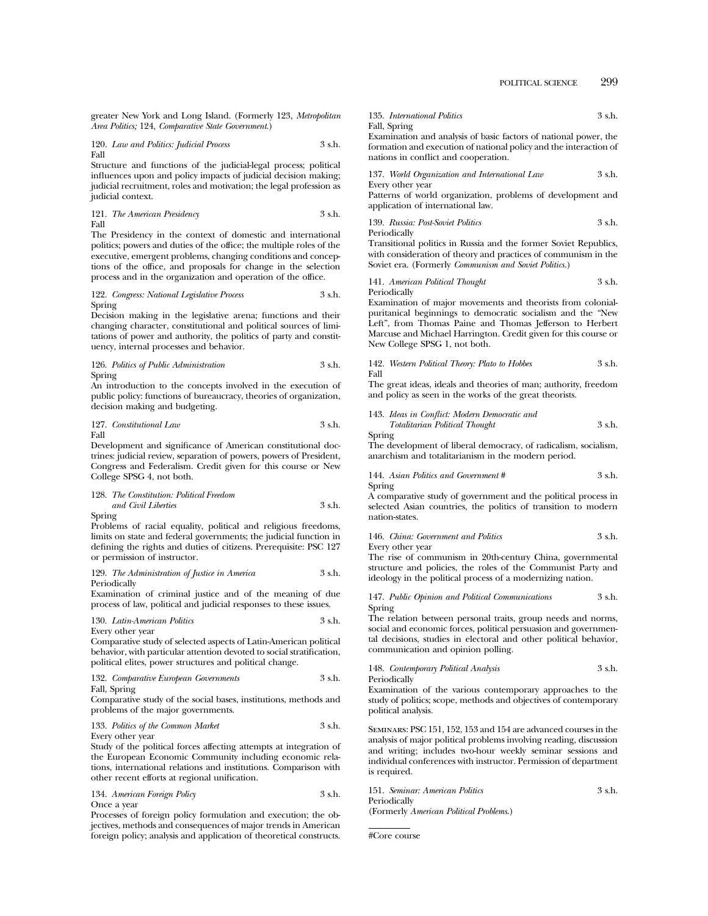greater New York and Long Island. (Formerly 123, *Metropolitan Area Politics;* 124, *Comparative State Government.*)

120. *Law and Politics: Judicial Process* 3 s.h.
Fall
Structure and functions of the judicial-legal process; political influences upon and policy impacts of judicial decision making; judicial recruitment, roles and motivation; the legal profession as judicial context.

121. *The American Presidency* 3 s.h.
Fall
The Presidency in the context of domestic and international politics; powers and duties of the office; the multiple roles of the executive, emergent problems, changing conditions and conceptions of the office, and proposals for change in the selection process and in the organization and operation of the office.

122. *Congress: National Legislative Process* 3 s.h.
Spring
Decision making in the legislative arena; functions and their changing character, constitutional and political sources of limitations of power and authority, the politics of party and constituency, internal processes and behavior.

126. *Politics of Public Administration* 3 s.h.
Spring
An introduction to the concepts involved in the execution of public policy: functions of bureaucracy, theories of organization, decision making and budgeting.

127. *Constitutional Law* 3 s.h.
Fall
Development and significance of American constitutional doctrines: judicial review, separation of powers, powers of President, Congress and Federalism. Credit given for this course or New College SPSG 4, not both.

128. *The Constitution: Political Freedom and Civil Liberties* 3 s.h.
Spring
Problems of racial equality, political and religious freedoms, limits on state and federal governments; the judicial function in defining the rights and duties of citizens. Prerequisite: PSC 127 or permission of instructor.

129. *The Administration of Justice in America* 3 s.h.
Periodically
Examination of criminal justice and of the meaning of due process of law, political and judicial responses to these issues.

130. *Latin-American Politics* 3 s.h.
Every other year
Comparative study of selected aspects of Latin-American political behavior, with particular attention devoted to social stratification, political elites, power structures and political change.

132. *Comparative European Governments* 3 s.h.
Fall, Spring
Comparative study of the social bases, institutions, methods and problems of the major governments.

133. *Politics of the Common Market* 3 s.h.
Every other year
Study of the political forces affecting attempts at integration of the European Economic Community including economic relations, international relations and institutions. Comparison with other recent efforts at regional unification.

134. *American Foreign Policy* 3 s.h.
Once a year
Processes of foreign policy formulation and execution; the objectives, methods and consequences of major trends in American foreign policy; analysis and application of theoretical constructs.

135. *International Politics* 3 s.h.
Fall, Spring
Examination and analysis of basic factors of national power, the formation and execution of national policy and the interaction of nations in conflict and cooperation.

137. *World Organization and International Law* 3 s.h.
Every other year
Patterns of world organization, problems of development and application of international law.

139. *Russia: Post-Soviet Politics* 3 s.h.
Periodically
Transitional politics in Russia and the former Soviet Republics, with consideration of theory and practices of communism in the Soviet era. (Formerly *Communism and Soviet Politics.*)

141. *American Political Thought* 3 s.h.
Periodically
Examination of major movements and theorists from colonial-puritanical beginnings to democratic socialism and the "New Left", from Thomas Paine and Thomas Jefferson to Herbert Marcuse and Michael Harrington. Credit given for this course or New College SPSG 1, not both.

142. *Western Political Theory: Plato to Hobbes* 3 s.h.
Fall
The great ideas, ideals and theories of man; authority, freedom and policy as seen in the works of the great theorists.

143. *Ideas in Conflict: Modern Democratic and Totalitarian Political Thought* 3 s.h.
Spring
The development of liberal democracy, of radicalism, socialism, anarchism and totalitarianism in the modern period.

144. *Asian Politics and Government #* 3 s.h.
Spring
A comparative study of government and the political process in selected Asian countries, the politics of transition to modern nation-states.

146. *China: Government and Politics* 3 s.h.
Every other year
The rise of communism in 20th-century China, governmental structure and policies, the roles of the Communist Party and ideology in the political process of a modernizing nation.

147. *Public Opinion and Political Communications* 3 s.h.
Spring
The relation between personal traits, group needs and norms, social and economic forces, political persuasion and governmental decisions, studies in electoral and other political behavior, communication and opinion polling.

148. *Contemporary Political Analysis* 3 s.h.
Periodically
Examination of the various contemporary approaches to the study of politics; scope, methods and objectives of contemporary political analysis.

SEMINARS: PSC 151, 152, 153 and 154 are advanced courses in the analysis of major political problems involving reading, discussion and writing; includes two-hour weekly seminar sessions and individual conferences with instructor. Permission of department is required.

151. *Seminar: American Politics* 3 s.h.
Periodically
(Formerly *American Political Problems.*)

#Core course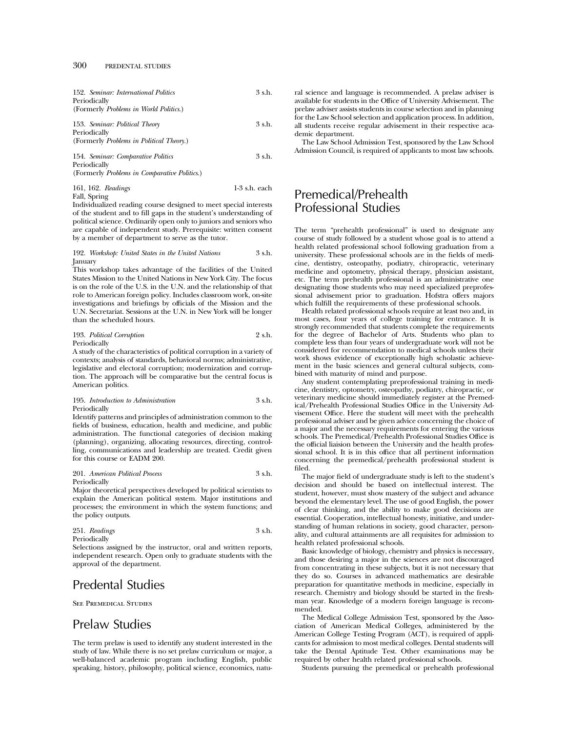152. *Seminar: International Politics* 3 s.h.
Periodically
(Formerly *Problems in World Politics.*)

153. *Seminar: Political Theory* 3 s.h.
Periodically
(Formerly *Problems in Political Theory.*)

154. *Seminar: Comparative Politics* 3 s.h.
Periodically
(Formerly *Problems in Comparative Politics.*)

161, 162. *Readings* 1-3 s.h. each
Fall, Spring
Individualized reading course designed to meet special interests of the student and to fill gaps in the student's understanding of political science. Ordinarily open only to juniors and seniors who are capable of independent study. Prerequisite: written consent by a member of department to serve as the tutor.

192. *Workshop: United States in the United Nations* 3 s.h.
January
This workshop takes advantage of the facilities of the United States Mission to the United Nations in New York City. The focus is on the role of the U.S. in the U.N. and the relationship of that role to American foreign policy. Includes classroom work, on-site investigations and briefings by officials of the Mission and the U.N. Secretariat. Sessions at the U.N. in New York will be longer than the scheduled hours.

193. *Political Corruption* 2 s.h.
Periodically
A study of the characteristics of political corruption in a variety of contexts; analysis of standards, behavioral norms; administrative, legislative and electoral corruption; modernization and corruption. The approach will be comparative but the central focus is American politics.

195. *Introduction to Administration* 3 s.h.
Periodically
Identify patterns and principles of administration common to the fields of business, education, health and medicine, and public administration. The functional categories of decision making (planning), organizing, allocating resources, directing, controlling, communications and leadership are treated. Credit given for this course or EADM 200.

201. *American Political Process* 3 s.h.
Periodically
Major theoretical perspectives developed by political scientists to explain the American political system. Major institutions and processes; the environment in which the system functions; and the policy outputs.

251. *Readings* 3 s.h.
Periodically
Selections assigned by the instructor, oral and written reports, independent research. Open only to graduate students with the approval of the department.

# Predental Studies

See Premedical Studies

# Prelaw Studies

The term prelaw is used to identify any student interested in the study of law. While there is no set prelaw curriculum or major, a well-balanced academic program including English, public speaking, history, philosophy, political science, economics, natural science and language is recommended. A prelaw adviser is available for students in the Office of University Advisement. The prelaw adviser assists students in course selection and in planning for the Law School selection and application process. In addition, all students receive regular advisement in their respective academic department.

The Law School Admission Test, sponsored by the Law School Admission Council, is required of applicants to most law schools.

# Premedical/Prehealth Professional Studies

The term "prehealth professional" is used to designate any course of study followed by a student whose goal is to attend a health related professional school following graduation from a university. These professional schools are in the fields of medicine, dentistry, osteopathy, podiatry, chiropractic, veterinary medicine and optometry, physical therapy, physician assistant, etc. The term prehealth professional is an administrative one designating those students who may need specialized preprofessional advisement prior to graduation. Hofstra offers majors which fulfill the requirements of these professional schools.

Health related professional schools require at least two and, in most cases, four years of college training for entrance. It is strongly recommended that students complete the requirements for the degree of Bachelor of Arts. Students who plan to complete less than four years of undergraduate work will not be considered for recommendation to medical schools unless their work shows evidence of exceptionally high scholastic achievement in the basic sciences and general cultural subjects, combined with maturity of mind and purpose.

Any student contemplating preprofessional training in medicine, dentistry, optometry, osteopathy, podiatry, chiropractic, or veterinary medicine should immediately register at the Premedical/Prehealth Professional Studies Office in the University Advisement Office. Here the student will meet with the prehealth professional adviser and be given advice concerning the choice of a major and the necessary requirements for entering the various schools. The Premedical/Prehealth Professional Studies Office is the official liaision between the University and the health professional school. It is in this office that all pertinent information concerning the premedical/prehealth professional student is filed.

The major field of undergraduate study is left to the student's decision and should be based on intellectual interest. The student, however, must show mastery of the subject and advance beyond the elementary level. The use of good English, the power of clear thinking, and the ability to make good decisions are essential. Cooperation, intellectual honesty, initiative, and understanding of human relations in society, good character, personality, and cultural attainments are all requisites for admission to health related professional schools.

Basic knowledge of biology, chemistry and physics is necessary, and those desiring a major in the sciences are not discouraged from concentrating in these subjects, but it is not necessary that they do so. Courses in advanced mathematics are desirable preparation for quantitative methods in medicine, especially in research. Chemistry and biology should be started in the freshman year. Knowledge of a modern foreign language is recommended.

The Medical College Admission Test, sponsored by the Association of American Medical Colleges, administered by the American College Testing Program (ACT), is required of applicants for admission to most medical colleges. Dental students will take the Dental Aptitude Test. Other examinations may be required by other health related professional schools.

Students pursuing the premedical or prehealth professional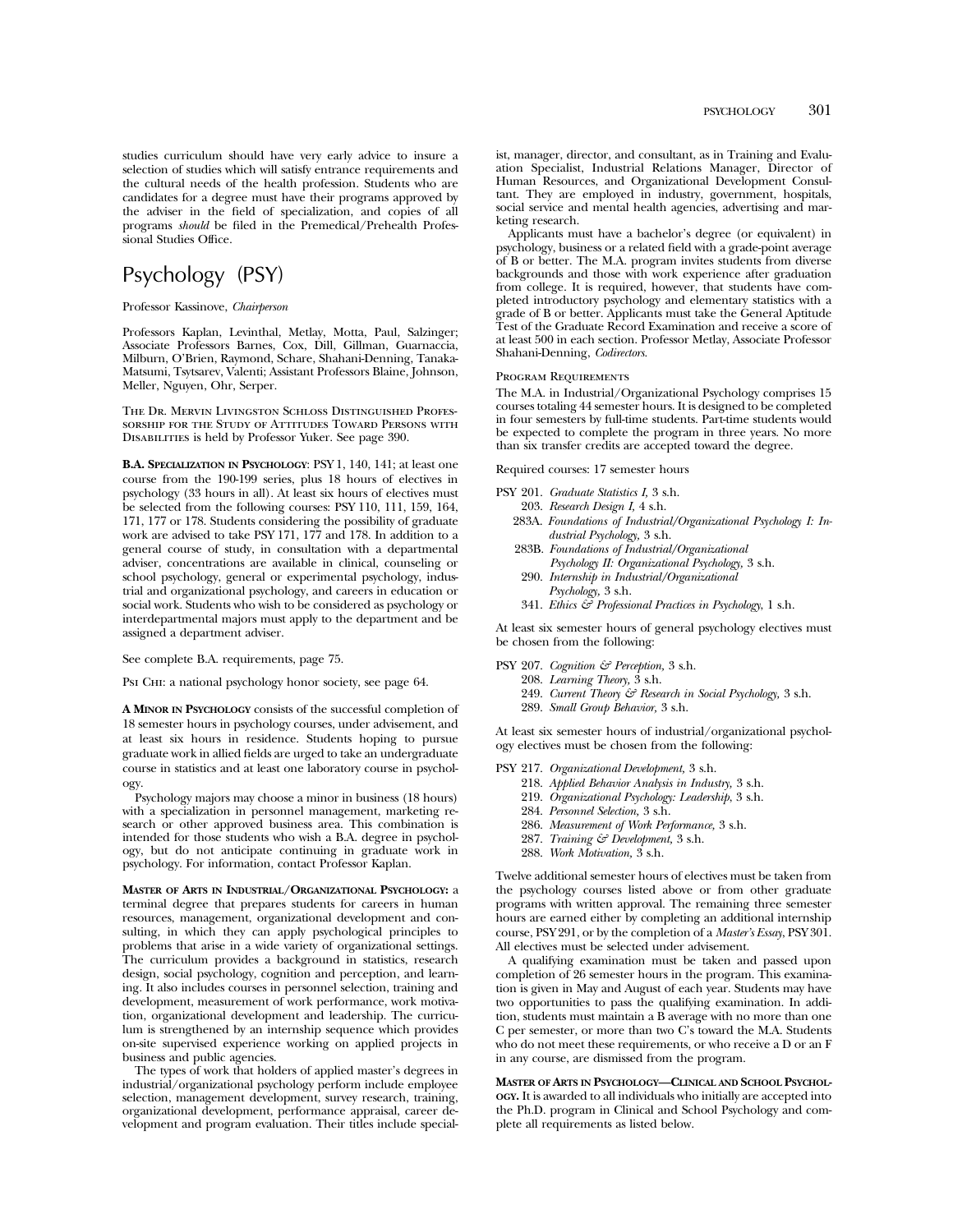studies curriculum should have very early advice to insure a selection of studies which will satisfy entrance requirements and the cultural needs of the health profession. Students who are candidates for a degree must have their programs approved by the adviser in the field of specialization, and copies of all programs *should* be filed in the Premedical/Prehealth Professional Studies Office.

# Psychology (PSY)

Professor Kassinove, *Chairperson*

Professors Kaplan, Levinthal, Metlay, Motta, Paul, Salzinger; Associate Professors Barnes, Cox, Dill, Gillman, Guarnaccia, Milburn, O'Brien, Raymond, Schare, Shahani-Denning, Tanaka-Matsumi, Tsytsarev, Valenti; Assistant Professors Blaine, Johnson, Meller, Nguyen, Ohr, Serper.

The Dr. Mervin Livingston Schloss Distinguished Professorship for the Study of Attitudes Toward Persons with Disabilities is held by Professor Yuker. See page 390.

**B.A. Specialization in Psychology**: PSY 1, 140, 141; at least one course from the 190-199 series, plus 18 hours of electives in psychology (33 hours in all). At least six hours of electives must be selected from the following courses: PSY 110, 111, 159, 164, 171, 177 or 178. Students considering the possibility of graduate work are advised to take PSY 171, 177 and 178. In addition to a general course of study, in consultation with a departmental adviser, concentrations are available in clinical, counseling or school psychology, general or experimental psychology, industrial and organizational psychology, and careers in education or social work. Students who wish to be considered as psychology or interdepartmental majors must apply to the department and be assigned a department adviser.

See complete B.A. requirements, page 75.

Psi Chi: a national psychology honor society, see page 64.

**A Minor in Psychology** consists of the successful completion of 18 semester hours in psychology courses, under advisement, and at least six hours in residence. Students hoping to pursue graduate work in allied fields are urged to take an undergraduate course in statistics and at least one laboratory course in psychology.

Psychology majors may choose a minor in business (18 hours) with a specialization in personnel management, marketing research or other approved business area. This combination is intended for those students who wish a B.A. degree in psychology, but do not anticipate continuing in graduate work in psychology. For information, contact Professor Kaplan.

**Master of Arts in Industrial/Organizational Psychology:** a terminal degree that prepares students for careers in human resources, management, organizational development and consulting, in which they can apply psychological principles to problems that arise in a wide variety of organizational settings. The curriculum provides a background in statistics, research design, social psychology, cognition and perception, and learning. It also includes courses in personnel selection, training and development, measurement of work performance, work motivation, organizational development and leadership. The curriculum is strengthened by an internship sequence which provides on-site supervised experience working on applied projects in business and public agencies.

The types of work that holders of applied master's degrees in industrial/organizational psychology perform include employee selection, management development, survey research, training, organizational development, performance appraisal, career development and program evaluation. Their titles include specialist, manager, director, and consultant, as in Training and Evaluation Specialist, Industrial Relations Manager, Director of Human Resources, and Organizational Development Consultant. They are employed in industry, government, hospitals, social service and mental health agencies, advertising and marketing research.

Applicants must have a bachelor's degree (or equivalent) in psychology, business or a related field with a grade-point average of B or better. The M.A. program invites students from diverse backgrounds and those with work experience after graduation from college. It is required, however, that students have completed introductory psychology and elementary statistics with a grade of B or better. Applicants must take the General Aptitude Test of the Graduate Record Examination and receive a score of at least 500 in each section. Professor Metlay, Associate Professor Shahani-Denning, *Codirectors*.

Program Requirements

The M.A. in Industrial/Organizational Psychology comprises 15 courses totaling 44 semester hours. It is designed to be completed in four semesters by full-time students. Part-time students would be expected to complete the program in three years. No more than six transfer credits are accepted toward the degree.

Required courses: 17 semester hours

PSY 201. *Graduate Statistics I,* 3 s.h.
- 203. *Research Design I,* 4 s.h.
- 283A. *Foundations of Industrial/Organizational Psychology I: Industrial Psychology,* 3 s.h.
- 283B. *Foundations of Industrial/Organizational Psychology II: Organizational Psychology,* 3 s.h.
- 290. *Internship in Industrial/Organizational Psychology,* 3 s.h.
- 341. *Ethics & Professional Practices in Psychology,* 1 s.h.

At least six semester hours of general psychology electives must be chosen from the following:

PSY 207. *Cognition & Perception,* 3 s.h.
- 208. *Learning Theory,* 3 s.h.
- 249. *Current Theory & Research in Social Psychology,* 3 s.h.
- 289. *Small Group Behavior,* 3 s.h.

At least six semester hours of industrial/organizational psychology electives must be chosen from the following:

PSY 217. *Organizational Development,* 3 s.h.
- 218. *Applied Behavior Analysis in Industry,* 3 s.h.
- 219. *Organizational Psychology: Leadership*, 3 s.h.
- 284. *Personnel Selection,* 3 s.h.
- 286. *Measurement of Work Performance,* 3 s.h.
- 287. *Training & Development,* 3 s.h.
- 288. *Work Motivation,* 3 s.h.

Twelve additional semester hours of electives must be taken from the psychology courses listed above or from other graduate programs with written approval. The remaining three semester hours are earned either by completing an additional internship course, PSY 291, or by the completion of a *Master's Essay*, PSY 301. All electives must be selected under advisement.

A qualifying examination must be taken and passed upon completion of 26 semester hours in the program. This examination is given in May and August of each year. Students may have two opportunities to pass the qualifying examination. In addition, students must maintain a B average with no more than one C per semester, or more than two C's toward the M.A. Students who do not meet these requirements, or who receive a D or an F in any course, are dismissed from the program.

**Master of Arts in Psychology—Clinical and School Psychology.** It is awarded to all individuals who initially are accepted into the Ph.D. program in Clinical and School Psychology and complete all requirements as listed below.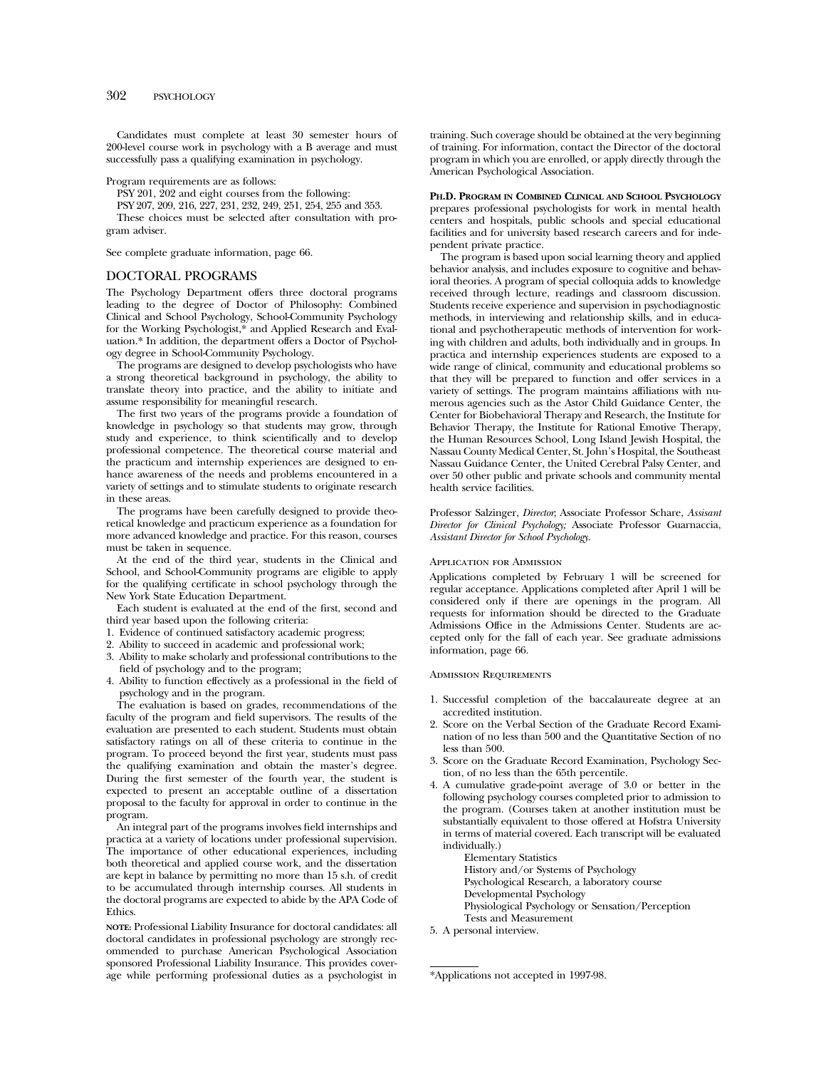Candidates must complete at least 30 semester hours of 200-level course work in psychology with a B average and must successfully pass a qualifying examination in psychology.

Program requirements are as follows:

PSY 201, 202 and eight courses from the following:

PSY 207, 209, 216, 227, 231, 232, 249, 251, 254, 255 and 353.

These choices must be selected after consultation with program adviser.

See complete graduate information, page 66.

## DOCTORAL PROGRAMS

The Psychology Department offers three doctoral programs leading to the degree of Doctor of Philosophy: Combined Clinical and School Psychology, School-Community Psychology for the Working Psychologist,* and Applied Research and Evaluation.* In addition, the department offers a Doctor of Psychology degree in School-Community Psychology.

The programs are designed to develop psychologists who have a strong theoretical background in psychology, the ability to translate theory into practice, and the ability to initiate and assume responsibility for meaningful research.

The first two years of the programs provide a foundation of knowledge in psychology so that students may grow, through study and experience, to think scientifically and to develop professional competence. The theoretical course material and the practicum and internship experiences are designed to enhance awareness of the needs and problems encountered in a variety of settings and to stimulate students to originate research in these areas.

The programs have been carefully designed to provide theoretical knowledge and practicum experience as a foundation for more advanced knowledge and practice. For this reason, courses must be taken in sequence.

At the end of the third year, students in the Clinical and School, and School-Community programs are eligible to apply for the qualifying certificate in school psychology through the New York State Education Department.

Each student is evaluated at the end of the first, second and third year based upon the following criteria:

1. Evidence of continued satisfactory academic progress;
2. Ability to succeed in academic and professional work;
3. Ability to make scholarly and professional contributions to the field of psychology and to the program;
4. Ability to function effectively as a professional in the field of psychology and in the program.

The evaluation is based on grades, recommendations of the faculty of the program and field supervisors. The results of the evaluation are presented to each student. Students must obtain satisfactory ratings on all of these criteria to continue in the program. To proceed beyond the first year, students must pass the qualifying examination and obtain the master's degree. During the first semester of the fourth year, the student is expected to present an acceptable outline of a dissertation proposal to the faculty for approval in order to continue in the program.

An integral part of the programs involves field internships and practica at a variety of locations under professional supervision. The importance of other educational experiences, including both theoretical and applied course work, and the dissertation are kept in balance by permitting no more than 15 s.h. of credit to be accumulated through internship courses. All students in the doctoral programs are expected to abide by the APA Code of Ethics.

**NOTE:** Professional Liability Insurance for doctoral candidates: all doctoral candidates in professional psychology are strongly recommended to purchase American Psychological Association sponsored Professional Liability Insurance. This provides coverage while performing professional duties as a psychologist in training. Such coverage should be obtained at the very beginning of training. For information, contact the Director of the doctoral program in which you are enrolled, or apply directly through the American Psychological Association.

**PH.D. PROGRAM IN COMBINED CLINICAL AND SCHOOL PSYCHOLOGY** prepares professional psychologists for work in mental health centers and hospitals, public schools and special educational facilities and for university based research careers and for independent private practice.

The program is based upon social learning theory and applied behavior analysis, and includes exposure to cognitive and behavioral theories. A program of special colloquia adds to knowledge received through lecture, readings and classroom discussion. Students receive experience and supervision in psychodiagnostic methods, in interviewing and relationship skills, and in educational and psychotherapeutic methods of intervention for working with children and adults, both individually and in groups. In practica and internship experiences students are exposed to a wide range of clinical, community and educational problems so that they will be prepared to function and offer services in a variety of settings. The program maintains affiliations with numerous agencies such as the Astor Child Guidance Center, the Center for Biobehavioral Therapy and Research, the Institute for Behavior Therapy, the Institute for Rational Emotive Therapy, the Human Resources School, Long Island Jewish Hospital, the Nassau County Medical Center, St. John's Hospital, the Southeast Nassau Guidance Center, the United Cerebral Palsy Center, and over 50 other public and private schools and community mental health service facilities.

Professor Salzinger, *Director*; Associate Professor Schare, *Assisant Director for Clinical Psychology;* Associate Professor Guarnaccia, *Assistant Director for School Psychology.*

### Application for Admission

Applications completed by February 1 will be screened for regular acceptance. Applications completed after April 1 will be considered only if there are openings in the program. All requests for information should be directed to the Graduate Admissions Office in the Admissions Center. Students are accepted only for the fall of each year. See graduate admissions information, page 66.

### Admission Requirements

1. Successful completion of the baccalaureate degree at an accredited institution.
2. Score on the Verbal Section of the Graduate Record Examination of no less than 500 and the Quantitative Section of no less than 500.
3. Score on the Graduate Record Examination, Psychology Section, of no less than the 65th percentile.
4. A cumulative grade-point average of 3.0 or better in the following psychology courses completed prior to admission to the program. (Courses taken at another institution must be substantially equivalent to those offered at Hofstra University in terms of material covered. Each transcript will be evaluated individually.)
   - Elementary Statistics
   - History and/or Systems of Psychology
   - Psychological Research, a laboratory course
   - Developmental Psychology
   - Physiological Psychology or Sensation/Perception
   - Tests and Measurement
5. A personal interview.

---

*Applications not accepted in 1997-98.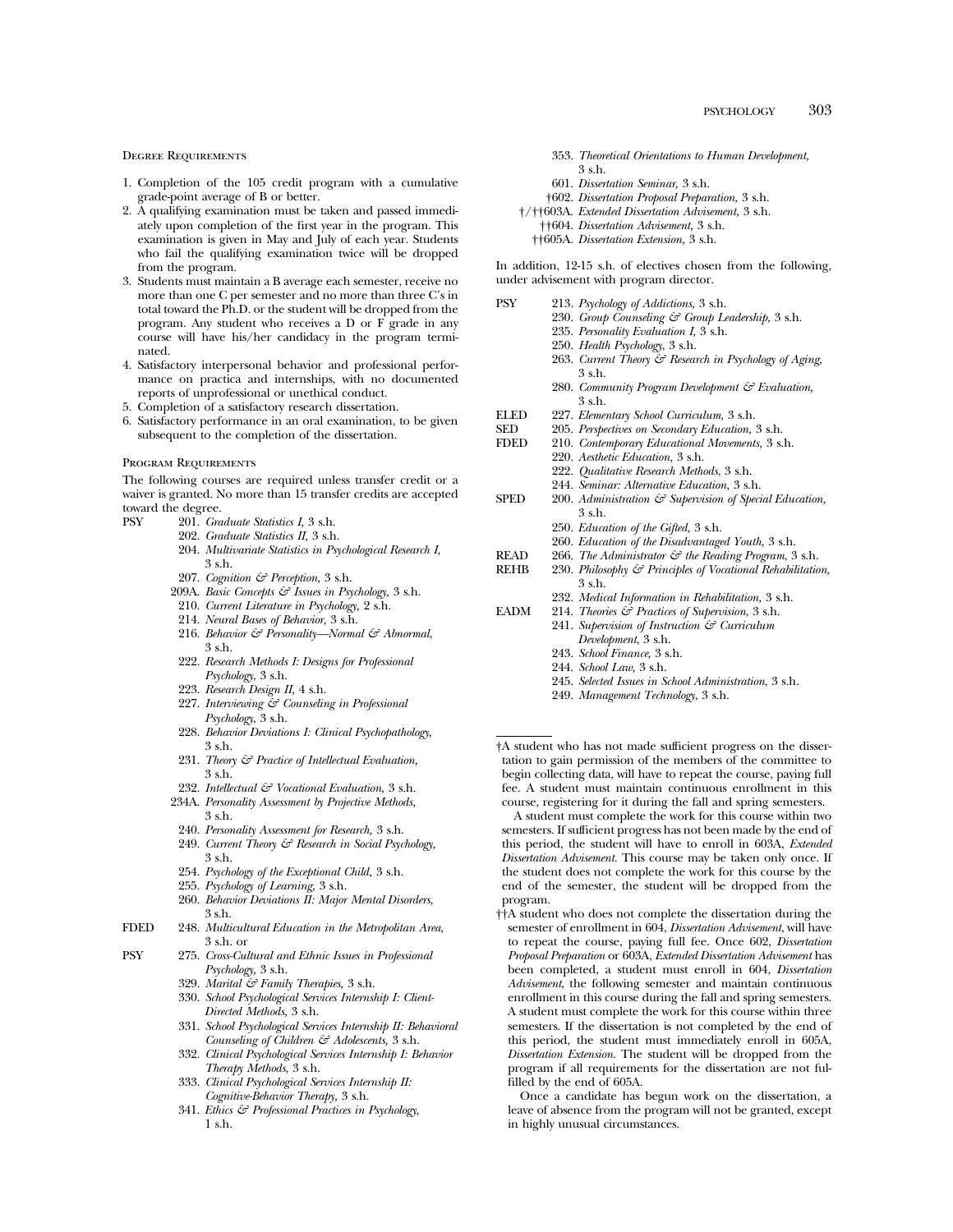### Degree Requirements

1. Completion of the 105 credit program with a cumulative grade-point average of B or better.
2. A qualifying examination must be taken and passed immediately upon completion of the first year in the program. This examination is given in May and July of each year. Students who fail the qualifying examination twice will be dropped from the program.
3. Students must maintain a B average each semester, receive no more than one C per semester and no more than three C's in total toward the Ph.D. or the student will be dropped from the program. Any student who receives a D or F grade in any course will have his/her candidacy in the program terminated.
4. Satisfactory interpersonal behavior and professional performance on practica and internships, with no documented reports of unprofessional or unethical conduct.
5. Completion of a satisfactory research dissertation.
6. Satisfactory performance in an oral examination, to be given subsequent to the completion of the dissertation.

### Program Requirements

The following courses are required unless transfer credit or a waiver is granted. No more than 15 transfer credits are accepted toward the degree.

PSY
- 201. *Graduate Statistics I,* 3 s.h.
- 202. *Graduate Statistics II,* 3 s.h.
- 204. *Multivariate Statistics in Psychological Research I,* 3 s.h.
- 207. *Cognition & Perception,* 3 s.h.
- 209A. *Basic Concepts & Issues in Psychology,* 3 s.h.
- 210. *Current Literature in Psychology,* 2 s.h.
- 214. *Neural Bases of Behavior,* 3 s.h.
- 216. *Behavior & Personality—Normal & Abnormal,* 3 s.h.
- 222. *Research Methods I: Designs for Professional Psychology,* 3 s.h.
- 223. *Research Design II,* 4 s.h.
- 227. *Interviewing & Counseling in Professional Psychology,* 3 s.h.
- 228. *Behavior Deviations I: Clinical Psychopathology,* 3 s.h.
- 231. *Theory & Practice of Intellectual Evaluation,* 3 s.h.
- 232. *Intellectual & Vocational Evaluation,* 3 s.h.
- 234A. *Personality Assessment by Projective Methods,* 3 s.h.
- 240. *Personality Assessment for Research,* 3 s.h.
- 249. *Current Theory & Research in Social Psychology,* 3 s.h.
- 254. *Psychology of the Exceptional Child,* 3 s.h.
- 255. *Psychology of Learning,* 3 s.h.
- 260. *Behavior Deviations II: Major Mental Disorders,* 3 s.h.

FDED
- 248. *Multicultural Education in the Metropolitan Area,* 3 s.h. or

PSY
- 275. *Cross-Cultural and Ethnic Issues in Professional Psychology,* 3 s.h.
- 329. *Marital & Family Therapies,* 3 s.h.
- 330. *School Psychological Services Internship I: Client-Directed Methods,* 3 s.h.
- 331. *School Psychological Services Internship II: Behavioral Counseling of Children & Adolescents,* 3 s.h.
- 332. *Clinical Psychological Services Internship I: Behavior Therapy Methods,* 3 s.h.
- 333. *Clinical Psychological Services Internship II: Cognitive-Behavior Therapy,* 3 s.h.
- 341. *Ethics & Professional Practices in Psychology,* 1 s.h.
- 353. *Theoretical Orientations to Human Development,* 3 s.h.
- 601. *Dissertation Seminar,* 3 s.h.
- †602. *Dissertation Proposal Preparation,* 3 s.h.
- †/††603A. *Extended Dissertation Advisement,* 3 s.h.
- ††604. *Dissertation Advisement,* 3 s.h.
- ††605A. *Dissertation Extension,* 3 s.h.

In addition, 12-15 s.h. of electives chosen from the following, under advisement with program director.

PSY
- 213. *Psychology of Addictions,* 3 s.h.
- 230. *Group Counseling & Group Leadership,* 3 s.h.
- 235. *Personality Evaluation I,* 3 s.h.
- 250. *Health Psychology,* 3 s.h.
- 263. *Current Theory & Research in Psychology of Aging,* 3 s.h.
- 280. *Community Program Development & Evaluation,* 3 s.h.

ELED
- 227. *Elementary School Curriculum,* 3 s.h.

SED
- 205. *Perspectives on Secondary Education,* 3 s.h.

FDED
- 210. *Contemporary Educational Movements,* 3 s.h.
- 220. *Aesthetic Education,* 3 s.h.
- 222. *Qualitative Research Methods,* 3 s.h.
- 244. *Seminar: Alternative Education,* 3 s.h.

SPED
- 200. *Administration & Supervision of Special Education,* 3 s.h.
- 250. *Education of the Gifted,* 3 s.h.
- 260. *Education of the Disadvantaged Youth,* 3 s.h.

READ
- 266. *The Administrator & the Reading Program,* 3 s.h.

REHB
- 230. *Philosophy & Principles of Vocational Rehabilitation,* 3 s.h.
- 232. *Medical Information in Rehabilitation,* 3 s.h.

EADM
- 214. *Theories & Practices of Supervision,* 3 s.h.
- 241. *Supervision of Instruction & Curriculum Development,* 3 s.h.
- 243. *School Finance,* 3 s.h.
- 244. *School Law,* 3 s.h.
- 245. *Selected Issues in School Administration,* 3 s.h.
- 249. *Management Technology,* 3 s.h.

---

†A student who has not made sufficient progress on the dissertation to gain permission of the members of the committee to begin collecting data, will have to repeat the course, paying full fee. A student must maintain continuous enrollment in this course, registering for it during the fall and spring semesters.

A student must complete the work for this course within two semesters. If sufficient progress has not been made by the end of this period, the student will have to enroll in 603A, *Extended Dissertation Advisement.* This course may be taken only once. If the student does not complete the work for this course by the end of the semester, the student will be dropped from the program.

††A student who does not complete the dissertation during the semester of enrollment in 604, *Dissertation Advisement,* will have to repeat the course, paying full fee. Once 602, *Dissertation Proposal Preparation* or 603A, *Extended Dissertation Advisement* has been completed, a student must enroll in 604, *Dissertation Advisement,* the following semester and maintain continuous enrollment in this course during the fall and spring semesters. A student must complete the work for this course within three semesters. If the dissertation is not completed by the end of this period, the student must immediately enroll in 605A, *Dissertation Extension.* The student will be dropped from the program if all requirements for the dissertation are not fulfilled by the end of 605A.

Once a candidate has begun work on the dissertation, a leave of absence from the program will not be granted, except in highly unusual circumstances.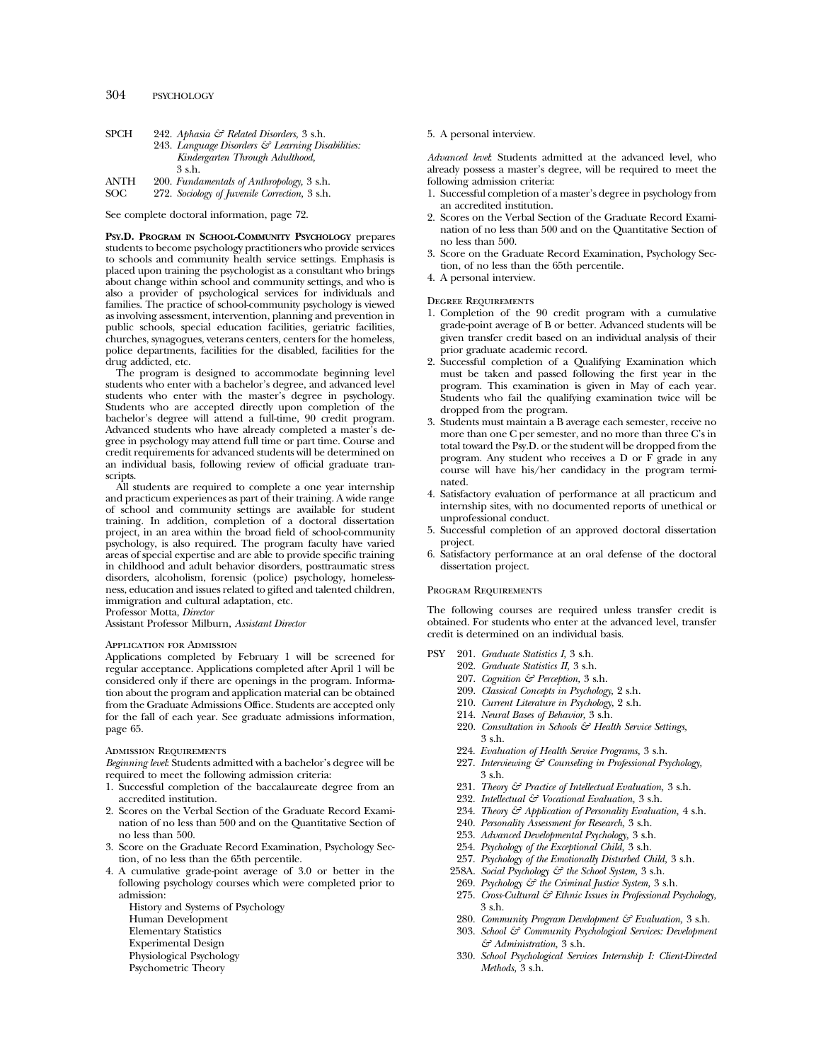SPCH 242. *Aphasia & Related Disorders,* 3 s.h.
243. *Language Disorders & Learning Disabilities: Kindergarten Through Adulthood,* 3 s.h.

ANTH 200. *Fundamentals of Anthropology,* 3 s.h.

SOC 272. *Sociology of Juvenile Correction,* 3 s.h.

See complete doctoral information, page 72.

**Psy.D. Program in School-Community Psychology** prepares students to become psychology practitioners who provide services to schools and community health service settings. Emphasis is placed upon training the psychologist as a consultant who brings about change within school and community settings, and who is also a provider of psychological services for individuals and families. The practice of school-community psychology is viewed as involving assessment, intervention, planning and prevention in public schools, special education facilities, geriatric facilities, churches, synagogues, veterans centers, centers for the homeless, police departments, facilities for the disabled, facilities for the drug addicted, etc.

The program is designed to accommodate beginning level students who enter with a bachelor's degree, and advanced level students who enter with the master's degree in psychology. Students who are accepted directly upon completion of the bachelor's degree will attend a full-time, 90 credit program. Advanced students who have already completed a master's degree in psychology may attend full time or part time. Course and credit requirements for advanced students will be determined on an individual basis, following review of official graduate transcripts.

All students are required to complete a one year internship and practicum experiences as part of their training. A wide range of school and community settings are available for student training. In addition, completion of a doctoral dissertation project, in an area within the broad field of school-community psychology, is also required. The program faculty have varied areas of special expertise and are able to provide specific training in childhood and adult behavior disorders, posttraumatic stress disorders, alcoholism, forensic (police) psychology, homelessness, education and issues related to gifted and talented children, immigration and cultural adaptation, etc.

Professor Motta, *Director*
Assistant Professor Milburn, *Assistant Director*

### Application for Admission

Applications completed by February 1 will be screened for regular acceptance. Applications completed after April 1 will be considered only if there are openings in the program. Information about the program and application material can be obtained from the Graduate Admissions Office. Students are accepted only for the fall of each year. See graduate admissions information, page 65.

### Admission Requirements

*Beginning level*: Students admitted with a bachelor's degree will be required to meet the following admission criteria:

1. Successful completion of the baccalaureate degree from an accredited institution.
2. Scores on the Verbal Section of the Graduate Record Examination of no less than 500 and on the Quantitative Section of no less than 500.
3. Score on the Graduate Record Examination, Psychology Section, of no less than the 65th percentile.
4. A cumulative grade-point average of 3.0 or better in the following psychology courses which were completed prior to admission:
   History and Systems of Psychology
   Human Development
   Elementary Statistics
   Experimental Design
   Physiological Psychology
   Psychometric Theory
5. A personal interview.

*Advanced level*: Students admitted at the advanced level, who already possess a master's degree, will be required to meet the following admission criteria:

1. Successful completion of a master's degree in psychology from an accredited institution.
2. Scores on the Verbal Section of the Graduate Record Examination of no less than 500 and on the Quantitative Section of no less than 500.
3. Score on the Graduate Record Examination, Psychology Section, of no less than the 65th percentile.
4. A personal interview.

### Degree Requirements

1. Completion of the 90 credit program with a cumulative grade-point average of B or better. Advanced students will be given transfer credit based on an individual analysis of their prior graduate academic record.
2. Successful completion of a Qualifying Examination which must be taken and passed following the first year in the program. This examination is given in May of each year. Students who fail the qualifying examination twice will be dropped from the program.
3. Students must maintain a B average each semester, receive no more than one C per semester, and no more than three C's in total toward the Psy.D. or the student will be dropped from the program. Any student who receives a D or F grade in any course will have his/her candidacy in the program terminated.
4. Satisfactory evaluation of performance at all practicum and internship sites, with no documented reports of unethical or unprofessional conduct.
5. Successful completion of an approved doctoral dissertation project.
6. Satisfactory performance at an oral defense of the doctoral dissertation project.

### Program Requirements

The following courses are required unless transfer credit is obtained. For students who enter at the advanced level, transfer credit is determined on an individual basis.

PSY 201. *Graduate Statistics I,* 3 s.h.
202. *Graduate Statistics II,* 3 s.h.
207. *Cognition & Perception,* 3 s.h.
209. *Classical Concepts in Psychology,* 2 s.h.
210. *Current Literature in Psychology,* 2 s.h.
214. *Neural Bases of Behavior,* 3 s.h.
220. *Consultation in Schools & Health Service Settings,* 3 s.h.
224. *Evaluation of Health Service Programs,* 3 s.h.
227. *Interviewing & Counseling in Professional Psychology,* 3 s.h.
231. *Theory & Practice of Intellectual Evaluation,* 3 s.h.
232. *Intellectual & Vocational Evaluation,* 3 s.h.
234. *Theory & Application of Personality Evaluation,* 4 s.h.
240. *Personality Assessment for Research,* 3 s.h.
253. *Advanced Developmental Psychology,* 3 s.h.
254. *Psychology of the Exceptional Child,* 3 s.h.
257. *Psychology of the Emotionally Disturbed Child,* 3 s.h.
258A. *Social Psychology & the School System,* 3 s.h.
269. *Psychology & the Criminal Justice System,* 3 s.h.
275. *Cross-Cultural & Ethnic Issues in Professional Psychology,* 3 s.h.
280. *Community Program Development & Evaluation,* 3 s.h.
303. *School & Community Psychological Services: Development & Administration,* 3 s.h.
330. *School Psychological Services Internship I: Client-Directed Methods,* 3 s.h.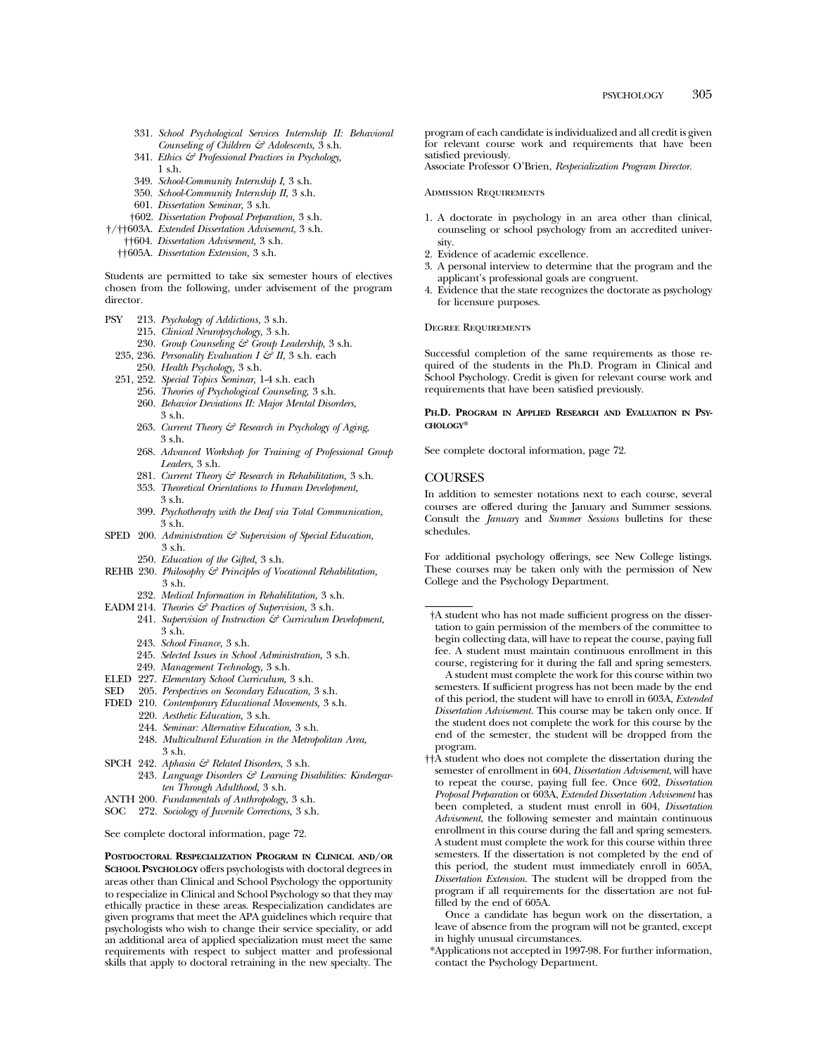331. *School Psychological Services Internship II: Behavioral Counseling of Children & Adolescents,* 3 s.h.
341. *Ethics & Professional Practices in Psychology,* 1 s.h.
349. *School-Community Internship I,* 3 s.h.
350. *School-Community Internship II,* 3 s.h.
601. *Dissertation Seminar,* 3 s.h.
†602. *Dissertation Proposal Preparation,* 3 s.h.
†/††603A. *Extended Dissertation Advisement,* 3 s.h.
††604. *Dissertation Advisement,* 3 s.h.
††605A. *Dissertation Extension,* 3 s.h.

Students are permitted to take six semester hours of electives chosen from the following, under advisement of the program director.

- PSY 213. *Psychology of Addictions,* 3 s.h.
  - 215. *Clinical Neuropsychology,* 3 s.h.
  - 230. *Group Counseling & Group Leadership,* 3 s.h.
  - 235, 236. *Personality Evaluation I & II,* 3 s.h. each
  - 250. *Health Psychology,* 3 s.h.
  - 251, 252. *Special Topics Seminar,* 1-4 s.h. each
  - 256. *Theories of Psychological Counseling,* 3 s.h.
  - 260. *Behavior Deviations II: Major Mental Disorders,* 3 s.h.
  - 263. *Current Theory & Research in Psychology of Aging,* 3 s.h.
  - 268. *Advanced Workshop for Training of Professional Group Leaders,* 3 s.h.
  - 281. *Current Theory & Research in Rehabilitation,* 3 s.h.
  - 353. *Theoretical Orientations to Human Development,* 3 s.h.
  - 399. *Psychotherapy with the Deaf via Total Communication,* 3 s.h.
- SPED 200. *Administration & Supervision of Special Education,* 3 s.h.
  - 250. *Education of the Gifted,* 3 s.h.
- REHB 230. *Philosophy & Principles of Vocational Rehabilitation,* 3 s.h.
  - 232. *Medical Information in Rehabilitation,* 3 s.h.
- EADM 214. *Theories & Practices of Supervision,* 3 s.h.
  - 241. *Supervision of Instruction & Curriculum Development,* 3 s.h.
  - 243. *School Finance,* 3 s.h.
  - 245. *Selected Issues in School Administration,* 3 s.h.
  - 249. *Management Technology,* 3 s.h.
- ELED 227. *Elementary School Curriculum,* 3 s.h.
- SED 205. *Perspectives on Secondary Education,* 3 s.h.
- FDED 210. *Contemporary Educational Movements,* 3 s.h.
  - 220. *Aesthetic Education,* 3 s.h.
  - 244. *Seminar: Alternative Education,* 3 s.h.
  - 248. *Multicultural Education in the Metropolitan Area,* 3 s.h.
- SPCH 242. *Aphasia & Related Disorders,* 3 s.h.
  - 243. *Language Disorders & Learning Disabilities: Kindergarten Through Adulthood,* 3 s.h.
- ANTH 200. *Fundamentals of Anthropology,* 3 s.h.
- SOC 272. *Sociology of Juvenile Corrections,* 3 s.h.

See complete doctoral information, page 72.

**Postdoctoral Respecialization Program in Clinical and/or School Psychology** offers psychologists with doctoral degrees in areas other than Clinical and School Psychology the opportunity to respecialize in Clinical and School Psychology so that they may ethically practice in these areas. Respecialization candidates are given programs that meet the APA guidelines which require that psychologists who wish to change their service speciality, or add an additional area of applied specialization must meet the same requirements with respect to subject matter and professional skills that apply to doctoral retraining in the new specialty. The program of each candidate is individualized and all credit is given for relevant course work and requirements that have been satisfied previously.
Associate Professor O'Brien, *Respecialization Program Director.*

### Admission Requirements

1. A doctorate in psychology in an area other than clinical, counseling or school psychology from an accredited university.
2. Evidence of academic excellence.
3. A personal interview to determine that the program and the applicant's professional goals are congruent.
4. Evidence that the state recognizes the doctorate as psychology for licensure purposes.

### Degree Requirements

Successful completion of the same requirements as those required of the students in the Ph.D. Program in Clinical and School Psychology. Credit is given for relevant course work and requirements that have been satisfied previously.

**Ph.D. Program in Applied Research and Evaluation in Psychology***

See complete doctoral information, page 72.

## COURSES

In addition to semester notations next to each course, several courses are offered during the January and Summer sessions. Consult the *January* and *Summer Sessions* bulletins for these schedules.

For additional psychology offerings, see New College listings. These courses may be taken only with the permission of New College and the Psychology Department.

---

†A student who has not made sufficient progress on the dissertation to gain permission of the members of the committee to begin collecting data, will have to repeat the course, paying full fee. A student must maintain continuous enrollment in this course, registering for it during the fall and spring semesters.

A student must complete the work for this course within two semesters. If sufficient progress has not been made by the end of this period, the student will have to enroll in 603A, *Extended Dissertation Advisement.* This course may be taken only once. If the student does not complete the work for this course by the end of the semester, the student will be dropped from the program.

††A student who does not complete the dissertation during the semester of enrollment in 604, *Dissertation Advisement*, will have to repeat the course, paying full fee. Once 602, *Dissertation Proposal Preparation* or 603A, *Extended Dissertation Advisement* has been completed, a student must enroll in 604, *Dissertation Advisement*, the following semester and maintain continuous enrollment in this course during the fall and spring semesters. A student must complete the work for this course within three semesters. If the dissertation is not completed by the end of this period, the student must immediately enroll in 605A, *Dissertation Extension*. The student will be dropped from the program if all requirements for the dissertation are not fulfilled by the end of 605A.

Once a candidate has begun work on the dissertation, a leave of absence from the program will not be granted, except in highly unusual circumstances.

*Applications not accepted in 1997-98. For further information, contact the Psychology Department.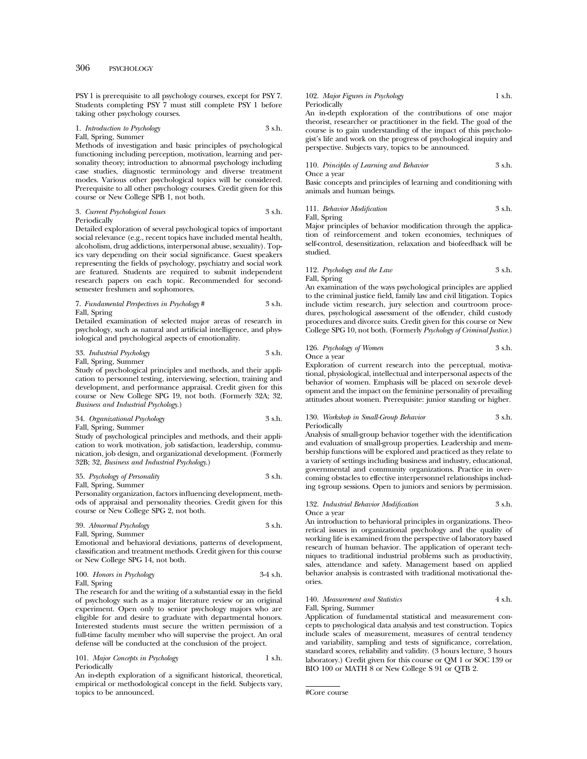PSY 1 is prerequisite to all psychology courses, except for PSY 7. Students completing PSY 7 must still complete PSY 1 before taking other psychology courses.

1. *Introduction to Psychology* 3 s.h.
Fall, Spring, Summer
Methods of investigation and basic principles of psychological functioning including perception, motivation, learning and personality theory; introduction to abnormal psychology including case studies, diagnostic terminology and diverse treatment modes. Various other psychological topics will be considered. Prerequisite to all other psychology courses. Credit given for this course or New College SPB 1, not both.

3. *Current Psychological Issues* 3 s.h.
Periodically
Detailed exploration of several psychological topics of important social relevance (e.g., recent topics have included mental health, alcoholism, drug addictions, interpersonal abuse, sexuality). Topics vary depending on their social significance. Guest speakers representing the fields of psychology, psychiatry and social work are featured. Students are required to submit independent research papers on each topic. Recommended for second-semester freshmen and sophomores.

7. *Fundamental Perspectives in Psychology* # 3 s.h.
Fall, Spring
Detailed examination of selected major areas of research in psychology, such as natural and artificial intelligence, and physiological and psychological aspects of emotionality.

33. *Industrial Psychology* 3 s.h.
Fall, Spring, Summer
Study of psychological principles and methods, and their application to personnel testing, interviewing, selection, training and development, and performance appraisal. Credit given for this course or New College SPG 19, not both. (Formerly 32A; 32, *Business and Industrial Psychology*.)

34. *Organizational Psychology* 3 s.h.
Fall, Spring, Summer
Study of psychological principles and methods, and their application to work motivation, job satisfaction, leadership, communication, job design, and organizational development. (Formerly 32B; 32, *Business and Industrial Psychology*.)

35. *Psychology of Personality* 3 s.h.
Fall, Spring, Summer
Personality organization, factors influencing development, methods of appraisal and personality theories. Credit given for this course or New College SPG 2, not both.

39. *Abnormal Psychology* 3 s.h.
Fall, Spring, Summer
Emotional and behavioral deviations, patterns of development, classification and treatment methods. Credit given for this course or New College SPG 14, not both.

100. *Honors in Psychology* 3-4 s.h.
Fall, Spring
The research for and the writing of a substantial essay in the field of psychology such as a major literature review or an original experiment. Open only to senior psychology majors who are eligible for and desire to graduate with departmental honors. Interested students must secure the written permission of a full-time faculty member who will supervise the project. An oral defense will be conducted at the conclusion of the project.

101. *Major Concepts in Psychology* 1 s.h.
Periodically
An in-depth exploration of a significant historical, theoretical, empirical or methodological concept in the field. Subjects vary, topics to be announced.

102. *Major Figures in Psychology* 1 s.h.
Periodically
An in-depth exploration of the contributions of one major theorist, researcher or practitioner in the field. The goal of the course is to gain understanding of the impact of this psychologist's life and work on the progress of psychological inquiry and perspective. Subjects vary, topics to be announced.

110. *Principles of Learning and Behavior* 3 s.h.
Once a year
Basic concepts and principles of learning and conditioning with animals and human beings.

111. *Behavior Modification* 3 s.h.
Fall, Spring
Major principles of behavior modification through the application of reinforcement and token economies, techniques of self-control, desensitization, relaxation and biofeedback will be studied.

112. *Psychology and the Law* 3 s.h.
Fall, Spring
An examination of the ways psychological principles are applied to the criminal justice field, family law and civil litigation. Topics include victim research, jury selection and courtroom procedures, psychological assessment of the offender, child custody procedures and divorce suits. Credit given for this course or New College SPG 10, not both. (Formerly *Psychology of Criminal Justice*.)

126. *Psychology of Women* 3 s.h.
Once a year
Exploration of current research into the perceptual, motivational, physiological, intellectual and interpersonal aspects of the behavior of women. Emphasis will be placed on sex-role development and the impact on the feminine personality of prevailing attitudes about women. Prerequisite: junior standing or higher.

130. *Workshop in Small-Group Behavior* 3 s.h.
Periodically
Analysis of small-group behavior together with the identification and evaluation of small-group properties. Leadership and membership functions will be explored and practiced as they relate to a variety of settings including business and industry, educational, governmental and community organizations. Practice in overcoming obstacles to effective interpersonnel relationships including t-group sessions. Open to juniors and seniors by permission.

132. *Industrial Behavior Modification* 3 s.h.
Once a year
An introduction to behavioral principles in organizations. Theoretical issues in organizational psychology and the quality of working life is examined from the perspective of laboratory based research of human behavior. The application of operant techniques to traditional industrial problems such as productivity, sales, attendance and safety. Management based on applied behavior analysis is contrasted with traditional motivational theories.

140. *Measurement and Statistics* 4 s.h.
Fall, Spring, Summer
Application of fundamental statistical and measurement concepts to psychological data analysis and test construction. Topics include scales of measurement, measures of central tendency and variability, sampling and tests of significance, correlation, standard scores, reliability and validity. (3 hours lecture, 3 hours laboratory.) Credit given for this course or QM 1 or SOC 139 or BIO 100 or MATH 8 or New College S 91 or QTB 2.

---

#Core course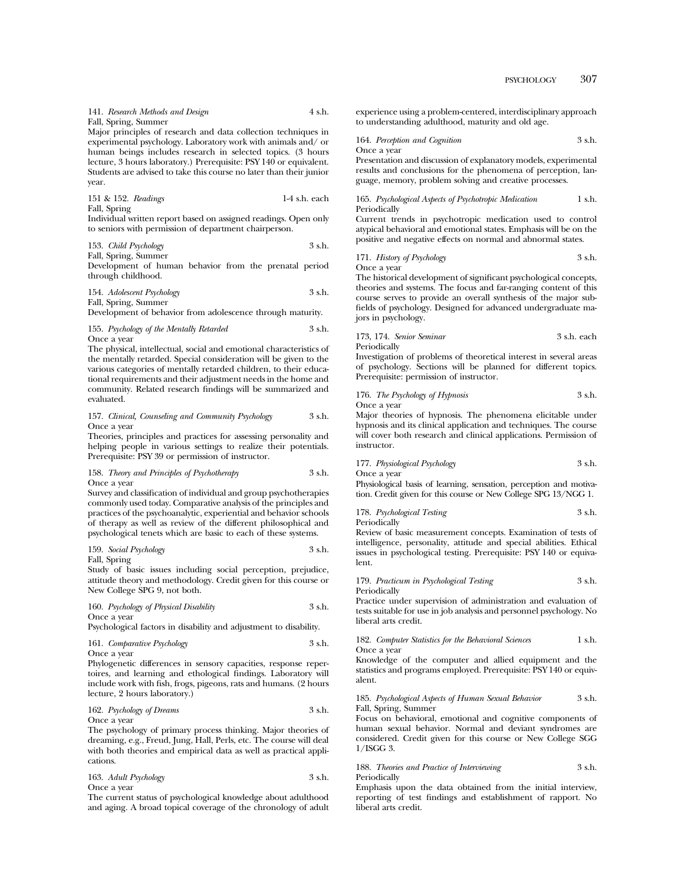141. *Research Methods and Design* 4 s.h.
Fall, Spring, Summer
Major principles of research and data collection techniques in experimental psychology. Laboratory work with animals and/ or human beings includes research in selected topics. (3 hours lecture, 3 hours laboratory.) Prerequisite: PSY 140 or equivalent. Students are advised to take this course no later than their junior year.

151 & 152. *Readings* 1-4 s.h. each
Fall, Spring
Individual written report based on assigned readings. Open only to seniors with permission of department chairperson.

153. *Child Psychology* 3 s.h.
Fall, Spring, Summer
Development of human behavior from the prenatal period through childhood.

154. *Adolescent Psychology* 3 s.h.
Fall, Spring, Summer
Development of behavior from adolescence through maturity.

155. *Psychology of the Mentally Retarded* 3 s.h.
Once a year
The physical, intellectual, social and emotional characteristics of the mentally retarded. Special consideration will be given to the various categories of mentally retarded children, to their educational requirements and their adjustment needs in the home and community. Related research findings will be summarized and evaluated.

157. *Clinical, Counseling and Community Psychology* 3 s.h.
Once a year
Theories, principles and practices for assessing personality and helping people in various settings to realize their potentials. Prerequisite: PSY 39 or permission of instructor.

158. *Theory and Principles of Psychotherapy* 3 s.h.
Once a year
Survey and classification of individual and group psychotherapies commonly used today. Comparative analysis of the principles and practices of the psychoanalytic, experiential and behavior schools of therapy as well as review of the different philosophical and psychological tenets which are basic to each of these systems.

159. *Social Psychology* 3 s.h.
Fall, Spring
Study of basic issues including social perception, prejudice, attitude theory and methodology. Credit given for this course or New College SPG 9, not both.

160. *Psychology of Physical Disability* 3 s.h.
Once a year
Psychological factors in disability and adjustment to disability.

161. *Comparative Psychology* 3 s.h.
Once a year
Phylogenetic differences in sensory capacities, response repertoires, and learning and ethological findings. Laboratory will include work with fish, frogs, pigeons, rats and humans. (2 hours lecture, 2 hours laboratory.)

162. *Psychology of Dreams* 3 s.h.
Once a year
The psychology of primary process thinking. Major theories of dreaming, e.g., Freud, Jung, Hall, Perls, etc. The course will deal with both theories and empirical data as well as practical applications.

163. *Adult Psychology* 3 s.h.
Once a year
The current status of psychological knowledge about adulthood and aging. A broad topical coverage of the chronology of adult experience using a problem-centered, interdisciplinary approach to understanding adulthood, maturity and old age.

164. *Perception and Cognition* 3 s.h.
Once a year
Presentation and discussion of explanatory models, experimental results and conclusions for the phenomena of perception, language, memory, problem solving and creative processes.

165. *Psychological Aspects of Psychotropic Medication* 1 s.h.
Periodically
Current trends in psychotropic medication used to control atypical behavioral and emotional states. Emphasis will be on the positive and negative effects on normal and abnormal states.

171. *History of Psychology* 3 s.h.
Once a year
The historical development of significant psychological concepts, theories and systems. The focus and far-ranging content of this course serves to provide an overall synthesis of the major subfields of psychology. Designed for advanced undergraduate majors in psychology.

173, 174. *Senior Seminar* 3 s.h. each
Periodically
Investigation of problems of theoretical interest in several areas of psychology. Sections will be planned for different topics. Prerequisite: permission of instructor.

176. *The Psychology of Hypnosis* 3 s.h.
Once a year
Major theories of hypnosis. The phenomena elicitable under hypnosis and its clinical application and techniques. The course will cover both research and clinical applications. Permission of instructor.

177. *Physiological Psychology* 3 s.h.
Once a year
Physiological basis of learning, sensation, perception and motivation. Credit given for this course or New College SPG 13/NGG 1.

178. *Psychological Testing* 3 s.h.
Periodically
Review of basic measurement concepts. Examination of tests of intelligence, personality, attitude and special abilities. Ethical issues in psychological testing. Prerequisite: PSY 140 or equivalent.

179. *Practicum in Psychological Testing* 3 s.h.
Periodically
Practice under supervision of administration and evaluation of tests suitable for use in job analysis and personnel psychology. No liberal arts credit.

182. *Computer Statistics for the Behavioral Sciences* 1 s.h.
Once a year
Knowledge of the computer and allied equipment and the statistics and programs employed. Prerequisite: PSY 140 or equivalent.

185. *Psychological Aspects of Human Sexual Behavior* 3 s.h.
Fall, Spring, Summer
Focus on behavioral, emotional and cognitive components of human sexual behavior. Normal and deviant syndromes are considered. Credit given for this course or New College SGG 1/ISGG 3.

188. *Theories and Practice of Interviewing* 3 s.h.
Periodically
Emphasis upon the data obtained from the initial interview, reporting of test findings and establishment of rapport. No liberal arts credit.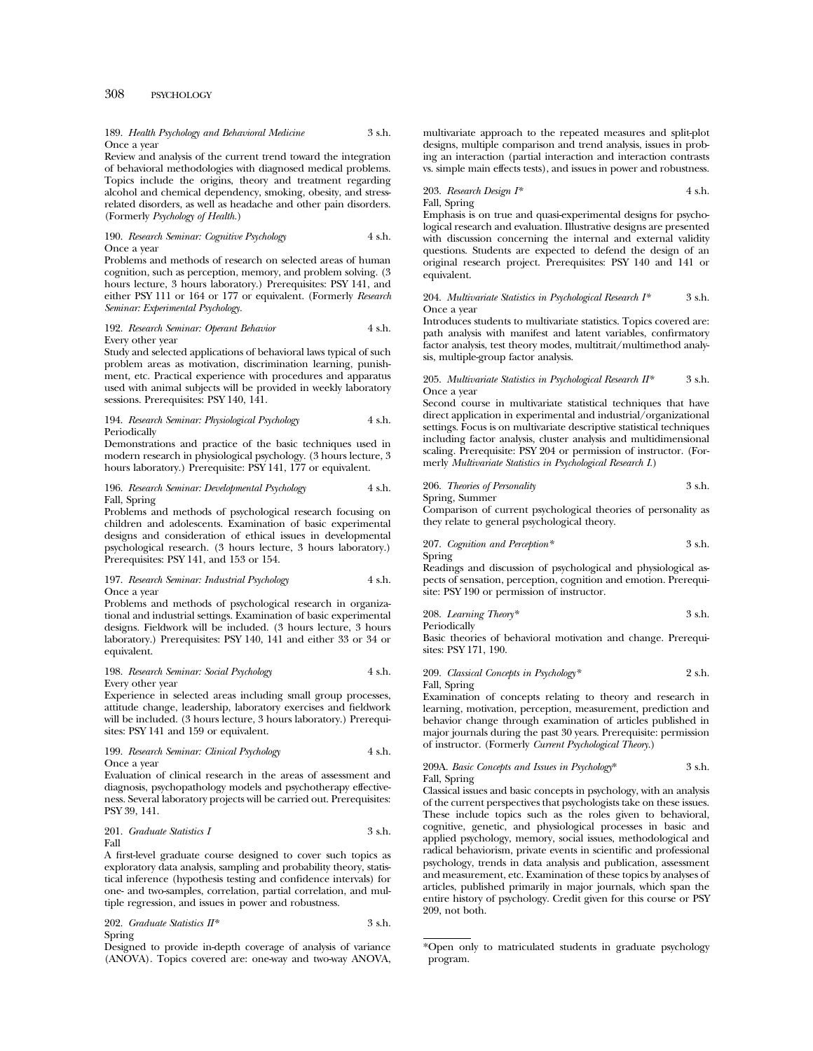189. *Health Psychology and Behavioral Medicine* 3 s.h.
Once a year
Review and analysis of the current trend toward the integration of behavioral methodologies with diagnosed medical problems. Topics include the origins, theory and treatment regarding alcohol and chemical dependency, smoking, obesity, and stress-related disorders, as well as headache and other pain disorders. (Formerly *Psychology of Health.*)

190. *Research Seminar: Cognitive Psychology* 4 s.h.
Once a year
Problems and methods of research on selected areas of human cognition, such as perception, memory, and problem solving. (3 hours lecture, 3 hours laboratory.) Prerequisites: PSY 141, and either PSY 111 or 164 or 177 or equivalent. (Formerly *Research Seminar: Experimental Psychology.*

192. *Research Seminar: Operant Behavior* 4 s.h.
Every other year
Study and selected applications of behavioral laws typical of such problem areas as motivation, discrimination learning, punishment, etc. Practical experience with procedures and apparatus used with animal subjects will be provided in weekly laboratory sessions. Prerequisites: PSY 140, 141.

194. *Research Seminar: Physiological Psychology* 4 s.h.
Periodically
Demonstrations and practice of the basic techniques used in modern research in physiological psychology. (3 hours lecture, 3 hours laboratory.) Prerequisite: PSY 141, 177 or equivalent.

196. *Research Seminar: Developmental Psychology* 4 s.h.
Fall, Spring
Problems and methods of psychological research focusing on children and adolescents. Examination of basic experimental designs and consideration of ethical issues in developmental psychological research. (3 hours lecture, 3 hours laboratory.) Prerequisites: PSY 141, and 153 or 154.

197. *Research Seminar: Industrial Psychology* 4 s.h.
Once a year
Problems and methods of psychological research in organizational and industrial settings. Examination of basic experimental designs. Fieldwork will be included. (3 hours lecture, 3 hours laboratory.) Prerequisites: PSY 140, 141 and either 33 or 34 or equivalent.

198. *Research Seminar: Social Psychology* 4 s.h.
Every other year
Experience in selected areas including small group processes, attitude change, leadership, laboratory exercises and fieldwork will be included. (3 hours lecture, 3 hours laboratory.) Prerequisites: PSY 141 and 159 or equivalent.

199. *Research Seminar: Clinical Psychology* 4 s.h.
Once a year
Evaluation of clinical research in the areas of assessment and diagnosis, psychopathology models and psychotherapy effectiveness. Several laboratory projects will be carried out. Prerequisites: PSY 39, 141.

201. *Graduate Statistics I* 3 s.h.
Fall
A first-level graduate course designed to cover such topics as exploratory data analysis, sampling and probability theory, statistical inference (hypothesis testing and confidence intervals) for one- and two-samples, correlation, partial correlation, and multiple regression, and issues in power and robustness.

202. *Graduate Statistics II** 3 s.h.
Spring
Designed to provide in-depth coverage of analysis of variance (ANOVA). Topics covered are: one-way and two-way ANOVA, multivariate approach to the repeated measures and split-plot designs, multiple comparison and trend analysis, issues in probing an interaction (partial interaction and interaction contrasts vs. simple main effects tests), and issues in power and robustness.

203. *Research Design I** 4 s.h.
Fall, Spring
Emphasis is on true and quasi-experimental designs for psychological research and evaluation. Illustrative designs are presented with discussion concerning the internal and external validity questions. Students are expected to defend the design of an original research project. Prerequisites: PSY 140 and 141 or equivalent.

204. *Multivariate Statistics in Psychological Research I** 3 s.h.
Once a year
Introduces students to multivariate statistics. Topics covered are: path analysis with manifest and latent variables, confirmatory factor analysis, test theory modes, multitrait/multimethod analysis, multiple-group factor analysis.

205. *Multivariate Statistics in Psychological Research II** 3 s.h.
Once a year
Second course in multivariate statistical techniques that have direct application in experimental and industrial/organizational settings. Focus is on multivariate descriptive statistical techniques including factor analysis, cluster analysis and multidimensional scaling. Prerequisite: PSY 204 or permission of instructor. (Formerly *Multivariate Statistics in Psychological Research I.*)

206. *Theories of Personality* 3 s.h.
Spring, Summer
Comparison of current psychological theories of personality as they relate to general psychological theory.

207. *Cognition and Perception** 3 s.h.
Spring
Readings and discussion of psychological and physiological aspects of sensation, perception, cognition and emotion. Prerequisite: PSY 190 or permission of instructor.

208. *Learning Theory** 3 s.h.
Periodically
Basic theories of behavioral motivation and change. Prerequisites: PSY 171, 190.

209. *Classical Concepts in Psychology** 2 s.h.
Fall, Spring
Examination of concepts relating to theory and research in learning, motivation, perception, measurement, prediction and behavior change through examination of articles published in major journals during the past 30 years. Prerequisite: permission of instructor. (Formerly *Current Psychological Theory.*)

209A. *Basic Concepts and Issues in Psychology** 3 s.h.
Fall, Spring
Classical issues and basic concepts in psychology, with an analysis of the current perspectives that psychologists take on these issues. These include topics such as the roles given to behavioral, cognitive, genetic, and physiological processes in basic and applied psychology, memory, social issues, methodological and radical behaviorism, private events in scientific and professional psychology, trends in data analysis and publication, assessment and measurement, etc. Examination of these topics by analyses of articles, published primarily in major journals, which span the entire history of psychology. Credit given for this course or PSY 209, not both.

---

*Open only to matriculated students in graduate psychology program.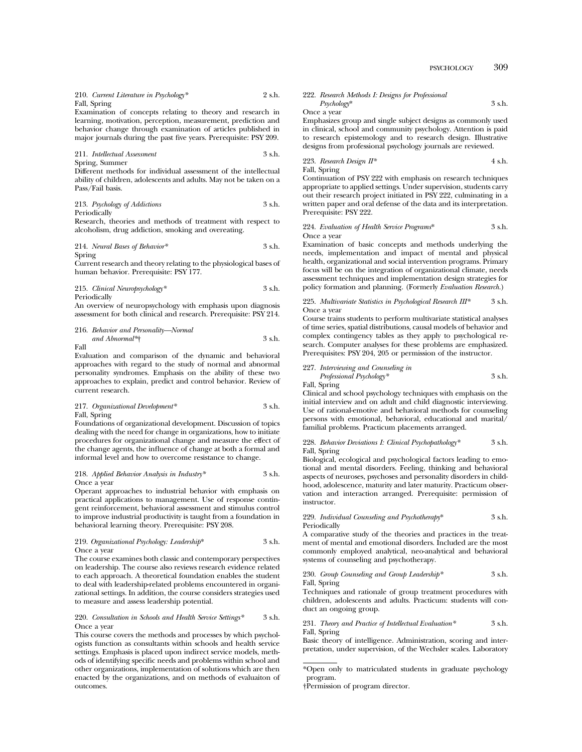210. *Current Literature in Psychology** 2 s.h.
Fall, Spring
Examination of concepts relating to theory and research in learning, motivation, perception, measurement, prediction and behavior change through examination of articles published in major journals during the past five years. Prerequisite: PSY 209.

211. *Intellectual Assessment* 3 s.h.
Spring, Summer
Different methods for individual assessment of the intellectual ability of children, adolescents and adults. May not be taken on a Pass/Fail basis.

213. *Psychology of Addictions* 3 s.h.
Periodically
Research, theories and methods of treatment with respect to alcoholism, drug addiction, smoking and overeating.

214. *Neural Bases of Behavior** 3 s.h.
Spring
Current research and theory relating to the physiological bases of human behavior. Prerequisite: PSY 177.

215. *Clinical Neuropsychology** 3 s.h.
Periodically
An overview of neuropsychology with emphasis upon diagnosis assessment for both clinical and research. Prerequisite: PSY 214.

216. *Behavior and Personality—Normal and Abnormal**† 3 s.h.
Fall
Evaluation and comparison of the dynamic and behavioral approaches with regard to the study of normal and abnormal personality syndromes. Emphasis on the ability of these two approaches to explain, predict and control behavior. Review of current research.

217. *Organizational Development** 3 s.h.
Fall, Spring
Foundations of organizational development. Discussion of topics dealing with the need for change in organizations, how to initiate procedures for organizational change and measure the effect of the change agents, the influence of change at both a formal and informal level and how to overcome resistance to change.

218. *Applied Behavior Analysis in Industry** 3 s.h.
Once a year
Operant approaches to industrial behavior with emphasis on practical applications to management. Use of response contingent reinforcement, behavioral assessment and stimulus control to improve industrial productivity is taught from a foundation in behavioral learning theory. Prerequisite: PSY 208.

219. *Organizational Psychology: Leadership** 3 s.h.
Once a year
The course examines both classic and contemporary perspectives on leadership. The course also reviews research evidence related to each approach. A theoretical foundation enables the student to deal with leadership-related problems encountered in organizational settings. In addition, the course considers strategies used to measure and assess leadership potential.

220. *Consultation in Schools and Health Service Settings** 3 s.h.
Once a year
This course covers the methods and processes by which psychologists function as consultants within schools and health service settings. Emphasis is placed upon indirect service models, methods of identifying specific needs and problems within school and other organizations, implementation of solutions which are then enacted by the organizations, and on methods of evaluaiton of outcomes.

222. *Research Methods I: Designs for Professional Psychology** 3 s.h.
Once a year
Emphasizes group and single subject designs as commonly used in clinical, school and community psychology. Attention is paid to research epistemology and to research design. Illustrative designs from professional psychology journals are reviewed.

223. *Research Design II** 4 s.h.
Fall, Spring
Continuation of PSY 222 with emphasis on research techniques appropriate to applied settings. Under supervision, students carry out their research project initiated in PSY 222, culminating in a written paper and oral defense of the data and its interpretation. Prerequisite: PSY 222.

224. *Evaluation of Health Service Programs** 3 s.h.
Once a year
Examination of basic concepts and methods underlying the needs, implementation and impact of mental and physical health, organizational and social intervention programs. Primary focus will be on the integration of organizational climate, needs assessment techniques and implementation design strategies for policy formation and planning. (Formerly *Evaluation Research.*)

225. *Multivariate Statistics in Psychological Research III** 3 s.h.
Once a year
Course trains students to perform multivariate statistical analyses of time series, spatial distributions, causal models of behavior and complex contingency tables as they apply to psychological research. Computer analyses for these problems are emphasized. Prerequisites: PSY 204, 205 or permission of the instructor.

227. *Interviewing and Counseling in Professional Psychology** 3 s.h.
Fall, Spring
Clinical and school psychology techniques with emphasis on the initial interview and on adult and child diagnostic interviewing. Use of rational-emotive and behavioral methods for counseling persons with emotional, behavioral, educational and marital/familial problems. Practicum placements arranged.

228. *Behavior Deviations I: Clinical Psychopathology** 3 s.h.
Fall, Spring
Biological, ecological and psychological factors leading to emotional and mental disorders. Feeling, thinking and behavioral aspects of neuroses, psychoses and personality disorders in childhood, adolescence, maturity and later maturity. Practicum observation and interaction arranged. Prerequisite: permission of instructor.

229. *Individual Counseling and Psychotherapy** 3 s.h.
Periodically
A comparative study of the theories and practices in the treatment of mental and emotional disorders. Included are the most commonly employed analytical, neo-analytical and behavioral systems of counseling and psychotherapy.

230. *Group Counseling and Group Leadership** 3 s.h.
Fall, Spring
Techniques and rationale of group treatment procedures with children, adolescents and adults. Practicum: students will conduct an ongoing group.

231. *Theory and Practice of Intellectual Evaluation** 3 s.h.
Fall, Spring
Basic theory of intelligence. Administration, scoring and interpretation, under supervision, of the Wechsler scales. Laboratory

---

*Open only to matriculated students in graduate psychology program.

†Permission of program director.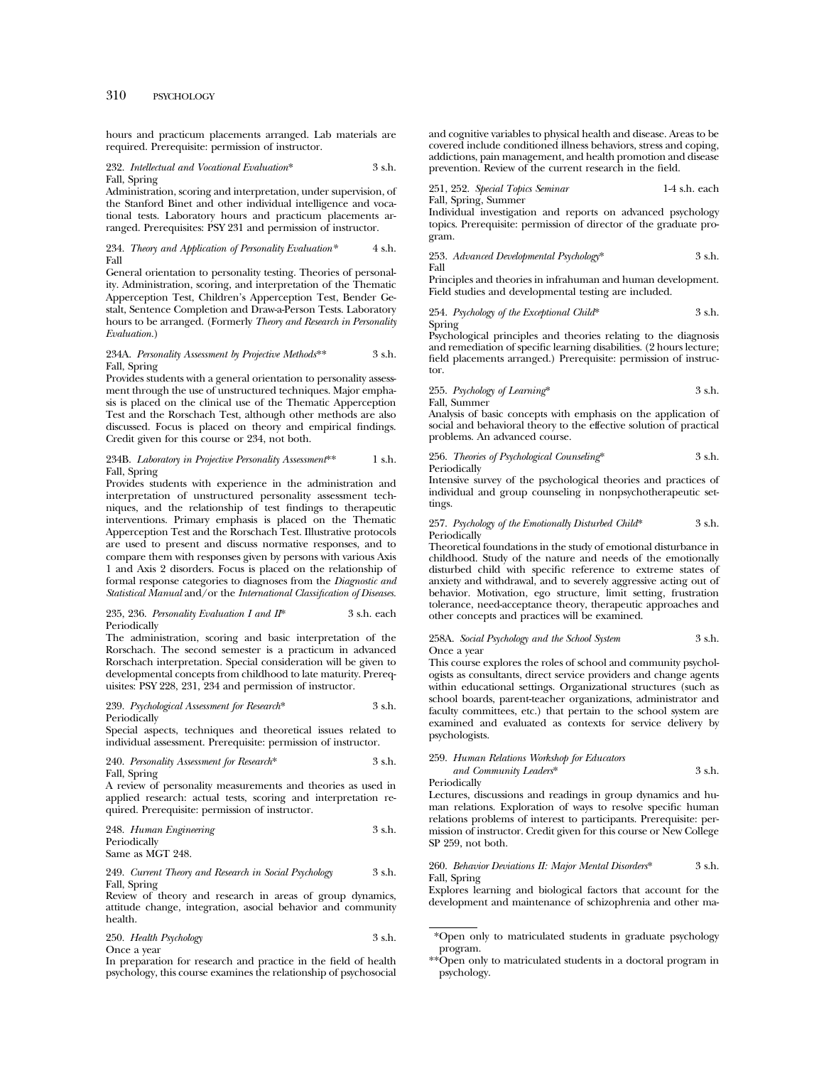hours and practicum placements arranged. Lab materials are required. Prerequisite: permission of instructor.

232. *Intellectual and Vocational Evaluation** 3 s.h.
Fall, Spring
Administration, scoring and interpretation, under supervision, of the Stanford Binet and other individual intelligence and vocational tests. Laboratory hours and practicum placements arranged. Prerequisites: PSY 231 and permission of instructor.

234. *Theory and Application of Personality Evaluation** 4 s.h.
Fall
General orientation to personality testing. Theories of personality. Administration, scoring, and interpretation of the Thematic Apperception Test, Children's Apperception Test, Bender Gestalt, Sentence Completion and Draw-a-Person Tests. Laboratory hours to be arranged. (Formerly *Theory and Research in Personality Evaluation.*)

234A. *Personality Assessment by Projective Methods*** 3 s.h.
Fall, Spring
Provides students with a general orientation to personality assessment through the use of unstructured techniques. Major emphasis is placed on the clinical use of the Thematic Apperception Test and the Rorschach Test, although other methods are also discussed. Focus is placed on theory and empirical findings. Credit given for this course or 234, not both.

234B. *Laboratory in Projective Personality Assessment*** 1 s.h.
Fall, Spring
Provides students with experience in the administration and interpretation of unstructured personality assessment techniques, and the relationship of test findings to therapeutic interventions. Primary emphasis is placed on the Thematic Apperception Test and the Rorschach Test. Illustrative protocols are used to present and discuss normative responses, and to compare them with responses given by persons with various Axis 1 and Axis 2 disorders. Focus is placed on the relationship of formal response categories to diagnoses from the *Diagnostic and Statistical Manual* and/or the *International Classification of Diseases.*

235, 236. *Personality Evaluation I and II** 3 s.h. each
Periodically
The administration, scoring and basic interpretation of the Rorschach. The second semester is a practicum in advanced Rorschach interpretation. Special consideration will be given to developmental concepts from childhood to late maturity. Prerequisites: PSY 228, 231, 234 and permission of instructor.

239. *Psychological Assessment for Research** 3 s.h.
Periodically
Special aspects, techniques and theoretical issues related to individual assessment. Prerequisite: permission of instructor.

240. *Personality Assessment for Research** 3 s.h.
Fall, Spring
A review of personality measurements and theories as used in applied research: actual tests, scoring and interpretation required. Prerequisite: permission of instructor.

248. *Human Engineering* 3 s.h.
Periodically
Same as MGT 248.

249. *Current Theory and Research in Social Psychology* 3 s.h.
Fall, Spring
Review of theory and research in areas of group dynamics, attitude change, integration, asocial behavior and community health.

250. *Health Psychology* 3 s.h.
Once a year
In preparation for research and practice in the field of health psychology, this course examines the relationship of psychosocial and cognitive variables to physical health and disease. Areas to be covered include conditioned illness behaviors, stress and coping, addictions, pain management, and health promotion and disease prevention. Review of the current research in the field.

251, 252. *Special Topics Seminar* 1-4 s.h. each
Fall, Spring, Summer
Individual investigation and reports on advanced psychology topics. Prerequisite: permission of director of the graduate program.

253. *Advanced Developmental Psychology** 3 s.h.
Fall
Principles and theories in infrahuman and human development. Field studies and developmental testing are included.

254. *Psychology of the Exceptional Child** 3 s.h.
Spring
Psychological principles and theories relating to the diagnosis and remediation of specific learning disabilities. (2 hours lecture; field placements arranged.) Prerequisite: permission of instructor.

255. *Psychology of Learning** 3 s.h.
Fall, Summer
Analysis of basic concepts with emphasis on the application of social and behavioral theory to the effective solution of practical problems. An advanced course.

256. *Theories of Psychological Counseling** 3 s.h.
Periodically
Intensive survey of the psychological theories and practices of individual and group counseling in nonpsychotherapeutic settings.

257. *Psychology of the Emotionally Disturbed Child** 3 s.h.
Periodically
Theoretical foundations in the study of emotional disturbance in childhood. Study of the nature and needs of the emotionally disturbed child with specific reference to extreme states of anxiety and withdrawal, and to severely aggressive acting out of behavior. Motivation, ego structure, limit setting, frustration tolerance, need-acceptance theory, therapeutic approaches and other concepts and practices will be examined.

258A. *Social Psychology and the School System* 3 s.h.
Once a year
This course explores the roles of school and community psychologists as consultants, direct service providers and change agents within educational settings. Organizational structures (such as school boards, parent-teacher organizations, administrator and faculty committees, etc.) that pertain to the school system are examined and evaluated as contexts for service delivery by psychologists.

259. *Human Relations Workshop for Educators and Community Leaders** 3 s.h.
Periodically
Lectures, discussions and readings in group dynamics and human relations. Exploration of ways to resolve specific human relations problems of interest to participants. Prerequisite: permission of instructor. Credit given for this course or New College SP 259, not both.

260. *Behavior Deviations II: Major Mental Disorders** 3 s.h.
Fall, Spring
Explores learning and biological factors that account for the development and maintenance of schizophrenia and other ma-

*Open only to matriculated students in graduate psychology program.

**Open only to matriculated students in a doctoral program in psychology.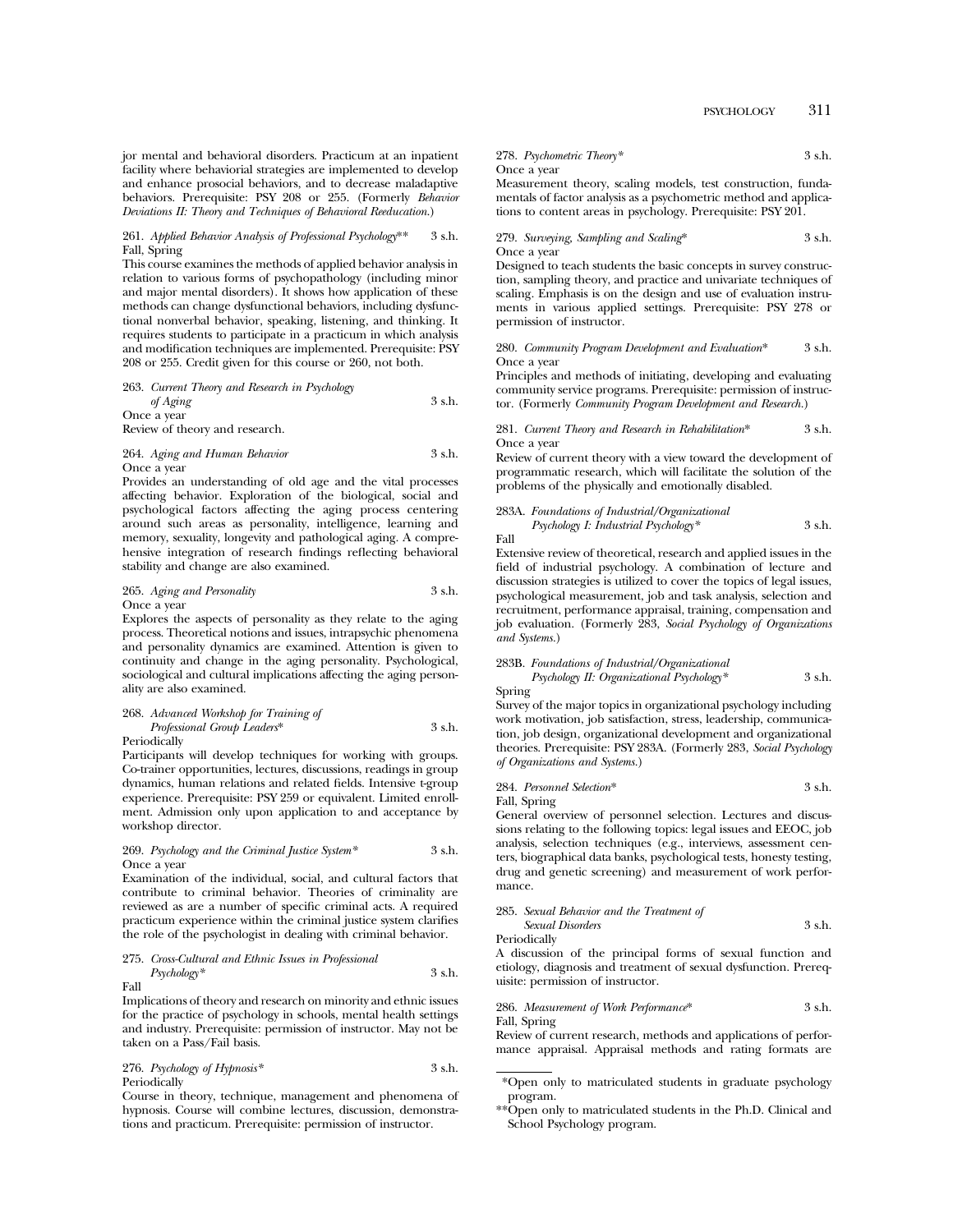jor mental and behavioral disorders. Practicum at an inpatient facility where behaviorial strategies are implemented to develop and enhance prosocial behaviors, and to decrease maladaptive behaviors. Prerequisite: PSY 208 or 255. (Formerly *Behavior Deviations II: Theory and Techniques of Behavioral Reeducation.*)

261. *Applied Behavior Analysis of Professional Psychology*** 3 s.h.
Fall, Spring
This course examines the methods of applied behavior analysis in relation to various forms of psychopathology (including minor and major mental disorders). It shows how application of these methods can change dysfunctional behaviors, including dysfunctional nonverbal behavior, speaking, listening, and thinking. It requires students to participate in a practicum in which analysis and modification techniques are implemented. Prerequisite: PSY 208 or 255. Credit given for this course or 260, not both.

263. *Current Theory and Research in Psychology of Aging* 3 s.h.
Once a year
Review of theory and research.

264. *Aging and Human Behavior* 3 s.h.
Once a year
Provides an understanding of old age and the vital processes affecting behavior. Exploration of the biological, social and psychological factors affecting the aging process centering around such areas as personality, intelligence, learning and memory, sexuality, longevity and pathological aging. A comprehensive integration of research findings reflecting behavioral stability and change are also examined.

265. *Aging and Personality* 3 s.h.
Once a year
Explores the aspects of personality as they relate to the aging process. Theoretical notions and issues, intrapsychic phenomena and personality dynamics are examined. Attention is given to continuity and change in the aging personality. Psychological, sociological and cultural implications affecting the aging personality are also examined.

268. *Advanced Workshop for Training of Professional Group Leaders** 3 s.h.
Periodically
Participants will develop techniques for working with groups. Co-trainer opportunities, lectures, discussions, readings in group dynamics, human relations and related fields. Intensive t-group experience. Prerequisite: PSY 259 or equivalent. Limited enrollment. Admission only upon application to and acceptance by workshop director.

269. *Psychology and the Criminal Justice System** 3 s.h.
Once a year
Examination of the individual, social, and cultural factors that contribute to criminal behavior. Theories of criminality are reviewed as are a number of specific criminal acts. A required practicum experience within the criminal justice system clarifies the role of the psychologist in dealing with criminal behavior.

275. *Cross-Cultural and Ethnic Issues in Professional Psychology** 3 s.h.
Fall
Implications of theory and research on minority and ethnic issues for the practice of psychology in schools, mental health settings and industry. Prerequisite: permission of instructor. May not be taken on a Pass/Fail basis.

276. *Psychology of Hypnosis** 3 s.h.
Periodically
Course in theory, technique, management and phenomena of hypnosis. Course will combine lectures, discussion, demonstrations and practicum. Prerequisite: permission of instructor.

278. *Psychometric Theory** 3 s.h.
Once a year
Measurement theory, scaling models, test construction, fundamentals of factor analysis as a psychometric method and applications to content areas in psychology. Prerequisite: PSY 201.

279. *Surveying, Sampling and Scaling** 3 s.h.
Once a year
Designed to teach students the basic concepts in survey construction, sampling theory, and practice and univariate techniques of scaling. Emphasis is on the design and use of evaluation instruments in various applied settings. Prerequisite: PSY 278 or permission of instructor.

280. *Community Program Development and Evaluation** 3 s.h.
Once a year
Principles and methods of initiating, developing and evaluating community service programs. Prerequisite: permission of instructor. (Formerly *Community Program Development and Research.*)

281. *Current Theory and Research in Rehabilitation** 3 s.h.
Once a year
Review of current theory with a view toward the development of programmatic research, which will facilitate the solution of the problems of the physically and emotionally disabled.

283A. *Foundations of Industrial/Organizational Psychology I: Industrial Psychology** 3 s.h.
Fall
Extensive review of theoretical, research and applied issues in the field of industrial psychology. A combination of lecture and discussion strategies is utilized to cover the topics of legal issues, psychological measurement, job and task analysis, selection and recruitment, performance appraisal, training, compensation and job evaluation. (Formerly 283, *Social Psychology of Organizations and Systems.*)

283B. *Foundations of Industrial/Organizational Psychology II: Organizational Psychology** 3 s.h.
Spring
Survey of the major topics in organizational psychology including work motivation, job satisfaction, stress, leadership, communication, job design, organizational development and organizational theories. Prerequisite: PSY 283A. (Formerly 283, *Social Psychology of Organizations and Systems.*)

284. *Personnel Selection** 3 s.h.
Fall, Spring
General overview of personnel selection. Lectures and discussions relating to the following topics: legal issues and EEOC, job analysis, selection techniques (e.g., interviews, assessment centers, biographical data banks, psychological tests, honesty testing, drug and genetic screening) and measurement of work performance.

285. *Sexual Behavior and the Treatment of Sexual Disorders* 3 s.h.
Periodically
A discussion of the principal forms of sexual function and etiology, diagnosis and treatment of sexual dysfunction. Prerequisite: permission of instructor.

286. *Measurement of Work Performance** 3 s.h.
Fall, Spring
Review of current research, methods and applications of performance appraisal. Appraisal methods and rating formats are

*Open only to matriculated students in graduate psychology program.

**Open only to matriculated students in the Ph.D. Clinical and School Psychology program.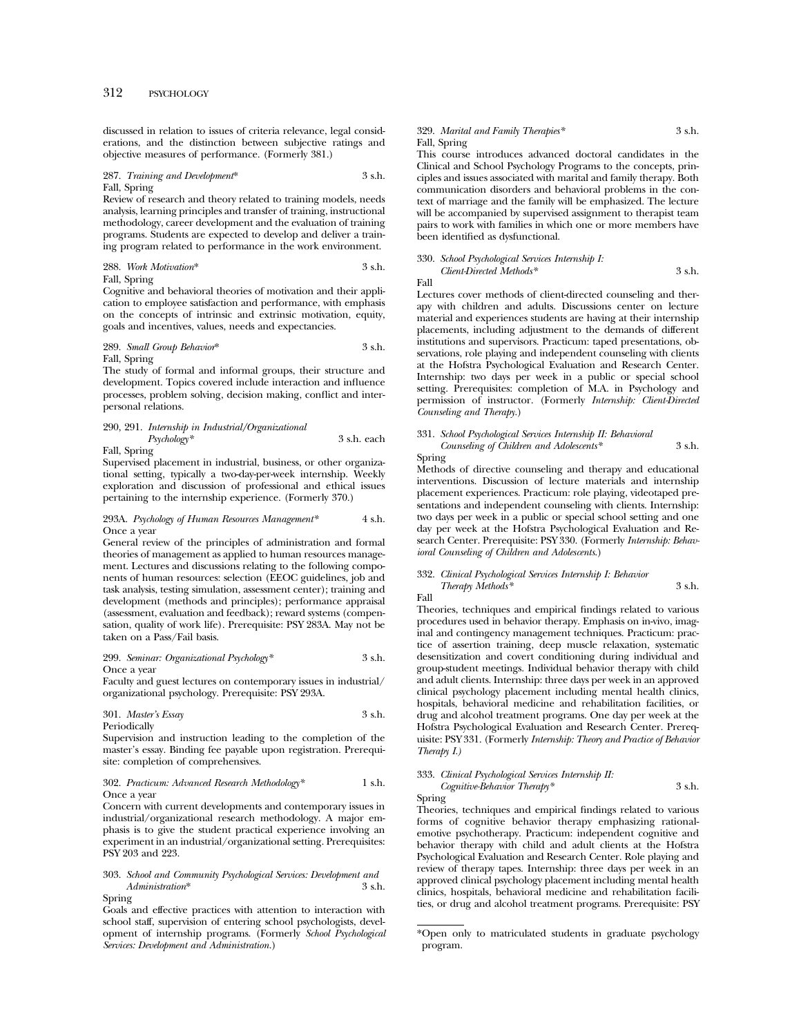discussed in relation to issues of criteria relevance, legal considerations, and the distinction between subjective ratings and objective measures of performance. (Formerly 381.)

287. *Training and Development** 3 s.h.
Fall, Spring
Review of research and theory related to training models, needs analysis, learning principles and transfer of training, instructional methodology, career development and the evaluation of training programs. Students are expected to develop and deliver a training program related to performance in the work environment.

288. *Work Motivation** 3 s.h.
Fall, Spring
Cognitive and behavioral theories of motivation and their application to employee satisfaction and performance, with emphasis on the concepts of intrinsic and extrinsic motivation, equity, goals and incentives, values, needs and expectancies.

289. *Small Group Behavior** 3 s.h.
Fall, Spring
The study of formal and informal groups, their structure and development. Topics covered include interaction and influence processes, problem solving, decision making, conflict and interpersonal relations.

290, 291. *Internship in Industrial/Organizational Psychology** 3 s.h. each
Fall, Spring
Supervised placement in industrial, business, or other organizational setting, typically a two-day-per-week internship. Weekly exploration and discussion of professional and ethical issues pertaining to the internship experience. (Formerly 370.)

293A. *Psychology of Human Resources Management** 4 s.h.
Once a year
General review of the principles of administration and formal theories of management as applied to human resources management. Lectures and discussions relating to the following components of human resources: selection (EEOC guidelines, job and task analysis, testing simulation, assessment center); training and development (methods and principles); performance appraisal (assessment, evaluation and feedback); reward systems (compensation, quality of work life). Prerequisite: PSY 283A. May not be taken on a Pass/Fail basis.

299. *Seminar: Organizational Psychology** 3 s.h.
Once a year
Faculty and guest lectures on contemporary issues in industrial/organizational psychology. Prerequisite: PSY 293A.

301. *Master's Essay* 3 s.h.
Periodically
Supervision and instruction leading to the completion of the master's essay. Binding fee payable upon registration. Prerequisite: completion of comprehensives.

302. *Practicum: Advanced Research Methodology** 1 s.h.
Once a year
Concern with current developments and contemporary issues in industrial/organizational research methodology. A major emphasis is to give the student practical experience involving an experiment in an industrial/organizational setting. Prerequisites: PSY 203 and 223.

303. *School and Community Psychological Services: Development and Administration** 3 s.h.
Spring
Goals and effective practices with attention to interaction with school staff, supervision of entering school psychologists, development of internship programs. (Formerly *School Psychological Services: Development and Administration.*)

329. *Marital and Family Therapies** 3 s.h.
Fall, Spring
This course introduces advanced doctoral candidates in the Clinical and School Psychology Programs to the concepts, principles and issues associated with marital and family therapy. Both communication disorders and behavioral problems in the context of marriage and the family will be emphasized. The lecture will be accompanied by supervised assignment to therapist team pairs to work with families in which one or more members have been identified as dysfunctional.

330. *School Psychological Services Internship I: Client-Directed Methods** 3 s.h.
Fall
Lectures cover methods of client-directed counseling and therapy with children and adults. Discussions center on lecture material and experiences students are having at their internship placements, including adjustment to the demands of different institutions and supervisors. Practicum: taped presentations, observations, role playing and independent counseling with clients at the Hofstra Psychological Evaluation and Research Center. Internship: two days per week in a public or special school setting. Prerequisites: completion of M.A. in Psychology and permission of instructor. (Formerly *Internship: Client-Directed Counseling and Therapy.*)

331. *School Psychological Services Internship II: Behavioral Counseling of Children and Adolescents** 3 s.h.
Spring
Methods of directive counseling and therapy and educational interventions. Discussion of lecture materials and internship placement experiences. Practicum: role playing, videotaped presentations and independent counseling with clients. Internship: two days per week in a public or special school setting and one day per week at the Hofstra Psychological Evaluation and Research Center. Prerequisite: PSY 330. (Formerly *Internship: Behavioral Counseling of Children and Adolescents.*)

332. *Clinical Psychological Services Internship I: Behavior Therapy Methods** 3 s.h.
Fall
Theories, techniques and empirical findings related to various procedures used in behavior therapy. Emphasis on in-vivo, imaginal and contingency management techniques. Practicum: practice of assertion training, deep muscle relaxation, systematic desensitization and covert conditioning during individual and group-student meetings. Individual behavior therapy with child and adult clients. Internship: three days per week in an approved clinical psychology placement including mental health clinics, hospitals, behavioral medicine and rehabilitation facilities, or drug and alcohol treatment programs. One day per week at the Hofstra Psychological Evaluation and Research Center. Prerequisite: PSY 331. (Formerly *Internship: Theory and Practice of Behavior Therapy I.)*

333. *Clinical Psychological Services Internship II: Cognitive-Behavior Therapy** 3 s.h.
Spring
Theories, techniques and empirical findings related to various forms of cognitive behavior therapy emphasizing rational-emotive psychotherapy. Practicum: independent cognitive and behavior therapy with child and adult clients at the Hofstra Psychological Evaluation and Research Center. Role playing and review of therapy tapes. Internship: three days per week in an approved clinical psychology placement including mental health clinics, hospitals, behavioral medicine and rehabilitation facilities, or drug and alcohol treatment programs. Prerequisite: PSY

*Open only to matriculated students in graduate psychology program.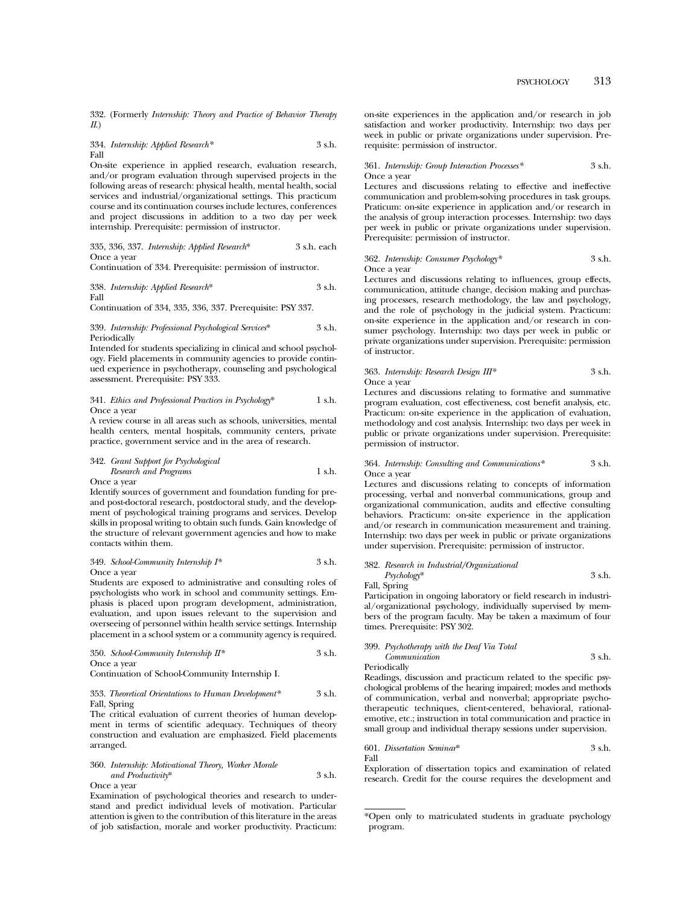332. (Formerly *Internship: Theory and Practice of Behavior Therapy II.*)

334. *Internship: Applied Research** 3 s.h.
Fall

On-site experience in applied research, evaluation research, and/or program evaluation through supervised projects in the following areas of research: physical health, mental health, social services and industrial/organizational settings. This practicum course and its continuation courses include lectures, conferences and project discussions in addition to a two day per week internship. Prerequisite: permission of instructor.

335, 336, 337. *Internship: Applied Research** 3 s.h. each
Once a year

Continuation of 334. Prerequisite: permission of instructor.

338. *Internship: Applied Research** 3 s.h.
Fall

Continuation of 334, 335, 336, 337. Prerequisite: PSY 337.

339. *Internship: Professional Psychological Services** 3 s.h.
Periodically

Intended for students specializing in clinical and school psychology. Field placements in community agencies to provide continued experience in psychotherapy, counseling and psychological assessment. Prerequisite: PSY 333.

341. *Ethics and Professional Practices in Psychology** 1 s.h.
Once a year

A review course in all areas such as schools, universities, mental health centers, mental hospitals, community centers, private practice, government service and in the area of research.

342. *Grant Support for Psychological Research and Programs* 1 s.h.
Once a year

Identify sources of government and foundation funding for pre- and post-doctoral research, postdoctoral study, and the development of psychological training programs and services. Develop skills in proposal writing to obtain such funds. Gain knowledge of the structure of relevant government agencies and how to make contacts within them.

349. *School-Community Internship I** 3 s.h.
Once a year

Students are exposed to administrative and consulting roles of psychologists who work in school and community settings. Emphasis is placed upon program development, administration, evaluation, and upon issues relevant to the supervision and overseeing of personnel within health service settings. Internship placement in a school system or a community agency is required.

350. *School-Community Internship II** 3 s.h.
Once a year

Continuation of School-Community Internship I.

353. *Theoretical Orientations to Human Development** 3 s.h.
Fall, Spring

The critical evaluation of current theories of human development in terms of scientific adequacy. Techniques of theory construction and evaluation are emphasized. Field placements arranged.

360. *Internship: Motivational Theory, Worker Morale and Productivity** 3 s.h.
Once a year

Examination of psychological theories and research to understand and predict individual levels of motivation. Particular attention is given to the contribution of this literature in the areas of job satisfaction, morale and worker productivity. Practicum: on-site experiences in the application and/or research in job satisfaction and worker productivity. Internship: two days per week in public or private organizations under supervision. Prerequisite: permission of instructor.

361. *Internship: Group Interaction Processes** 3 s.h.
Once a year

Lectures and discussions relating to effective and ineffective communication and problem-solving procedures in task groups. Praticum: on-site experience in application and/or research in the analysis of group interaction processes. Internship: two days per week in public or private organizations under supervision. Prerequisite: permission of instructor.

362. *Internship: Consumer Psychology** 3 s.h.
Once a year

Lectures and discussions relating to influences, group effects, communication, attitude change, decision making and purchasing processes, research methodology, the law and psychology, and the role of psychology in the judicial system. Practicum: on-site experience in the application and/or research in consumer psychology. Internship: two days per week in public or private organizations under supervision. Prerequisite: permission of instructor.

363. *Internship: Research Design III** 3 s.h.
Once a year

Lectures and discussions relating to formative and summative program evaluation, cost effectiveness, cost benefit analysis, etc. Practicum: on-site experience in the application of evaluation, methodology and cost analysis. Internship: two days per week in public or private organizations under supervision. Prerequisite: permission of instructor.

364. *Internship: Consulting and Communications** 3 s.h.
Once a year

Lectures and discussions relating to concepts of information processing, verbal and nonverbal communications, group and organizational communication, audits and effective consulting behaviors. Practicum: on-site experience in the application and/or research in communication measurement and training. Internship: two days per week in public or private organizations under supervision. Prerequisite: permission of instructor.

382. *Research in Industrial/Organizational Psychology** 3 s.h.
Fall, Spring

Participation in ongoing laboratory or field research in industrial/organizational psychology, individually supervised by members of the program faculty. May be taken a maximum of four times. Prerequisite: PSY 302.

399. *Psychotherapy with the Deaf Via Total Communication* 3 s.h.
Periodically

Readings, discussion and practicum related to the specific psychological problems of the hearing impaired; modes and methods of communication, verbal and nonverbal; appropriate psychotherapeutic techniques, client-centered, behavioral, rational-emotive, etc.; instruction in total communication and practice in small group and individual therapy sessions under supervision.

601. *Dissertation Seminar** 3 s.h.
Fall

Exploration of dissertation topics and examination of related research. Credit for the course requires the development and

*Open only to matriculated students in graduate psychology program.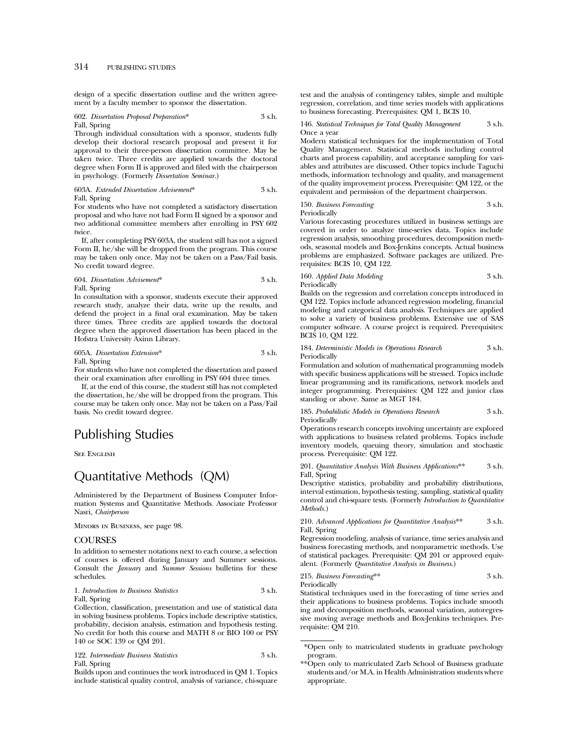design of a specific dissertation outline and the written agreement by a faculty member to sponsor the dissertation.

602. *Dissertation Proposal Preparation** 3 s.h.
Fall, Spring
Through individual consultation with a sponsor, students fully develop their doctoral research proposal and present it for approval to their three-person dissertation committee. May be taken twice. Three credits are applied towards the doctoral degree when Form II is approved and filed with the chairperson in psychology. (Formerly *Dissertation Seminar.*)

603A. *Extended Dissertation Advisement** 3 s.h.
Fall, Spring
For students who have not completed a satisfactory dissertation proposal and who have not had Form II signed by a sponsor and two additional committee members after enrolling in PSY 602 twice.

If, after completing PSY 603A, the student still has not a signed Form II, he/she will be dropped from the program. This course may be taken only once. May not be taken on a Pass/Fail basis. No credit toward degree.

604. *Dissertation Advisement** 3 s.h.
Fall, Spring
In consultation with a sponsor, students execute their approved research study, analyze their data, write up the results, and defend the project in a final oral examination. May be taken three times. Three credits are applied towards the doctoral degree when the approved dissertation has been placed in the Hofstra University Axinn Library.

605A. *Dissertation Extension** 3 s.h.
Fall, Spring
For students who have not completed the dissertation and passed their oral examination after enrolling in PSY 604 three times.

If, at the end of this course, the student still has not completed the dissertation, he/she will be dropped from the program. This course may be taken only once. May not be taken on a Pass/Fail basis. No credit toward degree.

# Publishing Studies

See English

# Quantitative Methods (QM)

Administered by the Department of Business Computer Information Systems and Quantitative Methods. Associate Professor Nasri, *Chairperson*

Minors in Business, see page 98.

## COURSES

In addition to semester notations next to each course, a selection of courses is offered during January and Summer sessions. Consult the *January* and *Summer Sessions* bulletins for these schedules.

1. *Introduction to Business Statistics* 3 s.h.
Fall, Spring
Collection, classification, presentation and use of statistical data in solving business problems. Topics include descriptive statistics, probability, decision analysis, estimation and hypothesis testing. No credit for both this course and MATH 8 or BIO 100 or PSY 140 or SOC 139 or QM 201.

122. *Intermediate Business Statistics* 3 s.h.
Fall, Spring
Builds upon and continues the work introduced in QM 1. Topics include statistical quality control, analysis of variance, chi-square test and the analysis of contingency tables, simple and multiple regression, correlation, and time series models with applications to business forecasting. Prerequisites: QM 1, BCIS 10.

146. *Statistical Techniques for Total Quality Management* 3 s.h.
Once a year
Modern statistical techniques for the implementation of Total Quality Management. Statistical methods including control charts and process capability, and acceptance sampling for variables and attributes are discussed. Other topics include Taguchi methods, information technology and quality, and management of the quality improvement process. Prerequisite: QM 122, or the equivalent and permission of the department chairperson.

150. *Business Forecasting* 3 s.h.
Periodically
Various forecasting procedures utilized in business settings are covered in order to analyze time-series data. Topics include regression analysis, smoothing procedures, decomposition methods, seasonal models and Box-Jenkins concepts. Actual business problems are emphasized. Software packages are utilized. Prerequisites: BCIS 10, QM 122.

160. *Applied Data Modeling* 3 s.h.
Periodically
Builds on the regression and correlation concepts introduced in QM 122. Topics include advanced regression modeling, financial modeling and categorical data analysis. Techniques are applied to solve a variety of business problems. Extensive use of SAS computer software. A course project is required. Prerequisites: BCIS 10, QM 122.

184. *Deterministic Models in Operations Research* 3 s.h.
Periodically
Formulation and solution of mathematical programming models with specific business applications will be stressed. Topics include linear programming and its ramifications, network models and integer programming. Prerequisites: QM 122 and junior class standing or above. Same as MGT 184.

185. *Probabilistic Models in Operations Research* 3 s.h.
Periodically
Operations research concepts involving uncertainty are explored with applications to business related problems. Topics include inventory models, queuing theory, simulation and stochastic process. Prerequisite: QM 122.

201. *Quantitative Analysis With Business Applications*** 3 s.h.
Fall, Spring
Descriptive statistics, probability and probability distributions, interval estimation, hypothesis testing, sampling, statistical quality control and chi-square tests. (Formerly *Introduction to Quantitative Methods.*)

210. *Advanced Applications for Quantitative Analysis*** 3 s.h.
Fall, Spring
Regression modeling, analysis of variance, time series analysis and business forecasting methods, and nonparametric methods. Use of statistical packages. Prerequisite: QM 201 or approved equivalent. (Formerly *Quantitative Analysis in Business.*)

215. *Business Forecasting*** 3 s.h.
Periodically
Statistical techniques used in the forecasting of time series and their applications to business problems. Topics include smoothing and decomposition methods, seasonal variation, autoregressive moving average methods and Box-Jenkins techniques. Prerequisite: QM 210.

---

*Open only to matriculated students in graduate psychology program.

**Open only to matriculated Zarb School of Business graduate students and/or M.A. in Health Administration students where appropriate.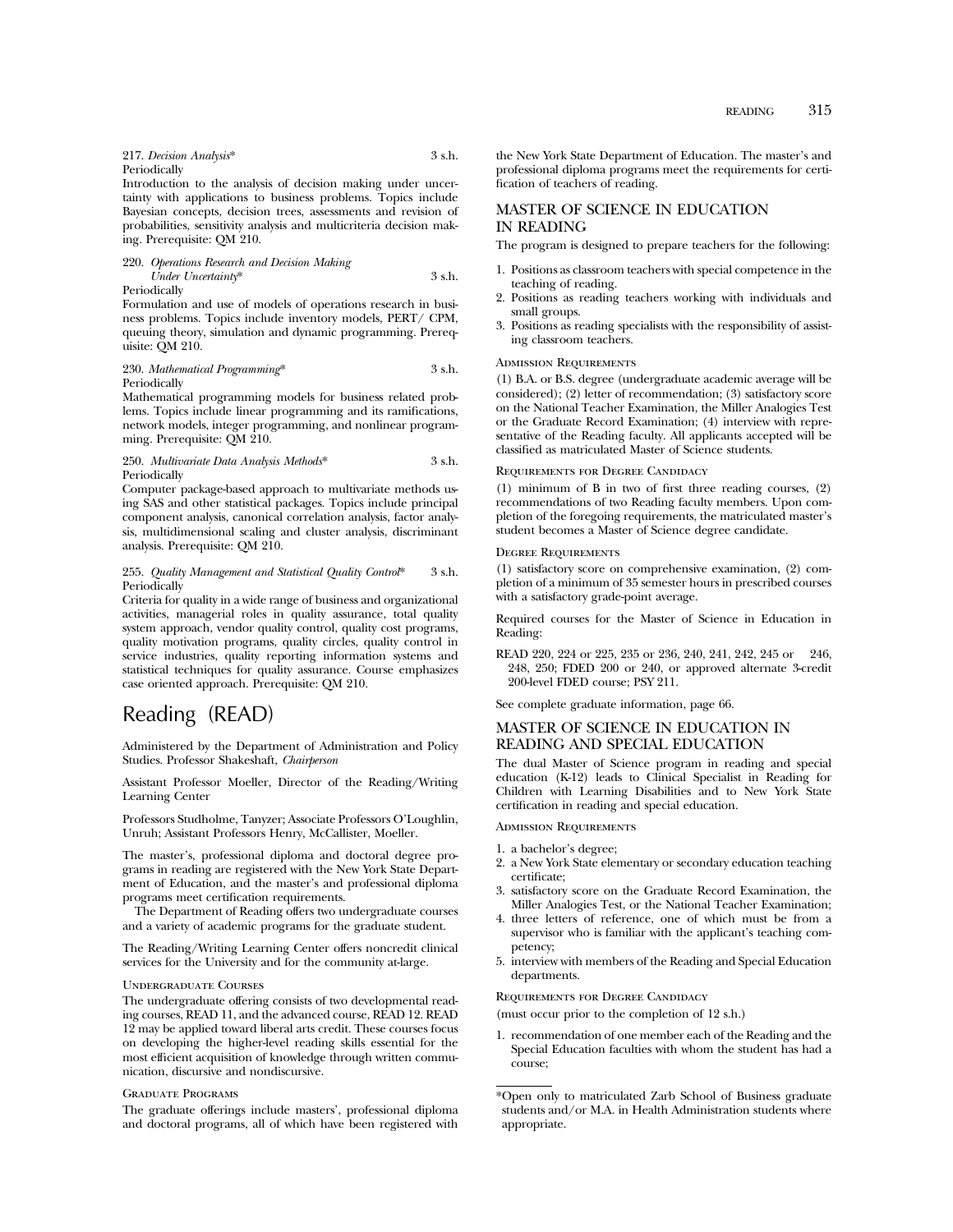217. *Decision Analysis** 3 s.h.
Periodically
Introduction to the analysis of decision making under uncertainty with applications to business problems. Topics include Bayesian concepts, decision trees, assessments and revision of probabilities, sensitivity analysis and multicriteria decision making. Prerequisite: QM 210.

220. *Operations Research and Decision Making Under Uncertainty** 3 s.h.
Periodically
Formulation and use of models of operations research in business problems. Topics include inventory models, PERT/ CPM, queuing theory, simulation and dynamic programming. Prerequisite: QM 210.

230. *Mathematical Programming** 3 s.h.
Periodically
Mathematical programming models for business related problems. Topics include linear programming and its ramifications, network models, integer programming, and nonlinear programming. Prerequisite: QM 210.

250. *Multivariate Data Analysis Methods** 3 s.h.
Periodically
Computer package-based approach to multivariate methods using SAS and other statistical packages. Topics include principal component analysis, canonical correlation analysis, factor analysis, multidimensional scaling and cluster analysis, discriminant analysis. Prerequisite: QM 210.

255. *Quality Management and Statistical Quality Control** 3 s.h.
Periodically
Criteria for quality in a wide range of business and organizational activities, managerial roles in quality assurance, total quality system approach, vendor quality control, quality cost programs, quality motivation programs, quality circles, quality control in service industries, quality reporting information systems and statistical techniques for quality assurance. Course emphasizes case oriented approach. Prerequisite: QM 210.

# Reading (READ)

Administered by the Department of Administration and Policy Studies. Professor Shakeshaft, *Chairperson*

Assistant Professor Moeller, Director of the Reading/Writing Learning Center

Professors Studholme, Tanyzer; Associate Professors O'Loughlin, Unruh; Assistant Professors Henry, McCallister, Moeller.

The master's, professional diploma and doctoral degree programs in reading are registered with the New York State Department of Education, and the master's and professional diploma programs meet certification requirements.

The Department of Reading offers two undergraduate courses and a variety of academic programs for the graduate student.

The Reading/Writing Learning Center offers noncredit clinical services for the University and for the community at-large.

#### Undergraduate Courses

The undergraduate offering consists of two developmental reading courses, READ 11, and the advanced course, READ 12. READ 12 may be applied toward liberal arts credit. These courses focus on developing the higher-level reading skills essential for the most efficient acquisition of knowledge through written communication, discursive and nondiscursive.

#### Graduate Programs

The graduate offerings include masters', professional diploma and doctoral programs, all of which have been registered with the New York State Department of Education. The master's and professional diploma programs meet the requirements for certification of teachers of reading.

## MASTER OF SCIENCE IN EDUCATION IN READING

The program is designed to prepare teachers for the following:

1. Positions as classroom teachers with special competence in the teaching of reading.
2. Positions as reading teachers working with individuals and small groups.
3. Positions as reading specialists with the responsibility of assisting classroom teachers.

#### Admission Requirements

(1) B.A. or B.S. degree (undergraduate academic average will be considered); (2) letter of recommendation; (3) satisfactory score on the National Teacher Examination, the Miller Analogies Test or the Graduate Record Examination; (4) interview with representative of the Reading faculty. All applicants accepted will be classified as matriculated Master of Science students.

#### Requirements for Degree Candidacy

(1) minimum of B in two of first three reading courses, (2) recommendations of two Reading faculty members. Upon completion of the foregoing requirements, the matriculated master's student becomes a Master of Science degree candidate.

#### Degree Requirements

(1) satisfactory score on comprehensive examination, (2) completion of a minimum of 35 semester hours in prescribed courses with a satisfactory grade-point average.

Required courses for the Master of Science in Education in Reading:

READ 220, 224 or 225, 235 or 236, 240, 241, 242, 245 or 246, 248, 250; FDED 200 or 240, or approved alternate 3-credit 200-level FDED course; PSY 211.

See complete graduate information, page 66.

## MASTER OF SCIENCE IN EDUCATION IN READING AND SPECIAL EDUCATION

The dual Master of Science program in reading and special education (K-12) leads to Clinical Specialist in Reading for Children with Learning Disabilities and to New York State certification in reading and special education.

#### Admission Requirements

1. a bachelor's degree;
2. a New York State elementary or secondary education teaching certificate;
3. satisfactory score on the Graduate Record Examination, the Miller Analogies Test, or the National Teacher Examination;
4. three letters of reference, one of which must be from a supervisor who is familiar with the applicant's teaching competency;
5. interview with members of the Reading and Special Education departments.

#### Requirements for Degree Candidacy

(must occur prior to the completion of 12 s.h.)

1. recommendation of one member each of the Reading and the Special Education faculties with whom the student has had a course;

---

*Open only to matriculated Zarb School of Business graduate students and/or M.A. in Health Administration students where appropriate.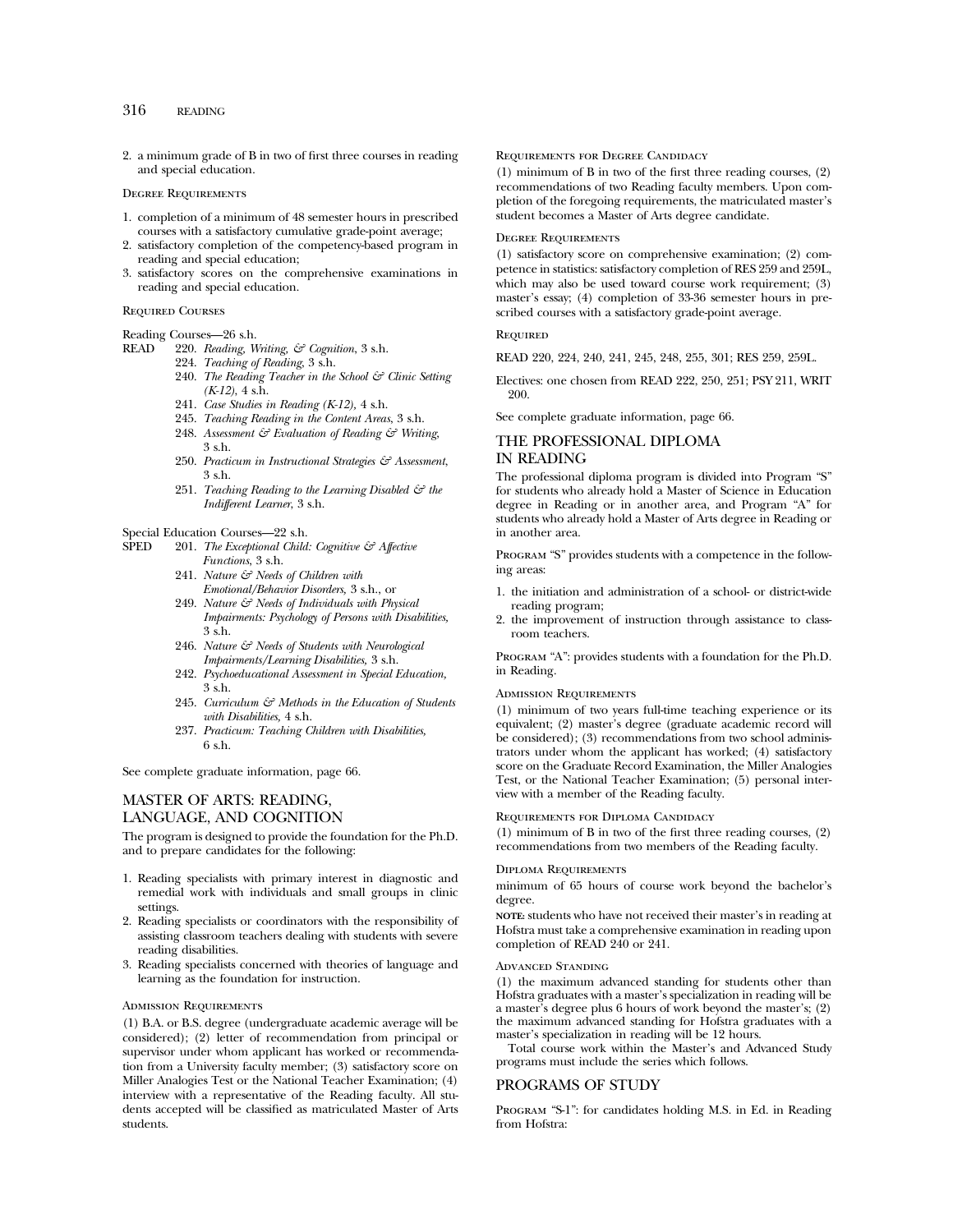2. a minimum grade of B in two of first three courses in reading and special education.

#### Degree Requirements

1. completion of a minimum of 48 semester hours in prescribed courses with a satisfactory cumulative grade-point average;
2. satisfactory completion of the competency-based program in reading and special education;
3. satisfactory scores on the comprehensive examinations in reading and special education.

#### Required Courses

Reading Courses—26 s.h.

READ
- 220. *Reading, Writing, & Cognition*, 3 s.h.
- 224. *Teaching of Reading*, 3 s.h.
- 240. *The Reading Teacher in the School & Clinic Setting (K-12)*, 4 s.h.
- 241. *Case Studies in Reading (K-12)*, 4 s.h.
- 245. *Teaching Reading in the Content Areas*, 3 s.h.
- 248. *Assessment & Evaluation of Reading & Writing*, 3 s.h.
- 250. *Practicum in Instructional Strategies & Assessment*, 3 s.h.
- 251. *Teaching Reading to the Learning Disabled & the Indifferent Learner*, 3 s.h.

Special Education Courses—22 s.h.

SPED
- 201. *The Exceptional Child: Cognitive & Affective Functions*, 3 s.h.
- 241. *Nature & Needs of Children with Emotional/Behavior Disorders*, 3 s.h., or
- 249. *Nature & Needs of Individuals with Physical Impairments: Psychology of Persons with Disabilities*, 3 s.h.
- 246. *Nature & Needs of Students with Neurological Impairments/Learning Disabilities*, 3 s.h.
- 242. *Psychoeducational Assessment in Special Education*, 3 s.h.
- 245. *Curriculum & Methods in the Education of Students with Disabilities*, 4 s.h.
- 237. *Practicum: Teaching Children with Disabilities*, 6 s.h.

See complete graduate information, page 66.

## MASTER OF ARTS: READING, LANGUAGE, AND COGNITION

The program is designed to provide the foundation for the Ph.D. and to prepare candidates for the following:

1. Reading specialists with primary interest in diagnostic and remedial work with individuals and small groups in clinic settings.
2. Reading specialists or coordinators with the responsibility of assisting classroom teachers dealing with students with severe reading disabilities.
3. Reading specialists concerned with theories of language and learning as the foundation for instruction.

#### Admission Requirements

(1) B.A. or B.S. degree (undergraduate academic average will be considered); (2) letter of recommendation from principal or supervisor under whom applicant has worked or recommendation from a University faculty member; (3) satisfactory score on Miller Analogies Test or the National Teacher Examination; (4) interview with a representative of the Reading faculty. All students accepted will be classified as matriculated Master of Arts students.

#### Requirements for Degree Candidacy

(1) minimum of B in two of the first three reading courses, (2) recommendations of two Reading faculty members. Upon completion of the foregoing requirements, the matriculated master's student becomes a Master of Arts degree candidate.

#### Degree Requirements

(1) satisfactory score on comprehensive examination; (2) competence in statistics: satisfactory completion of RES 259 and 259L, which may also be used toward course work requirement; (3) master's essay; (4) completion of 33-36 semester hours in prescribed courses with a satisfactory grade-point average.

#### Required

READ 220, 224, 240, 241, 245, 248, 255, 301; RES 259, 259L.

Electives: one chosen from READ 222, 250, 251; PSY 211, WRIT 200.

See complete graduate information, page 66.

## THE PROFESSIONAL DIPLOMA IN READING

The professional diploma program is divided into Program "S" for students who already hold a Master of Science in Education degree in Reading or in another area, and Program "A" for students who already hold a Master of Arts degree in Reading or in another area.

Program "S" provides students with a competence in the following areas:

1. the initiation and administration of a school- or district-wide reading program;
2. the improvement of instruction through assistance to classroom teachers.

Program "A": provides students with a foundation for the Ph.D. in Reading.

#### Admission Requirements

(1) minimum of two years full-time teaching experience or its equivalent; (2) master's degree (graduate academic record will be considered); (3) recommendations from two school administrators under whom the applicant has worked; (4) satisfactory score on the Graduate Record Examination, the Miller Analogies Test, or the National Teacher Examination; (5) personal interview with a member of the Reading faculty.

#### Requirements for Diploma Candidacy

(1) minimum of B in two of the first three reading courses, (2) recommendations from two members of the Reading faculty.

#### Diploma Requirements

minimum of 65 hours of course work beyond the bachelor's degree.

**NOTE:** students who have not received their master's in reading at Hofstra must take a comprehensive examination in reading upon completion of READ 240 or 241.

#### Advanced Standing

(1) the maximum advanced standing for students other than Hofstra graduates with a master's specialization in reading will be a master's degree plus 6 hours of work beyond the master's; (2) the maximum advanced standing for Hofstra graduates with a master's specialization in reading will be 12 hours.

Total course work within the Master's and Advanced Study programs must include the series which follows.

## PROGRAMS OF STUDY

Program "S-1": for candidates holding M.S. in Ed. in Reading from Hofstra: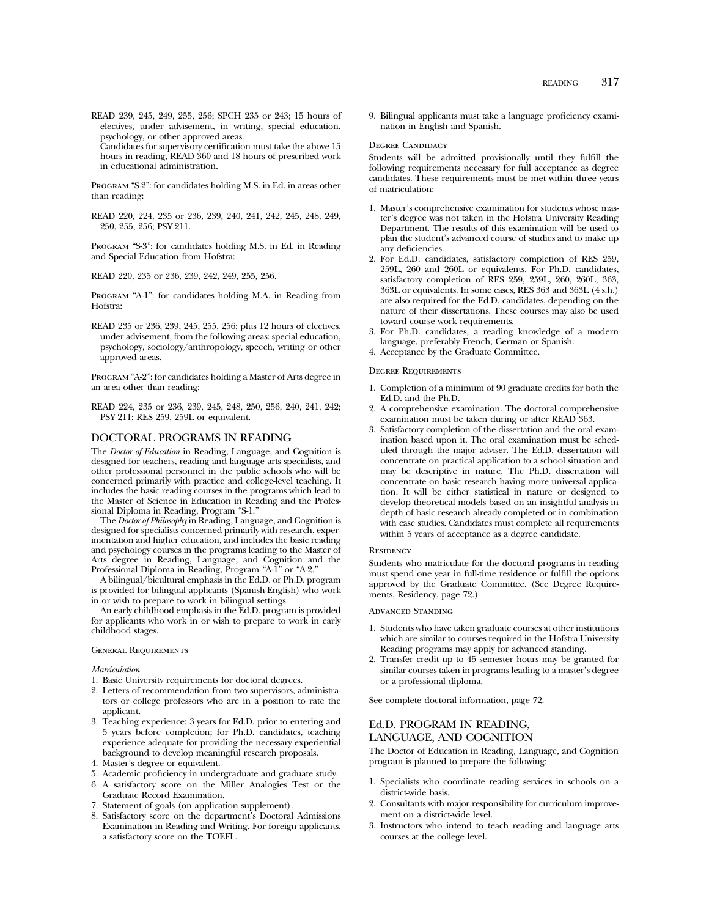READ 239, 245, 249, 255, 256; SPCH 235 or 243; 15 hours of electives, under advisement, in writing, special education, psychology, or other approved areas.

Candidates for supervisory certification must take the above 15 hours in reading, READ 360 and 18 hours of prescribed work in educational administration.

Program "S-2": for candidates holding M.S. in Ed. in areas other than reading:

READ 220, 224, 235 or 236, 239, 240, 241, 242, 245, 248, 249, 250, 255, 256; PSY 211.

Program "S-3": for candidates holding M.S. in Ed. in Reading and Special Education from Hofstra:

READ 220, 235 or 236, 239, 242, 249, 255, 256.

Program "A-1": for candidates holding M.A. in Reading from Hofstra:

READ 235 or 236, 239, 245, 255, 256; plus 12 hours of electives, under advisement, from the following areas: special education, psychology, sociology/anthropology, speech, writing or other approved areas.

Program "A-2": for candidates holding a Master of Arts degree in an area other than reading:

READ 224, 235 or 236, 239, 245, 248, 250, 256, 240, 241, 242; PSY 211; RES 259, 259L or equivalent.

## DOCTORAL PROGRAMS IN READING

The *Doctor of Education* in Reading, Language, and Cognition is designed for teachers, reading and language arts specialists, and other professional personnel in the public schools who will be concerned primarily with practice and college-level teaching. It includes the basic reading courses in the programs which lead to the Master of Science in Education in Reading and the Professional Diploma in Reading, Program "S-1."

The *Doctor of Philosophy* in Reading, Language, and Cognition is designed for specialists concerned primarily with research, experimentation and higher education, and includes the basic reading and psychology courses in the programs leading to the Master of Arts degree in Reading, Language, and Cognition and the Professional Diploma in Reading, Program "A-1" or "A-2."

A bilingual/bicultural emphasis in the Ed.D. or Ph.D. program is provided for bilingual applicants (Spanish-English) who work in or wish to prepare to work in bilingual settings.

An early childhood emphasis in the Ed.D. program is provided for applicants who work in or wish to prepare to work in early childhood stages.

### General Requirements

*Matriculation*

1. Basic University requirements for doctoral degrees.
2. Letters of recommendation from two supervisors, administrators or college professors who are in a position to rate the applicant.
3. Teaching experience: 3 years for Ed.D. prior to entering and 5 years before completion; for Ph.D. candidates, teaching experience adequate for providing the necessary experiential background to develop meaningful research proposals.
4. Master's degree or equivalent.
5. Academic proficiency in undergraduate and graduate study.
6. A satisfactory score on the Miller Analogies Test or the Graduate Record Examination.
7. Statement of goals (on application supplement).
8. Satisfactory score on the department's Doctoral Admissions Examination in Reading and Writing. For foreign applicants, a satisfactory score on the TOEFL.
9. Bilingual applicants must take a language proficiency examination in English and Spanish.

### Degree Candidacy

Students will be admitted provisionally until they fulfill the following requirements necessary for full acceptance as degree candidates. These requirements must be met within three years of matriculation:

1. Master's comprehensive examination for students whose master's degree was not taken in the Hofstra University Reading Department. The results of this examination will be used to plan the student's advanced course of studies and to make up any deficiencies.
2. For Ed.D. candidates, satisfactory completion of RES 259, 259L, 260 and 260L or equivalents. For Ph.D. candidates, satisfactory completion of RES 259, 259L, 260, 260L, 363, 363L or equivalents. In some cases, RES 363 and 363L (4 s.h.) are also required for the Ed.D. candidates, depending on the nature of their dissertations. These courses may also be used toward course work requirements.
3. For Ph.D. candidates, a reading knowledge of a modern language, preferably French, German or Spanish.
4. Acceptance by the Graduate Committee.

### Degree Requirements

1. Completion of a minimum of 90 graduate credits for both the Ed.D. and the Ph.D.
2. A comprehensive examination. The doctoral comprehensive examination must be taken during or after READ 363.
3. Satisfactory completion of the dissertation and the oral examination based upon it. The oral examination must be scheduled through the major adviser. The Ed.D. dissertation will concentrate on practical application to a school situation and may be descriptive in nature. The Ph.D. dissertation will concentrate on basic research having more universal application. It will be either statistical in nature or designed to develop theoretical models based on an insightful analysis in depth of basic research already completed or in combination with case studies. Candidates must complete all requirements within 5 years of acceptance as a degree candidate.

### Residency

Students who matriculate for the doctoral programs in reading must spend one year in full-time residence or fulfill the options approved by the Graduate Committee. (See Degree Requirements, Residency, page 72.)

### Advanced Standing

1. Students who have taken graduate courses at other institutions which are similar to courses required in the Hofstra University Reading programs may apply for advanced standing.
2. Transfer credit up to 45 semester hours may be granted for similar courses taken in programs leading to a master's degree or a professional diploma.

See complete doctoral information, page 72.

## Ed.D. PROGRAM IN READING, LANGUAGE, AND COGNITION

The Doctor of Education in Reading, Language, and Cognition program is planned to prepare the following:

1. Specialists who coordinate reading services in schools on a district-wide basis.
2. Consultants with major responsibility for curriculum improvement on a district-wide level.
3. Instructors who intend to teach reading and language arts courses at the college level.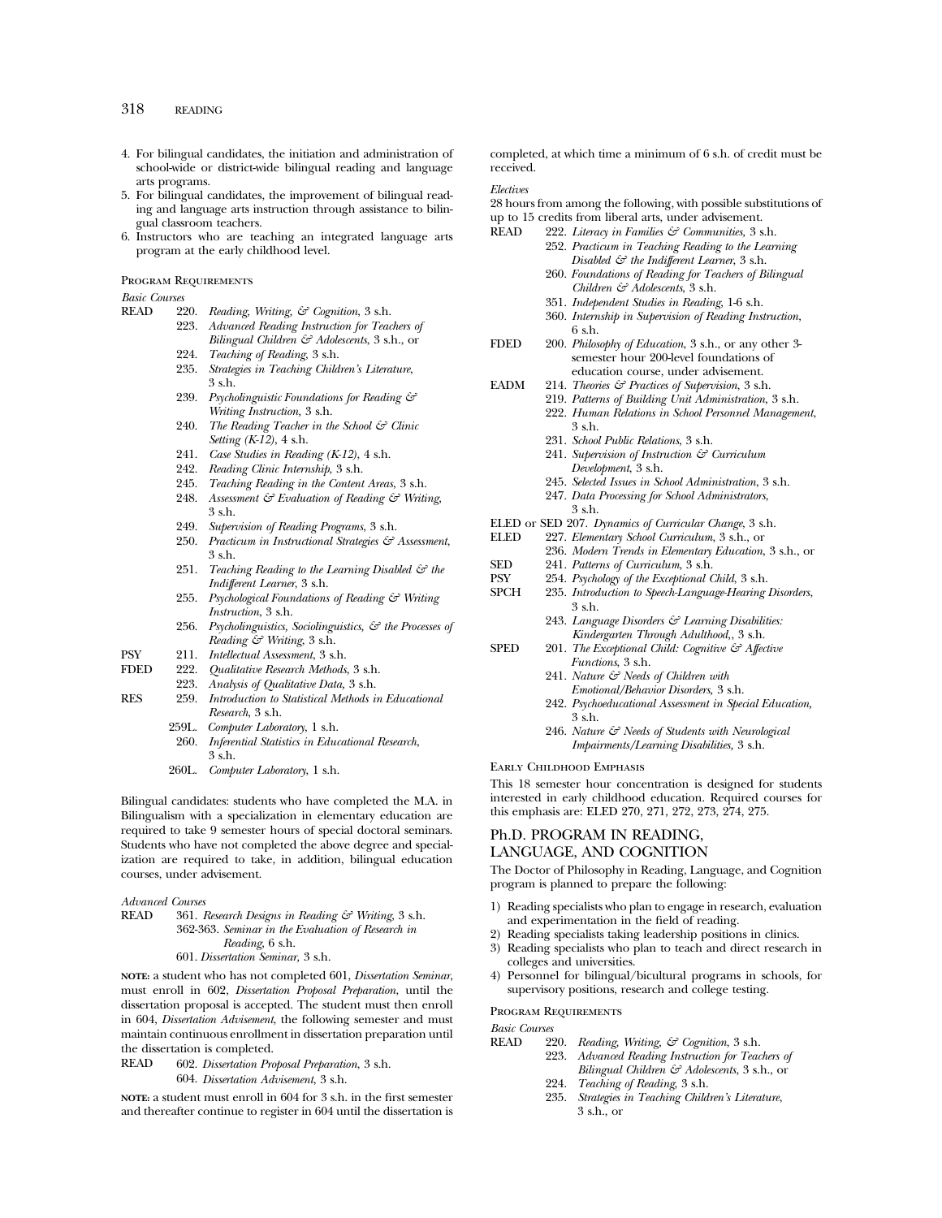4. For bilingual candidates, the initiation and administration of school-wide or district-wide bilingual reading and language arts programs.
5. For bilingual candidates, the improvement of bilingual reading and language arts instruction through assistance to bilingual classroom teachers.
6. Instructors who are teaching an integrated language arts program at the early childhood level.

### Program Requirements

*Basic Courses*

READ
- 220. *Reading, Writing, & Cognition*, 3 s.h.
- 223. *Advanced Reading Instruction for Teachers of Bilingual Children & Adolescents*, 3 s.h., or
- 224. *Teaching of Reading*, 3 s.h.
- 235. *Strategies in Teaching Children's Literature*, 3 s.h.
- 239. *Psycholinguistic Foundations for Reading & Writing Instruction*, 3 s.h.
- 240. *The Reading Teacher in the School & Clinic Setting (K-12)*, 4 s.h.
- 241. *Case Studies in Reading (K-12)*, 4 s.h.
- 242. *Reading Clinic Internship*, 3 s.h.
- 245. *Teaching Reading in the Content Areas*, 3 s.h.
- 248. *Assessment & Evaluation of Reading & Writing*, 3 s.h.
- 249. *Supervision of Reading Programs*, 3 s.h.
- 250. *Practicum in Instructional Strategies & Assessment*, 3 s.h.
- 251. *Teaching Reading to the Learning Disabled & the Indifferent Learner*, 3 s.h.
- 255. *Psychological Foundations of Reading & Writing Instruction*, 3 s.h.
- 256. *Psycholinguistics, Sociolinguistics, & the Processes of Reading & Writing*, 3 s.h.

PSY
- 211. *Intellectual Assessment*, 3 s.h.

FDED
- 222. *Qualitative Research Methods*, 3 s.h.
- 223. *Analysis of Qualitative Data*, 3 s.h.

RES
- 259. *Introduction to Statistical Methods in Educational Research*, 3 s.h.
- 259L. *Computer Laboratory*, 1 s.h.
- 260. *Inferential Statistics in Educational Research*, 3 s.h.
- 260L. *Computer Laboratory*, 1 s.h.

Bilingual candidates: students who have completed the M.A. in Bilingualism with a specialization in elementary education are required to take 9 semester hours of special doctoral seminars. Students who have not completed the above degree and specialization are required to take, in addition, bilingual education courses, under advisement.

*Advanced Courses*

READ
- 361. *Research Designs in Reading & Writing*, 3 s.h.
- 362-363. *Seminar in the Evaluation of Research in Reading*, 6 s.h.
- 601. *Dissertation Seminar*, 3 s.h.

**NOTE:** a student who has not completed 601, *Dissertation Seminar*, must enroll in 602, *Dissertation Proposal Preparation*, until the dissertation proposal is accepted. The student must then enroll in 604, *Dissertation Advisement*, the following semester and must maintain continuous enrollment in dissertation preparation until the dissertation is completed.

READ
- 602. *Dissertation Proposal Preparation*, 3 s.h.
- 604. *Dissertation Advisement*, 3 s.h.

**NOTE:** a student must enroll in 604 for 3 s.h. in the first semester and thereafter continue to register in 604 until the dissertation is completed, at which time a minimum of 6 s.h. of credit must be received.

*Electives*

28 hours from among the following, with possible substitutions of up to 15 credits from liberal arts, under advisement.

READ
- 222. *Literacy in Families & Communities*, 3 s.h.
- 252. *Practicum in Teaching Reading to the Learning Disabled & the Indifferent Learner*, 3 s.h.
- 260. *Foundations of Reading for Teachers of Bilingual Children & Adolescents*, 3 s.h.
- 351. *Independent Studies in Reading*, 1-6 s.h.
- 360. *Internship in Supervision of Reading Instruction*, 6 s.h.

FDED
- 200. *Philosophy of Education*, 3 s.h., or any other 3-semester hour 200-level foundations of education course, under advisement.

EADM
- 214. *Theories & Practices of Supervision*, 3 s.h.
- 219. *Patterns of Building Unit Administration*, 3 s.h.
- 222. *Human Relations in School Personnel Management*, 3 s.h.
- 231. *School Public Relations*, 3 s.h.
- 241. *Supervision of Instruction & Curriculum Development*, 3 s.h.
- 245. *Selected Issues in School Administration*, 3 s.h.
- 247. *Data Processing for School Administrators*, 3 s.h.

ELED or SED 207. *Dynamics of Curricular Change*, 3 s.h.

ELED
- 227. *Elementary School Curriculum*, 3 s.h., or
- 236. *Modern Trends in Elementary Education*, 3 s.h., or

SED
- 241. *Patterns of Curriculum*, 3 s.h.

PSY
- 254. *Psychology of the Exceptional Child*, 3 s.h.

SPCH
- 235. *Introduction to Speech-Language-Hearing Disorders*, 3 s.h.
- 243. *Language Disorders & Learning Disabilities: Kindergarten Through Adulthood,*, 3 s.h.

SPED
- 201. *The Exceptional Child: Cognitive & Affective Functions*, 3 s.h.
- 241. *Nature & Needs of Children with Emotional/Behavior Disorders*, 3 s.h.
- 242. *Psychoeducational Assessment in Special Education*, 3 s.h.
- 246. *Nature & Needs of Students with Neurological Impairments/Learning Disabilities*, 3 s.h.

### Early Childhood Emphasis

This 18 semester hour concentration is designed for students interested in early childhood education. Required courses for this emphasis are: ELED 270, 271, 272, 273, 274, 275.

## Ph.D. PROGRAM IN READING, LANGUAGE, AND COGNITION

The Doctor of Philosophy in Reading, Language, and Cognition program is planned to prepare the following:

1) Reading specialists who plan to engage in research, evaluation and experimentation in the field of reading.
2) Reading specialists taking leadership positions in clinics.
3) Reading specialists who plan to teach and direct research in colleges and universities.
4) Personnel for bilingual/bicultural programs in schools, for supervisory positions, research and college testing.

### Program Requirements

*Basic Courses*

READ
- 220. *Reading, Writing, & Cognition*, 3 s.h.
- 223. *Advanced Reading Instruction for Teachers of Bilingual Children & Adolescents*, 3 s.h., or
- 224. *Teaching of Reading*, 3 s.h.
- 235. *Strategies in Teaching Children's Literature*, 3 s.h., or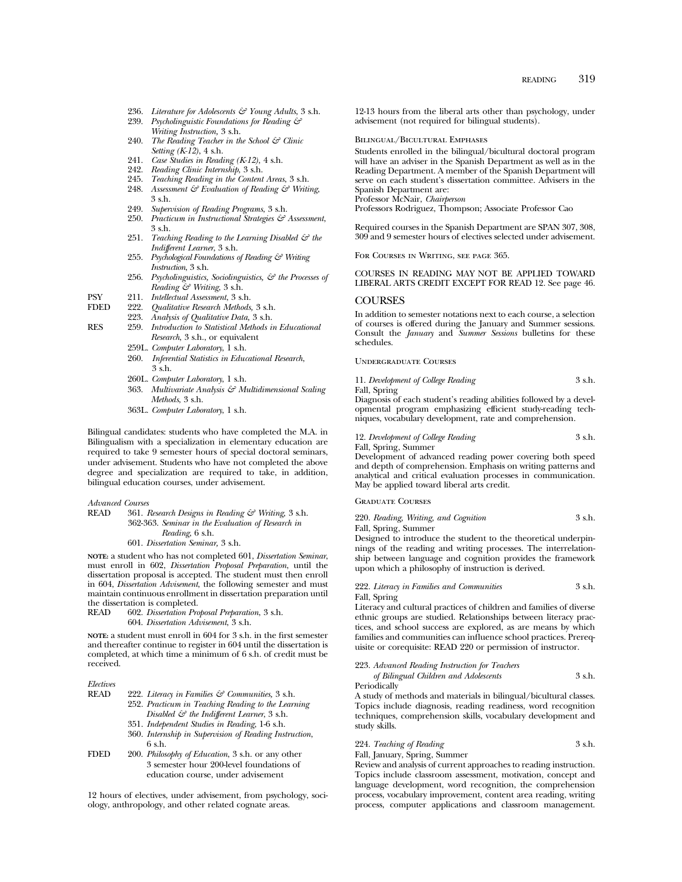236. *Literature for Adolescents & Young Adults*, 3 s.h.
239. *Psycholinguistic Foundations for Reading & Writing Instruction,* 3 s.h.
240. *The Reading Teacher in the School & Clinic Setting (K-12)*, 4 s.h.
241. *Case Studies in Reading (K-12),* 4 s.h.
242. *Reading Clinic Internship,* 3 s.h.
245. *Teaching Reading in the Content Areas*, 3 s.h.
248. *Assessment & Evaluation of Reading & Writing*, 3 s.h.
249. *Supervision of Reading Programs,* 3 s.h.
250. *Practicum in Instructional Strategies & Assessment*, 3 s.h.
251. *Teaching Reading to the Learning Disabled & the Indifferent Learner*, 3 s.h.
255. *Psychological Foundations of Reading & Writing Instruction*, 3 s.h.
256. *Psycholinguistics, Sociolinguistics, & the Processes of Reading & Writing,* 3 s.h.

PSY 211. *Intellectual Assessment*, 3 s.h.

FDED 222. *Qualitative Research Methods,* 3 s.h.
223. *Analysis of Qualitative Data,* 3 s.h.

RES 259. *Introduction to Statistical Methods in Educational Research*, 3 s.h., or equivalent
259L. *Computer Laboratory,* 1 s.h.
260. *Inferential Statistics in Educational Research*, 3 s.h.
260L. *Computer Laboratory,* 1 s.h.
363. *Multivariate Analysis & Multidimensional Scaling Methods*, 3 s.h.
363L. *Computer Laboratory,* 1 s.h.

Bilingual candidates: students who have completed the M.A. in Bilingualism with a specialization in elementary education are required to take 9 semester hours of special doctoral seminars, under advisement. Students who have not completed the above degree and specialization are required to take, in addition, bilingual education courses, under advisement.

*Advanced Courses*

READ 361. *Research Designs in Reading & Writing,* 3 s.h.
362-363. *Seminar in the Evaluation of Research in Reading*, 6 s.h.
601. *Dissertation Seminar,* 3 s.h.

**NOTE:** a student who has not completed 601, *Dissertation Seminar*, must enroll in 602, *Dissertation Proposal Preparation*, until the dissertation proposal is accepted. The student must then enroll in 604, *Dissertation Advisement*, the following semester and must maintain continuous enrollment in dissertation preparation until the dissertation is completed.

READ 602. *Dissertation Proposal Preparation*, 3 s.h.
604. *Dissertation Advisement*, 3 s.h.

**NOTE:** a student must enroll in 604 for 3 s.h. in the first semester and thereafter continue to register in 604 until the dissertation is completed, at which time a minimum of 6 s.h. of credit must be received.

*Electives*

READ 222. *Literacy in Families & Communities*, 3 s.h.
252. *Practicum in Teaching Reading to the Learning Disabled & the Indifferent Learner*, 3 s.h.
351. *Independent Studies in Reading,* 1-6 s.h.
360. *Internship in Supervision of Reading Instruction*, 6 s.h.

FDED 200. *Philosophy of Education*, 3 s.h. or any other 3 semester hour 200-level foundations of education course, under advisement

12 hours of electives, under advisement, from psychology, sociology, anthropology, and other related cognate areas.

12-13 hours from the liberal arts other than psychology, under advisement (not required for bilingual students).

### Bilingual/Bicultural Emphases

Students enrolled in the bilingual/bicultural doctoral program will have an adviser in the Spanish Department as well as in the Reading Department. A member of the Spanish Department will serve on each student's dissertation committee. Advisers in the Spanish Department are:
Professor McNair, *Chairperson*
Professors Rodriguez, Thompson; Associate Professor Cao

Required courses in the Spanish Department are SPAN 307, 308, 309 and 9 semester hours of electives selected under advisement.

For Courses in Writing, see page 365.

COURSES IN READING MAY NOT BE APPLIED TOWARD LIBERAL ARTS CREDIT EXCEPT FOR READ 12. See page 46.

## COURSES

In addition to semester notations next to each course, a selection of courses is offered during the January and Summer sessions. Consult the *January* and *Summer Sessions* bulletins for these schedules.

### Undergraduate Courses

11. *Development of College Reading* 3 s.h.
Fall, Spring
Diagnosis of each student's reading abilities followed by a developmental program emphasizing efficient study-reading techniques, vocabulary development, rate and comprehension.

12. *Development of College Reading* 3 s.h.
Fall, Spring, Summer
Development of advanced reading power covering both speed and depth of comprehension. Emphasis on writing patterns and analytical and critical evaluation processes in communication. May be applied toward liberal arts credit.

### Graduate Courses

220. *Reading, Writing, and Cognition* 3 s.h.
Fall, Spring, Summer
Designed to introduce the student to the theoretical underpinnings of the reading and writing processes. The interrelationship between language and cognition provides the framework upon which a philosophy of instruction is derived.

222. *Literacy in Families and Communities* 3 s.h.
Fall, Spring
Literacy and cultural practices of children and families of diverse ethnic groups are studied. Relationships between literacy practices, and school success are explored, as are means by which families and communities can influence school practices. Prerequisite or corequisite: READ 220 or permission of instructor.

223. *Advanced Reading Instruction for Teachers of Bilingual Children and Adolescents* 3 s.h.
Periodically
A study of methods and materials in bilingual/bicultural classes. Topics include diagnosis, reading readiness, word recognition techniques, comprehension skills, vocabulary development and study skills.

224. *Teaching of Reading* 3 s.h.
Fall, January, Spring, Summer
Review and analysis of current approaches to reading instruction. Topics include classroom assessment, motivation, concept and language development, word recognition, the comprehension process, vocabulary improvement, content area reading, writing process, computer applications and classroom management.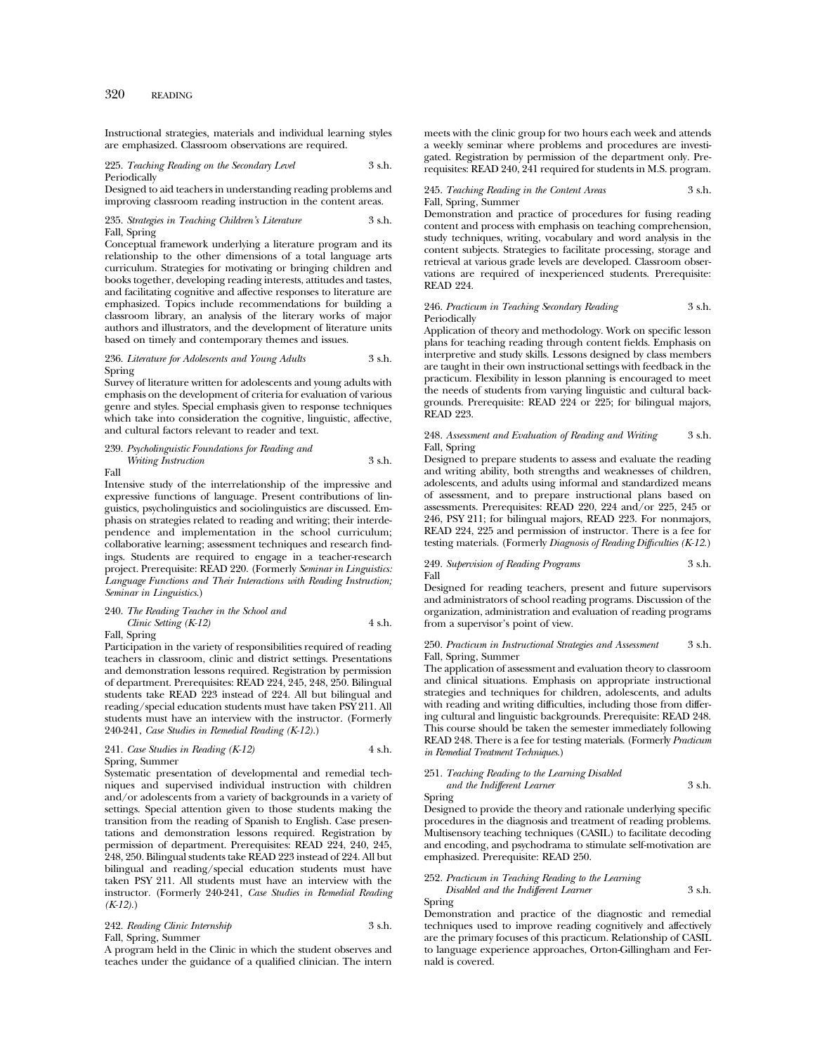Instructional strategies, materials and individual learning styles are emphasized. Classroom observations are required.

225. *Teaching Reading on the Secondary Level* 3 s.h.
Periodically
Designed to aid teachers in understanding reading problems and improving classroom reading instruction in the content areas.

235. *Strategies in Teaching Children's Literature* 3 s.h.
Fall, Spring
Conceptual framework underlying a literature program and its relationship to the other dimensions of a total language arts curriculum. Strategies for motivating or bringing children and books together, developing reading interests, attitudes and tastes, and facilitating cognitive and affective responses to literature are emphasized. Topics include recommendations for building a classroom library, an analysis of the literary works of major authors and illustrators, and the development of literature units based on timely and contemporary themes and issues.

236. *Literature for Adolescents and Young Adults* 3 s.h.
Spring
Survey of literature written for adolescents and young adults with emphasis on the development of criteria for evaluation of various genre and styles. Special emphasis given to response techniques which take into consideration the cognitive, linguistic, affective, and cultural factors relevant to reader and text.

239. *Psycholinguistic Foundations for Reading and Writing Instruction* 3 s.h.
Fall
Intensive study of the interrelationship of the impressive and expressive functions of language. Present contributions of linguistics, psycholinguistics and sociolinguistics are discussed. Emphasis on strategies related to reading and writing; their interdependence and implementation in the school curriculum; collaborative learning; assessment techniques and research findings. Students are required to engage in a teacher-research project. Prerequisite: READ 220. (Formerly *Seminar in Linguistics: Language Functions and Their Interactions with Reading Instruction; Seminar in Linguistics.*)

240. *The Reading Teacher in the School and Clinic Setting (K-12)* 4 s.h.
Fall, Spring
Participation in the variety of responsibilities required of reading teachers in classroom, clinic and district settings. Presentations and demonstration lessons required. Registration by permission of department. Prerequisites: READ 224, 245, 248, 250. Bilingual students take READ 223 instead of 224. All but bilingual and reading/special education students must have taken PSY 211. All students must have an interview with the instructor. (Formerly 240-241, *Case Studies in Remedial Reading (K-12)*.)

241. *Case Studies in Reading (K-12)* 4 s.h.
Spring, Summer
Systematic presentation of developmental and remedial techniques and supervised individual instruction with children and/or adolescents from a variety of backgrounds in a variety of settings. Special attention given to those students making the transition from the reading of Spanish to English. Case presentations and demonstration lessons required. Registration by permission of department. Prerequisites: READ 224, 240, 245, 248, 250. Bilingual students take READ 223 instead of 224. All but bilingual and reading/special education students must have taken PSY 211. All students must have an interview with the instructor. (Formerly 240-241, *Case Studies in Remedial Reading (K-12)*.)

242. *Reading Clinic Internship* 3 s.h.
Fall, Spring, Summer
A program held in the Clinic in which the student observes and teaches under the guidance of a qualified clinician. The intern meets with the clinic group for two hours each week and attends a weekly seminar where problems and procedures are investigated. Registration by permission of the department only. Prerequisites: READ 240, 241 required for students in M.S. program.

245. *Teaching Reading in the Content Areas* 3 s.h.
Fall, Spring, Summer
Demonstration and practice of procedures for fusing reading content and process with emphasis on teaching comprehension, study techniques, writing, vocabulary and word analysis in the content subjects. Strategies to facilitate processing, storage and retrieval at various grade levels are developed. Classroom observations are required of inexperienced students. Prerequisite: READ 224.

246. *Practicum in Teaching Secondary Reading* 3 s.h.
Periodically
Application of theory and methodology. Work on specific lesson plans for teaching reading through content fields. Emphasis on interpretive and study skills. Lessons designed by class members are taught in their own instructional settings with feedback in the practicum. Flexibility in lesson planning is encouraged to meet the needs of students from varying linguistic and cultural backgrounds. Prerequisite: READ 224 or 225; for bilingual majors, READ 223.

248. *Assessment and Evaluation of Reading and Writing* 3 s.h.
Fall, Spring
Designed to prepare students to assess and evaluate the reading and writing ability, both strengths and weaknesses of children, adolescents, and adults using informal and standardized means of assessment, and to prepare instructional plans based on assessments. Prerequisites: READ 220, 224 and/or 225, 245 or 246, PSY 211; for bilingual majors, READ 223. For nonmajors, READ 224, 225 and permission of instructor. There is a fee for testing materials. (Formerly *Diagnosis of Reading Difficulties (K-12.*)

249. *Supervision of Reading Programs* 3 s.h.
Fall
Designed for reading teachers, present and future supervisors and administrators of school reading programs. Discussion of the organization, administration and evaluation of reading programs from a supervisor's point of view.

250. *Practicum in Instructional Strategies and Assessment* 3 s.h.
Fall, Spring, Summer
The application of assessment and evaluation theory to classroom and clinical situations. Emphasis on appropriate instructional strategies and techniques for children, adolescents, and adults with reading and writing difficulties, including those from differing cultural and linguistic backgrounds. Prerequisite: READ 248. This course should be taken the semester immediately following READ 248. There is a fee for testing materials. (Formerly *Practicum in Remedial Treatment Techniques.*)

251. *Teaching Reading to the Learning Disabled and the Indifferent Learner* 3 s.h.
Spring
Designed to provide the theory and rationale underlying specific procedures in the diagnosis and treatment of reading problems. Multisensory teaching techniques (CASIL) to facilitate decoding and encoding, and psychodrama to stimulate self-motivation are emphasized. Prerequisite: READ 250.

252. *Practicum in Teaching Reading to the Learning Disabled and the Indifferent Learner* 3 s.h.
Spring
Demonstration and practice of the diagnostic and remedial techniques used to improve reading cognitively and affectively are the primary focuses of this practicum. Relationship of CASIL to language experience approaches, Orton-Gillingham and Fernald is covered.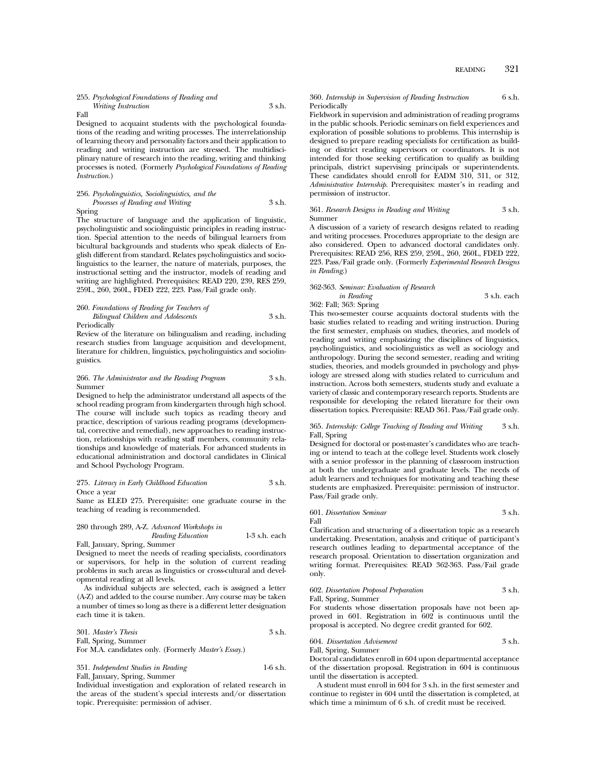255. *Psychological Foundations of Reading and Writing Instruction* 3 s.h.
Fall

Designed to acquaint students with the psychological foundations of the reading and writing processes. The interrelationship of learning theory and personality factors and their application to reading and writing instruction are stressed. The multidisciplinary nature of research into the reading, writing and thinking processes is noted. (Formerly *Psychological Foundations of Reading Instruction.*)

256. *Psycholinguistics, Sociolinguistics, and the Processes of Reading and Writing* 3 s.h.
Spring

The structure of language and the application of linguistic, psycholinguistic and sociolinguistic principles in reading instruction. Special attention to the needs of bilingual learners from bicultural backgrounds and students who speak dialects of English different from standard. Relates psycholinguistics and sociolinguistics to the learner, the nature of materials, purposes, the instructional setting and the instructor, models of reading and writing are highlighted. Prerequisites: READ 220, 239, RES 259, 259L, 260, 260L, FDED 222, 223. Pass/Fail grade only.

260. *Foundations of Reading for Teachers of Bilingual Children and Adolescents* 3 s.h.
Periodically

Review of the literature on bilingualism and reading, including research studies from language acquisition and development, literature for children, linguistics, psycholinguistics and sociolinguistics.

266. *The Administrator and the Reading Program* 3 s.h.
Summer

Designed to help the administrator understand all aspects of the school reading program from kindergarten through high school. The course will include such topics as reading theory and practice, description of various reading programs (developmental, corrective and remedial), new approaches to reading instruction, relationships with reading staff members, community relationships and knowledge of materials. For advanced students in educational administration and doctoral candidates in Clinical and School Psychology Program.

275. *Literacy in Early Childhood Education* 3 s.h.
Once a year

Same as ELED 275. Prerequisite: one graduate course in the teaching of reading is recommended.

280 through 289, A-Z. *Advanced Workshops in Reading Education* 1-3 s.h. each
Fall, January, Spring, Summer

Designed to meet the needs of reading specialists, coordinators or supervisors, for help in the solution of current reading problems in such areas as linguistics or cross-cultural and developmental reading at all levels.

As individual subjects are selected, each is assigned a letter (A-Z) and added to the course number. Any course may be taken a number of times so long as there is a different letter designation each time it is taken.

301. *Master's Thesis* 3 s.h.
Fall, Spring, Summer

For M.A. candidates only. (Formerly *Master's Essay.*)

351. *Independent Studies in Reading* 1-6 s.h.
Fall, January, Spring, Summer

Individual investigation and exploration of related research in the areas of the student's special interests and/or dissertation topic. Prerequisite: permission of adviser.

360. *Internship in Supervision of Reading Instruction* 6 s.h.
Periodically

Fieldwork in supervision and administration of reading programs in the public schools. Periodic seminars on field experiences and exploration of possible solutions to problems. This internship is designed to prepare reading specialists for certification as building or district reading supervisors or coordinators. It is not intended for those seeking certification to qualify as building principals, district supervising principals or superintendents. These candidates should enroll for EADM 310, 311, or 312, *Administrative Internship*. Prerequisites: master's in reading and permission of instructor.

361. *Research Designs in Reading and Writing* 3 s.h.
Summer

A discussion of a variety of research designs related to reading and writing processes. Procedures appropriate to the design are also considered. Open to advanced doctoral candidates only. Prerequisites: READ 256, RES 259, 259L, 260, 260L, FDED 222, 223. Pass/Fail grade only. (Formerly *Experimental Research Designs in Reading.*)

362-363. *Seminar: Evaluation of Research in Reading* 3 s.h. each
362: Fall; 363: Spring

This two-semester course acquaints doctoral students with the basic studies related to reading and writing instruction. During the first semester, emphasis on studies, theories, and models of reading and writing emphasizing the disciplines of linguistics, psycholinguistics, and sociolinguistics as well as sociology and anthropology. During the second semester, reading and writing studies, theories, and models grounded in psychology and physiology are stressed along with studies related to curriculum and instruction. Across both semesters, students study and evaluate a variety of classic and contemporary research reports. Students are responsible for developing the related literature for their own dissertation topics. Prerequisite: READ 361. Pass/Fail grade only.

365. *Internship: College Teaching of Reading and Writing* 3 s.h.
Fall, Spring

Designed for doctoral or post-master's candidates who are teaching or intend to teach at the college level. Students work closely with a senior professor in the planning of classroom instruction at both the undergraduate and graduate levels. The needs of adult learners and techniques for motivating and teaching these students are emphasized. Prerequisite: permission of instructor. Pass/Fail grade only.

601. *Dissertation Seminar* 3 s.h.
Fall

Clarification and structuring of a dissertation topic as a research undertaking. Presentation, analysis and critique of participant's research outlines leading to departmental acceptance of the research proposal. Orientation to dissertation organization and writing format. Prerequisites: READ 362-363. Pass/Fail grade only.

602. *Dissertation Proposal Preparation* 3 s.h.
Fall, Spring, Summer

For students whose dissertation proposals have not been approved in 601. Registration in 602 is continuous until the proposal is accepted. No degree credit granted for 602.

604. *Dissertation Advisement* 3 s.h.
Fall, Spring, Summer

Doctoral candidates enroll in 604 upon departmental acceptance of the dissertation proposal. Registration in 604 is continuous until the dissertation is accepted.

A student must enroll in 604 for 3 s.h. in the first semester and continue to register in 604 until the dissertation is completed, at which time a minimum of 6 s.h. of credit must be received.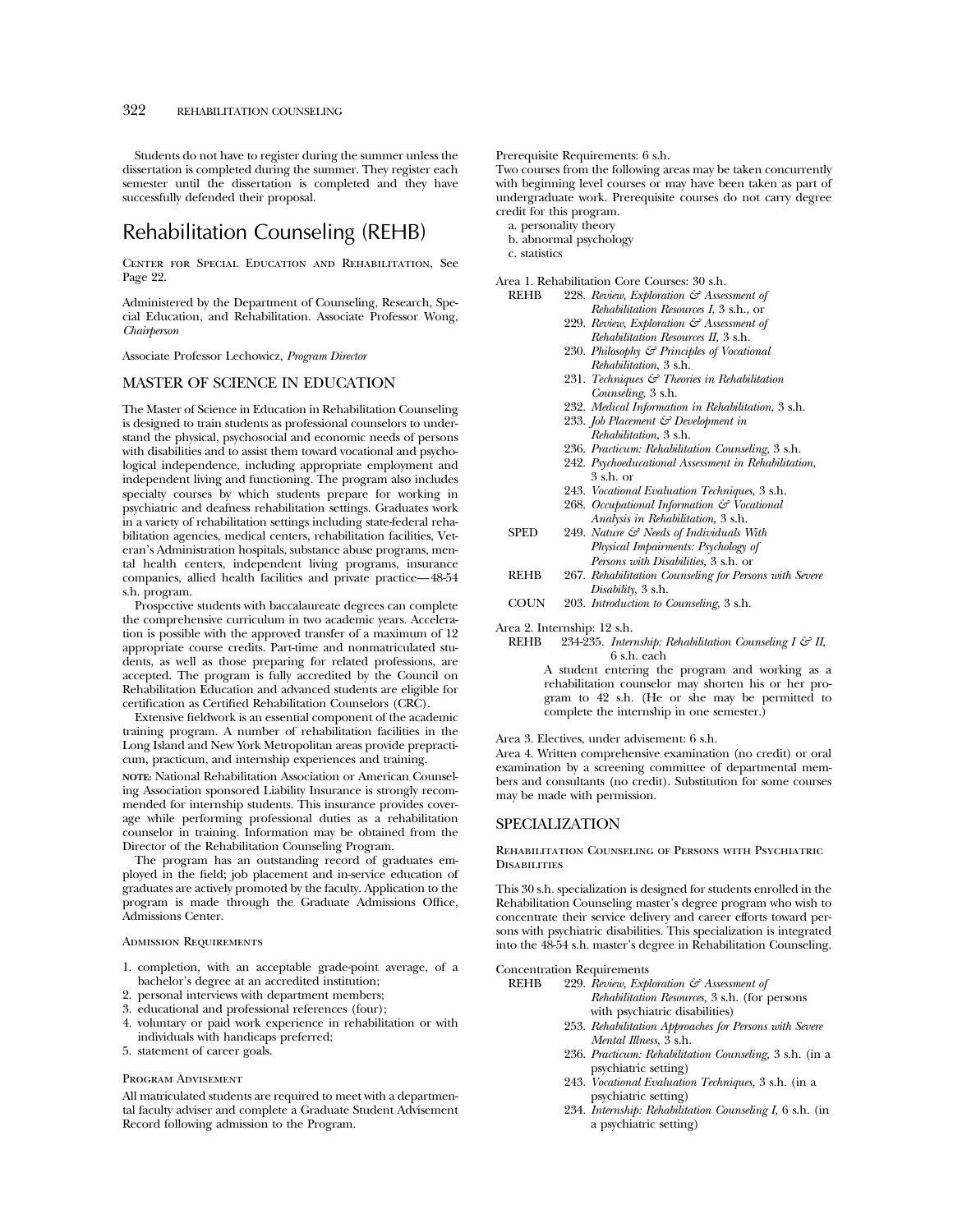Students do not have to register during the summer unless the dissertation is completed during the summer. They register each semester until the dissertation is completed and they have successfully defended their proposal.

# Rehabilitation Counseling (REHB)

Center for Special Education and Rehabilitation, See Page 22.

Administered by the Department of Counseling, Research, Special Education, and Rehabilitation. Associate Professor Wong, *Chairperson*

Associate Professor Lechowicz, *Program Director*

## MASTER OF SCIENCE IN EDUCATION

The Master of Science in Education in Rehabilitation Counseling is designed to train students as professional counselors to understand the physical, psychosocial and economic needs of persons with disabilities and to assist them toward vocational and psychological independence, including appropriate employment and independent living and functioning. The program also includes specialty courses by which students prepare for working in psychiatric and deafness rehabilitation settings. Graduates work in a variety of rehabilitation settings including state-federal rehabilitation agencies, medical centers, rehabilitation facilities, Veteran's Administration hospitals, substance abuse programs, mental health centers, independent living programs, insurance companies, allied health facilities and private practice—48-54 s.h. program.

Prospective students with baccalaureate degrees can complete the comprehensive curriculum in two academic years. Acceleration is possible with the approved transfer of a maximum of 12 appropriate course credits. Part-time and nonmatriculated students, as well as those preparing for related professions, are accepted. The program is fully accredited by the Council on Rehabilitation Education and advanced students are eligible for certification as Certified Rehabilitation Counselors (CRC).

Extensive fieldwork is an essential component of the academic training program. A number of rehabilitation facilities in the Long Island and New York Metropolitan areas provide prepracticum, practicum, and internship experiences and training.

**NOTE:** National Rehabilitation Association or American Counseling Association sponsored Liability Insurance is strongly recommended for internship students. This insurance provides coverage while performing professional duties as a rehabilitation counselor in training. Information may be obtained from the Director of the Rehabilitation Counseling Program.

The program has an outstanding record of graduates employed in the field; job placement and in-service education of graduates are actively promoted by the faculty. Application to the program is made through the Graduate Admissions Office, Admissions Center.

### Admission Requirements

1. completion, with an acceptable grade-point average, of a bachelor's degree at an accredited institution;
2. personal interviews with department members;
3. educational and professional references (four);
4. voluntary or paid work experience in rehabilitation or with individuals with handicaps preferred;
5. statement of career goals.

### Program Advisement

All matriculated students are required to meet with a departmental faculty adviser and complete a Graduate Student Advisement Record following admission to the Program.

Prerequisite Requirements: 6 s.h.

Two courses from the following areas may be taken concurrently with beginning level courses or may have been taken as part of undergraduate work. Prerequisite courses do not carry degree credit for this program.

a. personality theory
b. abnormal psychology
c. statistics

Area 1. Rehabilitation Core Courses: 30 s.h.

REHB 228. *Review, Exploration & Assessment of Rehabilitation Resources I,* 3 s.h., or
229. *Review, Exploration & Assessment of Rehabilitation Resources II,* 3 s.h.
230. *Philosophy & Principles of Vocational Rehabilitation*, 3 s.h.
231. *Techniques & Theories in Rehabilitation Counseling,* 3 s.h.
232. *Medical Information in Rehabilitation*, 3 s.h.
233. *Job Placement & Development in Rehabilitation*, 3 s.h.
236. *Practicum: Rehabilitation Counseling*, 3 s.h.
242. *Psychoeducational Assessment in Rehabilitation,* 3 s.h. or
243. *Vocational Evaluation Techniques,* 3 s.h.
268. *Occupational Information & Vocational Analysis in Rehabilitation,* 3 s.h.

SPED 249. *Nature & Needs of Individuals With Physical Impairments: Psychology of Persons with Disabilities,* 3 s.h. or

REHB 267. *Rehabilitation Counseling for Persons with Severe Disability,* 3 s.h.

COUN 203. *Introduction to Counseling*, 3 s.h.

Area 2. Internship: 12 s.h.

REHB 234-235. *Internship: Rehabilitation Counseling I & II,* 6 s.h. each

A student entering the program and working as a rehabilitation counselor may shorten his or her program to 42 s.h. (He or she may be permitted to complete the internship in one semester.)

Area 3. Electives, under advisement: 6 s.h.

Area 4. Written comprehensive examination (no credit) or oral examination by a screening committee of departmental members and consultants (no credit). Substitution for some courses may be made with permission.

## SPECIALIZATION

### Rehabilitation Counseling of Persons with Psychiatric Disabilities

This 30 s.h. specialization is designed for students enrolled in the Rehabilitation Counseling master's degree program who wish to concentrate their service delivery and career efforts toward persons with psychiatric disabilities. This specialization is integrated into the 48-54 s.h. master's degree in Rehabilitation Counseling.

Concentration Requirements

REHB 229. *Review, Exploration & Assessment of Rehabilitation Resources,* 3 s.h. (for persons with psychiatric disabilities)
253. *Rehabilitation Approaches for Persons with Severe Mental Illness,* 3 s.h.
236. *Practicum: Rehabilitation Counseling,* 3 s.h. (in a psychiatric setting)
243. *Vocational Evaluation Techniques,* 3 s.h. (in a psychiatric setting)
234. *Internship: Rehabilitation Counseling I,* 6 s.h. (in a psychiatric setting)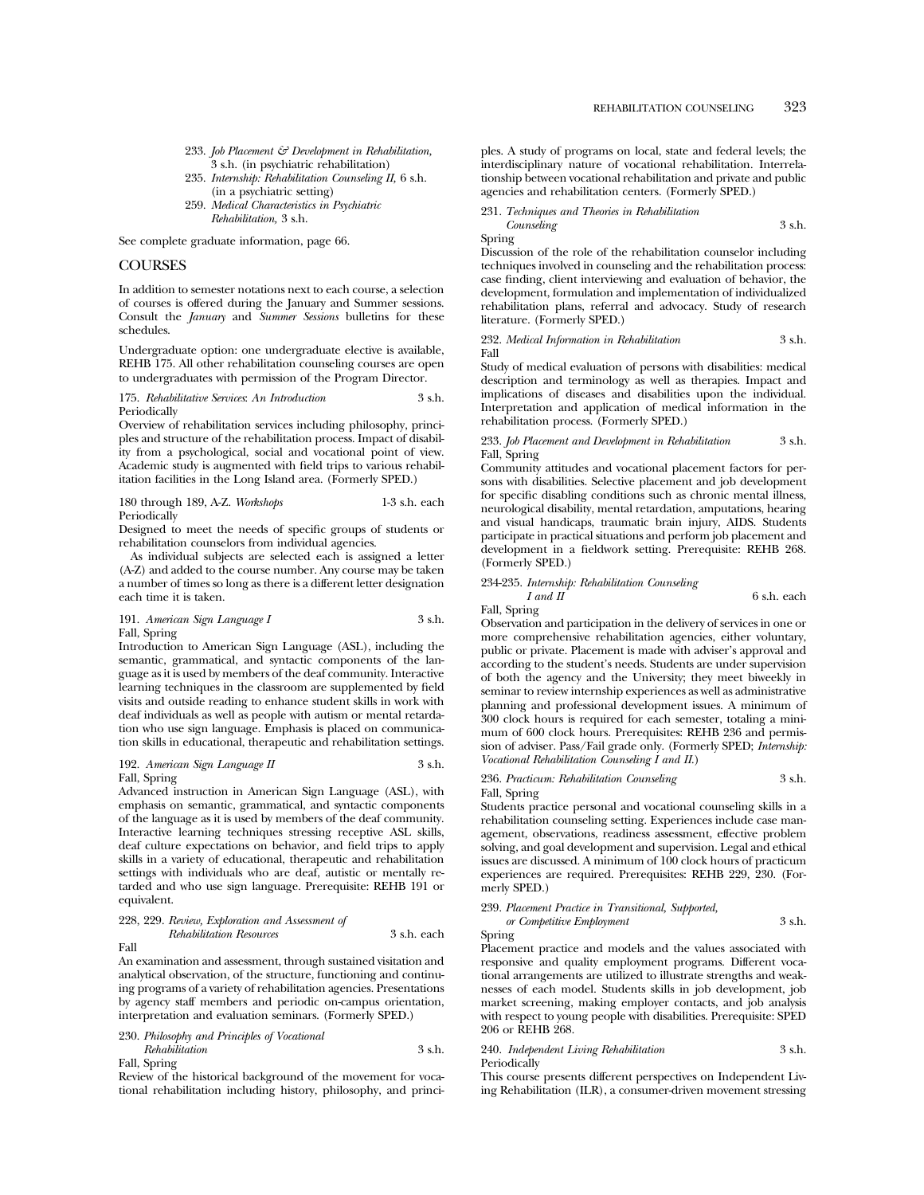233. *Job Placement & Development in Rehabilitation,* 3 s.h. (in psychiatric rehabilitation)
235. *Internship: Rehabilitation Counseling II,* 6 s.h. (in a psychiatric setting)
259. *Medical Characteristics in Psychiatric Rehabilitation,* 3 s.h.

See complete graduate information, page 66.

## COURSES

In addition to semester notations next to each course, a selection of courses is offered during the January and Summer sessions. Consult the *January* and *Summer Sessions* bulletins for these schedules.

Undergraduate option: one undergraduate elective is available, REHB 175. All other rehabilitation counseling courses are open to undergraduates with permission of the Program Director.

175. *Rehabilitative Services: An Introduction* 3 s.h.
Periodically
Overview of rehabilitation services including philosophy, principles and structure of the rehabilitation process. Impact of disability from a psychological, social and vocational point of view. Academic study is augmented with field trips to various rehabilitation facilities in the Long Island area. (Formerly SPED.)

180 through 189, A-Z. *Workshops* 1-3 s.h. each
Periodically
Designed to meet the needs of specific groups of students or rehabilitation counselors from individual agencies.

As individual subjects are selected each is assigned a letter (A-Z) and added to the course number. Any course may be taken a number of times so long as there is a different letter designation each time it is taken.

191. *American Sign Language I* 3 s.h.
Fall, Spring
Introduction to American Sign Language (ASL), including the semantic, grammatical, and syntactic components of the language as it is used by members of the deaf community. Interactive learning techniques in the classroom are supplemented by field visits and outside reading to enhance student skills in work with deaf individuals as well as people with autism or mental retardation who use sign language. Emphasis is placed on communication skills in educational, therapeutic and rehabilitation settings.

192. *American Sign Language II* 3 s.h.
Fall, Spring
Advanced instruction in American Sign Language (ASL), with emphasis on semantic, grammatical, and syntactic components of the language as it is used by members of the deaf community. Interactive learning techniques stressing receptive ASL skills, deaf culture expectations on behavior, and field trips to apply skills in a variety of educational, therapeutic and rehabilitation settings with individuals who are deaf, autistic or mentally retarded and who use sign language. Prerequisite: REHB 191 or equivalent.

228, 229. *Review, Exploration and Assessment of Rehabilitation Resources* 3 s.h. each
Fall
An examination and assessment, through sustained visitation and analytical observation, of the structure, functioning and continuing programs of a variety of rehabilitation agencies. Presentations by agency staff members and periodic on-campus orientation, interpretation and evaluation seminars. (Formerly SPED.)

230. *Philosophy and Principles of Vocational Rehabilitation* 3 s.h.
Fall, Spring
Review of the historical background of the movement for vocational rehabilitation including history, philosophy, and principles. A study of programs on local, state and federal levels; the interdisciplinary nature of vocational rehabilitation. Interrelationship between vocational rehabilitation and private and public agencies and rehabilitation centers. (Formerly SPED.)

231. *Techniques and Theories in Rehabilitation Counseling* 3 s.h.
Spring
Discussion of the role of the rehabilitation counselor including techniques involved in counseling and the rehabilitation process: case finding, client interviewing and evaluation of behavior, the development, formulation and implementation of individualized rehabilitation plans, referral and advocacy. Study of research literature. (Formerly SPED.)

232. *Medical Information in Rehabilitation* 3 s.h.
Fall
Study of medical evaluation of persons with disabilities: medical description and terminology as well as therapies. Impact and implications of diseases and disabilities upon the individual. Interpretation and application of medical information in the rehabilitation process. (Formerly SPED.)

233. *Job Placement and Development in Rehabilitation* 3 s.h.
Fall, Spring
Community attitudes and vocational placement factors for persons with disabilities. Selective placement and job development for specific disabling conditions such as chronic mental illness, neurological disability, mental retardation, amputations, hearing and visual handicaps, traumatic brain injury, AIDS. Students participate in practical situations and perform job placement and development in a fieldwork setting. Prerequisite: REHB 268. (Formerly SPED.)

234-235. *Internship: Rehabilitation Counseling I and II* 6 s.h. each
Fall, Spring
Observation and participation in the delivery of services in one or more comprehensive rehabilitation agencies, either voluntary, public or private. Placement is made with adviser's approval and according to the student's needs. Students are under supervision of both the agency and the University; they meet biweekly in seminar to review internship experiences as well as administrative planning and professional development issues. A minimum of 300 clock hours is required for each semester, totaling a minimum of 600 clock hours. Prerequisites: REHB 236 and permission of adviser. Pass/Fail grade only. (Formerly SPED; *Internship: Vocational Rehabilitation Counseling I and II.*)

236. *Practicum: Rehabilitation Counseling* 3 s.h.
Fall, Spring
Students practice personal and vocational counseling skills in a rehabilitation counseling setting. Experiences include case management, observations, readiness assessment, effective problem solving, and goal development and supervision. Legal and ethical issues are discussed. A minimum of 100 clock hours of practicum experiences are required. Prerequisites: REHB 229, 230. (Formerly SPED.)

239. *Placement Practice in Transitional, Supported, or Competitive Employment* 3 s.h.
Spring
Placement practice and models and the values associated with responsive and quality employment programs. Different vocational arrangements are utilized to illustrate strengths and weaknesses of each model. Students skills in job development, job market screening, making employer contacts, and job analysis with respect to young people with disabilities. Prerequisite: SPED 206 or REHB 268.

240. *Independent Living Rehabilitation* 3 s.h.
Periodically
This course presents different perspectives on Independent Living Rehabilitation (ILR), a consumer-driven movement stressing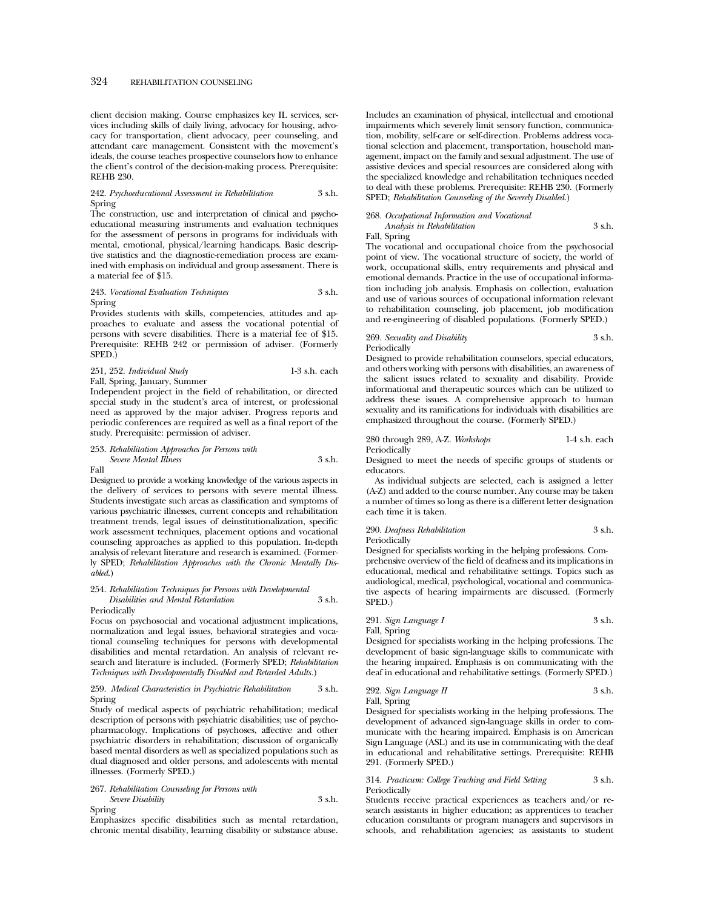client decision making. Course emphasizes key IL services, services including skills of daily living, advocacy for housing, advocacy for transportation, client advocacy, peer counseling, and attendant care management. Consistent with the movement's ideals, the course teaches prospective counselors how to enhance the client's control of the decision-making process. Prerequisite: REHB 230.

242. *Psychoeducational Assessment in Rehabilitation* 3 s.h.
Spring
The construction, use and interpretation of clinical and psychoeducational measuring instruments and evaluation techniques for the assessment of persons in programs for individuals with mental, emotional, physical/learning handicaps. Basic descriptive statistics and the diagnostic-remediation process are examined with emphasis on individual and group assessment. There is a material fee of $15.

243. *Vocational Evaluation Techniques* 3 s.h.
Spring
Provides students with skills, competencies, attitudes and approaches to evaluate and assess the vocational potential of persons with severe disabilities. There is a material fee of $15. Prerequisite: REHB 242 or permission of adviser. (Formerly SPED.)

251, 252. *Individual Study* 1-3 s.h. each
Fall, Spring, January, Summer
Independent project in the field of rehabilitation, or directed special study in the student's area of interest, or professional need as approved by the major adviser. Progress reports and periodic conferences are required as well as a final report of the study. Prerequisite: permission of adviser.

253. *Rehabilitation Approaches for Persons with Severe Mental Illness* 3 s.h.
Fall
Designed to provide a working knowledge of the various aspects in the delivery of services to persons with severe mental illness. Students investigate such areas as classification and symptoms of various psychiatric illnesses, current concepts and rehabilitation treatment trends, legal issues of deinstitutionalization, specific work assessment techniques, placement options and vocational counseling approaches as applied to this population. In-depth analysis of relevant literature and research is examined. (Formerly SPED; *Rehabilitation Approaches with the Chronic Mentally Disabled.*)

254. *Rehabilitation Techniques for Persons with Developmental Disabilities and Mental Retardation* 3 s.h.
Periodically
Focus on psychosocial and vocational adjustment implications, normalization and legal issues, behavioral strategies and vocational counseling techniques for persons with developmental disabilities and mental retardation. An analysis of relevant research and literature is included. (Formerly SPED; *Rehabilitation Techniques with Developmentally Disabled and Retarded Adults.*)

259. *Medical Characteristics in Psychiatric Rehabilitation* 3 s.h.
Spring
Study of medical aspects of psychiatric rehabilitation; medical description of persons with psychiatric disabilities; use of psychopharmacology. Implications of psychoses, affective and other psychiatric disorders in rehabilitation; discussion of organically based mental disorders as well as specialized populations such as dual diagnosed and older persons, and adolescents with mental illnesses. (Formerly SPED.)

267. *Rehabilitation Counseling for Persons with Severe Disability* 3 s.h.
Spring
Emphasizes specific disabilities such as mental retardation, chronic mental disability, learning disability or substance abuse. Includes an examination of physical, intellectual and emotional impairments which severely limit sensory function, communication, mobility, self-care or self-direction. Problems address vocational selection and placement, transportation, household management, impact on the family and sexual adjustment. The use of assistive devices and special resources are considered along with the specialized knowledge and rehabilitation techniques needed to deal with these problems. Prerequisite: REHB 230. (Formerly SPED; *Rehabilitation Counseling of the Severely Disabled.*)

268. *Occupational Information and Vocational Analysis in Rehabilitation* 3 s.h.
Fall, Spring
The vocational and occupational choice from the psychosocial point of view. The vocational structure of society, the world of work, occupational skills, entry requirements and physical and emotional demands. Practice in the use of occupational information including job analysis. Emphasis on collection, evaluation and use of various sources of occupational information relevant to rehabilitation counseling, job placement, job modification and re-engineering of disabled populations. (Formerly SPED.)

269. *Sexuality and Disability* 3 s.h.
Periodically
Designed to provide rehabilitation counselors, special educators, and others working with persons with disabilities, an awareness of the salient issues related to sexuality and disability. Provide informational and therapeutic sources which can be utilized to address these issues. A comprehensive approach to human sexuality and its ramifications for individuals with disabilities are emphasized throughout the course. (Formerly SPED.)

280 through 289, A-Z. *Workshops* 1-4 s.h. each
Periodically
Designed to meet the needs of specific groups of students or educators.

As individual subjects are selected, each is assigned a letter (A-Z) and added to the course number. Any course may be taken a number of times so long as there is a different letter designation each time it is taken.

290. *Deafness Rehabilitation* 3 s.h.
Periodically
Designed for specialists working in the helping professions. Comprehensive overview of the field of deafness and its implications in educational, medical and rehabilitative settings. Topics such as audiological, medical, psychological, vocational and communicative aspects of hearing impairments are discussed. (Formerly SPED.)

291. *Sign Language I* 3 s.h.
Fall, Spring
Designed for specialists working in the helping professions. The development of basic sign-language skills to communicate with the hearing impaired. Emphasis is on communicating with the deaf in educational and rehabilitative settings. (Formerly SPED.)

292. *Sign Language II* 3 s.h.
Fall, Spring
Designed for specialists working in the helping professions. The development of advanced sign-language skills in order to communicate with the hearing impaired. Emphasis is on American Sign Language (ASL) and its use in communicating with the deaf in educational and rehabilitative settings. Prerequisite: REHB 291. (Formerly SPED.)

314. *Practicum: College Teaching and Field Setting* 3 s.h.
Periodically
Students receive practical experiences as teachers and/or research assistants in higher education; as apprentices to teacher education consultants or program managers and supervisors in schools, and rehabilitation agencies; as assistants to student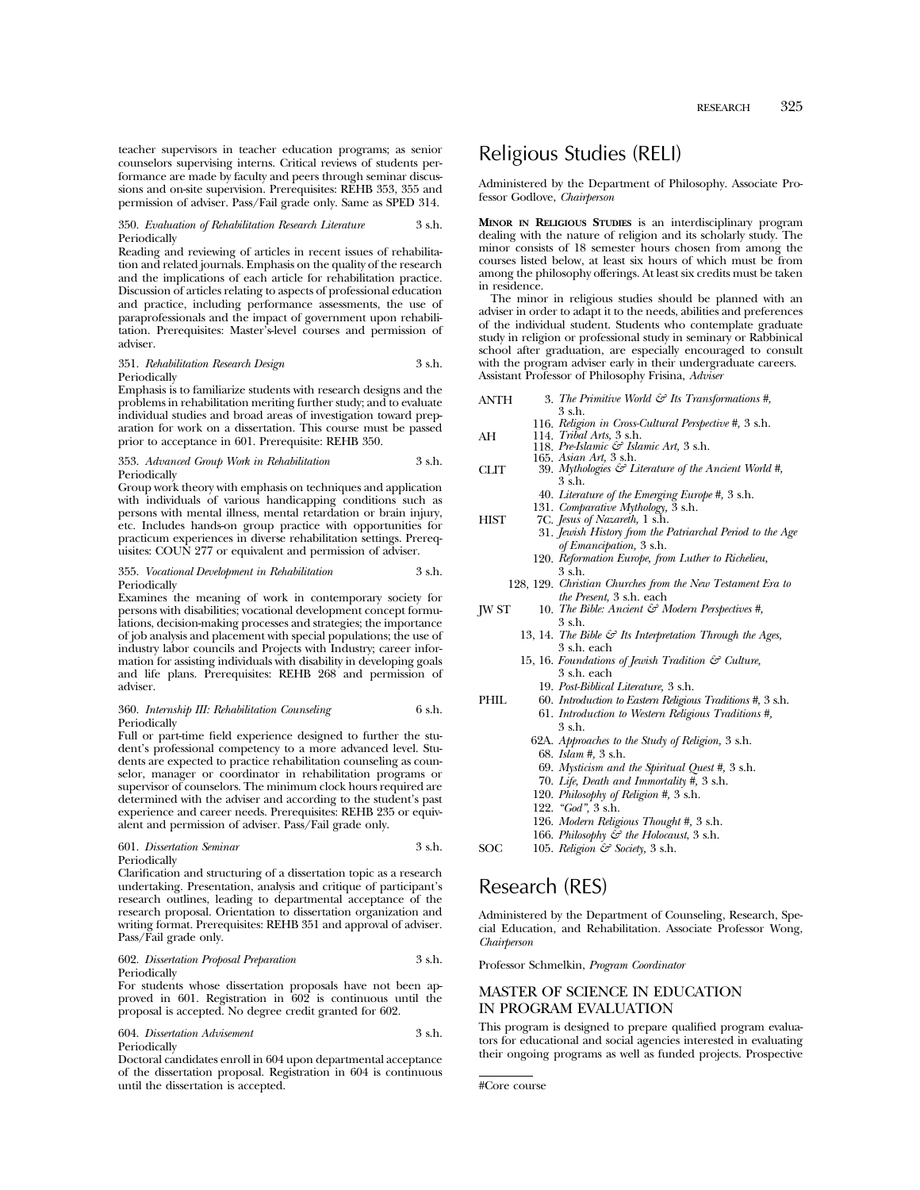teacher supervisors in teacher education programs; as senior counselors supervising interns. Critical reviews of students performance are made by faculty and peers through seminar discussions and on-site supervision. Prerequisites: REHB 353, 355 and permission of adviser. Pass/Fail grade only. Same as SPED 314.

350. *Evaluation of Rehabilitation Research Literature* 3 s.h.
Periodically

Reading and reviewing of articles in recent issues of rehabilitation and related journals. Emphasis on the quality of the research and the implications of each article for rehabilitation practice. Discussion of articles relating to aspects of professional education and practice, including performance assessments, the use of paraprofessionals and the impact of government upon rehabilitation. Prerequisites: Master's-level courses and permission of adviser.

351. *Rehabilitation Research Design* 3 s.h.
Periodically

Emphasis is to familiarize students with research designs and the problems in rehabilitation meriting further study; and to evaluate individual studies and broad areas of investigation toward preparation for work on a dissertation. This course must be passed prior to acceptance in 601. Prerequisite: REHB 350.

353. *Advanced Group Work in Rehabilitation* 3 s.h.
Periodically

Group work theory with emphasis on techniques and application with individuals of various handicapping conditions such as persons with mental illness, mental retardation or brain injury, etc. Includes hands-on group practice with opportunities for practicum experiences in diverse rehabilitation settings. Prerequisites: COUN 277 or equivalent and permission of adviser.

355. *Vocational Development in Rehabilitation* 3 s.h.
Periodically

Examines the meaning of work in contemporary society for persons with disabilities; vocational development concept formulations, decision-making processes and strategies; the importance of job analysis and placement with special populations; the use of industry labor councils and Projects with Industry; career information for assisting individuals with disability in developing goals and life plans. Prerequisites: REHB 268 and permission of adviser.

360. *Internship III: Rehabilitation Counseling* 6 s.h.
Periodically

Full or part-time field experience designed to further the student's professional competency to a more advanced level. Students are expected to practice rehabilitation counseling as counselor, manager or coordinator in rehabilitation programs or supervisor of counselors. The minimum clock hours required are determined with the adviser and according to the student's past experience and career needs. Prerequisites: REHB 235 or equivalent and permission of adviser. Pass/Fail grade only.

601. *Dissertation Seminar* 3 s.h.
Periodically

Clarification and structuring of a dissertation topic as a research undertaking. Presentation, analysis and critique of participant's research outlines, leading to departmental acceptance of the research proposal. Orientation to dissertation organization and writing format. Prerequisites: REHB 351 and approval of adviser. Pass/Fail grade only.

602. *Dissertation Proposal Preparation* 3 s.h.
Periodically

For students whose dissertation proposals have not been approved in 601. Registration in 602 is continuous until the proposal is accepted. No degree credit granted for 602.

604. *Dissertation Advisement* 3 s.h.
Periodically

Doctoral candidates enroll in 604 upon departmental acceptance of the dissertation proposal. Registration in 604 is continuous until the dissertation is accepted.

# Religious Studies (RELI)

Administered by the Department of Philosophy. Associate Professor Godlove, *Chairperson*

**MINOR IN RELIGIOUS STUDIES** is an interdisciplinary program dealing with the nature of religion and its scholarly study. The minor consists of 18 semester hours chosen from among the courses listed below, at least six hours of which must be from among the philosophy offerings. At least six credits must be taken in residence.

The minor in religious studies should be planned with an adviser in order to adapt it to the needs, abilities and preferences of the individual student. Students who contemplate graduate study in religion or professional study in seminary or Rabbinical school after graduation, are especially encouraged to consult with the program adviser early in their undergraduate careers. Assistant Professor of Philosophy Frisina, *Adviser*

ANTH
- 3. *The Primitive World & Its Transformations #,* 3 s.h.
- 116. *Religion in Cross-Cultural Perspective #,* 3 s.h.

AH
- 114. *Tribal Arts,* 3 s.h.
- 118. *Pre-Islamic & Islamic Art,* 3 s.h.
- 165. *Asian Art,* 3 s.h.

CLIT
- 39. *Mythologies & Literature of the Ancient World #,* 3 s.h.
- 40. *Literature of the Emerging Europe #,* 3 s.h.
- 131. *Comparative Mythology,* 3 s.h.

HIST
- 7C. *Jesus of Nazareth,* 1 s.h.
- 31. *Jewish History from the Patriarchal Period to the Age of Emancipation,* 3 s.h.
- 120. *Reformation Europe, from Luther to Richelieu,* 3 s.h.
- 128, 129. *Christian Churches from the New Testament Era to the Present,* 3 s.h. each

JW ST
- 10. *The Bible: Ancient & Modern Perspectives #,* 3 s.h.
- 13, 14. *The Bible & Its Interpretation Through the Ages,* 3 s.h. each
- 15, 16. *Foundations of Jewish Tradition & Culture,* 3 s.h. each
- 19. *Post-Biblical Literature,* 3 s.h.

PHIL
- 60. *Introduction to Eastern Religious Traditions #,* 3 s.h.
- 61. *Introduction to Western Religious Traditions #,* 3 s.h.
- 62A. *Approaches to the Study of Religion,* 3 s.h.
- 68. *Islam #,* 3 s.h.
- 69. *Mysticism and the Spiritual Quest #,* 3 s.h.
- 70. *Life, Death and Immortality #,* 3 s.h.
- 120. *Philosophy of Religion #,* 3 s.h.
- 122. *"God",* 3 s.h.
- 126. *Modern Religious Thought #,* 3 s.h.
- 166. *Philosophy & the Holocaust,* 3 s.h.

SOC
- 105. *Religion & Society,* 3 s.h.

#Core course

# Research (RES)

Administered by the Department of Counseling, Research, Special Education, and Rehabilitation. Associate Professor Wong, *Chairperson*

Professor Schmelkin, *Program Coordinator*

## MASTER OF SCIENCE IN EDUCATION IN PROGRAM EVALUATION

This program is designed to prepare qualified program evaluators for educational and social agencies interested in evaluating their ongoing programs as well as funded projects. Prospective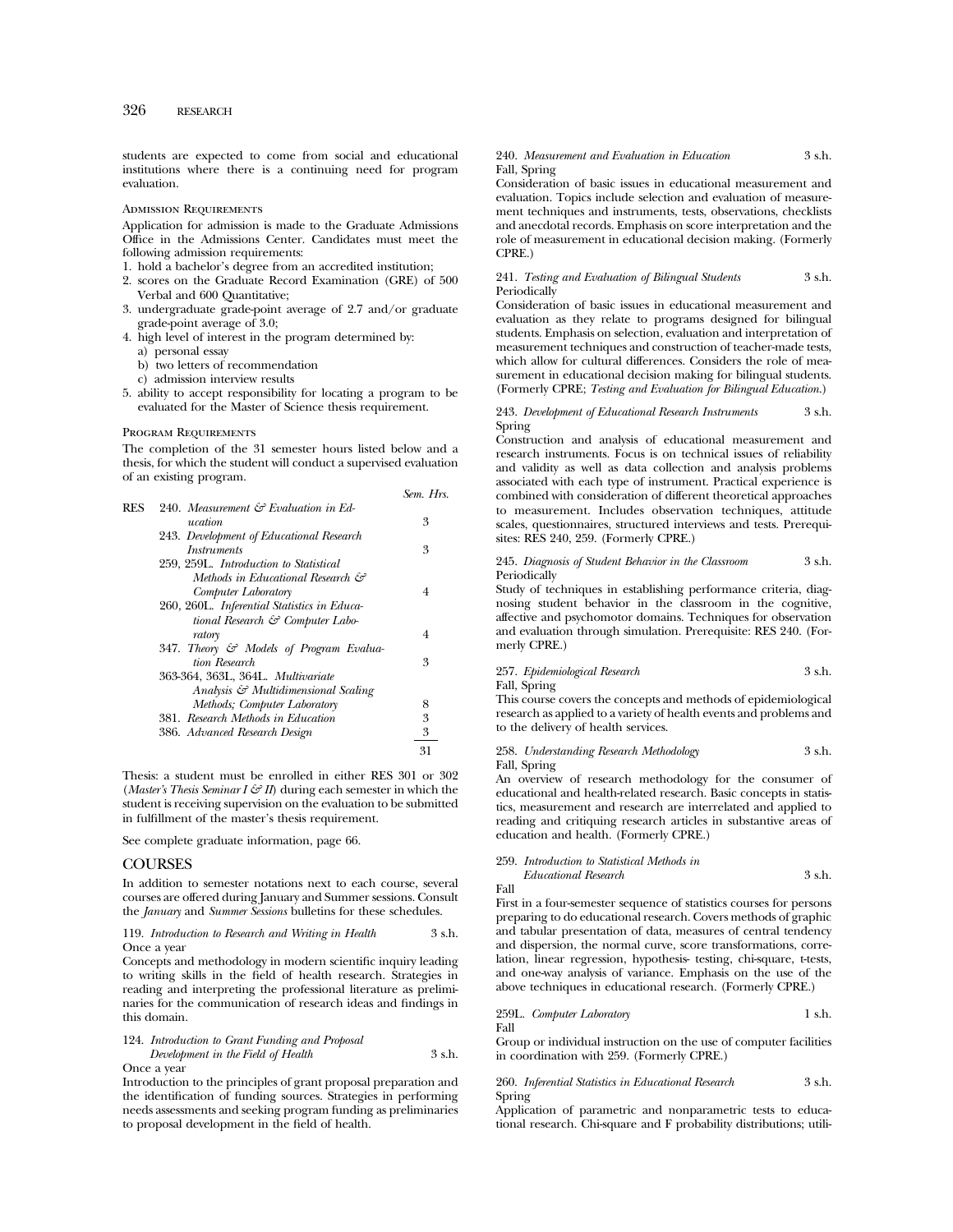students are expected to come from social and educational institutions where there is a continuing need for program evaluation.

### Admission Requirements

Application for admission is made to the Graduate Admissions Office in the Admissions Center. Candidates must meet the following admission requirements:

1. hold a bachelor's degree from an accredited institution;
2. scores on the Graduate Record Examination (GRE) of 500 Verbal and 600 Quantitative;
3. undergraduate grade-point average of 2.7 and/or graduate grade-point average of 3.0;
4. high level of interest in the program determined by:
   a) personal essay
   b) two letters of recommendation
   c) admission interview results
5. ability to accept responsibility for locating a program to be evaluated for the Master of Science thesis requirement.

### Program Requirements

The completion of the 31 semester hours listed below and a thesis, for which the student will conduct a supervised evaluation of an existing program.

| | | *Sem. Hrs.* |
|---|---|---|
| RES | 240. *Measurement & Evaluation in Education* | 3 |
| | 243. *Development of Educational Research Instruments* | 3 |
| | 259, 259L. *Introduction to Statistical Methods in Educational Research & Computer Laboratory* | 4 |
| | 260, 260L. *Inferential Statistics in Educational Research & Computer Laboratory* | 4 |
| | 347. *Theory & Models of Program Evaluation Research* | 3 |
| | 363-364, 363L, 364L. *Multivariate Analysis & Multidimensional Scaling Methods; Computer Laboratory* | 8 |
| | 381. *Research Methods in Education* | 3 |
| | 386. *Advanced Research Design* | 3 |
| | | 31 |

Thesis: a student must be enrolled in either RES 301 or 302 (*Master's Thesis Seminar I & II*) during each semester in which the student is receiving supervision on the evaluation to be submitted in fulfillment of the master's thesis requirement.

See complete graduate information, page 66.

## COURSES

In addition to semester notations next to each course, several courses are offered during January and Summer sessions. Consult the *January* and *Summer Sessions* bulletins for these schedules.

119. *Introduction to Research and Writing in Health* 3 s.h.
Once a year
Concepts and methodology in modern scientific inquiry leading to writing skills in the field of health research. Strategies in reading and interpreting the professional literature as preliminaries for the communication of research ideas and findings in this domain.

124. *Introduction to Grant Funding and Proposal Development in the Field of Health* 3 s.h.
Once a year
Introduction to the principles of grant proposal preparation and the identification of funding sources. Strategies in performing needs assessments and seeking program funding as preliminaries to proposal development in the field of health.

240. *Measurement and Evaluation in Education* 3 s.h.
Fall, Spring
Consideration of basic issues in educational measurement and evaluation. Topics include selection and evaluation of measurement techniques and instruments, tests, observations, checklists and anecdotal records. Emphasis on score interpretation and the role of measurement in educational decision making. (Formerly CPRE.)

241. *Testing and Evaluation of Bilingual Students* 3 s.h.
Periodically
Consideration of basic issues in educational measurement and evaluation as they relate to programs designed for bilingual students. Emphasis on selection, evaluation and interpretation of measurement techniques and construction of teacher-made tests, which allow for cultural differences. Considers the role of measurement in educational decision making for bilingual students. (Formerly CPRE; *Testing and Evaluation for Bilingual Education.*)

243. *Development of Educational Research Instruments* 3 s.h.
Spring
Construction and analysis of educational measurement and research instruments. Focus is on technical issues of reliability and validity as well as data collection and analysis problems associated with each type of instrument. Practical experience is combined with consideration of different theoretical approaches to measurement. Includes observation techniques, attitude scales, questionnaires, structured interviews and tests. Prerequisites: RES 240, 259. (Formerly CPRE.)

245. *Diagnosis of Student Behavior in the Classroom* 3 s.h.
Periodically
Study of techniques in establishing performance criteria, diagnosing student behavior in the classroom in the cognitive, affective and psychomotor domains. Techniques for observation and evaluation through simulation. Prerequisite: RES 240. (Formerly CPRE.)

257. *Epidemiological Research* 3 s.h.
Fall, Spring
This course covers the concepts and methods of epidemiological research as applied to a variety of health events and problems and to the delivery of health services.

258. *Understanding Research Methodology* 3 s.h.
Fall, Spring
An overview of research methodology for the consumer of educational and health-related research. Basic concepts in statistics, measurement and research are interrelated and applied to reading and critiquing research articles in substantive areas of education and health. (Formerly CPRE.)

259. *Introduction to Statistical Methods in Educational Research* 3 s.h.
Fall
First in a four-semester sequence of statistics courses for persons preparing to do educational research. Covers methods of graphic and tabular presentation of data, measures of central tendency and dispersion, the normal curve, score transformations, correlation, linear regression, hypothesis- testing, chi-square, t-tests, and one-way analysis of variance. Emphasis on the use of the above techniques in educational research. (Formerly CPRE.)

259L. *Computer Laboratory* 1 s.h.
Fall
Group or individual instruction on the use of computer facilities in coordination with 259. (Formerly CPRE.)

260. *Inferential Statistics in Educational Research* 3 s.h.
Spring
Application of parametric and nonparametric tests to educational research. Chi-square and F probability distributions; utili-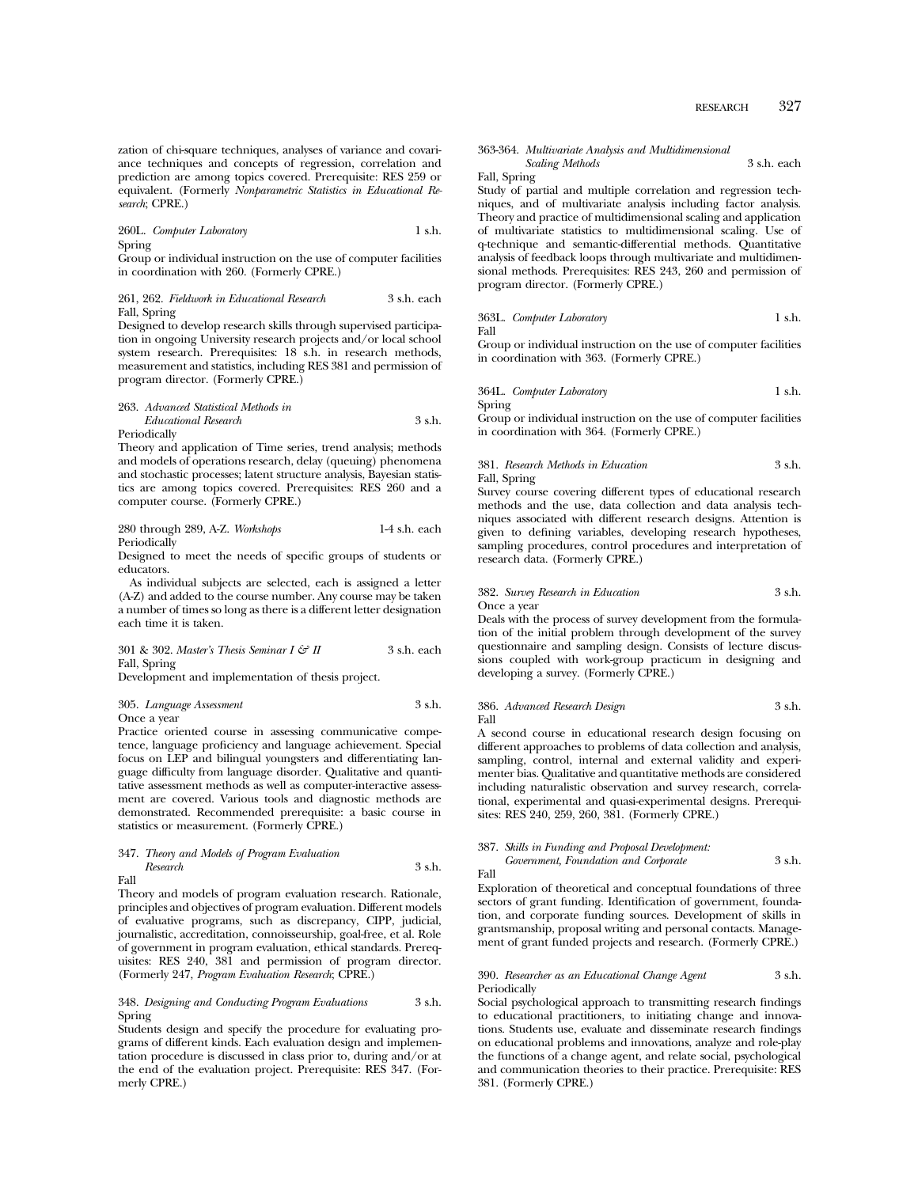zation of chi-square techniques, analyses of variance and covariance techniques and concepts of regression, correlation and prediction are among topics covered. Prerequisite: RES 259 or equivalent. (Formerly *Nonparametric Statistics in Educational Research*; CPRE.)

260L. *Computer Laboratory* 1 s.h.
Spring
Group or individual instruction on the use of computer facilities in coordination with 260. (Formerly CPRE.)

261, 262. *Fieldwork in Educational Research* 3 s.h. each
Fall, Spring
Designed to develop research skills through supervised participation in ongoing University research projects and/or local school system research. Prerequisites: 18 s.h. in research methods, measurement and statistics, including RES 381 and permission of program director. (Formerly CPRE.)

263. *Advanced Statistical Methods in Educational Research* 3 s.h.
Periodically
Theory and application of Time series, trend analysis; methods and models of operations research, delay (queuing) phenomena and stochastic processes; latent structure analysis, Bayesian statistics are among topics covered. Prerequisites: RES 260 and a computer course. (Formerly CPRE.)

280 through 289, A-Z. *Workshops* 1-4 s.h. each
Periodically
Designed to meet the needs of specific groups of students or educators.

As individual subjects are selected, each is assigned a letter (A-Z) and added to the course number. Any course may be taken a number of times so long as there is a different letter designation each time it is taken.

301 & 302. *Master's Thesis Seminar I & II* 3 s.h. each
Fall, Spring
Development and implementation of thesis project.

305. *Language Assessment* 3 s.h.
Once a year
Practice oriented course in assessing communicative competence, language proficiency and language achievement. Special focus on LEP and bilingual youngsters and differentiating language difficulty from language disorder. Qualitative and quantitative assessment methods as well as computer-interactive assessment are covered. Various tools and diagnostic methods are demonstrated. Recommended prerequisite: a basic course in statistics or measurement. (Formerly CPRE.)

347. *Theory and Models of Program Evaluation Research* 3 s.h.
Fall
Theory and models of program evaluation research. Rationale, principles and objectives of program evaluation. Different models of evaluative programs, such as discrepancy, CIPP, judicial, journalistic, accreditation, connoisseurship, goal-free, et al. Role of government in program evaluation, ethical standards. Prerequisites: RES 240, 381 and permission of program director. (Formerly 247, *Program Evaluation Research*; CPRE.)

348. *Designing and Conducting Program Evaluations* 3 s.h.
Spring
Students design and specify the procedure for evaluating programs of different kinds. Each evaluation design and implementation procedure is discussed in class prior to, during and/or at the end of the evaluation project. Prerequisite: RES 347. (Formerly CPRE.)

363-364. *Multivariate Analysis and Multidimensional Scaling Methods* 3 s.h. each
Fall, Spring
Study of partial and multiple correlation and regression techniques, and of multivariate analysis including factor analysis. Theory and practice of multidimensional scaling and application of multivariate statistics to multidimensional scaling. Use of q-technique and semantic-differential methods. Quantitative analysis of feedback loops through multivariate and multidimensional methods. Prerequisites: RES 243, 260 and permission of program director. (Formerly CPRE.)

363L. *Computer Laboratory* 1 s.h.
Fall
Group or individual instruction on the use of computer facilities in coordination with 363. (Formerly CPRE.)

364L. *Computer Laboratory* 1 s.h.
Spring
Group or individual instruction on the use of computer facilities in coordination with 364. (Formerly CPRE.)

381. *Research Methods in Education* 3 s.h.
Fall, Spring
Survey course covering different types of educational research methods and the use, data collection and data analysis techniques associated with different research designs. Attention is given to defining variables, developing research hypotheses, sampling procedures, control procedures and interpretation of research data. (Formerly CPRE.)

382. *Survey Research in Education* 3 s.h.
Once a year
Deals with the process of survey development from the formulation of the initial problem through development of the survey questionnaire and sampling design. Consists of lecture discussions coupled with work-group practicum in designing and developing a survey. (Formerly CPRE.)

386. *Advanced Research Design* 3 s.h.
Fall
A second course in educational research design focusing on different approaches to problems of data collection and analysis, sampling, control, internal and external validity and experimenter bias. Qualitative and quantitative methods are considered including naturalistic observation and survey research, correlational, experimental and quasi-experimental designs. Prerequisites: RES 240, 259, 260, 381. (Formerly CPRE.)

387. *Skills in Funding and Proposal Development: Government, Foundation and Corporate* 3 s.h.
Fall
Exploration of theoretical and conceptual foundations of three sectors of grant funding. Identification of government, foundation, and corporate funding sources. Development of skills in grantsmanship, proposal writing and personal contacts. Management of grant funded projects and research. (Formerly CPRE.)

390. *Researcher as an Educational Change Agent* 3 s.h.
Periodically
Social psychological approach to transmitting research findings to educational practitioners, to initiating change and innovations. Students use, evaluate and disseminate research findings on educational problems and innovations, analyze and role-play the functions of a change agent, and relate social, psychological and communication theories to their practice. Prerequisite: RES 381. (Formerly CPRE.)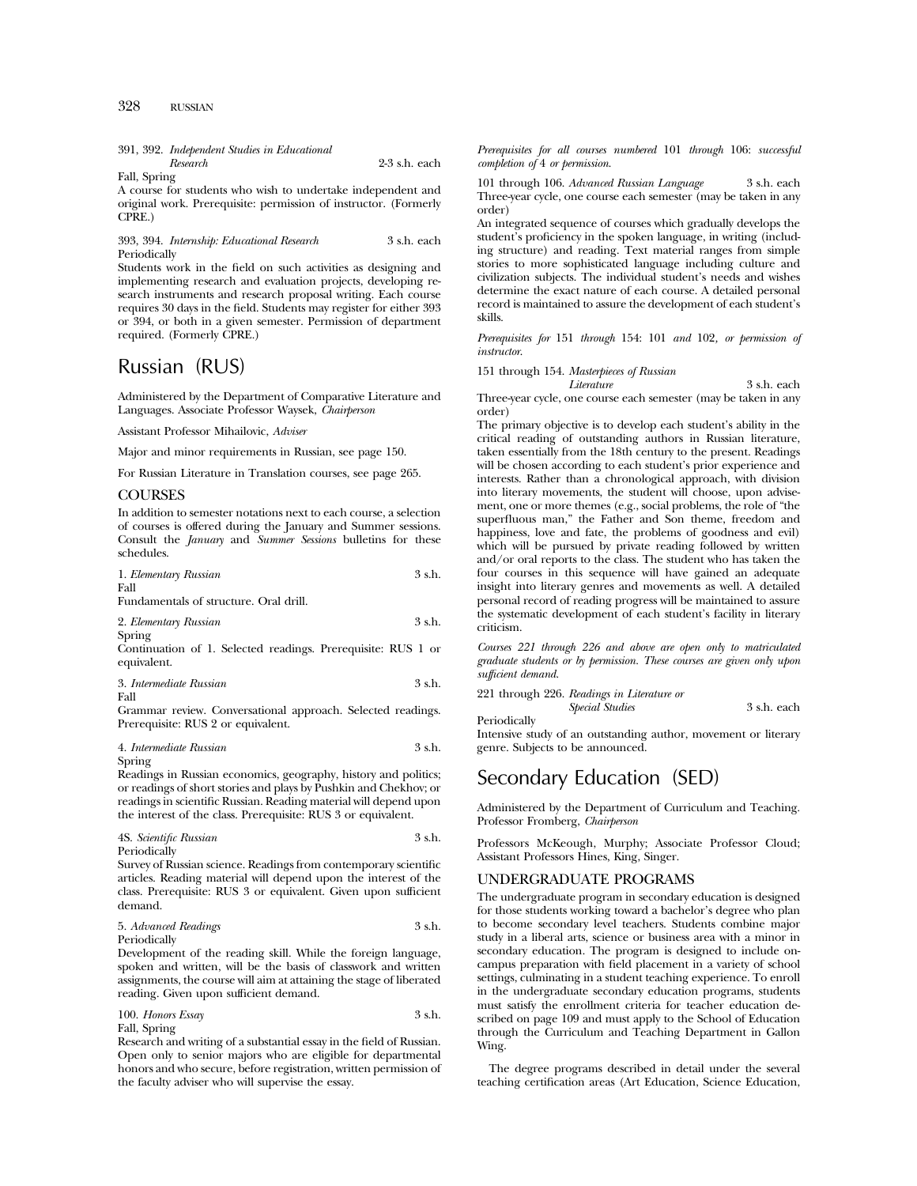391, 392. *Independent Studies in Educational Research* 2-3 s.h. each
Fall, Spring
A course for students who wish to undertake independent and original work. Prerequisite: permission of instructor. (Formerly CPRE.)

393, 394. *Internship: Educational Research* 3 s.h. each
Periodically
Students work in the field on such activities as designing and implementing research and evaluation projects, developing research instruments and research proposal writing. Each course requires 30 days in the field. Students may register for either 393 or 394, or both in a given semester. Permission of department required. (Formerly CPRE.)

# Russian (RUS)

Administered by the Department of Comparative Literature and Languages. Associate Professor Waysek, *Chairperson*

Assistant Professor Mihailovic, *Adviser*

Major and minor requirements in Russian, see page 150.

For Russian Literature in Translation courses, see page 265.

## COURSES

In addition to semester notations next to each course, a selection of courses is offered during the January and Summer sessions. Consult the *January* and *Summer Sessions* bulletins for these schedules.

1. *Elementary Russian* 3 s.h.
Fall
Fundamentals of structure. Oral drill.

2. *Elementary Russian* 3 s.h.
Spring
Continuation of 1. Selected readings. Prerequisite: RUS 1 or equivalent.

3. *Intermediate Russian* 3 s.h.
Fall
Grammar review. Conversational approach. Selected readings. Prerequisite: RUS 2 or equivalent.

4. *Intermediate Russian* 3 s.h.
Spring
Readings in Russian economics, geography, history and politics; or readings of short stories and plays by Pushkin and Chekhov; or readings in scientific Russian. Reading material will depend upon the interest of the class. Prerequisite: RUS 3 or equivalent.

4S. *Scientific Russian* 3 s.h.
Periodically
Survey of Russian science. Readings from contemporary scientific articles. Reading material will depend upon the interest of the class. Prerequisite: RUS 3 or equivalent. Given upon sufficient demand.

5. *Advanced Readings* 3 s.h.
Periodically
Development of the reading skill. While the foreign language, spoken and written, will be the basis of classwork and written assignments, the course will aim at attaining the stage of liberated reading. Given upon sufficient demand.

100. *Honors Essay* 3 s.h.
Fall, Spring
Research and writing of a substantial essay in the field of Russian. Open only to senior majors who are eligible for departmental honors and who secure, before registration, written permission of the faculty adviser who will supervise the essay.

*Prerequisites for all courses numbered* 101 *through* 106: *successful completion of* 4 *or permission.*

101 through 106. *Advanced Russian Language* 3 s.h. each
Three-year cycle, one course each semester (may be taken in any order)
An integrated sequence of courses which gradually develops the student's proficiency in the spoken language, in writing (including structure) and reading. Text material ranges from simple stories to more sophisticated language including culture and civilization subjects. The individual student's needs and wishes determine the exact nature of each course. A detailed personal record is maintained to assure the development of each student's skills.

*Prerequisites for* 151 *through* 154: 101 *and* 102, *or permission of instructor.*

151 through 154. *Masterpieces of Russian Literature* 3 s.h. each
Three-year cycle, one course each semester (may be taken in any order)
The primary objective is to develop each student's ability in the critical reading of outstanding authors in Russian literature, taken essentially from the 18th century to the present. Readings will be chosen according to each student's prior experience and interests. Rather than a chronological approach, with division into literary movements, the student will choose, upon advisement, one or more themes (e.g., social problems, the role of "the superfluous man," the Father and Son theme, freedom and happiness, love and fate, the problems of goodness and evil) which will be pursued by private reading followed by written and/or oral reports to the class. The student who has taken the four courses in this sequence will have gained an adequate insight into literary genres and movements as well. A detailed personal record of reading progress will be maintained to assure the systematic development of each student's facility in literary criticism.

*Courses 221 through 226 and above are open only to matriculated graduate students or by permission. These courses are given only upon sufficient demand.*

221 through 226. *Readings in Literature or Special Studies* 3 s.h. each
Periodically
Intensive study of an outstanding author, movement or literary genre. Subjects to be announced.

# Secondary Education (SED)

Administered by the Department of Curriculum and Teaching. Professor Fromberg, *Chairperson*

Professors McKeough, Murphy; Associate Professor Cloud; Assistant Professors Hines, King, Singer.

## UNDERGRADUATE PROGRAMS

The undergraduate program in secondary education is designed for those students working toward a bachelor's degree who plan to become secondary level teachers. Students combine major study in a liberal arts, science or business area with a minor in secondary education. The program is designed to include on-campus preparation with field placement in a variety of school settings, culminating in a student teaching experience. To enroll in the undergraduate secondary education programs, students must satisfy the enrollment criteria for teacher education described on page 109 and must apply to the School of Education through the Curriculum and Teaching Department in Gallon Wing.

The degree programs described in detail under the several teaching certification areas (Art Education, Science Education,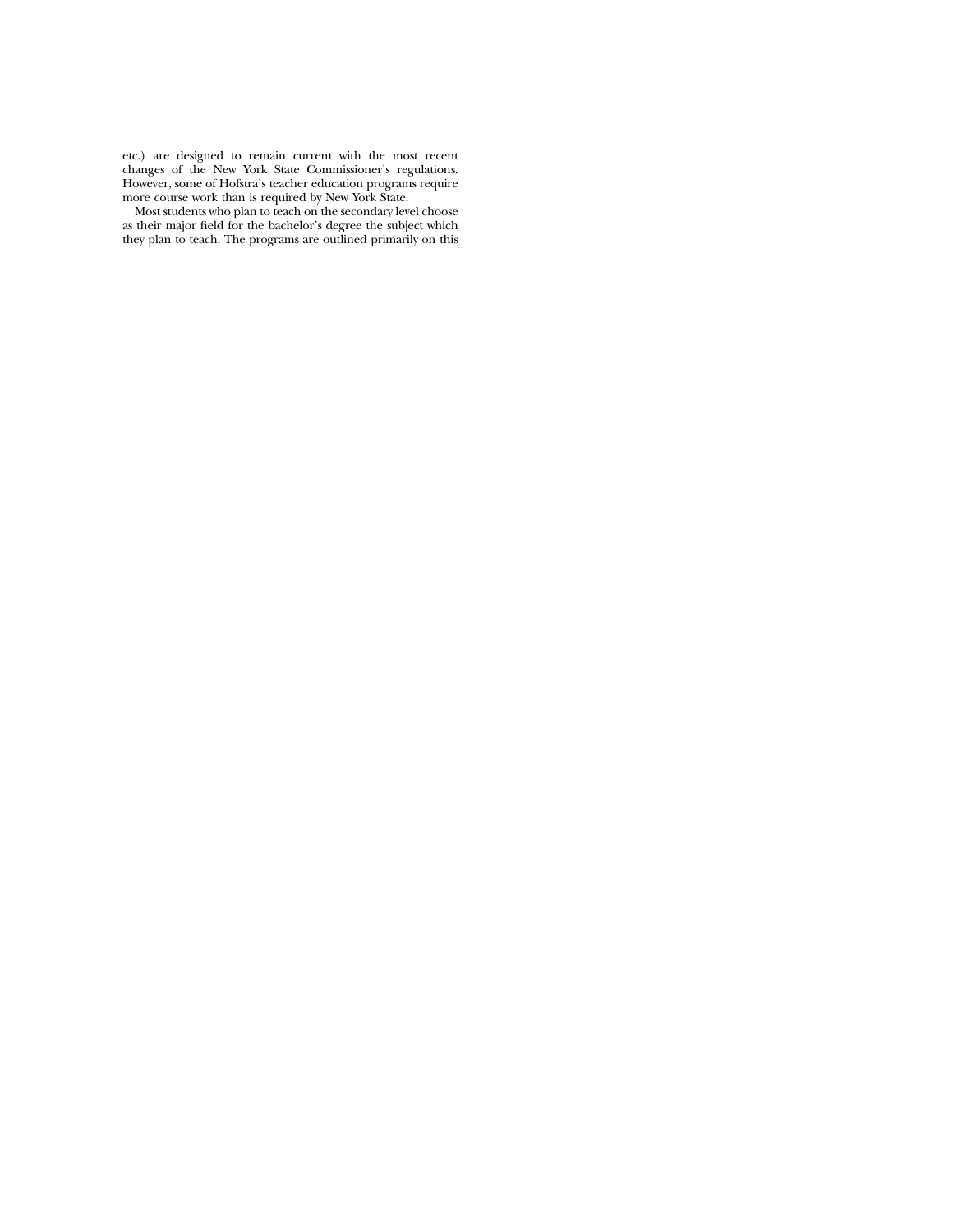etc.) are designed to remain current with the most recent changes of the New York State Commissioner's regulations. However, some of Hofstra's teacher education programs require more course work than is required by New York State.

Most students who plan to teach on the secondary level choose as their major field for the bachelor's degree the subject which they plan to teach. The programs are outlined primarily on this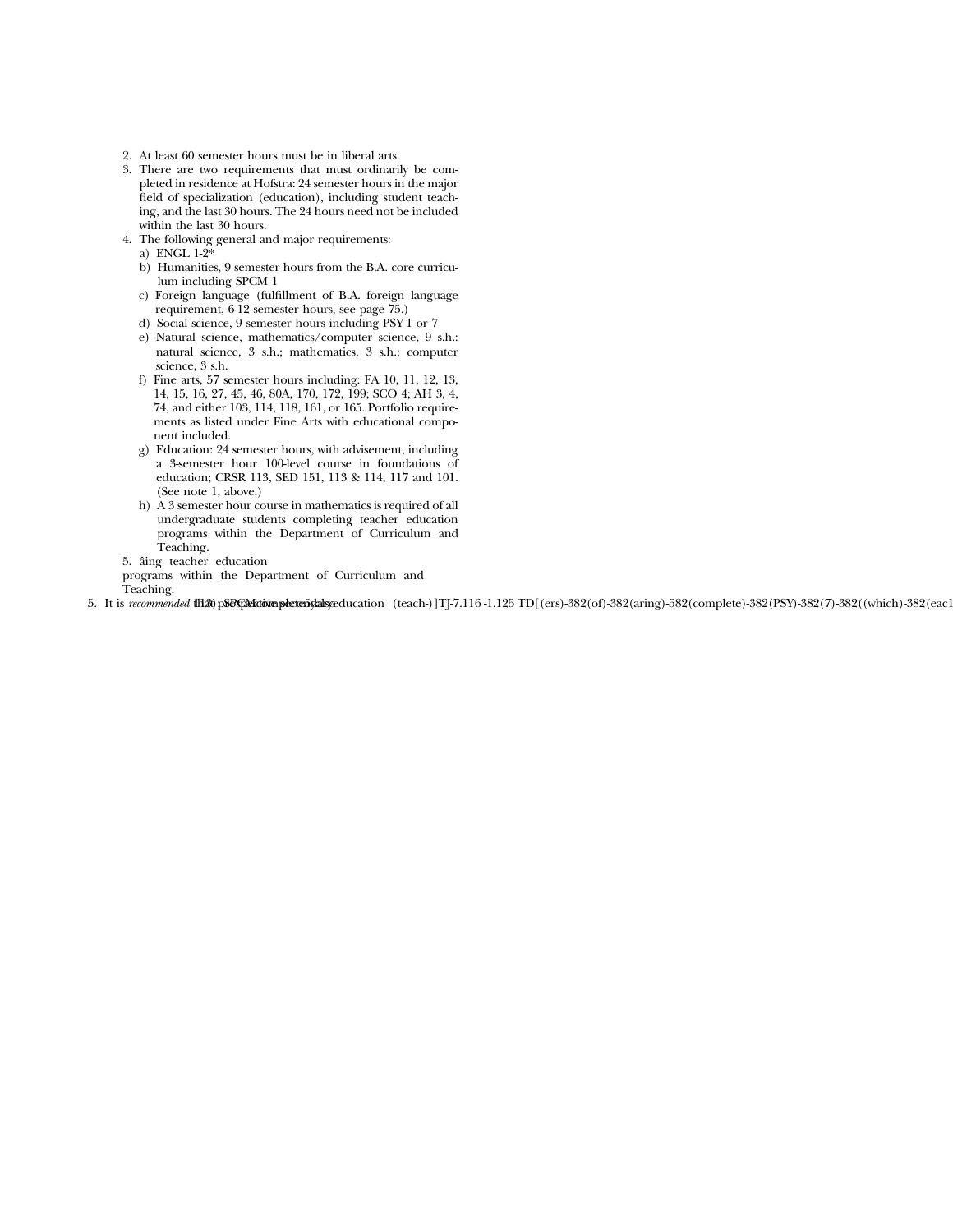2. At least 60 semester hours must be in liberal arts.
3. There are two requirements that must ordinarily be completed in residence at Hofstra: 24 semester hours in the major field of specialization (education), including student teaching, and the last 30 hours. The 24 hours need not be included within the last 30 hours.
4. The following general and major requirements:
   a) ENGL 1-2*
   b) Humanities, 9 semester hours from the B.A. core curriculum including SPCM 1
   c) Foreign language (fulfillment of B.A. foreign language requirement, 6-12 semester hours, see page 75.)
   d) Social science, 9 semester hours including PSY 1 or 7
   e) Natural science, mathematics/computer science, 9 s.h.: natural science, 3 s.h.; mathematics, 3 s.h.; computer science, 3 s.h.
   f) Fine arts, 57 semester hours including: FA 10, 11, 12, 13, 14, 15, 16, 27, 45, 46, 80A, 170, 172, 199; SCO 4; AH 3, 4, 74, and either 103, 114, 118, 161, or 165. Portfolio requirements as listed under Fine Arts with educational component included.
   g) Education: 24 semester hours, with advisement, including a 3-semester hour 100-level course in foundations of education; CRSR 113, SED 151, 113 & 114, 117 and 101. (See note 1, above.)
   h) A 3 semester hour course in mathematics is required of all undergraduate students completing teacher education programs within the Department of Curriculum and Teaching.
5. âing teacher education programs within the Department of Curriculum and Teaching.

5. It is *recommended* that prospective secondary education (teach-)]TJ-7.116 -1.125 TD[(ers)-382(of)-382(aring)-582(complete)-382(PSY)-382(7)-382((which)-382(eac1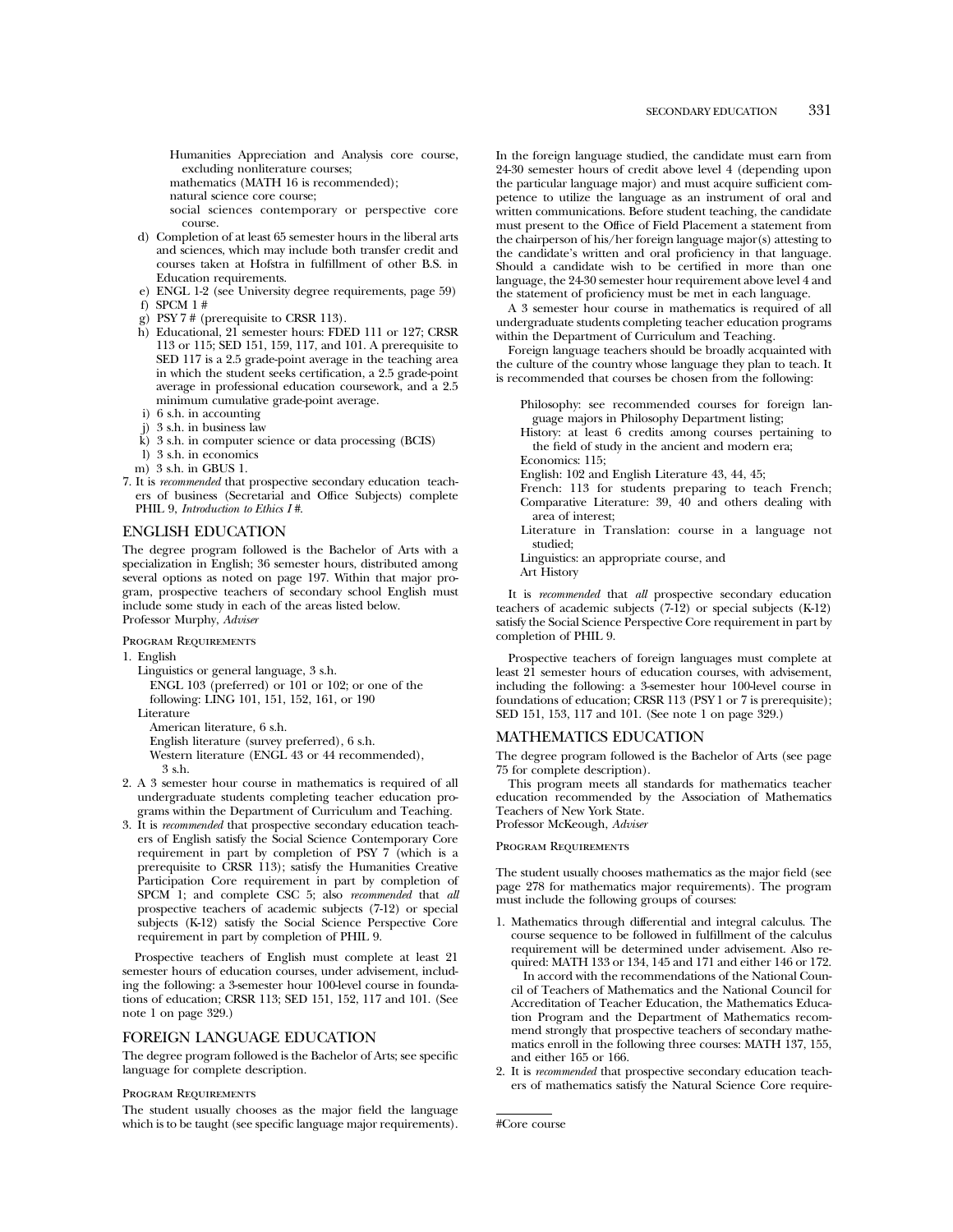Humanities Appreciation and Analysis core course, excluding nonliterature courses;
mathematics (MATH 16 is recommended);
natural science core course;
social sciences contemporary or perspective core course.

d) Completion of at least 65 semester hours in the liberal arts and sciences, which may include both transfer credit and courses taken at Hofstra in fulfillment of other B.S. in Education requirements.
e) ENGL 1-2 (see University degree requirements, page 59)
f) SPCM 1 #
g) PSY 7 # (prerequisite to CRSR 113).
h) Educational, 21 semester hours: FDED 111 or 127; CRSR 113 or 115; SED 151, 159, 117, and 101. A prerequisite to SED 117 is a 2.5 grade-point average in the teaching area in which the student seeks certification, a 2.5 grade-point average in professional education coursework, and a 2.5 minimum cumulative grade-point average.
i) 6 s.h. in accounting
j) 3 s.h. in business law
k) 3 s.h. in computer science or data processing (BCIS)
l) 3 s.h. in economics
m) 3 s.h. in GBUS 1.

7. It is *recommended* that prospective secondary education teachers of business (Secretarial and Office Subjects) complete PHIL 9, *Introduction to Ethics I #*.

## ENGLISH EDUCATION

The degree program followed is the Bachelor of Arts with a specialization in English; 36 semester hours, distributed among several options as noted on page 197. Within that major program, prospective teachers of secondary school English must include some study in each of the areas listed below.
Professor Murphy, *Adviser*

### Program Requirements

1. English
   Linguistics or general language, 3 s.h.
   ENGL 103 (preferred) or 101 or 102; or one of the following: LING 101, 151, 152, 161, or 190
   Literature
   American literature, 6 s.h.
   English literature (survey preferred), 6 s.h.
   Western literature (ENGL 43 or 44 recommended), 3 s.h.
2. A 3 semester hour course in mathematics is required of all undergraduate students completing teacher education programs within the Department of Curriculum and Teaching.
3. It is *recommended* that prospective secondary education teachers of English satisfy the Social Science Contemporary Core requirement in part by completion of PSY 7 (which is a prerequisite to CRSR 113); satisfy the Humanities Creative Participation Core requirement in part by completion of SPCM 1; and complete CSC 5; also *recommended* that *all* prospective teachers of academic subjects (7-12) or special subjects (K-12) satisfy the Social Science Perspective Core requirement in part by completion of PHIL 9.

Prospective teachers of English must complete at least 21 semester hours of education courses, under advisement, including the following: a 3-semester hour 100-level course in foundations of education; CRSR 113; SED 151, 152, 117 and 101. (See note 1 on page 329.)

## FOREIGN LANGUAGE EDUCATION

The degree program followed is the Bachelor of Arts; see specific language for complete description.

### Program Requirements

The student usually chooses as the major field the language which is to be taught (see specific language major requirements). In the foreign language studied, the candidate must earn from 24-30 semester hours of credit above level 4 (depending upon the particular language major) and must acquire sufficient competence to utilize the language as an instrument of oral and written communications. Before student teaching, the candidate must present to the Office of Field Placement a statement from the chairperson of his/her foreign language major(s) attesting to the candidate's written and oral proficiency in that language. Should a candidate wish to be certified in more than one language, the 24-30 semester hour requirement above level 4 and the statement of proficiency must be met in each language.

A 3 semester hour course in mathematics is required of all undergraduate students completing teacher education programs within the Department of Curriculum and Teaching.

Foreign language teachers should be broadly acquainted with the culture of the country whose language they plan to teach. It is recommended that courses be chosen from the following:

Philosophy: see recommended courses for foreign language majors in Philosophy Department listing;
History: at least 6 credits among courses pertaining to the field of study in the ancient and modern era;
Economics: 115;
English: 102 and English Literature 43, 44, 45;
French: 113 for students preparing to teach French;
Comparative Literature: 39, 40 and others dealing with area of interest;
Literature in Translation: course in a language not studied;
Linguistics: an appropriate course, and
Art History

It is *recommended* that *all* prospective secondary education teachers of academic subjects (7-12) or special subjects (K-12) satisfy the Social Science Perspective Core requirement in part by completion of PHIL 9.

Prospective teachers of foreign languages must complete at least 21 semester hours of education courses, with advisement, including the following: a 3-semester hour 100-level course in foundations of education; CRSR 113 (PSY 1 or 7 is prerequisite); SED 151, 153, 117 and 101. (See note 1 on page 329.)

## MATHEMATICS EDUCATION

The degree program followed is the Bachelor of Arts (see page 75 for complete description).

This program meets all standards for mathematics teacher education recommended by the Association of Mathematics Teachers of New York State.
Professor McKeough, *Adviser*

### Program Requirements

The student usually chooses mathematics as the major field (see page 278 for mathematics major requirements). The program must include the following groups of courses:

1. Mathematics through differential and integral calculus. The course sequence to be followed in fulfillment of the calculus requirement will be determined under advisement. Also required: MATH 133 or 134, 145 and 171 and either 146 or 172.
   In accord with the recommendations of the National Council of Teachers of Mathematics and the National Council for Accreditation of Teacher Education, the Mathematics Education Program and the Department of Mathematics recommend strongly that prospective teachers of secondary mathematics enroll in the following three courses: MATH 137, 155, and either 165 or 166.
2. It is *recommended* that prospective secondary education teachers of mathematics satisfy the Natural Science Core require-

#Core course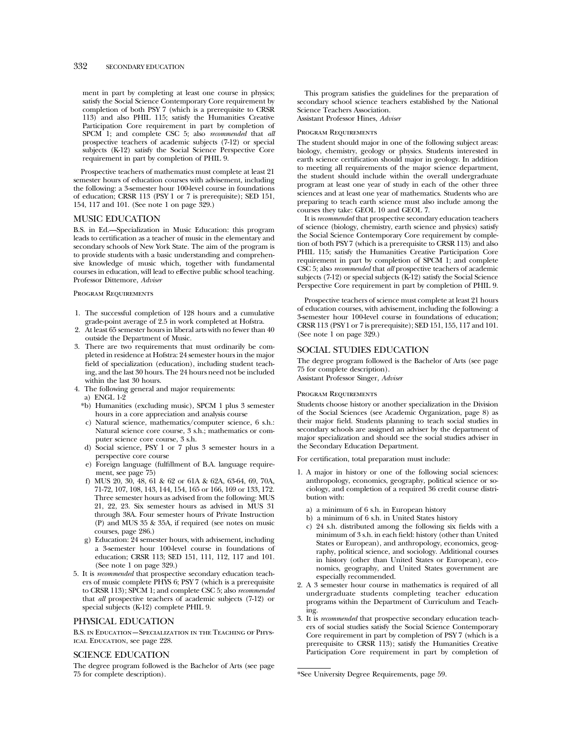ment in part by completing at least one course in physics; satisfy the Social Science Contemporary Core requirement by completion of both PSY 7 (which is a prerequisite to CRSR 113) and also PHIL 115; satisfy the Humanities Creative Participation Core requirement in part by completion of SPCM 1; and complete CSC 5; also *recommended* that *all* prospective teachers of academic subjects (7-12) or special subjects (K-12) satisfy the Social Science Perspective Core requirement in part by completion of PHIL 9.

Prospective teachers of mathematics must complete at least 21 semester hours of education courses with advisement, including the following: a 3-semester hour 100-level course in foundations of education; CRSR 113 (PSY 1 or 7 is prerequisite); SED 151, 154, 117 and 101. (See note 1 on page 329.)

## MUSIC EDUCATION

B.S. in Ed.—Specialization in Music Education: this program leads to certification as a teacher of music in the elementary and secondary schools of New York State. The aim of the program is to provide students with a basic understanding and comprehensive knowledge of music which, together with fundamental courses in education, will lead to effective public school teaching. Professor Dittemore, *Adviser*

### Program Requirements

1. The successful completion of 128 hours and a cumulative grade-point average of 2.5 in work completed at Hofstra.
2. At least 65 semester hours in liberal arts with no fewer than 40 outside the Department of Music.
3. There are two requirements that must ordinarily be completed in residence at Hofstra: 24 semester hours in the major field of specialization (education), including student teaching, and the last 30 hours. The 24 hours need not be included within the last 30 hours.
4. The following general and major requirements:
   - a) ENGL 1-2
   - *b) Humanities (excluding music), SPCM 1 plus 3 semester hours in a core appreciation and analysis course
   - c) Natural science, mathematics/computer science, 6 s.h.: Natural science core course, 3 s.h.; mathematics or computer science core course, 3 s.h.
   - d) Social science, PSY 1 or 7 plus 3 semester hours in a perspective core course
   - e) Foreign language (fulfillment of B.A. language requirement, see page 75)
   - f) MUS 20, 30, 48, 61 & 62 or 61A & 62A, 63-64, 69, 70A, 71-72, 107, 108, 143, 144, 154, 165 or 166, 169 or 133, 172. Three semester hours as advised from the following: MUS 21, 22, 23. Six semester hours as advised in MUS 31 through 38A. Four semester hours of Private Instruction (P) and MUS 35 & 35A, if required (see notes on music courses, page 286.)
   - g) Education: 24 semester hours, with advisement, including a 3-semester hour 100-level course in foundations of education; CRSR 113; SED 151, 111, 112, 117 and 101. (See note 1 on page 329.)
5. It is *recommended* that prospective secondary education teachers of music complete PHYS 6; PSY 7 (which is a prerequisite to CRSR 113); SPCM 1; and complete CSC 5; also *recommended* that *all* prospective teachers of academic subjects (7-12) or special subjects (K-12) complete PHIL 9.

## PHYSICAL EDUCATION

B.S. in Education—Specialization in the Teaching of Physical Education, see page 228.

## SCIENCE EDUCATION

The degree program followed is the Bachelor of Arts (see page 75 for complete description).

This program satisfies the guidelines for the preparation of secondary school science teachers established by the National Science Teachers Association.
Assistant Professor Hines, *Adviser*

### Program Requirements

The student should major in one of the following subject areas: biology, chemistry, geology or physics. Students interested in earth science certification should major in geology. In addition to meeting all requirements of the major science department, the student should include within the overall undergraduate program at least one year of study in each of the other three sciences and at least one year of mathematics. Students who are preparing to teach earth science must also include among the courses they take: GEOL 10 and GEOL 7.

It is *recommended* that prospective secondary education teachers of science (biology, chemistry, earth science and physics) satisfy the Social Science Contemporary Core requirement by completion of both PSY 7 (which is a prerequisite to CRSR 113) and also PHIL 115; satisfy the Humanities Creative Participation Core requirement in part by completion of SPCM 1; and complete CSC 5; also *recommended* that *all* prospective teachers of academic subjects (7-12) or special subjects (K-12) satisfy the Social Science Perspective Core requirement in part by completion of PHIL 9.

Prospective teachers of science must complete at least 21 hours of education courses, with advisement, including the following: a 3-semester hour 100-level course in foundations of education; CRSR 113 (PSY 1 or 7 is prerequisite); SED 151, 155, 117 and 101. (See note 1 on page 329.)

## SOCIAL STUDIES EDUCATION

The degree program followed is the Bachelor of Arts (see page 75 for complete description).
Assistant Professor Singer, *Adviser*

### Program Requirements

Students choose history or another specialization in the Division of the Social Sciences (see Academic Organization, page 8) as their major field. Students planning to teach social studies in secondary schools are assigned an adviser by the department of major specialization and should see the social studies adviser in the Secondary Education Department.

For certification, total preparation must include:

1. A major in history or one of the following social sciences: anthropology, economics, geography, political science or sociology, and completion of a required 36 credit course distribution with:
   - a) a minimum of 6 s.h. in European history
   - b) a minimum of 6 s.h. in United States history
   - c) 24 s.h. distributed among the following six fields with a minimum of 3 s.h. in each field: history (other than United States or European), and anthropology, economics, geography, political science, and sociology. Additional courses in history (other than United States or European), economics, geography, and United States government are especially recommended.
2. A 3 semester hour course in mathematics is required of all undergraduate students completing teacher education programs within the Department of Curriculum and Teaching.
3. It is *recommended* that prospective secondary education teachers of social studies satisfy the Social Science Contemporary Core requirement in part by completion of PSY 7 (which is a prerequisite to CRSR 113); satisfy the Humanities Creative Participation Core requirement in part by completion of

*See University Degree Requirements, page 59.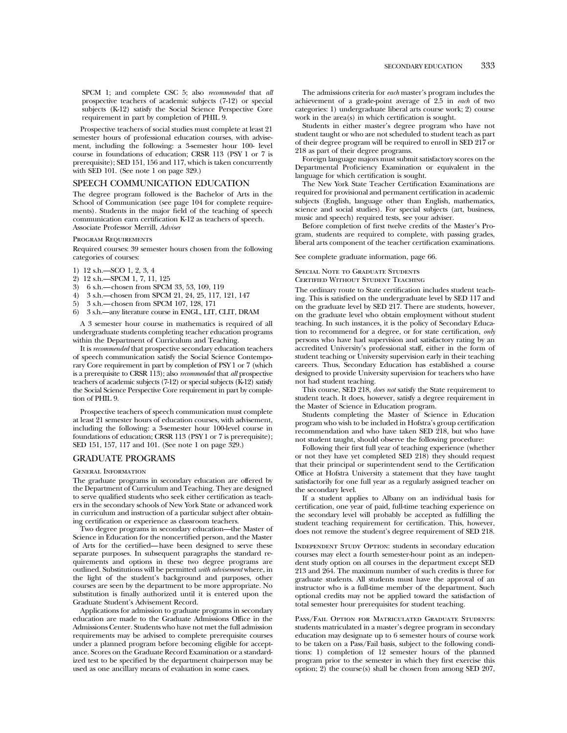SPCM 1; and complete CSC 5; also *recommended* that *all* prospective teachers of academic subjects (7-12) or special subjects (K-12) satisfy the Social Science Perspective Core requirement in part by completion of PHIL 9.

Prospective teachers of social studies must complete at least 21 semester hours of professional education courses, with advisement, including the following: a 3-semester hour 100- level course in foundations of education; CRSR 113 (PSY 1 or 7 is prerequisite); SED 151, 156 and 117, which is taken concurrently with SED 101. (See note 1 on page 329.)

## SPEECH COMMUNICATION EDUCATION

The degree program followed is the Bachelor of Arts in the School of Communication (see page 104 for complete requirements). Students in the major field of the teaching of speech communication earn certification K-12 as teachers of speech.
Associate Professor Merrill, *Adviser*

### Program Requirements

Required courses: 39 semester hours chosen from the following categories of courses:

1) 12 s.h.—SCO 1, 2, 3, 4
2) 12 s.h.—SPCM 1, 7, 11, 125
3) 6 s.h.—chosen from SPCM 33, 53, 109, 119
4) 3 s.h.—chosen from SPCM 21, 24, 25, 117, 121, 147
5) 3 s.h.—chosen from SPCM 107, 128, 171
6) 3 s.h.—any literature course in ENGL, LIT, CLIT, DRAM

A 3 semester hour course in mathematics is required of all undergraduate students completing teacher education programs within the Department of Curriculum and Teaching.

It is *recommended* that prospective secondary education teachers of speech communication satisfy the Social Science Contemporary Core requirement in part by completion of PSY 1 or 7 (which is a prerequisite to CRSR 113); also *recommended* that *all* prospective teachers of academic subjects (7-12) or special subjects (K-12) satisfy the Social Science Perspective Core requirement in part by completion of PHIL 9.

Prospective teachers of speech communication must complete at least 21 semester hours of education courses, with advisement, including the following: a 3-semester hour 100-level course in foundations of education; CRSR 113 (PSY 1 or 7 is prerequisite); SED 151, 157, 117 and 101. (See note 1 on page 329.)

## GRADUATE PROGRAMS

### General Information

The graduate programs in secondary education are offered by the Department of Curriculum and Teaching. They are designed to serve qualified students who seek either certification as teachers in the secondary schools of New York State or advanced work in curriculum and instruction of a particular subject after obtaining certification or experience as classroom teachers.

Two degree programs in secondary education—the Master of Science in Education for the noncertified person, and the Master of Arts for the certified—have been designed to serve these separate purposes. In subsequent paragraphs the standard requirements and options in these two degree programs are outlined. Substitutions will be permitted *with advisement* where, in the light of the student's background and purposes, other courses are seen by the department to be more appropriate. No substitution is finally authorized until it is entered upon the Graduate Student's Advisement Record.

Applications for admission to graduate programs in secondary education are made to the Graduate Admissions Office in the Admissions Center. Students who have not met the full admission requirements may be advised to complete prerequisite courses under a planned program before becoming eligible for acceptance. Scores on the Graduate Record Examination or a standardized test to be specified by the department chairperson may be used as one ancillary means of evaluation in some cases.

The admissions criteria for *each* master's program includes the achievement of a grade-point average of 2.5 in *each* of two categories: 1) undergraduate liberal arts course work; 2) course work in the area(s) in which certification is sought.

Students in either master's degree program who have not student taught or who are not scheduled to student teach as part of their degree program will be required to enroll in SED 217 or 218 as part of their degree programs.

Foreign language majors must submit satisfactory scores on the Departmental Proficiency Examination or equivalent in the language for which certification is sought.

The New York State Teacher Certification Examinations are required for provisional and permanent certification in academic subjects (English, language other than English, mathematics, science and social studies). For special subjects (art, business, music and speech) required tests, see your adviser.

Before completion of first twelve credits of the Master's Program, students are required to complete, with passing grades, liberal arts component of the teacher certification examinations.

See complete graduate information, page 66.

### Special Note to Graduate Students Certified Without Student Teaching

The ordinary route to State certification includes student teaching. This is satisfied on the undergraduate level by SED 117 and on the graduate level by SED 217. There are students, however, on the graduate level who obtain employment without student teaching. In such instances, it is the policy of Secondary Education to recommend for a degree, or for state certification, *only* persons who have had supervision and satisfactory rating by an accredited University's professional staff, either in the form of student teaching or University supervision early in their teaching careers. Thus, Secondary Education has established a course designed to provide University supervision for teachers who have not had student teaching.

This course, SED 218, *does not* satisfy the State requirement to student teach. It does, however, satisfy a degree requirement in the Master of Science in Education program.

Students completing the Master of Science in Education program who wish to be included in Hofstra's group certification recommendation and who have taken SED 218, but who have not student taught, should observe the following procedure:

Following their first full year of teaching experience (whether or not they have yet completed SED 218) they should request that their principal or superintendent send to the Certification Office at Hofstra University a statement that they have taught satisfactorily for one full year as a regularly assigned teacher on the secondary level.

If a student applies to Albany on an individual basis for certification, one year of paid, full-time teaching experience on the secondary level will probably be accepted as fulfilling the student teaching requirement for certification. This, however, does not remove the student's degree requirement of SED 218.

Independent Study Option: students in secondary education courses may elect a fourth semester-hour point as an independent study option on all courses in the department except SED 213 and 264. The maximum number of such credits is three for graduate students. All students must have the approval of an instructor who is a full-time member of the department. Such optional credits may not be applied toward the satisfaction of total semester hour prerequisites for student teaching.

Pass/Fail Option for Matriculated Graduate Students: students matriculated in a master's degree program in secondary education may designate up to 6 semester hours of course work to be taken on a Pass/Fail basis, subject to the following conditions: 1) completion of 12 semester hours of the planned program prior to the semester in which they first exercise this option; 2) the course(s) shall be chosen from among SED 207,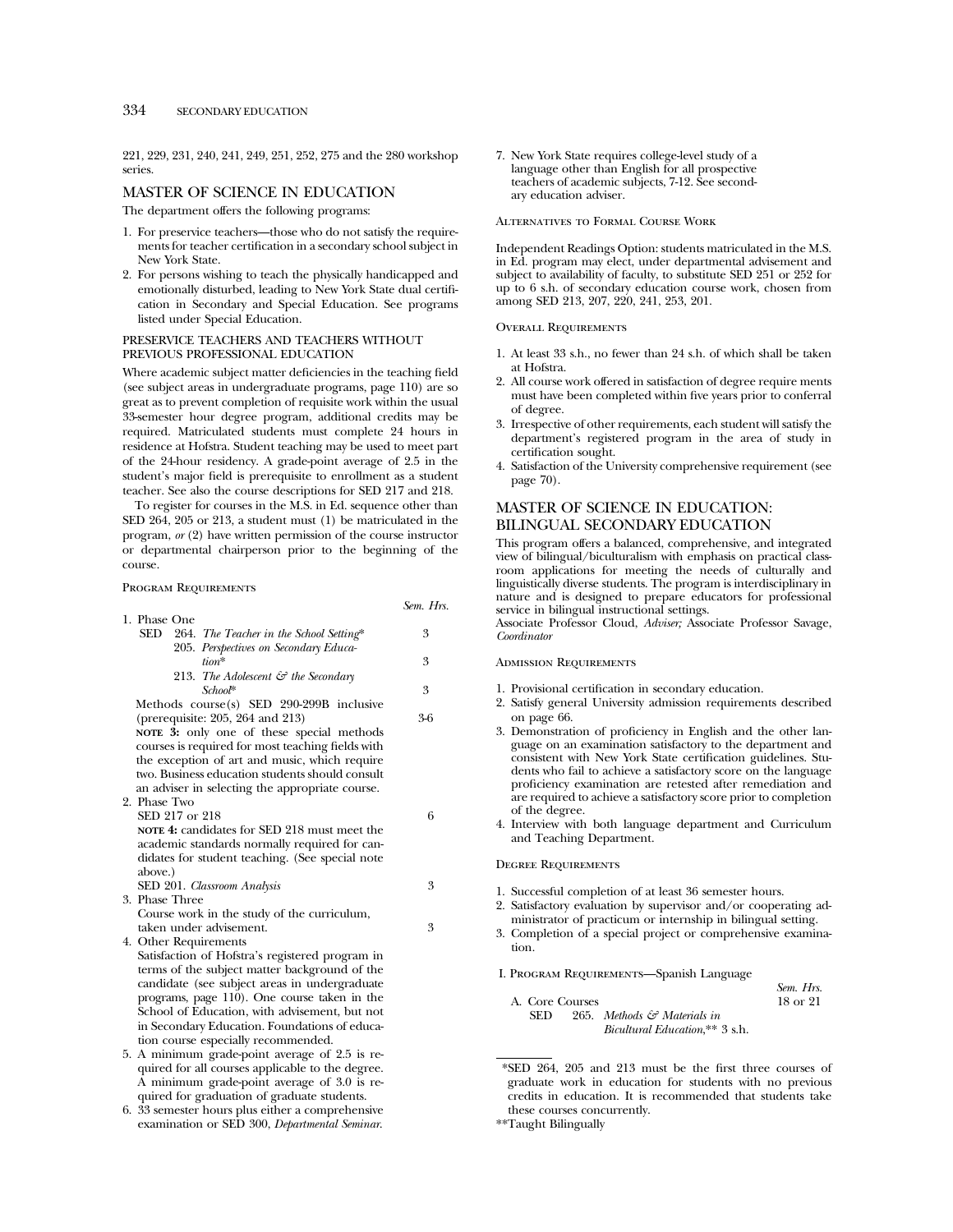221, 229, 231, 240, 241, 249, 251, 252, 275 and the 280 workshop series.

## MASTER OF SCIENCE IN EDUCATION

The department offers the following programs:

1. For preservice teachers—those who do not satisfy the requirements for teacher certification in a secondary school subject in New York State.
2. For persons wishing to teach the physically handicapped and emotionally disturbed, leading to New York State dual certification in Secondary and Special Education. See programs listed under Special Education.

### PRESERVICE TEACHERS AND TEACHERS WITHOUT PREVIOUS PROFESSIONAL EDUCATION

Where academic subject matter deficiencies in the teaching field (see subject areas in undergraduate programs, page 110) are so great as to prevent completion of requisite work within the usual 33-semester hour degree program, additional credits may be required. Matriculated students must complete 24 hours in residence at Hofstra. Student teaching may be used to meet part of the 24-hour residency. A grade-point average of 2.5 in the student's major field is prerequisite to enrollment as a student teacher. See also the course descriptions for SED 217 and 218.

To register for courses in the M.S. in Ed. sequence other than SED 264, 205 or 213, a student must (1) be matriculated in the program, *or* (2) have written permission of the course instructor or departmental chairperson prior to the beginning of the course.

#### Program Requirements

| | Sem. Hrs. |
|---|---|
| 1. Phase One | |
| SED 264. *The Teacher in the School Setting** | 3 |
| 205. *Perspectives on Secondary Education** | 3 |
| 213. *The Adolescent & the Secondary School** | 3 |
| Methods course(s) SED 290-299B inclusive (prerequisite: 205, 264 and 213) | 3-6 |
| **NOTE 3:** only one of these special methods courses is required for most teaching fields with the exception of art and music, which require two. Business education students should consult an adviser in selecting the appropriate course. | |
| 2. Phase Two | |
| SED 217 or 218 | 6 |
| **NOTE 4:** candidates for SED 218 must meet the academic standards normally required for candidates for student teaching. (See special note above.) | |
| SED 201. *Classroom Analysis* | 3 |
| 3. Phase Three | |
| Course work in the study of the curriculum, taken under advisement. | 3 |

4. Other Requirements
   Satisfaction of Hofstra's registered program in terms of the subject matter background of the candidate (see subject areas in undergraduate programs, page 110). One course taken in the School of Education, with advisement, but not in Secondary Education. Foundations of education course especially recommended.
5. A minimum grade-point average of 2.5 is required for all courses applicable to the degree. A minimum grade-point average of 3.0 is required for graduation of graduate students.
6. 33 semester hours plus either a comprehensive examination or SED 300, *Departmental Seminar.*
7. New York State requires college-level study of a language other than English for all prospective teachers of academic subjects, 7-12. See secondary education adviser.

#### Alternatives to Formal Course Work

Independent Readings Option: students matriculated in the M.S. in Ed. program may elect, under departmental advisement and subject to availability of faculty, to substitute SED 251 or 252 for up to 6 s.h. of secondary education course work, chosen from among SED 213, 207, 220, 241, 253, 201.

#### Overall Requirements

1. At least 33 s.h., no fewer than 24 s.h. of which shall be taken at Hofstra.
2. All course work offered in satisfaction of degree requirements must have been completed within five years prior to conferral of degree.
3. Irrespective of other requirements, each student will satisfy the department's registered program in the area of study in certification sought.
4. Satisfaction of the University comprehensive requirement (see page 70).

## MASTER OF SCIENCE IN EDUCATION: BILINGUAL SECONDARY EDUCATION

This program offers a balanced, comprehensive, and integrated view of bilingual/biculturalism with emphasis on practical classroom applications for meeting the needs of culturally and linguistically diverse students. The program is interdisciplinary in nature and is designed to prepare educators for professional service in bilingual instructional settings.

Associate Professor Cloud, *Adviser;* Associate Professor Savage, *Coordinator*

#### Admission Requirements

1. Provisional certification in secondary education.
2. Satisfy general University admission requirements described on page 66.
3. Demonstration of proficiency in English and the other language on an examination satisfactory to the department and consistent with New York State certification guidelines. Students who fail to achieve a satisfactory score on the language proficiency examination are retested after remediation and are required to achieve a satisfactory score prior to completion of the degree.
4. Interview with both language department and Curriculum and Teaching Department.

#### Degree Requirements

1. Successful completion of at least 36 semester hours.
2. Satisfactory evaluation by supervisor and/or cooperating administrator of practicum or internship in bilingual setting.
3. Completion of a special project or comprehensive examination.

#### I. Program Requirements—Spanish Language

| | Sem. Hrs. |
|---|---|
| A. Core Courses | 18 or 21 |
| SED 265. *Methods & Materials in Bicultural Education,*** 3 s.h. | |

---

*SED 264, 205 and 213 must be the first three courses of graduate work in education for students with no previous credits in education. It is recommended that students take these courses concurrently.

**Taught Bilingually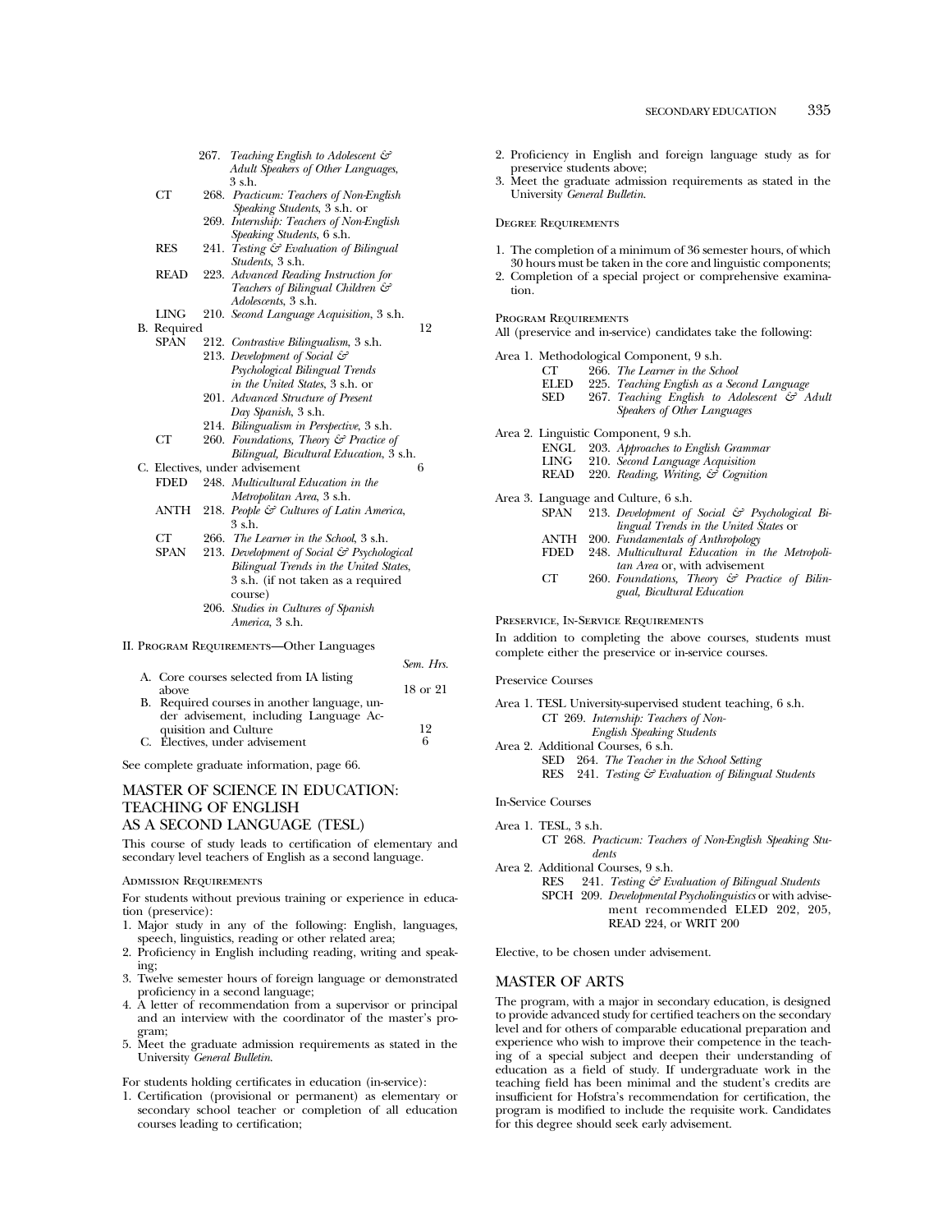267. *Teaching English to Adolescent & Adult Speakers of Other Languages*, 3 s.h.

CT 268. *Practicum: Teachers of Non-English Speaking Students*, 3 s.h. or

269. *Internship: Teachers of Non-English Speaking Students*, 6 s.h.

RES 241. *Testing & Evaluation of Bilingual Students*, 3 s.h.

READ 223. *Advanced Reading Instruction for Teachers of Bilingual Children & Adolescents*, 3 s.h.

LING 210. *Second Language Acquisition*, 3 s.h.

B. Required — 12

SPAN 212. *Contrastive Bilingualism*, 3 s.h.

213. *Development of Social & Psychological Bilingual Trends in the United States*, 3 s.h. or

201. *Advanced Structure of Present Day Spanish*, 3 s.h.

214. *Bilingualism in Perspective*, 3 s.h.

CT 260. *Foundations, Theory & Practice of Bilingual, Bicultural Education*, 3 s.h.

C. Electives, under advisement — 6

FDED 248. *Multicultural Education in the Metropolitan Area*, 3 s.h.

ANTH 218. *People & Cultures of Latin America*, 3 s.h.

CT 266. *The Learner in the School*, 3 s.h.

SPAN 213. *Development of Social & Psychological Bilingual Trends in the United States*, 3 s.h. (if not taken as a required course)

206. *Studies in Cultures of Spanish America*, 3 s.h.

II. Program Requirements—Other Languages

| | Sem. Hrs. |
|---|---|
| A. Core courses selected from IA listing above | 18 or 21 |
| B. Required courses in another language, under advisement, including Language Acquisition and Culture | 12 |
| C. Electives, under advisement | 6 |

See complete graduate information, page 66.

## MASTER OF SCIENCE IN EDUCATION: TEACHING OF ENGLISH AS A SECOND LANGUAGE (TESL)

This course of study leads to certification of elementary and secondary level teachers of English as a second language.

### Admission Requirements

For students without previous training or experience in education (preservice):

1. Major study in any of the following: English, languages, speech, linguistics, reading or other related area;
2. Proficiency in English including reading, writing and speaking;
3. Twelve semester hours of foreign language or demonstrated proficiency in a second language;
4. A letter of recommendation from a supervisor or principal and an interview with the coordinator of the master's program;
5. Meet the graduate admission requirements as stated in the University *General Bulletin*.

For students holding certificates in education (in-service):

1. Certification (provisional or permanent) as elementary or secondary school teacher or completion of all education courses leading to certification;
2. Proficiency in English and foreign language study as for preservice students above;
3. Meet the graduate admission requirements as stated in the University *General Bulletin*.

### Degree Requirements

1. The completion of a minimum of 36 semester hours, of which 30 hours must be taken in the core and linguistic components;
2. Completion of a special project or comprehensive examination.

### Program Requirements

All (preservice and in-service) candidates take the following:

Area 1. Methodological Component, 9 s.h.

- CT 266. *The Learner in the School*
- ELED 225. *Teaching English as a Second Language*
- SED 267. *Teaching English to Adolescent & Adult Speakers of Other Languages*

Area 2. Linguistic Component, 9 s.h.

- ENGL 203. *Approaches to English Grammar*
- LING 210. *Second Language Acquisition*
- READ 220. *Reading, Writing, & Cognition*

Area 3. Language and Culture, 6 s.h.

- SPAN 213. *Development of Social & Psychological Bilingual Trends in the United States* or
- ANTH 200. *Fundamentals of Anthropology*
- FDED 248. *Multicultural Education in the Metropolitan Area* or, with advisement
- CT 260. *Foundations, Theory & Practice of Bilingual, Bicultural Education*

### Preservice, In-Service Requirements

In addition to completing the above courses, students must complete either the preservice or in-service courses.

Preservice Courses

Area 1. TESL University-supervised student teaching, 6 s.h.

- CT 269. *Internship: Teachers of Non-English Speaking Students*

Area 2. Additional Courses, 6 s.h.

- SED 264. *The Teacher in the School Setting*
- RES 241. *Testing & Evaluation of Bilingual Students*

In-Service Courses

Area 1. TESL, 3 s.h.

- CT 268. *Practicum: Teachers of Non-English Speaking Students*

Area 2. Additional Courses, 9 s.h.

- RES 241. *Testing & Evaluation of Bilingual Students*
- SPCH 209. *Developmental Psycholinguistics* or with advisement recommended ELED 202, 205, READ 224, or WRIT 200

Elective, to be chosen under advisement.

## MASTER OF ARTS

The program, with a major in secondary education, is designed to provide advanced study for certified teachers on the secondary level and for others of comparable educational preparation and experience who wish to improve their competence in the teaching of a special subject and deepen their understanding of education as a field of study. If undergraduate work in the teaching field has been minimal and the student's credits are insufficient for Hofstra's recommendation for certification, the program is modified to include the requisite work. Candidates for this degree should seek early advisement.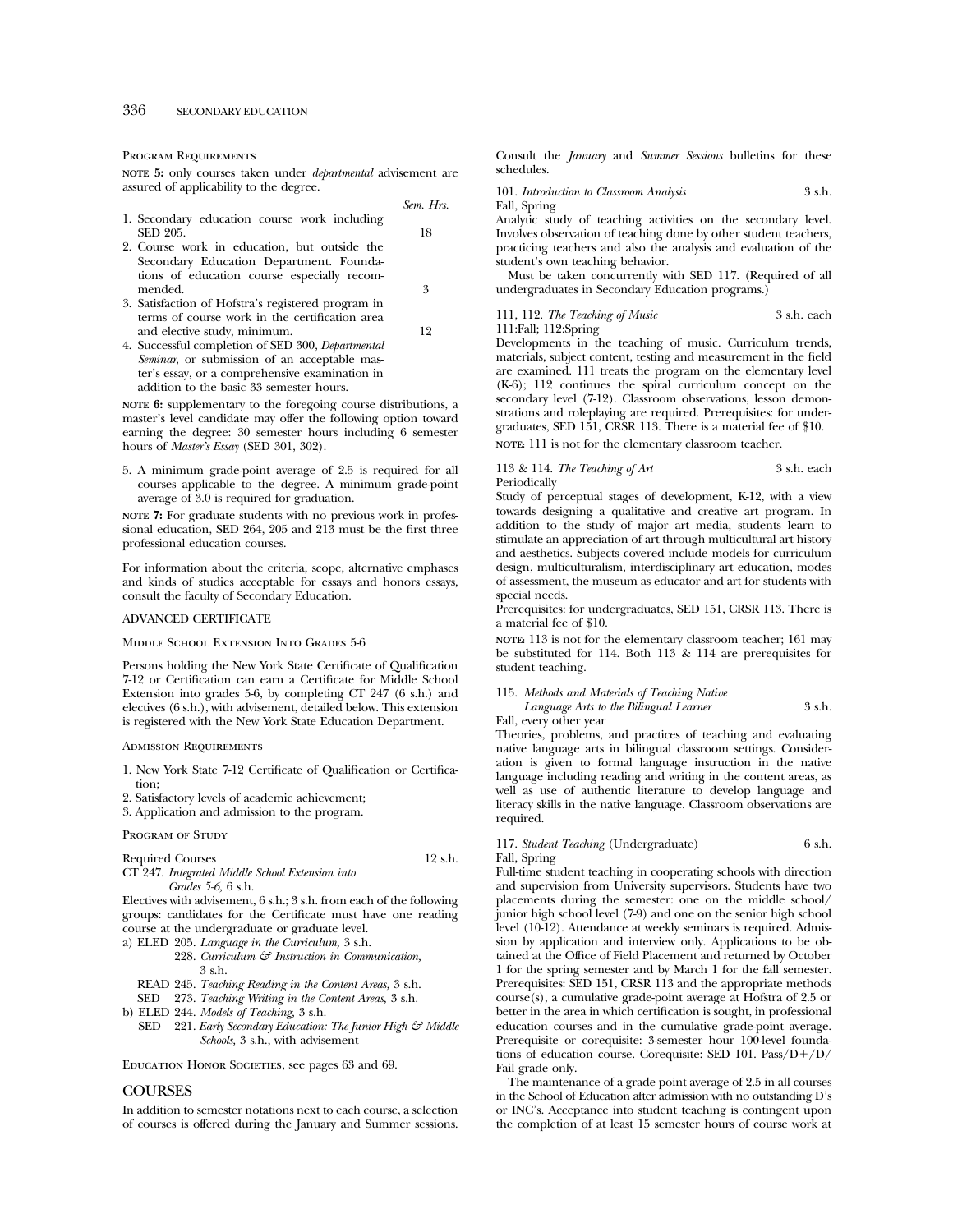Program Requirements

**note 5:** only courses taken under *departmental* advisement are assured of applicability to the degree.

| | Sem. Hrs. |
|---|---|
| 1. Secondary education course work including SED 205. | 18 |
| 2. Course work in education, but outside the Secondary Education Department. Foundations of education course especially recommended. | 3 |
| 3. Satisfaction of Hofstra's registered program in terms of course work in the certification area and elective study, minimum. | 12 |
| 4. Successful completion of SED 300, *Departmental Seminar*, or submission of an acceptable master's essay, or a comprehensive examination in addition to the basic 33 semester hours. | |

**note 6:** supplementary to the foregoing course distributions, a master's level candidate may offer the following option toward earning the degree: 30 semester hours including 6 semester hours of *Master's Essay* (SED 301, 302).

5. A minimum grade-point average of 2.5 is required for all courses applicable to the degree. A minimum grade-point average of 3.0 is required for graduation.

**note 7:** For graduate students with no previous work in professional education, SED 264, 205 and 213 must be the first three professional education courses.

For information about the criteria, scope, alternative emphases and kinds of studies acceptable for essays and honors essays, consult the faculty of Secondary Education.

ADVANCED CERTIFICATE

Middle School Extension Into Grades 5-6

Persons holding the New York State Certificate of Qualification 7-12 or Certification can earn a Certificate for Middle School Extension into grades 5-6, by completing CT 247 (6 s.h.) and electives (6 s.h.), with advisement, detailed below. This extension is registered with the New York State Education Department.

Admission Requirements

1. New York State 7-12 Certificate of Qualification or Certification;
2. Satisfactory levels of academic achievement;
3. Application and admission to the program.

Program of Study

Required Courses 12 s.h.

CT 247. *Integrated Middle School Extension into Grades 5-6,* 6 s.h.

Electives with advisement, 6 s.h.; 3 s.h. from each of the following groups: candidates for the Certificate must have one reading course at the undergraduate or graduate level.

a) ELED 205. *Language in the Curriculum,* 3 s.h.
   228. *Curriculum & Instruction in Communication,* 3 s.h.
   READ 245. *Teaching Reading in the Content Areas,* 3 s.h.
   SED 273. *Teaching Writing in the Content Areas,* 3 s.h.

b) ELED 244. *Models of Teaching,* 3 s.h.
   SED 221. *Early Secondary Education: The Junior High & Middle Schools,* 3 s.h., with advisement

Education Honor Societies, see pages 63 and 69.

## COURSES

In addition to semester notations next to each course, a selection of courses is offered during the January and Summer sessions. Consult the *January* and *Summer Sessions* bulletins for these schedules.

101. *Introduction to Classroom Analysis* 3 s.h.
Fall, Spring
Analytic study of teaching activities on the secondary level. Involves observation of teaching done by other student teachers, practicing teachers and also the analysis and evaluation of the student's own teaching behavior.

Must be taken concurrently with SED 117. (Required of all undergraduates in Secondary Education programs.)

111, 112. *The Teaching of Music* 3 s.h. each
111:Fall; 112:Spring
Developments in the teaching of music. Curriculum trends, materials, subject content, testing and measurement in the field are examined. 111 treats the program on the elementary level (K-6); 112 continues the spiral curriculum concept on the secondary level (7-12). Classroom observations, lesson demonstrations and roleplaying are required. Prerequisites: for undergraduates, SED 151, CRSR 113. There is a material fee of $10.

**note:** 111 is not for the elementary classroom teacher.

113 & 114. *The Teaching of Art* 3 s.h. each
Periodically
Study of perceptual stages of development, K-12, with a view towards designing a qualitative and creative art program. In addition to the study of major art media, students learn to stimulate an appreciation of art through multicultural art history and aesthetics. Subjects covered include models for curriculum design, multiculturalism, interdisciplinary art education, modes of assessment, the museum as educator and art for students with special needs.
Prerequisites: for undergraduates, SED 151, CRSR 113. There is a material fee of $10.

**note:** 113 is not for the elementary classroom teacher; 161 may be substituted for 114. Both 113 & 114 are prerequisites for student teaching.

115. *Methods and Materials of Teaching Native Language Arts to the Bilingual Learner* 3 s.h.
Fall, every other year
Theories, problems, and practices of teaching and evaluating native language arts in bilingual classroom settings. Consideration is given to formal language instruction in the native language including reading and writing in the content areas, as well as use of authentic literature to develop language and literacy skills in the native language. Classroom observations are required.

117. *Student Teaching* (Undergraduate) 6 s.h.
Fall, Spring
Full-time student teaching in cooperating schools with direction and supervision from University supervisors. Students have two placements during the semester: one on the middle school/ junior high school level (7-9) and one on the senior high school level (10-12). Attendance at weekly seminars is required. Admission by application and interview only. Applications to be obtained at the Office of Field Placement and returned by October 1 for the spring semester and by March 1 for the fall semester. Prerequisites: SED 151, CRSR 113 and the appropriate methods course(s), a cumulative grade-point average at Hofstra of 2.5 or better in the area in which certification is sought, in professional education courses and in the cumulative grade-point average. Prerequisite or corequisite: 3-semester hour 100-level foundations of education course. Corequisite: SED 101. Pass/D+/D/ Fail grade only.

The maintenance of a grade point average of 2.5 in all courses in the School of Education after admission with no outstanding D's or INC's. Acceptance into student teaching is contingent upon the completion of at least 15 semester hours of course work at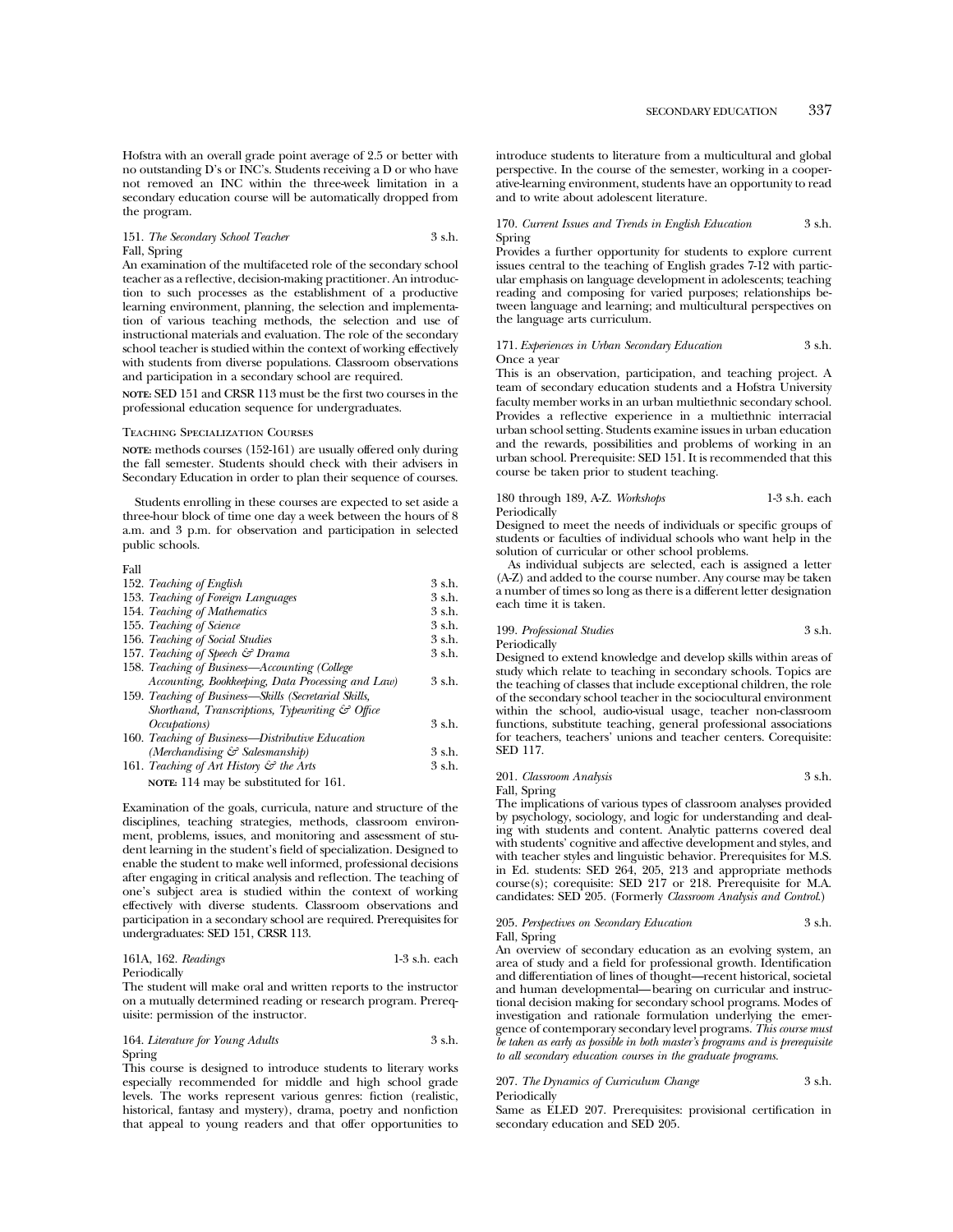Hofstra with an overall grade point average of 2.5 or better with no outstanding D's or INC's. Students receiving a D or who have not removed an INC within the three-week limitation in a secondary education course will be automatically dropped from the program.

151. *The Secondary School Teacher* 3 s.h.
Fall, Spring
An examination of the multifaceted role of the secondary school teacher as a reflective, decision-making practitioner. An introduction to such processes as the establishment of a productive learning environment, planning, the selection and implementation of various teaching methods, the selection and use of instructional materials and evaluation. The role of the secondary school teacher is studied within the context of working effectively with students from diverse populations. Classroom observations and participation in a secondary school are required.

**NOTE:** SED 151 and CRSR 113 must be the first two courses in the professional education sequence for undergraduates.

### Teaching Specialization Courses

**NOTE:** methods courses (152-161) are usually offered only during the fall semester. Students should check with their advisers in Secondary Education in order to plan their sequence of courses.

Students enrolling in these courses are expected to set aside a three-hour block of time one day a week between the hours of 8 a.m. and 3 p.m. for observation and participation in selected public schools.

Fall

| Course | Credits |
|---|---|
| 152. *Teaching of English* | 3 s.h. |
| 153. *Teaching of Foreign Languages* | 3 s.h. |
| 154. *Teaching of Mathematics* | 3 s.h. |
| 155. *Teaching of Science* | 3 s.h. |
| 156. *Teaching of Social Studies* | 3 s.h. |
| 157. *Teaching of Speech & Drama* | 3 s.h. |
| 158. *Teaching of Business—Accounting (College Accounting, Bookkeeping, Data Processing and Law)* | 3 s.h. |
| 159. *Teaching of Business—Skills (Secretarial Skills, Shorthand, Transcriptions, Typewriting & Office Occupations)* | 3 s.h. |
| 160. *Teaching of Business—Distributive Education (Merchandising & Salesmanship)* | 3 s.h. |
| 161. *Teaching of Art History & the Arts* | 3 s.h. |

**NOTE:** 114 may be substituted for 161.

Examination of the goals, curricula, nature and structure of the disciplines, teaching strategies, methods, classroom environment, problems, issues, and monitoring and assessment of student learning in the student's field of specialization. Designed to enable the student to make well informed, professional decisions after engaging in critical analysis and reflection. The teaching of one's subject area is studied within the context of working effectively with diverse students. Classroom observations and participation in a secondary school are required. Prerequisites for undergraduates: SED 151, CRSR 113.

161A, 162. *Readings* 1-3 s.h. each
Periodically
The student will make oral and written reports to the instructor on a mutually determined reading or research program. Prerequisite: permission of the instructor.

164. *Literature for Young Adults* 3 s.h.
Spring
This course is designed to introduce students to literary works especially recommended for middle and high school grade levels. The works represent various genres: fiction (realistic, historical, fantasy and mystery), drama, poetry and nonfiction that appeal to young readers and that offer opportunities to introduce students to literature from a multicultural and global perspective. In the course of the semester, working in a cooperative-learning environment, students have an opportunity to read and to write about adolescent literature.

170. *Current Issues and Trends in English Education* 3 s.h.
Spring
Provides a further opportunity for students to explore current issues central to the teaching of English grades 7-12 with particular emphasis on language development in adolescents; teaching reading and composing for varied purposes; relationships between language and learning; and multicultural perspectives on the language arts curriculum.

171. *Experiences in Urban Secondary Education* 3 s.h.
Once a year
This is an observation, participation, and teaching project. A team of secondary education students and a Hofstra University faculty member works in an urban multiethnic secondary school. Provides a reflective experience in a multiethnic interracial urban school setting. Students examine issues in urban education and the rewards, possibilities and problems of working in an urban school. Prerequisite: SED 151. It is recommended that this course be taken prior to student teaching.

180 through 189, A-Z. *Workshops* 1-3 s.h. each
Periodically
Designed to meet the needs of individuals or specific groups of students or faculties of individual schools who want help in the solution of curricular or other school problems.

As individual subjects are selected, each is assigned a letter (A-Z) and added to the course number. Any course may be taken a number of times so long as there is a different letter designation each time it is taken.

199. *Professional Studies* 3 s.h.
Periodically
Designed to extend knowledge and develop skills within areas of study which relate to teaching in secondary schools. Topics are the teaching of classes that include exceptional children, the role of the secondary school teacher in the sociocultural environment within the school, audio-visual usage, teacher non-classroom functions, substitute teaching, general professional associations for teachers, teachers' unions and teacher centers. Corequisite: SED 117.

201. *Classroom Analysis* 3 s.h.
Fall, Spring
The implications of various types of classroom analyses provided by psychology, sociology, and logic for understanding and dealing with students and content. Analytic patterns covered deal with students' cognitive and affective development and styles, and with teacher styles and linguistic behavior. Prerequisites for M.S. in Ed. students: SED 264, 205, 213 and appropriate methods course(s); corequisite: SED 217 or 218. Prerequisite for M.A. candidates: SED 205. (Formerly *Classroom Analysis and Control.*)

205. *Perspectives on Secondary Education* 3 s.h.
Fall, Spring
An overview of secondary education as an evolving system, an area of study and a field for professional growth. Identification and differentiation of lines of thought—recent historical, societal and human developmental—bearing on curricular and instructional decision making for secondary school programs. Modes of investigation and rationale formulation underlying the emergence of contemporary secondary level programs. *This course must be taken as early as possible in both master's programs and is prerequisite to all secondary education courses in the graduate programs.*

207. *The Dynamics of Curriculum Change* 3 s.h.
Periodically
Same as ELED 207. Prerequisites: provisional certification in secondary education and SED 205.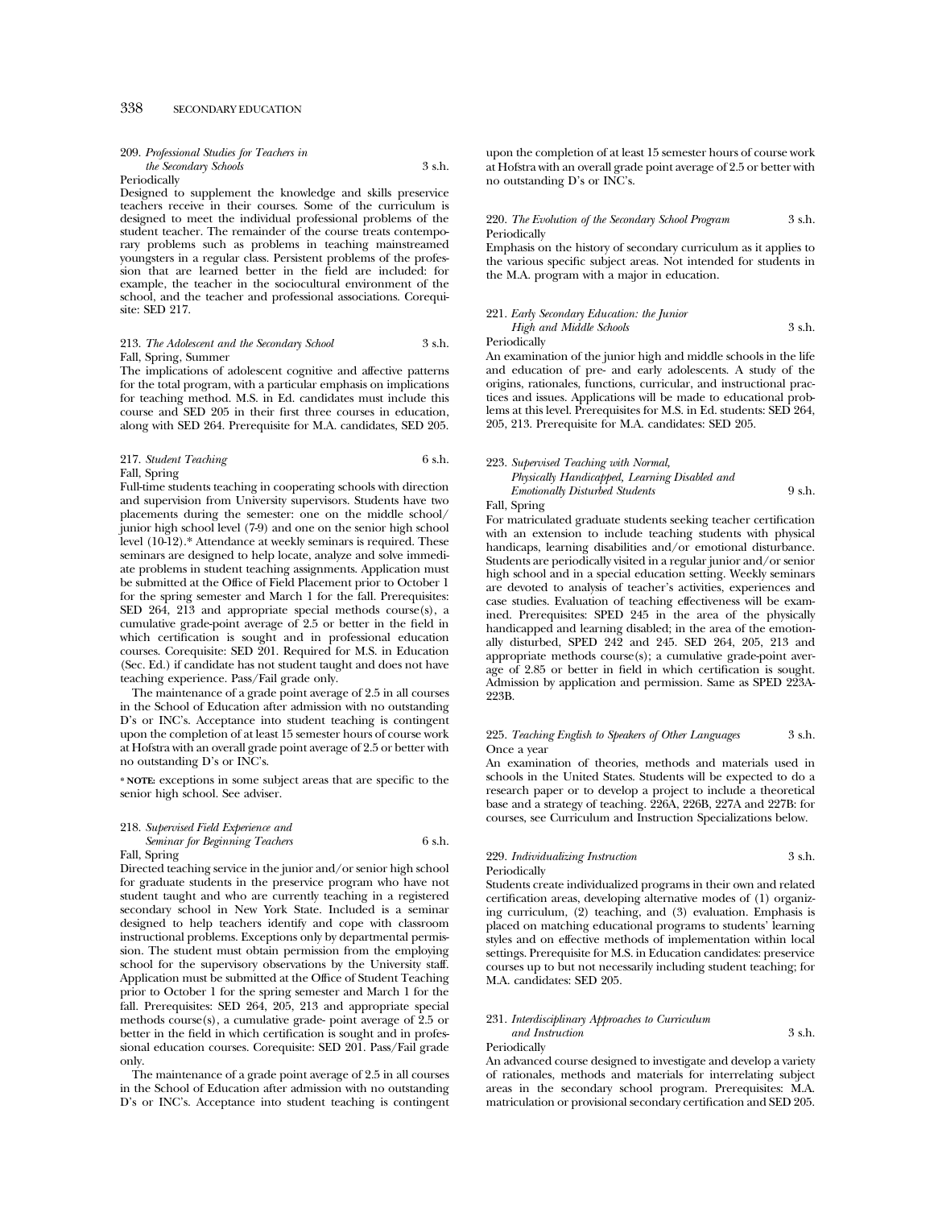209. *Professional Studies for Teachers in the Secondary Schools* 3 s.h.
Periodically
Designed to supplement the knowledge and skills preservice teachers receive in their courses. Some of the curriculum is designed to meet the individual professional problems of the student teacher. The remainder of the course treats contemporary problems such as problems in teaching mainstreamed youngsters in a regular class. Persistent problems of the profession that are learned better in the field are included: for example, the teacher in the sociocultural environment of the school, and the teacher and professional associations. Corequisite: SED 217.

213. *The Adolescent and the Secondary School* 3 s.h.
Fall, Spring, Summer
The implications of adolescent cognitive and affective patterns for the total program, with a particular emphasis on implications for teaching method. M.S. in Ed. candidates must include this course and SED 205 in their first three courses in education, along with SED 264. Prerequisite for M.A. candidates, SED 205.

217. *Student Teaching* 6 s.h.
Fall, Spring
Full-time students teaching in cooperating schools with direction and supervision from University supervisors. Students have two placements during the semester: one on the middle school/ junior high school level (7-9) and one on the senior high school level (10-12).* Attendance at weekly seminars is required. These seminars are designed to help locate, analyze and solve immediate problems in student teaching assignments. Application must be submitted at the Office of Field Placement prior to October 1 for the spring semester and March 1 for the fall. Prerequisites: SED 264, 213 and appropriate special methods course(s), a cumulative grade-point average of 2.5 or better in the field in which certification is sought and in professional education courses. Corequisite: SED 201. Required for M.S. in Education (Sec. Ed.) if candidate has not student taught and does not have teaching experience. Pass/Fail grade only.

The maintenance of a grade point average of 2.5 in all courses in the School of Education after admission with no outstanding D's or INC's. Acceptance into student teaching is contingent upon the completion of at least 15 semester hours of course work at Hofstra with an overall grade point average of 2.5 or better with no outstanding D's or INC's.

* **NOTE:** exceptions in some subject areas that are specific to the senior high school. See adviser.

218. *Supervised Field Experience and Seminar for Beginning Teachers* 6 s.h.
Fall, Spring
Directed teaching service in the junior and/or senior high school for graduate students in the preservice program who have not student taught and who are currently teaching in a registered secondary school in New York State. Included is a seminar designed to help teachers identify and cope with classroom instructional problems. Exceptions only by departmental permission. The student must obtain permission from the employing school for the supervisory observations by the University staff. Application must be submitted at the Office of Student Teaching prior to October 1 for the spring semester and March 1 for the fall. Prerequisites: SED 264, 205, 213 and appropriate special methods course(s), a cumulative grade- point average of 2.5 or better in the field in which certification is sought and in professional education courses. Corequisite: SED 201. Pass/Fail grade only.

The maintenance of a grade point average of 2.5 in all courses in the School of Education after admission with no outstanding D's or INC's. Acceptance into student teaching is contingent upon the completion of at least 15 semester hours of course work at Hofstra with an overall grade point average of 2.5 or better with no outstanding D's or INC's.

220. *The Evolution of the Secondary School Program* 3 s.h.
Periodically
Emphasis on the history of secondary curriculum as it applies to the various specific subject areas. Not intended for students in the M.A. program with a major in education.

221. *Early Secondary Education: the Junior High and Middle Schools* 3 s.h.
Periodically
An examination of the junior high and middle schools in the life and education of pre- and early adolescents. A study of the origins, rationales, functions, curricular, and instructional practices and issues. Applications will be made to educational problems at this level. Prerequisites for M.S. in Ed. students: SED 264, 205, 213. Prerequisite for M.A. candidates: SED 205.

223. *Supervised Teaching with Normal, Physically Handicapped, Learning Disabled and Emotionally Disturbed Students* 9 s.h.
Fall, Spring
For matriculated graduate students seeking teacher certification with an extension to include teaching students with physical handicaps, learning disabilities and/or emotional disturbance. Students are periodically visited in a regular junior and/or senior high school and in a special education setting. Weekly seminars are devoted to analysis of teacher's activities, experiences and case studies. Evaluation of teaching effectiveness will be examined. Prerequisites: SPED 245 in the area of the physically handicapped and learning disabled; in the area of the emotionally disturbed, SPED 242 and 245. SED 264, 205, 213 and appropriate methods course(s); a cumulative grade-point average of 2.85 or better in field in which certification is sought. Admission by application and permission. Same as SPED 223A-223B.

225. *Teaching English to Speakers of Other Languages* 3 s.h.
Once a year
An examination of theories, methods and materials used in schools in the United States. Students will be expected to do a research paper or to develop a project to include a theoretical base and a strategy of teaching. 226A, 226B, 227A and 227B: for courses, see Curriculum and Instruction Specializations below.

229. *Individualizing Instruction* 3 s.h.
Periodically
Students create individualized programs in their own and related certification areas, developing alternative modes of (1) organizing curriculum, (2) teaching, and (3) evaluation. Emphasis is placed on matching educational programs to students' learning styles and on effective methods of implementation within local settings. Prerequisite for M.S. in Education candidates: preservice courses up to but not necessarily including student teaching; for M.A. candidates: SED 205.

231. *Interdisciplinary Approaches to Curriculum and Instruction* 3 s.h.
Periodically
An advanced course designed to investigate and develop a variety of rationales, methods and materials for interrelating subject areas in the secondary school program. Prerequisites: M.A. matriculation or provisional secondary certification and SED 205.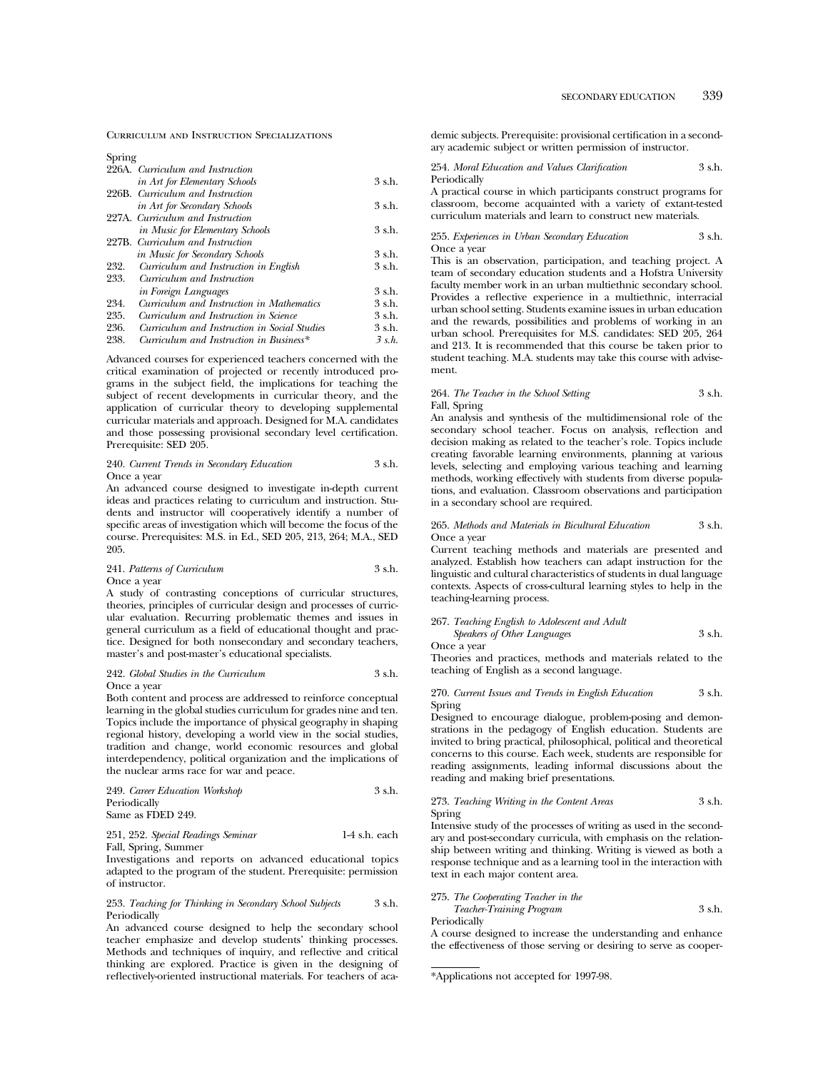CURRICULUM AND INSTRUCTION SPECIALIZATIONS

Spring

| | | |
|---|---|---|
| 226A. | *Curriculum and Instruction in Art for Elementary Schools* | 3 s.h. |
| 226B. | *Curriculum and Instruction in Art for Secondary Schools* | 3 s.h. |
| 227A. | *Curriculum and Instruction in Music for Elementary Schools* | 3 s.h. |
| 227B. | *Curriculum and Instruction in Music for Secondary Schools* | 3 s.h. |
| 232. | *Curriculum and Instruction in English* | 3 s.h. |
| 233. | *Curriculum and Instruction in Foreign Languages* | 3 s.h. |
| 234. | *Curriculum and Instruction in Mathematics* | 3 s.h. |
| 235. | *Curriculum and Instruction in Science* | 3 s.h. |
| 236. | *Curriculum and Instruction in Social Studies* | 3 s.h. |
| 238. | *Curriculum and Instruction in Business** | *3 s.h.* |

Advanced courses for experienced teachers concerned with the critical examination of projected or recently introduced programs in the subject field, the implications for teaching the subject of recent developments in curricular theory, and the application of curricular theory to developing supplemental curricular materials and approach. Designed for M.A. candidates and those possessing provisional secondary level certification. Prerequisite: SED 205.

240. *Current Trends in Secondary Education* 3 s.h.
Once a year
An advanced course designed to investigate in-depth current ideas and practices relating to curriculum and instruction. Students and instructor will cooperatively identify a number of specific areas of investigation which will become the focus of the course. Prerequisites: M.S. in Ed., SED 205, 213, 264; M.A., SED 205.

241. *Patterns of Curriculum* 3 s.h.
Once a year
A study of contrasting conceptions of curricular structures, theories, principles of curricular design and processes of curricular evaluation. Recurring problematic themes and issues in general curriculum as a field of educational thought and practice. Designed for both nonsecondary and secondary teachers, master's and post-master's educational specialists.

242. *Global Studies in the Curriculum* 3 s.h.
Once a year
Both content and process are addressed to reinforce conceptual learning in the global studies curriculum for grades nine and ten. Topics include the importance of physical geography in shaping regional history, developing a world view in the social studies, tradition and change, world economic resources and global interdependency, political organization and the implications of the nuclear arms race for war and peace.

249. *Career Education Workshop* 3 s.h.
Periodically
Same as FDED 249.

251, 252. *Special Readings Seminar* 1-4 s.h. each
Fall, Spring, Summer
Investigations and reports on advanced educational topics adapted to the program of the student. Prerequisite: permission of instructor.

253. *Teaching for Thinking in Secondary School Subjects* 3 s.h.
Periodically
An advanced course designed to help the secondary school teacher emphasize and develop students' thinking processes. Methods and techniques of inquiry, and reflective and critical thinking are explored. Practice is given in the designing of reflectively-oriented instructional materials. For teachers of academic subjects. Prerequisite: provisional certification in a secondary academic subject or written permission of instructor.

254. *Moral Education and Values Clarification* 3 s.h.
Periodically
A practical course in which participants construct programs for classroom, become acquainted with a variety of extant-tested curriculum materials and learn to construct new materials.

255. *Experiences in Urban Secondary Education* 3 s.h.
Once a year
This is an observation, participation, and teaching project. A team of secondary education students and a Hofstra University faculty member work in an urban multiethnic secondary school. Provides a reflective experience in a multiethnic, interracial urban school setting. Students examine issues in urban education and the rewards, possibilities and problems of working in an urban school. Prerequisites for M.S. candidates: SED 205, 264 and 213. It is recommended that this course be taken prior to student teaching. M.A. students may take this course with advisement.

264. *The Teacher in the School Setting* 3 s.h.
Fall, Spring
An analysis and synthesis of the multidimensional role of the secondary school teacher. Focus on analysis, reflection and decision making as related to the teacher's role. Topics include creating favorable learning environments, planning at various levels, selecting and employing various teaching and learning methods, working effectively with students from diverse populations, and evaluation. Classroom observations and participation in a secondary school are required.

265. *Methods and Materials in Bicultural Education* 3 s.h.
Once a year
Current teaching methods and materials are presented and analyzed. Establish how teachers can adapt instruction for the linguistic and cultural characteristics of students in dual language contexts. Aspects of cross-cultural learning styles to help in the teaching-learning process.

267. *Teaching English to Adolescent and Adult Speakers of Other Languages* 3 s.h.
Once a year
Theories and practices, methods and materials related to the teaching of English as a second language.

270. *Current Issues and Trends in English Education* 3 s.h.
Spring
Designed to encourage dialogue, problem-posing and demonstrations in the pedagogy of English education. Students are invited to bring practical, philosophical, political and theoretical concerns to this course. Each week, students are responsible for reading assignments, leading informal discussions about the reading and making brief presentations.

273. *Teaching Writing in the Content Areas* 3 s.h.
Spring
Intensive study of the processes of writing as used in the secondary and post-secondary curricula, with emphasis on the relationship between writing and thinking. Writing is viewed as both a response technique and as a learning tool in the interaction with text in each major content area.

275. *The Cooperating Teacher in the Teacher-Training Program* 3 s.h.
Periodically
A course designed to increase the understanding and enhance the effectiveness of those serving or desiring to serve as cooper-

*Applications not accepted for 1997-98.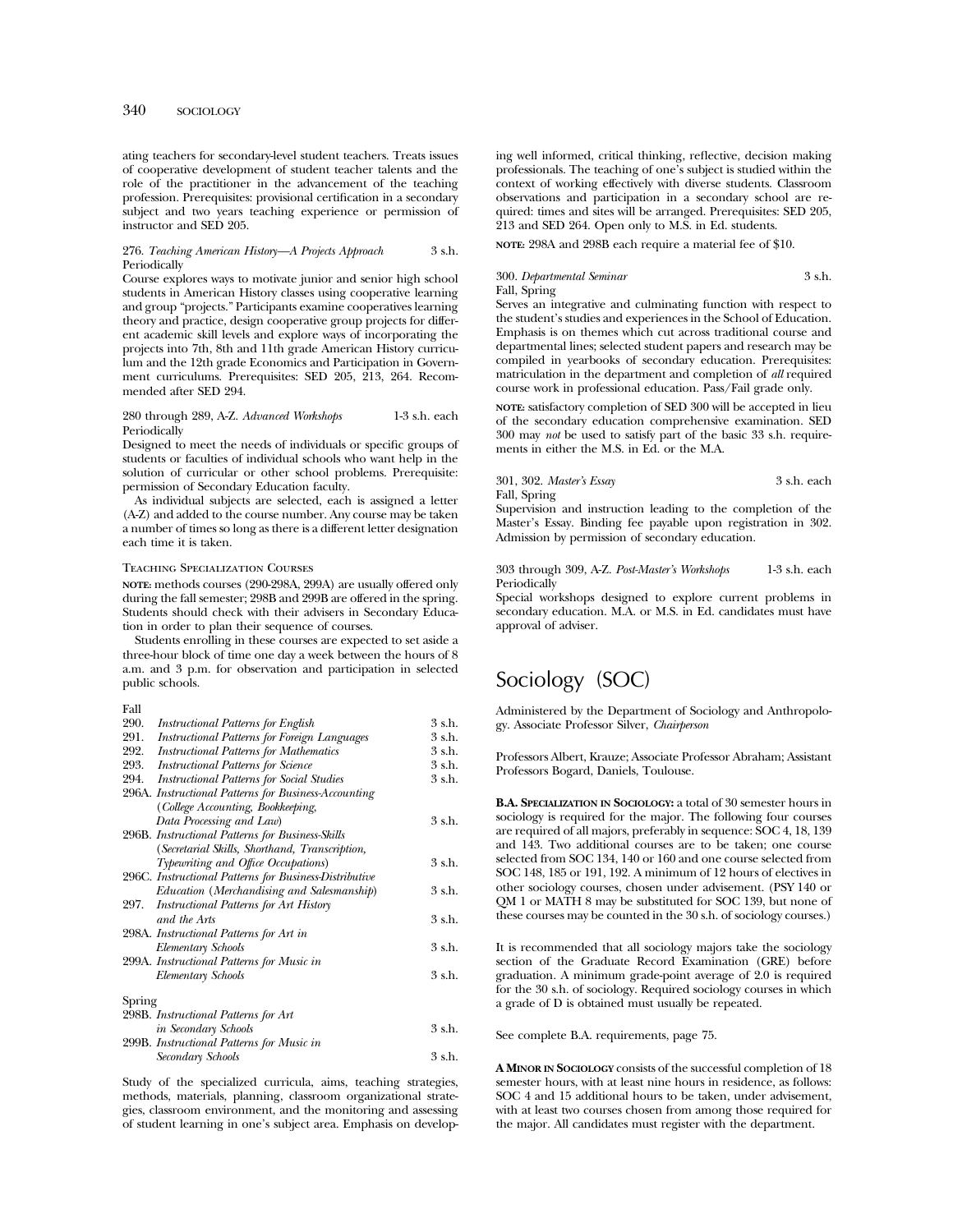ating teachers for secondary-level student teachers. Treats issues of cooperative development of student teacher talents and the role of the practitioner in the advancement of the teaching profession. Prerequisites: provisional certification in a secondary subject and two years teaching experience or permission of instructor and SED 205.

276. *Teaching American History—A Projects Approach* 3 s.h.
Periodically

Course explores ways to motivate junior and senior high school students in American History classes using cooperative learning and group "projects." Participants examine cooperatives learning theory and practice, design cooperative group projects for different academic skill levels and explore ways of incorporating the projects into 7th, 8th and 11th grade American History curriculum and the 12th grade Economics and Participation in Government curriculums. Prerequisites: SED 205, 213, 264. Recommended after SED 294.

280 through 289, A-Z. *Advanced Workshops* 1-3 s.h. each
Periodically

Designed to meet the needs of individuals or specific groups of students or faculties of individual schools who want help in the solution of curricular or other school problems. Prerequisite: permission of Secondary Education faculty.

As individual subjects are selected, each is assigned a letter (A-Z) and added to the course number. Any course may be taken a number of times so long as there is a different letter designation each time it is taken.

TEACHING SPECIALIZATION COURSES

**NOTE:** methods courses (290-298A, 299A) are usually offered only during the fall semester; 298B and 299B are offered in the spring. Students should check with their advisers in Secondary Education in order to plan their sequence of courses.

Students enrolling in these courses are expected to set aside a three-hour block of time one day a week between the hours of 8 a.m. and 3 p.m. for observation and participation in selected public schools.

Fall

| | | |
|---|---|---|
| 290. | *Instructional Patterns for English* | 3 s.h. |
| 291. | *Instructional Patterns for Foreign Languages* | 3 s.h. |
| 292. | *Instructional Patterns for Mathematics* | 3 s.h. |
| 293. | *Instructional Patterns for Science* | 3 s.h. |
| 294. | *Instructional Patterns for Social Studies* | 3 s.h. |
| 296A. | *Instructional Patterns for Business-Accounting (College Accounting, Bookkeeping, Data Processing and Law)* | 3 s.h. |
| 296B. | *Instructional Patterns for Business-Skills (Secretarial Skills, Shorthand, Transcription, Typewriting and Office Occupations)* | 3 s.h. |
| 296C. | *Instructional Patterns for Business-Distributive Education (Merchandising and Salesmanship)* | 3 s.h. |
| 297. | *Instructional Patterns for Art History and the Arts* | 3 s.h. |
| 298A. | *Instructional Patterns for Art in Elementary Schools* | 3 s.h. |
| 299A. | *Instructional Patterns for Music in Elementary Schools* | 3 s.h. |

Spring

| | | |
|---|---|---|
| 298B. | *Instructional Patterns for Art in Secondary Schools* | 3 s.h. |
| 299B. | *Instructional Patterns for Music in Secondary Schools* | 3 s.h. |

Study of the specialized curricula, aims, teaching strategies, methods, materials, planning, classroom organizational strategies, classroom environment, and the monitoring and assessing of student learning in one's subject area. Emphasis on developing well informed, critical thinking, reflective, decision making professionals. The teaching of one's subject is studied within the context of working effectively with diverse students. Classroom observations and participation in a secondary school are required: times and sites will be arranged. Prerequisites: SED 205, 213 and SED 264. Open only to M.S. in Ed. students.

**NOTE:** 298A and 298B each require a material fee of $10.

300. *Departmental Seminar* 3 s.h.
Fall, Spring

Serves an integrative and culminating function with respect to the student's studies and experiences in the School of Education. Emphasis is on themes which cut across traditional course and departmental lines; selected student papers and research may be compiled in yearbooks of secondary education. Prerequisites: matriculation in the department and completion of *all* required course work in professional education. Pass/Fail grade only.

**NOTE:** satisfactory completion of SED 300 will be accepted in lieu of the secondary education comprehensive examination. SED 300 may *not* be used to satisfy part of the basic 33 s.h. requirements in either the M.S. in Ed. or the M.A.

301, 302. *Master's Essay* 3 s.h. each
Fall, Spring

Supervision and instruction leading to the completion of the Master's Essay. Binding fee payable upon registration in 302. Admission by permission of secondary education.

303 through 309, A-Z. *Post-Master's Workshops* 1-3 s.h. each
Periodically

Special workshops designed to explore current problems in secondary education. M.A. or M.S. in Ed. candidates must have approval of adviser.

# Sociology (SOC)

Administered by the Department of Sociology and Anthropology. Associate Professor Silver, *Chairperson*

Professors Albert, Krauze; Associate Professor Abraham; Assistant Professors Bogard, Daniels, Toulouse.

**B.A. SPECIALIZATION IN SOCIOLOGY:** a total of 30 semester hours in sociology is required for the major. The following four courses are required of all majors, preferably in sequence: SOC 4, 18, 139 and 143. Two additional courses are to be taken; one course selected from SOC 134, 140 or 160 and one course selected from SOC 148, 185 or 191, 192. A minimum of 12 hours of electives in other sociology courses, chosen under advisement. (PSY 140 or QM 1 or MATH 8 may be substituted for SOC 139, but none of these courses may be counted in the 30 s.h. of sociology courses.)

It is recommended that all sociology majors take the sociology section of the Graduate Record Examination (GRE) before graduation. A minimum grade-point average of 2.0 is required for the 30 s.h. of sociology. Required sociology courses in which a grade of D is obtained must usually be repeated.

See complete B.A. requirements, page 75.

**A MINOR IN SOCIOLOGY** consists of the successful completion of 18 semester hours, with at least nine hours in residence, as follows: SOC 4 and 15 additional hours to be taken, under advisement, with at least two courses chosen from among those required for the major. All candidates must register with the department.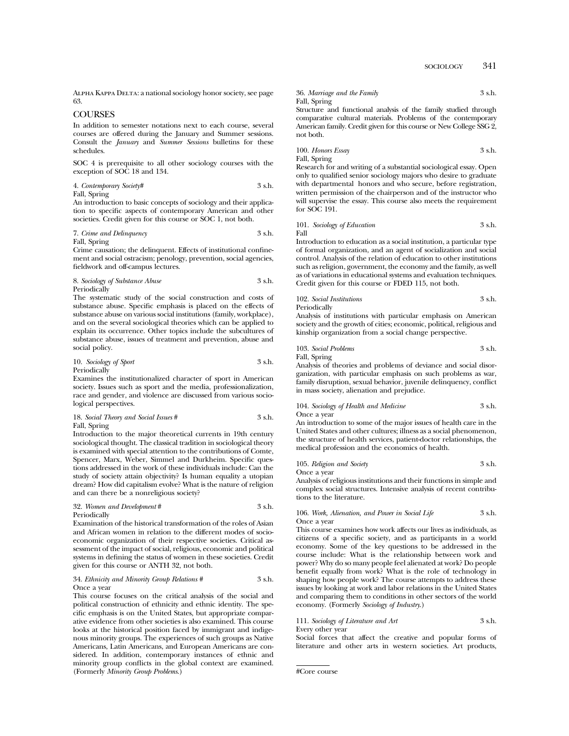ALPHA KAPPA DELTA: a national sociology honor society, see page 63.

## COURSES

In addition to semester notations next to each course, several courses are offered during the January and Summer sessions. Consult the *January* and *Summer Sessions* bulletins for these schedules.

SOC 4 is prerequisite to all other sociology courses with the exception of SOC 18 and 134.

4. *Contemporary Society*# 3 s.h.
Fall, Spring
An introduction to basic concepts of sociology and their application to specific aspects of contemporary American and other societies. Credit given for this course or SOC 1, not both.

7. *Crime and Delinquency* 3 s.h.
Fall, Spring
Crime causation; the delinquent. Effects of institutional confinement and social ostracism; penology, prevention, social agencies, fieldwork and off-campus lectures.

8. *Sociology of Substance Abuse* 3 s.h.
Periodically
The systematic study of the social construction and costs of substance abuse. Specific emphasis is placed on the effects of substance abuse on various social institutions (family, workplace), and on the several sociological theories which can be applied to explain its occurrence. Other topics include the subcultures of substance abuse, issues of treatment and prevention, abuse and social policy.

10. *Sociology of Sport* 3 s.h.
Periodically
Examines the institutionalized character of sport in American society. Issues such as sport and the media, professionalization, race and gender, and violence are discussed from various sociological perspectives.

18. *Social Theory and Social Issues* # 3 s.h.
Fall, Spring
Introduction to the major theoretical currents in 19th century sociological thought. The classical tradition in sociological theory is examined with special attention to the contributions of Comte, Spencer, Marx, Weber, Simmel and Durkheim. Specific questions addressed in the work of these individuals include: Can the study of society attain objectivity? Is human equality a utopian dream? How did capitalism evolve? What is the nature of religion and can there be a nonreligious society?

32. *Women and Development* # 3 s.h.
Periodically
Examination of the historical transformation of the roles of Asian and African women in relation to the different modes of socioeconomic organization of their respective societies. Critical assessment of the impact of social, religious, economic and political systems in defining the status of women in these societies. Credit given for this course or ANTH 32, not both.

34. *Ethnicity and Minority Group Relations* # 3 s.h.
Once a year
This course focuses on the critical analysis of the social and political construction of ethnicity and ethnic identity. The specific emphasis is on the United States, but appropriate comparative evidence from other societies is also examined. This course looks at the historical position faced by immigrant and indigenous minority groups. The experiences of such groups as Native Americans, Latin Americans, and European Americans are considered. In addition, contemporary instances of ethnic and minority group conflicts in the global context are examined. (Formerly *Minority Group Problems.*)

36. *Marriage and the Family* 3 s.h.
Fall, Spring
Structure and functional analysis of the family studied through comparative cultural materials. Problems of the contemporary American family. Credit given for this course or New College SSG 2, not both.

100. *Honors Essay* 3 s.h.
Fall, Spring
Research for and writing of a substantial sociological essay. Open only to qualified senior sociology majors who desire to graduate with departmental honors and who secure, before registration, written permission of the chairperson and of the instructor who will supervise the essay. This course also meets the requirement for SOC 191.

101. *Sociology of Education* 3 s.h.
Fall
Introduction to education as a social institution, a particular type of formal organization, and an agent of socialization and social control. Analysis of the relation of education to other institutions such as religion, government, the economy and the family, as well as of variations in educational systems and evaluation techniques. Credit given for this course or FDED 115, not both.

102. *Social Institutions* 3 s.h.
Periodically
Analysis of institutions with particular emphasis on American society and the growth of cities; economic, political, religious and kinship organization from a social change perspective.

103. *Social Problems* 3 s.h.
Fall, Spring
Analysis of theories and problems of deviance and social disorganization, with particular emphasis on such problems as war, family disruption, sexual behavior, juvenile delinquency, conflict in mass society, alienation and prejudice.

104. *Sociology of Health and Medicine* 3 s.h.
Once a year
An introduction to some of the major issues of health care in the United States and other cultures; illness as a social phenomenon, the structure of health services, patient-doctor relationships, the medical profession and the economics of health.

105. *Religion and Society* 3 s.h.
Once a year
Analysis of religious institutions and their functions in simple and complex social structures. Intensive analysis of recent contributions to the literature.

106. *Work, Alienation, and Power in Social Life* 3 s.h.
Once a year
This course examines how work affects our lives as individuals, as citizens of a specific society, and as participants in a world economy. Some of the key questions to be addressed in the course include: What is the relationship between work and power? Why do so many people feel alienated at work? Do people benefit equally from work? What is the role of technology in shaping how people work? The course attempts to address these issues by looking at work and labor relations in the United States and comparing them to conditions in other sectors of the world economy. (Formerly *Sociology of Industry.*)

111. *Sociology of Literature and Art* 3 s.h.
Every other year
Social forces that affect the creative and popular forms of literature and other arts in western societies. Art products,

#Core course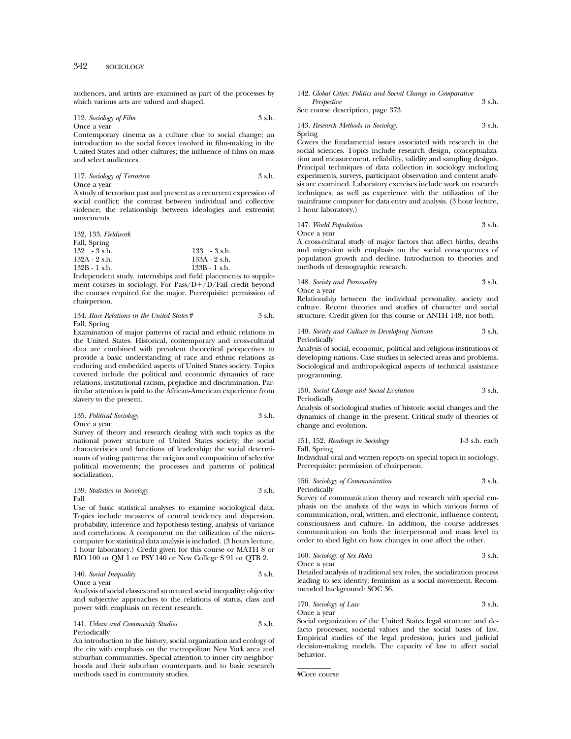audiences, and artists are examined as part of the processes by which various arts are valued and shaped.

112. *Sociology of Film* 3 s.h.
Once a year
Contemporary cinema as a culture clue to social change; an introduction to the social forces involved in film-making in the United States and other cultures; the influence of films on mass and select audiences.

117. *Sociology of Terrorism* 3 s.h.
Once a year
A study of terrorism past and present as a recurrent expression of social conflict; the contrast between individual and collective violence; the relationship between ideologies and extremist movements.

132, 133. *Fieldwork*
Fall, Spring

| | |
|---|---|
| 132 - 3 s.h. | 133 - 3 s.h. |
| 132A - 2 s.h. | 133A - 2 s.h. |
| 132B - 1 s.h. | 133B - 1 s.h. |

Independent study, internships and field placements to supplement courses in sociology. For Pass/D+/D/Fail credit beyond the courses required for the major. Prerequisite: permission of chairperson.

134. *Race Relations in the United States* # 3 s.h.
Fall, Spring
Examination of major patterns of racial and ethnic relations in the United States. Historical, contemporary and cross-cultural data are combined with prevalent theoretical perspectives to provide a basic understanding of race and ethnic relations as enduring and embedded aspects of United States society. Topics covered include the political and economic dynamics of race relations, institutional racism, prejudice and discrimination. Particular attention is paid to the African-American experience from slavery to the present.

135. *Political Sociology* 3 s.h.
Once a year
Survey of theory and research dealing with such topics as the national power structure of United States society; the social characteristics and functions of leadership; the social determinants of voting patterns; the origins and composition of selective political movements; the processes and patterns of political socialization.

139. *Statistics in Sociology* 3 s.h.
Fall
Use of basic statistical analyses to examine sociological data. Topics include measures of central tendency and dispersion, probability, inference and hypothesis testing, analysis of variance and correlations. A component on the utilization of the microcomputer for statistical data analysis is included. (3 hours lecture, 1 hour laboratory.) Credit given for this course or MATH 8 or BIO 100 or QM 1 or PSY 140 or New College S 91 or QTB 2.

140. *Social Inequality* 3 s.h.
Once a year
Analysis of social classes and structured social inequality; objective and subjective approaches to the relations of status, class and power with emphasis on recent research.

141. *Urban and Community Studies* 3 s.h.
Periodically
An introduction to the history, social organization and ecology of the city with emphasis on the metropolitan New York area and suburban communities. Special attention to inner city neighborhoods and their suburban counterparts and to basic research methods used in community studies.

142. *Global Cities: Politics and Social Change in Comparative Perspective* 3 s.h.
See course description, page 373.

143. *Research Methods in Sociology* 3 s.h.
Spring
Covers the fundamental issues associated with research in the social sciences. Topics include research design, conceptualization and measurement, reliability, validity and sampling designs. Principal techniques of data collection in sociology including experiments, surveys, participant observation and content analysis are examined. Laboratory exercises include work on research techniques, as well as experience with the utilization of the mainframe computer for data entry and analysis. (3 hour lecture, 1 hour laboratory.)

147. *World Population* 3 s.h.
Once a year
A cross-cultural study of major factors that affect births, deaths and migration with emphasis on the social consequences of population growth and decline. Introduction to theories and methods of demographic research.

148. *Society and Personality* 3 s.h.
Once a year
Relationship between the individual personality, society and culture. Recent theories and studies of character and social structure. Credit given for this course or ANTH 148, not both.

149. *Society and Culture in Developing Nations* 3 s.h.
Periodically
Analysis of social, economic, political and religious institutions of developing nations. Case studies in selected areas and problems. Sociological and anthropological aspects of technical assistance programming.

150. *Social Change and Social Evolution* 3 s.h.
Periodically
Analysis of sociological studies of historic social changes and the dynamics of change in the present. Critical study of theories of change and evolution.

151, 152. *Readings in Sociology* 1-3 s.h. each
Fall, Spring
Individual oral and written reports on special topics in sociology. Prerequisite: permission of chairperson.

156. *Sociology of Communication* 3 s.h.
Periodically
Survey of communication theory and research with special emphasis on the analysis of the ways in which various forms of communication, oral, written, and electronic, influence content, consciousness and culture. In addition, the course addresses communication on both the interpersonal and mass level in order to shed light on how changes in one affect the other.

160. *Sociology of Sex Roles* 3 s.h.
Once a year
Detailed analysis of traditional sex roles, the socialization process leading to sex identity; feminism as a social movement. Recommended background: SOC 36.

170. *Sociology of Law* 3 s.h.
Once a year
Social organization of the United States legal structure and defacto processes; societal values and the social bases of law. Empirical studies of the legal profession, juries and judicial decision-making models. The capacity of law to affect social behavior.

---

#Core course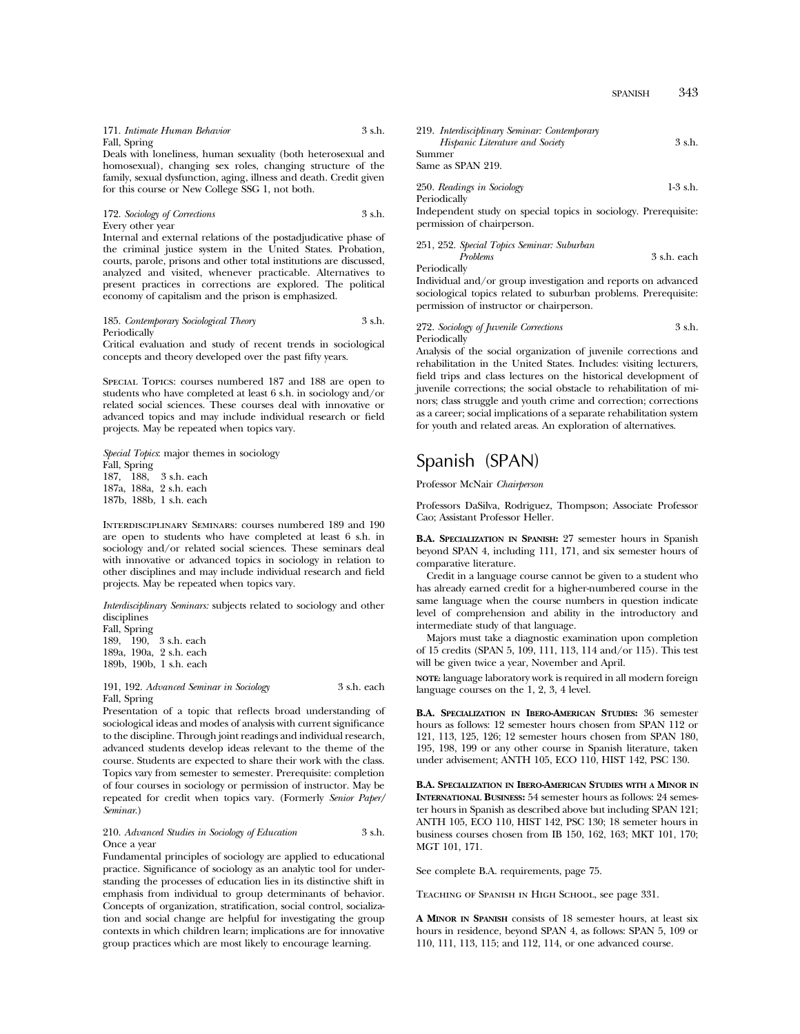171. *Intimate Human Behavior* 3 s.h.
Fall, Spring
Deals with loneliness, human sexuality (both heterosexual and homosexual), changing sex roles, changing structure of the family, sexual dysfunction, aging, illness and death. Credit given for this course or New College SSG 1, not both.

172. *Sociology of Corrections* 3 s.h.
Every other year
Internal and external relations of the postadjudicative phase of the criminal justice system in the United States. Probation, courts, parole, prisons and other total institutions are discussed, analyzed and visited, whenever practicable. Alternatives to present practices in corrections are explored. The political economy of capitalism and the prison is emphasized.

185. *Contemporary Sociological Theory* 3 s.h.
Periodically
Critical evaluation and study of recent trends in sociological concepts and theory developed over the past fifty years.

Special Topics: courses numbered 187 and 188 are open to students who have completed at least 6 s.h. in sociology and/or related social sciences. These courses deal with innovative or advanced topics and may include individual research or field projects. May be repeated when topics vary.

*Special Topics*: major themes in sociology
Fall, Spring
187, 188, 3 s.h. each
187a, 188a, 2 s.h. each
187b, 188b, 1 s.h. each

Interdisciplinary Seminars: courses numbered 189 and 190 are open to students who have completed at least 6 s.h. in sociology and/or related social sciences. These seminars deal with innovative or advanced topics in sociology in relation to other disciplines and may include individual research and field projects. May be repeated when topics vary.

*Interdisciplinary Seminars:* subjects related to sociology and other disciplines
Fall, Spring
189, 190, 3 s.h. each
189a, 190a, 2 s.h. each
189b, 190b, 1 s.h. each

191, 192. *Advanced Seminar in Sociology* 3 s.h. each
Fall, Spring
Presentation of a topic that reflects broad understanding of sociological ideas and modes of analysis with current significance to the discipline. Through joint readings and individual research, advanced students develop ideas relevant to the theme of the course. Students are expected to share their work with the class. Topics vary from semester to semester. Prerequisite: completion of four courses in sociology or permission of instructor. May be repeated for credit when topics vary. (Formerly *Senior Paper/Seminar.*)

210. *Advanced Studies in Sociology of Education* 3 s.h.
Once a year
Fundamental principles of sociology are applied to educational practice. Significance of sociology as an analytic tool for understanding the processes of education lies in its distinctive shift in emphasis from individual to group determinants of behavior. Concepts of organization, stratification, social control, socialization and social change are helpful for investigating the group contexts in which children learn; implications are for innovative group practices which are most likely to encourage learning.

219. *Interdisciplinary Seminar: Contemporary Hispanic Literature and Society* 3 s.h.
Summer
Same as SPAN 219.

250. *Readings in Sociology* 1-3 s.h.
Periodically
Independent study on special topics in sociology. Prerequisite: permission of chairperson.

251, 252. *Special Topics Seminar: Suburban Problems* 3 s.h. each
Periodically
Individual and/or group investigation and reports on advanced sociological topics related to suburban problems. Prerequisite: permission of instructor or chairperson.

272. *Sociology of Juvenile Corrections* 3 s.h.
Periodically
Analysis of the social organization of juvenile corrections and rehabilitation in the United States. Includes: visiting lecturers, field trips and class lectures on the historical development of juvenile corrections; the social obstacle to rehabilitation of minors; class struggle and youth crime and correction; corrections as a career; social implications of a separate rehabilitation system for youth and related areas. An exploration of alternatives.

# Spanish (SPAN)

Professor McNair *Chairperson*

Professors DaSilva, Rodriguez, Thompson; Associate Professor Cao; Assistant Professor Heller.

**B.A. Specialization in Spanish:** 27 semester hours in Spanish beyond SPAN 4, including 111, 171, and six semester hours of comparative literature.

Credit in a language course cannot be given to a student who has already earned credit for a higher-numbered course in the same language when the course numbers in question indicate level of comprehension and ability in the introductory and intermediate study of that language.

Majors must take a diagnostic examination upon completion of 15 credits (SPAN 5, 109, 111, 113, 114 and/or 115). This test will be given twice a year, November and April.

**note:** language laboratory work is required in all modern foreign language courses on the 1, 2, 3, 4 level.

**B.A. Specialization in Ibero-American Studies:** 36 semester hours as follows: 12 semester hours chosen from SPAN 112 or 121, 113, 125, 126; 12 semester hours chosen from SPAN 180, 195, 198, 199 or any other course in Spanish literature, taken under advisement; ANTH 105, ECO 110, HIST 142, PSC 130.

**B.A. Specialization in Ibero-American Studies with a Minor in International Business:** 54 semester hours as follows: 24 semester hours in Spanish as described above but including SPAN 121; ANTH 105, ECO 110, HIST 142, PSC 130; 18 semeter hours in business courses chosen from IB 150, 162, 163; MKT 101, 170; MGT 101, 171.

See complete B.A. requirements, page 75.

Teaching of Spanish in High School, see page 331.

**A Minor in Spanish** consists of 18 semester hours, at least six hours in residence, beyond SPAN 4, as follows: SPAN 5, 109 or 110, 111, 113, 115; and 112, 114, or one advanced course.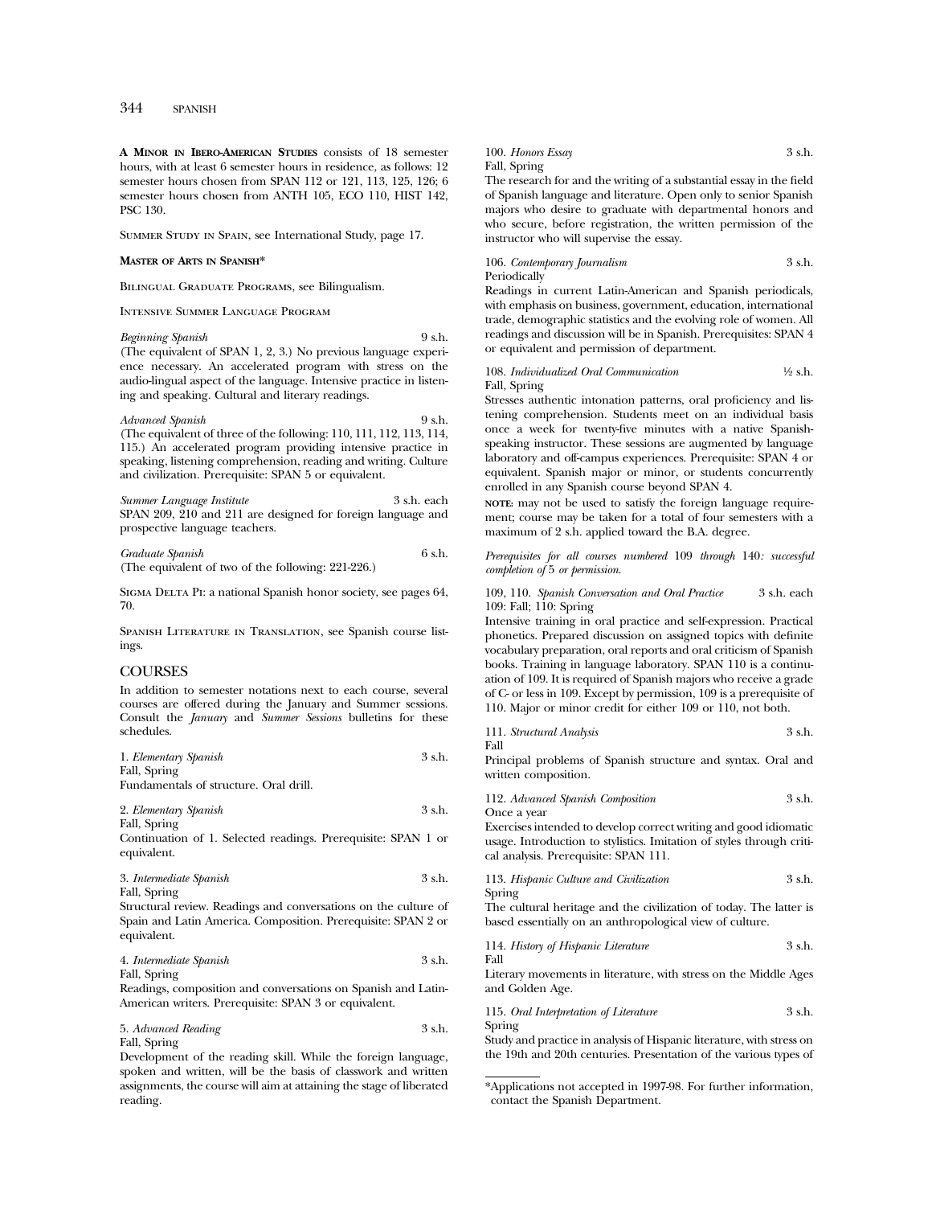**A Minor in Ibero-American Studies** consists of 18 semester hours, with at least 6 semester hours in residence, as follows: 12 semester hours chosen from SPAN 112 or 121, 113, 125, 126; 6 semester hours chosen from ANTH 105, ECO 110, HIST 142, PSC 130.

Summer Study in Spain, see International Study, page 17.

**Master of Arts in Spanish***

Bilingual Graduate Programs, see Bilingualism.

Intensive Summer Language Program

*Beginning Spanish* 9 s.h.
(The equivalent of SPAN 1, 2, 3.) No previous language experience necessary. An accelerated program with stress on the audio-lingual aspect of the language. Intensive practice in listening and speaking. Cultural and literary readings.

*Advanced Spanish* 9 s.h.
(The equivalent of three of the following: 110, 111, 112, 113, 114, 115.) An accelerated program providing intensive practice in speaking, listening comprehension, reading and writing. Culture and civilization. Prerequisite: SPAN 5 or equivalent.

*Summer Language Institute* 3 s.h. each
SPAN 209, 210 and 211 are designed for foreign language and prospective language teachers.

*Graduate Spanish* 6 s.h.
(The equivalent of two of the following: 221-226.)

Sigma Delta Pi: a national Spanish honor society, see pages 64, 70.

Spanish Literature in Translation, see Spanish course listings.

## COURSES

In addition to semester notations next to each course, several courses are offered during the January and Summer sessions. Consult the *January* and *Summer Sessions* bulletins for these schedules.

1. *Elementary Spanish* 3 s.h.
Fall, Spring
Fundamentals of structure. Oral drill.

2. *Elementary Spanish* 3 s.h.
Fall, Spring
Continuation of 1. Selected readings. Prerequisite: SPAN 1 or equivalent.

3. *Intermediate Spanish* 3 s.h.
Fall, Spring
Structural review. Readings and conversations on the culture of Spain and Latin America. Composition. Prerequisite: SPAN 2 or equivalent.

4. *Intermediate Spanish* 3 s.h.
Fall, Spring
Readings, composition and conversations on Spanish and Latin-American writers. Prerequisite: SPAN 3 or equivalent.

5. *Advanced Reading* 3 s.h.
Fall, Spring
Development of the reading skill. While the foreign language, spoken and written, will be the basis of classwork and written assignments, the course will aim at attaining the stage of liberated reading.

100. *Honors Essay* 3 s.h.
Fall, Spring
The research for and the writing of a substantial essay in the field of Spanish language and literature. Open only to senior Spanish majors who desire to graduate with departmental honors and who secure, before registration, the written permission of the instructor who will supervise the essay.

106. *Contemporary Journalism* 3 s.h.
Periodically
Readings in current Latin-American and Spanish periodicals, with emphasis on business, government, education, international trade, demographic statistics and the evolving role of women. All readings and discussion will be in Spanish. Prerequisites: SPAN 4 or equivalent and permission of department.

108. *Individualized Oral Communication* ½ s.h.
Fall, Spring
Stresses authentic intonation patterns, oral proficiency and listening comprehension. Students meet on an individual basis once a week for twenty-five minutes with a native Spanish-speaking instructor. These sessions are augmented by language laboratory and off-campus experiences. Prerequisite: SPAN 4 or equivalent. Spanish major or minor, or students concurrently enrolled in any Spanish course beyond SPAN 4.

**note:** may not be used to satisfy the foreign language requirement; course may be taken for a total of four semesters with a maximum of 2 s.h. applied toward the B.A. degree.

*Prerequisites for all courses numbered 109 through 140: successful completion of 5 or permission.*

109, 110. *Spanish Conversation and Oral Practice* 3 s.h. each
109: Fall; 110: Spring
Intensive training in oral practice and self-expression. Practical phonetics. Prepared discussion on assigned topics with definite vocabulary preparation, oral reports and oral criticism of Spanish books. Training in language laboratory. SPAN 110 is a continuation of 109. It is required of Spanish majors who receive a grade of C- or less in 109. Except by permission, 109 is a prerequisite of 110. Major or minor credit for either 109 or 110, not both.

111. *Structural Analysis* 3 s.h.
Fall
Principal problems of Spanish structure and syntax. Oral and written composition.

112. *Advanced Spanish Composition* 3 s.h.
Once a year
Exercises intended to develop correct writing and good idiomatic usage. Introduction to stylistics. Imitation of styles through critical analysis. Prerequisite: SPAN 111.

113. *Hispanic Culture and Civilization* 3 s.h.
Spring
The cultural heritage and the civilization of today. The latter is based essentially on an anthropological view of culture.

114. *History of Hispanic Literature* 3 s.h.
Fall
Literary movements in literature, with stress on the Middle Ages and Golden Age.

115. *Oral Interpretation of Literature* 3 s.h.
Spring
Study and practice in analysis of Hispanic literature, with stress on the 19th and 20th centuries. Presentation of the various types of

*Applications not accepted in 1997-98. For further information, contact the Spanish Department.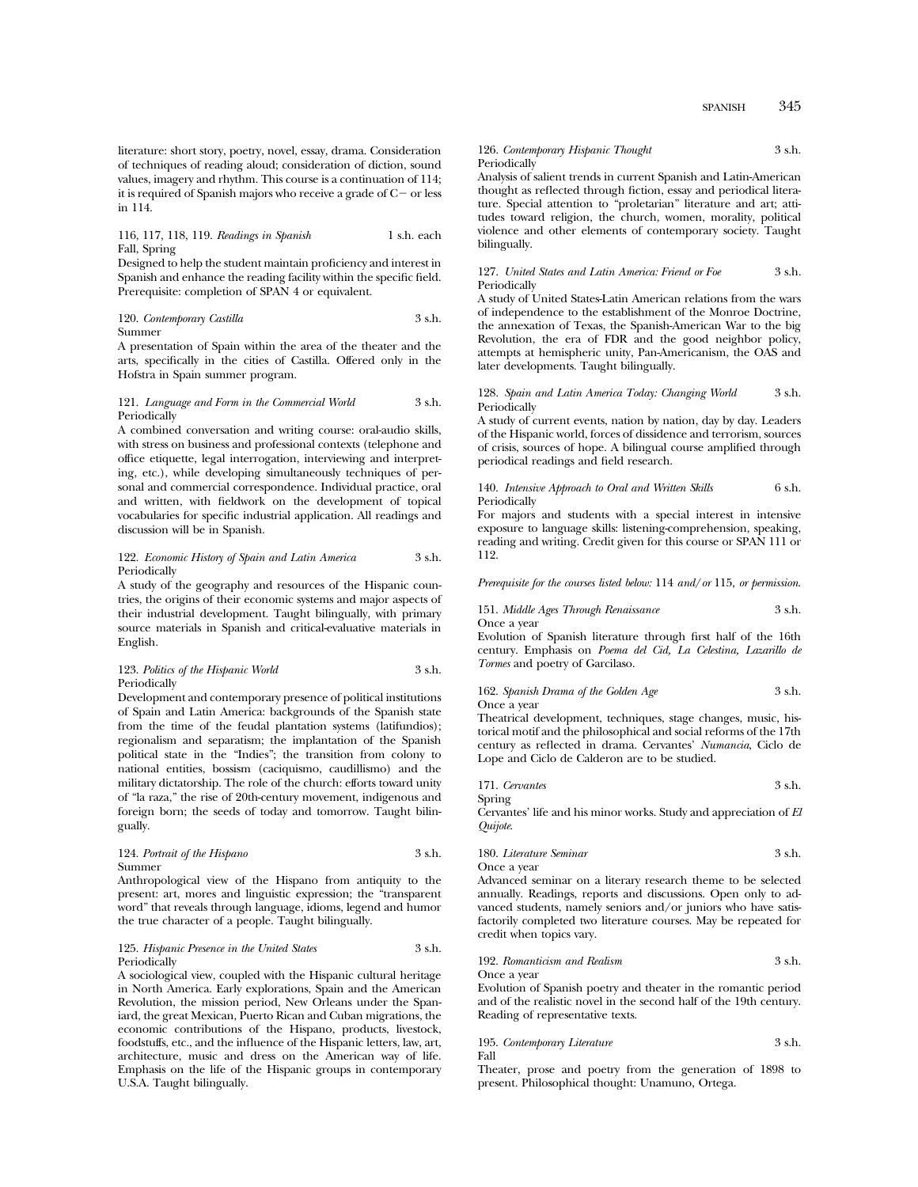literature: short story, poetry, novel, essay, drama. Consideration of techniques of reading aloud; consideration of diction, sound values, imagery and rhythm. This course is a continuation of 114; it is required of Spanish majors who receive a grade of C− or less in 114.

116, 117, 118, 119. *Readings in Spanish* 1 s.h. each
Fall, Spring
Designed to help the student maintain proficiency and interest in Spanish and enhance the reading facility within the specific field. Prerequisite: completion of SPAN 4 or equivalent.

120. *Contemporary Castilla* 3 s.h.
Summer
A presentation of Spain within the area of the theater and the arts, specifically in the cities of Castilla. Offered only in the Hofstra in Spain summer program.

121. *Language and Form in the Commercial World* 3 s.h.
Periodically
A combined conversation and writing course: oral-audio skills, with stress on business and professional contexts (telephone and office etiquette, legal interrogation, interviewing and interpreting, etc.), while developing simultaneous techniques of personal and commercial correspondence. Individual practice, oral and written, with fieldwork on the development of topical vocabularies for specific industrial application. All readings and discussion will be in Spanish.

122. *Economic History of Spain and Latin America* 3 s.h.
Periodically
A study of the geography and resources of the Hispanic countries, the origins of their economic systems and major aspects of their industrial development. Taught bilingually, with primary source materials in Spanish and critical-evaluative materials in English.

123. *Politics of the Hispanic World* 3 s.h.
Periodically
Development and contemporary presence of political institutions of Spain and Latin America: backgrounds of the Spanish state from the time of the feudal plantation systems (latifundios); regionalism and separatism; the implantation of the Spanish political state in the "Indies"; the transition from colony to national entities, bossism (caciquismo, caudillismo) and the military dictatorship. The role of the church: efforts toward unity of "la raza," the rise of 20th-century movement, indigenous and foreign born; the seeds of today and tomorrow. Taught bilingually.

124. *Portrait of the Hispano* 3 s.h.
Summer
Anthropological view of the Hispano from antiquity to the present: art, mores and linguistic expression; the "transparent word" that reveals through language, idioms, legend and humor the true character of a people. Taught bilingually.

125. *Hispanic Presence in the United States* 3 s.h.
Periodically
A sociological view, coupled with the Hispanic cultural heritage in North America. Early explorations, Spain and the American Revolution, the mission period, New Orleans under the Spaniard, the great Mexican, Puerto Rican and Cuban migrations, the economic contributions of the Hispano, products, livestock, foodstuffs, etc., and the influence of the Hispanic letters, law, art, architecture, music and dress on the American way of life. Emphasis on the life of the Hispanic groups in contemporary U.S.A. Taught bilingually.

126. *Contemporary Hispanic Thought* 3 s.h.
Periodically
Analysis of salient trends in current Spanish and Latin-American thought as reflected through fiction, essay and periodical literature. Special attention to "proletarian" literature and art; attitudes toward religion, the church, women, morality, political violence and other elements of contemporary society. Taught bilingually.

127. *United States and Latin America: Friend or Foe* 3 s.h.
Periodically
A study of United States-Latin American relations from the wars of independence to the establishment of the Monroe Doctrine, the annexation of Texas, the Spanish-American War to the big Revolution, the era of FDR and the good neighbor policy, attempts at hemispheric unity, Pan-Americanism, the OAS and later developments. Taught bilingually.

128. *Spain and Latin America Today: Changing World* 3 s.h.
Periodically
A study of current events, nation by nation, day by day. Leaders of the Hispanic world, forces of dissidence and terrorism, sources of crisis, sources of hope. A bilingual course amplified through periodical readings and field research.

140. *Intensive Approach to Oral and Written Skills* 6 s.h.
Periodically
For majors and students with a special interest in intensive exposure to language skills: listening-comprehension, speaking, reading and writing. Credit given for this course or SPAN 111 or 112.

*Prerequisite for the courses listed below:* 114 *and/or* 115, *or permission.*

151. *Middle Ages Through Renaissance* 3 s.h.
Once a year
Evolution of Spanish literature through first half of the 16th century. Emphasis on *Poema del Cid, La Celestina, Lazarillo de Tormes* and poetry of Garcilaso.

162. *Spanish Drama of the Golden Age* 3 s.h.
Once a year
Theatrical development, techniques, stage changes, music, historical motif and the philosophical and social reforms of the 17th century as reflected in drama. Cervantes' *Numancia*, Ciclo de Lope and Ciclo de Calderon are to be studied.

171. *Cervantes* 3 s.h.
Spring
Cervantes' life and his minor works. Study and appreciation of *El Quijote*.

180. *Literature Seminar* 3 s.h.
Once a year
Advanced seminar on a literary research theme to be selected annually. Readings, reports and discussions. Open only to advanced students, namely seniors and/or juniors who have satisfactorily completed two literature courses. May be repeated for credit when topics vary.

192. *Romanticism and Realism* 3 s.h.
Once a year
Evolution of Spanish poetry and theater in the romantic period and of the realistic novel in the second half of the 19th century. Reading of representative texts.

195. *Contemporary Literature* 3 s.h.
Fall
Theater, prose and poetry from the generation of 1898 to present. Philosophical thought: Unamuno, Ortega.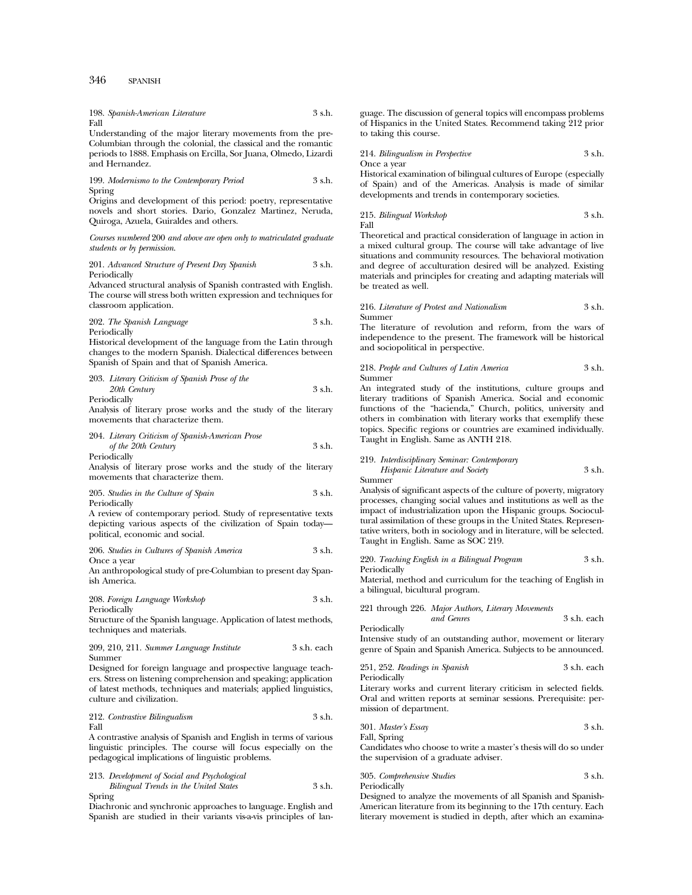198. *Spanish-American Literature* 3 s.h.
Fall
Understanding of the major literary movements from the pre-Columbian through the colonial, the classical and the romantic periods to 1888. Emphasis on Ercilla, Sor Juana, Olmedo, Lizardi and Hernandez.

199. *Modernismo to the Contemporary Period* 3 s.h.
Spring
Origins and development of this period: poetry, representative novels and short stories. Dario, Gonzalez Martinez, Neruda, Quiroga, Azuela, Guiraldes and others.

*Courses numbered* 200 *and above are open only to matriculated graduate students or by permission.*

201. *Advanced Structure of Present Day Spanish* 3 s.h.
Periodically
Advanced structural analysis of Spanish contrasted with English. The course will stress both written expression and techniques for classroom application.

202. *The Spanish Language* 3 s.h.
Periodically
Historical development of the language from the Latin through changes to the modern Spanish. Dialectical differences between Spanish of Spain and that of Spanish America.

203. *Literary Criticism of Spanish Prose of the 20th Century* 3 s.h.
Periodically
Analysis of literary prose works and the study of the literary movements that characterize them.

204. *Literary Criticism of Spanish-American Prose of the 20th Century* 3 s.h.
Periodically
Analysis of literary prose works and the study of the literary movements that characterize them.

205. *Studies in the Culture of Spain* 3 s.h.
Periodically
A review of contemporary period. Study of representative texts depicting various aspects of the civilization of Spain today—political, economic and social.

206. *Studies in Cultures of Spanish America* 3 s.h.
Once a year
An anthropological study of pre-Columbian to present day Spanish America.

208. *Foreign Language Workshop* 3 s.h.
Periodically
Structure of the Spanish language. Application of latest methods, techniques and materials.

209, 210, 211. *Summer Language Institute* 3 s.h. each
Summer
Designed for foreign language and prospective language teachers. Stress on listening comprehension and speaking; application of latest methods, techniques and materials; applied linguistics, culture and civilization.

212. *Contrastive Bilingualism* 3 s.h.
Fall
A contrastive analysis of Spanish and English in terms of various linguistic principles. The course will focus especially on the pedagogical implications of linguistic problems.

213. *Development of Social and Psychological Bilingual Trends in the United States* 3 s.h.
Spring
Diachronic and synchronic approaches to language. English and Spanish are studied in their variants vis-a-vis principles of language. The discussion of general topics will encompass problems of Hispanics in the United States. Recommend taking 212 prior to taking this course.

214. *Bilingualism in Perspective* 3 s.h.
Once a year
Historical examination of bilingual cultures of Europe (especially of Spain) and of the Americas. Analysis is made of similar developments and trends in contemporary societies.

215. *Bilingual Workshop* 3 s.h.
Fall
Theoretical and practical consideration of language in action in a mixed cultural group. The course will take advantage of live situations and community resources. The behavioral motivation and degree of acculturation desired will be analyzed. Existing materials and principles for creating and adapting materials will be treated as well.

216. *Literature of Protest and Nationalism* 3 s.h.
Summer
The literature of revolution and reform, from the wars of independence to the present. The framework will be historical and sociopolitical in perspective.

218. *People and Cultures of Latin America* 3 s.h.
Summer
An integrated study of the institutions, culture groups and literary traditions of Spanish America. Social and economic functions of the "hacienda," Church, politics, university and others in combination with literary works that exemplify these topics. Specific regions or countries are examined individually. Taught in English. Same as ANTH 218.

219. *Interdisciplinary Seminar: Contemporary Hispanic Literature and Society* 3 s.h.
Summer
Analysis of significant aspects of the culture of poverty, migratory processes, changing social values and institutions as well as the impact of industrialization upon the Hispanic groups. Sociocultural assimilation of these groups in the United States. Representative writers, both in sociology and in literature, will be selected. Taught in English. Same as SOC 219.

220. *Teaching English in a Bilingual Program* 3 s.h.
Periodically
Material, method and curriculum for the teaching of English in a bilingual, bicultural program.

221 through 226. *Major Authors, Literary Movements and Genres* 3 s.h. each
Periodically
Intensive study of an outstanding author, movement or literary genre of Spain and Spanish America. Subjects to be announced.

251, 252. *Readings in Spanish* 3 s.h. each
Periodically
Literary works and current literary criticism in selected fields. Oral and written reports at seminar sessions. Prerequisite: permission of department.

301. *Master's Essay* 3 s.h.
Fall, Spring
Candidates who choose to write a master's thesis will do so under the supervision of a graduate adviser.

305. *Comprehensive Studies* 3 s.h.
Periodically
Designed to analyze the movements of all Spanish and Spanish-American literature from its beginning to the 17th century. Each literary movement is studied in depth, after which an examina-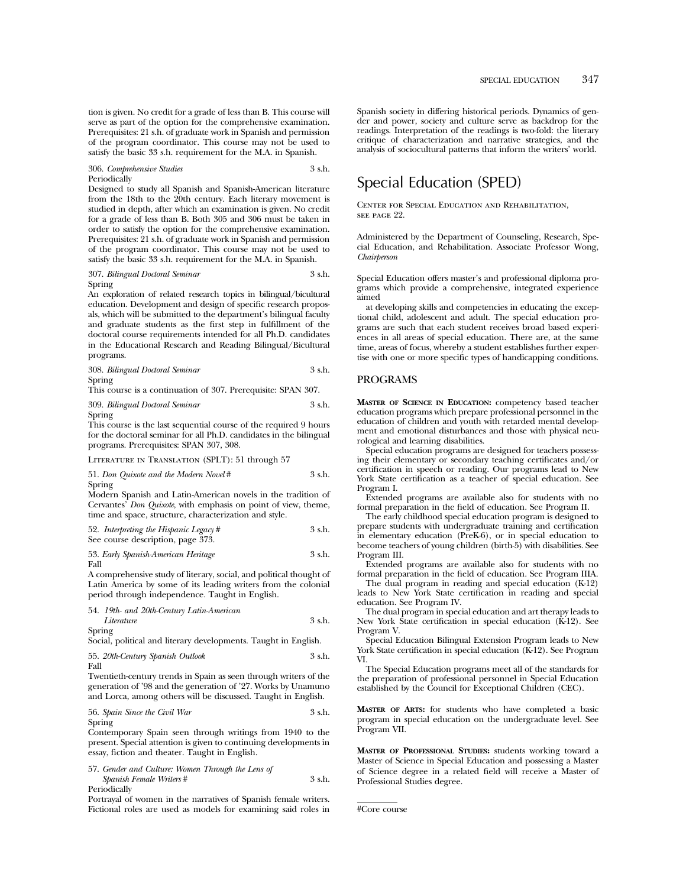tion is given. No credit for a grade of less than B. This course will serve as part of the option for the comprehensive examination. Prerequisites: 21 s.h. of graduate work in Spanish and permission of the program coordinator. This course may not be used to satisfy the basic 33 s.h. requirement for the M.A. in Spanish.

306. *Comprehensive Studies* 3 s.h.
Periodically
Designed to study all Spanish and Spanish-American literature from the 18th to the 20th century. Each literary movement is studied in depth, after which an examination is given. No credit for a grade of less than B. Both 305 and 306 must be taken in order to satisfy the option for the comprehensive examination. Prerequisites: 21 s.h. of graduate work in Spanish and permission of the program coordinator. This course may not be used to satisfy the basic 33 s.h. requirement for the M.A. in Spanish.

307. *Bilingual Doctoral Seminar* 3 s.h.
Spring
An exploration of related research topics in bilingual/bicultural education. Development and design of specific research proposals, which will be submitted to the department's bilingual faculty and graduate students as the first step in fulfillment of the doctoral course requirements intended for all Ph.D. candidates in the Educational Research and Reading Bilingual/Bicultural programs.

308. *Bilingual Doctoral Seminar* 3 s.h.
Spring
This course is a continuation of 307. Prerequisite: SPAN 307.

309. *Bilingual Doctoral Seminar* 3 s.h.
Spring
This course is the last sequential course of the required 9 hours for the doctoral seminar for all Ph.D. candidates in the bilingual programs. Prerequisites: SPAN 307, 308.

Literature in Translation (SPLT): 51 through 57

51. *Don Quixote and the Modern Novel* # 3 s.h.
Spring
Modern Spanish and Latin-American novels in the tradition of Cervantes' *Don Quixote*, with emphasis on point of view, theme, time and space, structure, characterization and style.

52. *Interpreting the Hispanic Legacy* # 3 s.h.
See course description, page 373.

53. *Early Spanish-American Heritage* 3 s.h.
Fall
A comprehensive study of literary, social, and political thought of Latin America by some of its leading writers from the colonial period through independence. Taught in English.

54. *19th- and 20th-Century Latin-American Literature* 3 s.h.
Spring
Social, political and literary developments. Taught in English.

55. *20th-Century Spanish Outlook* 3 s.h.
Fall
Twentieth-century trends in Spain as seen through writers of the generation of '98 and the generation of '27. Works by Unamuno and Lorca, among others will be discussed. Taught in English.

56. *Spain Since the Civil War* 3 s.h.
Spring
Contemporary Spain seen through writings from 1940 to the present. Special attention is given to continuing developments in essay, fiction and theater. Taught in English.

57. *Gender and Culture: Women Through the Lens of Spanish Female Writers* # 3 s.h.
Periodically
Portrayal of women in the narratives of Spanish female writers. Fictional roles are used as models for examining said roles in Spanish society in differing historical periods. Dynamics of gender and power, society and culture serve as backdrop for the readings. Interpretation of the readings is two-fold: the literary critique of characterization and narrative strategies, and the analysis of sociocultural patterns that inform the writers' world.

# Special Education (SPED)

Center for Special Education and Rehabilitation, see page 22.

Administered by the Department of Counseling, Research, Special Education, and Rehabilitation. Associate Professor Wong, *Chairperson*

Special Education offers master's and professional diploma programs which provide a comprehensive, integrated experience aimed

at developing skills and competencies in educating the exceptional child, adolescent and adult. The special education programs are such that each student receives broad based experiences in all areas of special education. There are, at the same time, areas of focus, whereby a student establishes further expertise with one or more specific types of handicapping conditions.

## PROGRAMS

**Master of Science in Education:** competency based teacher education programs which prepare professional personnel in the education of children and youth with retarded mental development and emotional disturbances and those with physical neurological and learning disabilities.

Special education programs are designed for teachers possessing their elementary or secondary teaching certificates and/or certification in speech or reading. Our programs lead to New York State certification as a teacher of special education. See Program I.

Extended programs are available also for students with no formal preparation in the field of education. See Program II.

The early childhood special education program is designed to prepare students with undergraduate training and certification in elementary education (PreK-6), or in special education to become teachers of young children (birth-5) with disabilities. See Program III.

Extended programs are available also for students with no formal preparation in the field of education. See Program IIIA.

The dual program in reading and special education (K-12) leads to New York State certification in reading and special education. See Program IV.

The dual program in special education and art therapy leads to New York State certification in special education (K-12). See Program V.

Special Education Bilingual Extension Program leads to New York State certification in special education (K-12). See Program VI.

The Special Education programs meet all of the standards for the preparation of professional personnel in Special Education established by the Council for Exceptional Children (CEC).

**Master of Arts:** for students who have completed a basic program in special education on the undergraduate level. See Program VII.

**Master of Professional Studies:** students working toward a Master of Science in Special Education and possessing a Master of Science degree in a related field will receive a Master of Professional Studies degree.

#Core course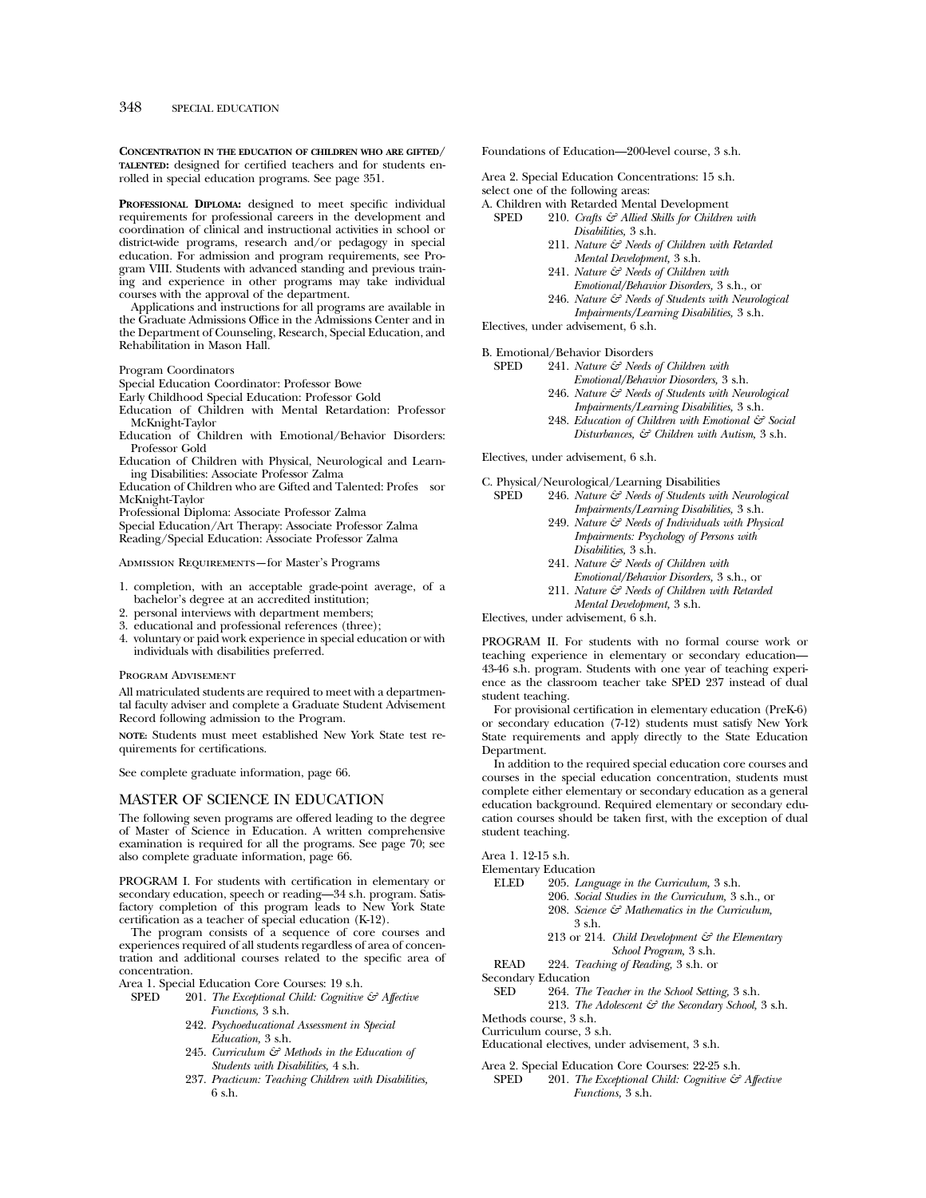**Concentration in the education of children who are gifted/talented:** designed for certified teachers and for students enrolled in special education programs. See page 351.

**Professional Diploma:** designed to meet specific individual requirements for professional careers in the development and coordination of clinical and instructional activities in school or district-wide programs, research and/or pedagogy in special education. For admission and program requirements, see Program VIII. Students with advanced standing and previous training and experience in other programs may take individual courses with the approval of the department.

Applications and instructions for all programs are available in the Graduate Admissions Office in the Admissions Center and in the Department of Counseling, Research, Special Education, and Rehabilitation in Mason Hall.

Program Coordinators

Special Education Coordinator: Professor Bowe

Early Childhood Special Education: Professor Gold

Education of Children with Mental Retardation: Professor McKnight-Taylor

Education of Children with Emotional/Behavior Disorders: Professor Gold

Education of Children with Physical, Neurological and Learning Disabilities: Associate Professor Zalma

Education of Children who are Gifted and Talented: Profes sor McKnight-Taylor

Professional Diploma: Associate Professor Zalma

Special Education/Art Therapy: Associate Professor Zalma

Reading/Special Education: Associate Professor Zalma

Admission Requirements—for Master's Programs

1. completion, with an acceptable grade-point average, of a bachelor's degree at an accredited institution;
2. personal interviews with department members;
3. educational and professional references (three);
4. voluntary or paid work experience in special education or with individuals with disabilities preferred.

Program Advisement

All matriculated students are required to meet with a departmental faculty adviser and complete a Graduate Student Advisement Record following admission to the Program.

**note:** Students must meet established New York State test requirements for certifications.

See complete graduate information, page 66.

## MASTER OF SCIENCE IN EDUCATION

The following seven programs are offered leading to the degree of Master of Science in Education. A written comprehensive examination is required for all the programs. See page 70; see also complete graduate information, page 66.

PROGRAM I. For students with certification in elementary or secondary education, speech or reading—34 s.h. program. Satisfactory completion of this program leads to New York State certification as a teacher of special education (K-12).

The program consists of a sequence of core courses and experiences required of all students regardless of area of concentration and additional courses related to the specific area of concentration.

Area 1. Special Education Core Courses: 19 s.h.

SPED 201. *The Exceptional Child: Cognitive & Affective Functions,* 3 s.h.
242. *Psychoeducational Assessment in Special Education,* 3 s.h.
245. *Curriculum & Methods in the Education of Students with Disabilities,* 4 s.h.
237. *Practicum: Teaching Children with Disabilities,* 6 s.h.

Foundations of Education—200-level course, 3 s.h.

Area 2. Special Education Concentrations: 15 s.h.
select one of the following areas:

A. Children with Retarded Mental Development

SPED 210. *Crafts & Allied Skills for Children with Disabilities,* 3 s.h.
211. *Nature & Needs of Children with Retarded Mental Development,* 3 s.h.
241. *Nature & Needs of Children with Emotional/Behavior Disorders,* 3 s.h., or
246. *Nature & Needs of Students with Neurological Impairments/Learning Disabilities,* 3 s.h.

Electives, under advisement, 6 s.h.

B. Emotional/Behavior Disorders

SPED 241. *Nature & Needs of Children with Emotional/Behavior Diosorders,* 3 s.h.
246. *Nature & Needs of Students with Neurological Impairments/Learning Disabilities,* 3 s.h.
248. *Education of Children with Emotional & Social Disturbances, & Children with Autism,* 3 s.h.

Electives, under advisement, 6 s.h.

C. Physical/Neurological/Learning Disabilities

SPED 246. *Nature & Needs of Students with Neurological Impairments/Learning Disabilities,* 3 s.h.
249. *Nature & Needs of Individuals with Physical Impairments: Psychology of Persons with Disabilities,* 3 s.h.
241. *Nature & Needs of Children with Emotional/Behavior Disorders,* 3 s.h., or
211. *Nature & Needs of Children with Retarded Mental Development,* 3 s.h.

Electives, under advisement, 6 s.h.

PROGRAM II. For students with no formal course work or teaching experience in elementary or secondary education—43-46 s.h. program. Students with one year of teaching experience as the classroom teacher take SPED 237 instead of dual student teaching.

For provisional certification in elementary education (PreK-6) or secondary education (7-12) students must satisfy New York State requirements and apply directly to the State Education Department.

In addition to the required special education core courses and courses in the special education concentration, students must complete either elementary or secondary education as a general education background. Required elementary or secondary education courses should be taken first, with the exception of dual student teaching.

Area 1. 12-15 s.h.

Elementary Education

ELED 205. *Language in the Curriculum,* 3 s.h.
206. *Social Studies in the Curriculum,* 3 s.h., or
208. *Science & Mathematics in the Curriculum,* 3 s.h.
213 or 214. *Child Development & the Elementary School Program,* 3 s.h.

READ 224. *Teaching of Reading,* 3 s.h. or

Secondary Education

SED 264. *The Teacher in the School Setting,* 3 s.h.
213. *The Adolescent & the Secondary School,* 3 s.h.

Methods course, 3 s.h.

Curriculum course, 3 s.h.

Educational electives, under advisement, 3 s.h.

Area 2. Special Education Core Courses: 22-25 s.h.

SPED 201. *The Exceptional Child: Cognitive & Affective Functions,* 3 s.h.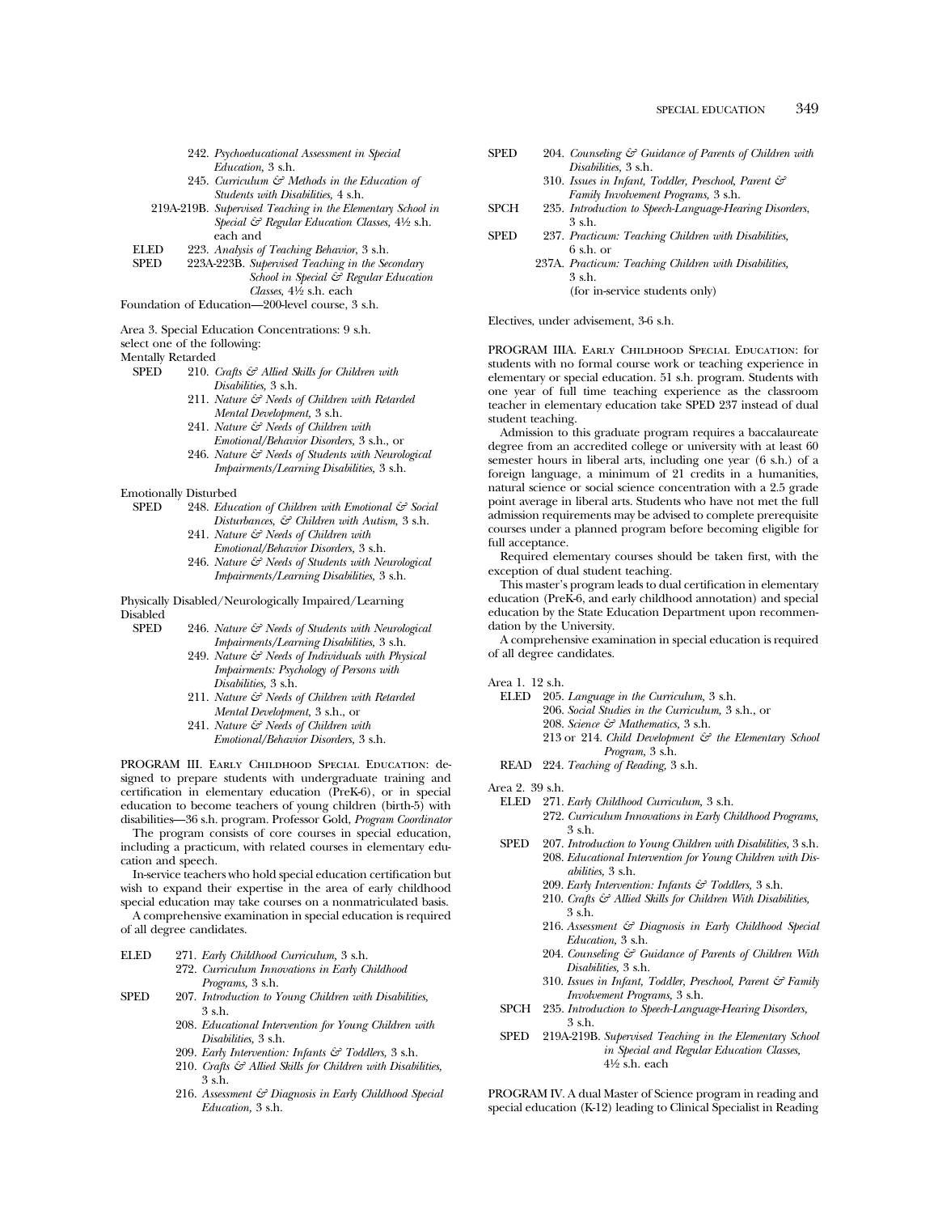242. *Psychoeducational Assessment in Special Education,* 3 s.h.

245. *Curriculum & Methods in the Education of Students with Disabilities,* 4 s.h.

219A-219B. *Supervised Teaching in the Elementary School in Special & Regular Education Classes,* 4½ s.h. each and

ELED 223. *Analysis of Teaching Behavior,* 3 s.h.

SPED 223A-223B. *Supervised Teaching in the Secondary School in Special & Regular Education Classes,* 4½ s.h. each

Foundation of Education—200-level course, 3 s.h.

Area 3. Special Education Concentrations: 9 s.h.
select one of the following:

Mentally Retarded

SPED 210. *Crafts & Allied Skills for Children with Disabilities,* 3 s.h.

211. *Nature & Needs of Children with Retarded Mental Development,* 3 s.h.

241. *Nature & Needs of Children with Emotional/Behavior Disorders,* 3 s.h., or

246. *Nature & Needs of Students with Neurological Impairments/Learning Disabilities,* 3 s.h.

Emotionally Disturbed

SPED 248. *Education of Children with Emotional & Social Disturbances, & Children with Autism,* 3 s.h.

241. *Nature & Needs of Children with Emotional/Behavior Disorders,* 3 s.h.

246. *Nature & Needs of Students with Neurological Impairments/Learning Disabilities,* 3 s.h.

Physically Disabled/Neurologically Impaired/Learning Disabled

SPED 246. *Nature & Needs of Students with Neurological Impairments/Learning Disabilities,* 3 s.h.

249. *Nature & Needs of Individuals with Physical Impairments: Psychology of Persons with Disabilities,* 3 s.h.

211. *Nature & Needs of Children with Retarded Mental Development,* 3 s.h., or

241. *Nature & Needs of Children with Emotional/Behavior Disorders,* 3 s.h.

PROGRAM III. EARLY CHILDHOOD SPECIAL EDUCATION: designed to prepare students with undergraduate training and certification in elementary education (PreK-6), or in special education to become teachers of young children (birth-5) with disabilities—36 s.h. program. Professor Gold, *Program Coordinator*

The program consists of core courses in special education, including a practicum, with related courses in elementary education and speech.

In-service teachers who hold special education certification but wish to expand their expertise in the area of early childhood special education may take courses on a nonmatriculated basis.

A comprehensive examination in special education is required of all degree candidates.

ELED 271. *Early Childhood Curriculum,* 3 s.h.

272. *Curriculum Innovations in Early Childhood Programs,* 3 s.h.

SPED 207. *Introduction to Young Children with Disabilities,* 3 s.h.

208. *Educational Intervention for Young Children with Disabilities,* 3 s.h.

209. *Early Intervention: Infants & Toddlers,* 3 s.h.

210. *Crafts & Allied Skills for Children with Disabilities,* 3 s.h.

216. *Assessment & Diagnosis in Early Childhood Special Education,* 3 s.h.

SPED 204. *Counseling & Guidance of Parents of Children with Disabilities,* 3 s.h.

310. *Issues in Infant, Toddler, Preschool, Parent & Family Involvement Programs,* 3 s.h.

SPCH 235. *Introduction to Speech-Language-Hearing Disorders,* 3 s.h.

SPED 237. *Practicum: Teaching Children with Disabilities,* 6 s.h. or

237A. *Practicum: Teaching Children with Disabilities,* 3 s.h. (for in-service students only)

Electives, under advisement, 3-6 s.h.

PROGRAM IIIA. EARLY CHILDHOOD SPECIAL EDUCATION: for students with no formal course work or teaching experience in elementary or special education. 51 s.h. program. Students with one year of full time teaching experience as the classroom teacher in elementary education take SPED 237 instead of dual student teaching.

Admission to this graduate program requires a baccalaureate degree from an accredited college or university with at least 60 semester hours in liberal arts, including one year (6 s.h.) of a foreign language, a minimum of 21 credits in a humanities, natural science or social science concentration with a 2.5 grade point average in liberal arts. Students who have not met the full admission requirements may be advised to complete prerequisite courses under a planned program before becoming eligible for full acceptance.

Required elementary courses should be taken first, with the exception of dual student teaching.

This master's program leads to dual certification in elementary education (PreK-6, and early childhood annotation) and special education by the State Education Department upon recommendation by the University.

A comprehensive examination in special education is required of all degree candidates.

Area 1. 12 s.h.

ELED 205. *Language in the Curriculum,* 3 s.h.

206. *Social Studies in the Curriculum,* 3 s.h., or

208. *Science & Mathematics,* 3 s.h.

213 or 214. *Child Development & the Elementary School Program,* 3 s.h.

READ 224. *Teaching of Reading,* 3 s.h.

Area 2. 39 s.h.

ELED 271. *Early Childhood Curriculum,* 3 s.h.

272. *Curriculum Innovations in Early Childhood Programs,* 3 s.h.

SPED 207. *Introduction to Young Children with Disabilities,* 3 s.h.

208. *Educational Intervention for Young Children with Disabilities,* 3 s.h.

209. *Early Intervention: Infants & Toddlers,* 3 s.h.

210. *Crafts & Allied Skills for Children With Disabilities,* 3 s.h.

216. *Assessment & Diagnosis in Early Childhood Special Education,* 3 s.h.

204. *Counseling & Guidance of Parents of Children With Disabilities,* 3 s.h.

310. *Issues in Infant, Toddler, Preschool, Parent & Family Involvement Programs,* 3 s.h.

SPCH 235. *Introduction to Speech-Language-Hearing Disorders,* 3 s.h.

SPED 219A-219B. *Supervised Teaching in the Elementary School in Special and Regular Education Classes,* 4½ s.h. each

PROGRAM IV. A dual Master of Science program in reading and special education (K-12) leading to Clinical Specialist in Reading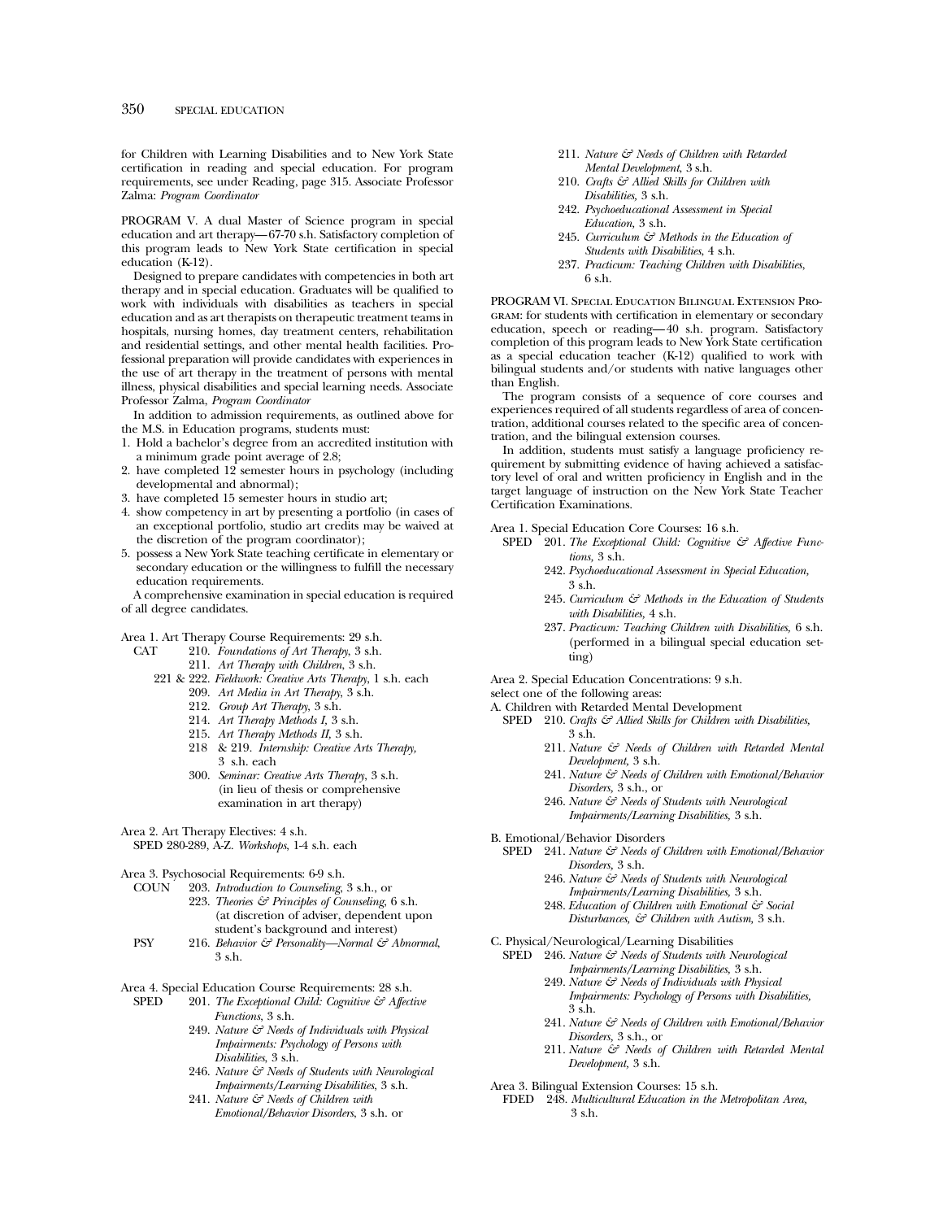for Children with Learning Disabilities and to New York State certification in reading and special education. For program requirements, see under Reading, page 315. Associate Professor Zalma: *Program Coordinator*

PROGRAM V. A dual Master of Science program in special education and art therapy—67-70 s.h. Satisfactory completion of this program leads to New York State certification in special education (K-12).

Designed to prepare candidates with competencies in both art therapy and in special education. Graduates will be qualified to work with individuals with disabilities as teachers in special education and as art therapists on therapeutic treatment teams in hospitals, nursing homes, day treatment centers, rehabilitation and residential settings, and other mental health facilities. Professional preparation will provide candidates with experiences in the use of art therapy in the treatment of persons with mental illness, physical disabilities and special learning needs. Associate Professor Zalma, *Program Coordinator*

In addition to admission requirements, as outlined above for the M.S. in Education programs, students must:

1. Hold a bachelor's degree from an accredited institution with a minimum grade point average of 2.8;
2. have completed 12 semester hours in psychology (including developmental and abnormal);
3. have completed 15 semester hours in studio art;
4. show competency in art by presenting a portfolio (in cases of an exceptional portfolio, studio art credits may be waived at the discretion of the program coordinator);
5. possess a New York State teaching certificate in elementary or secondary education or the willingness to fulfill the necessary education requirements.

A comprehensive examination in special education is required of all degree candidates.

Area 1. Art Therapy Course Requirements: 29 s.h.

CAT 210. *Foundations of Art Therapy*, 3 s.h.
- 211. *Art Therapy with Children*, 3 s.h.
- 221 & 222. *Fieldwork: Creative Arts Therapy*, 1 s.h. each
- 209. *Art Media in Art Therapy*, 3 s.h.
- 212. *Group Art Therapy*, 3 s.h.
- 214. *Art Therapy Methods I*, 3 s.h.
- 215. *Art Therapy Methods II*, 3 s.h.
- 218 & 219. *Internship: Creative Arts Therapy*, 3 s.h. each
- 300. *Seminar: Creative Arts Therapy*, 3 s.h. (in lieu of thesis or comprehensive examination in art therapy)

Area 2. Art Therapy Electives: 4 s.h.

SPED 280-289, A-Z. *Workshops*, 1-4 s.h. each

Area 3. Psychosocial Requirements: 6-9 s.h.

COUN 203. *Introduction to Counseling*, 3 s.h., or
- 223. *Theories & Principles of Counseling*, 6 s.h. (at discretion of adviser, dependent upon student's background and interest)

PSY 216. *Behavior & Personality—Normal & Abnormal*, 3 s.h.

Area 4. Special Education Course Requirements: 28 s.h.

SPED 201. *The Exceptional Child: Cognitive & Affective Functions*, 3 s.h.
- 249. *Nature & Needs of Individuals with Physical Impairments: Psychology of Persons with Disabilities*, 3 s.h.
- 246. *Nature & Needs of Students with Neurological Impairments/Learning Disabilities*, 3 s.h.
- 241. *Nature & Needs of Children with Emotional/Behavior Disorders*, 3 s.h. or
- 211. *Nature & Needs of Children with Retarded Mental Development*, 3 s.h.
- 210. *Crafts & Allied Skills for Children with Disabilities*, 3 s.h.
- 242. *Psychoeducational Assessment in Special Education*, 3 s.h.
- 245. *Curriculum & Methods in the Education of Students with Disabilities*, 4 s.h.
- 237. *Practicum: Teaching Children with Disabilities*, 6 s.h.

PROGRAM VI. Special Education Bilingual Extension Program: for students with certification in elementary or secondary education, speech or reading—40 s.h. program. Satisfactory completion of this program leads to New York State certification as a special education teacher (K-12) qualified to work with bilingual students and/or students with native languages other than English.

The program consists of a sequence of core courses and experiences required of all students regardless of area of concentration, additional courses related to the specific area of concentration, and the bilingual extension courses.

In addition, students must satisfy a language proficiency requirement by submitting evidence of having achieved a satisfactory level of oral and written proficiency in English and in the target language of instruction on the New York State Teacher Certification Examinations.

Area 1. Special Education Core Courses: 16 s.h.

SPED 201. *The Exceptional Child: Cognitive & Affective Functions*, 3 s.h.
- 242. *Psychoeducational Assessment in Special Education*, 3 s.h.
- 245. *Curriculum & Methods in the Education of Students with Disabilities*, 4 s.h.
- 237. *Practicum: Teaching Children with Disabilities*, 6 s.h. (performed in a bilingual special education setting)

Area 2. Special Education Concentrations: 9 s.h.

select one of the following areas:

A. Children with Retarded Mental Development

SPED 210. *Crafts & Allied Skills for Children with Disabilities*, 3 s.h.
- 211. *Nature & Needs of Children with Retarded Mental Development*, 3 s.h.
- 241. *Nature & Needs of Children with Emotional/Behavior Disorders*, 3 s.h., or
- 246. *Nature & Needs of Students with Neurological Impairments/Learning Disabilities*, 3 s.h.

B. Emotional/Behavior Disorders

SPED 241. *Nature & Needs of Children with Emotional/Behavior Disorders*, 3 s.h.
- 246. *Nature & Needs of Students with Neurological Impairments/Learning Disabilities*, 3 s.h.
- 248. *Education of Children with Emotional & Social Disturbances, & Children with Autism*, 3 s.h.

C. Physical/Neurological/Learning Disabilities

SPED 246. *Nature & Needs of Students with Neurological Impairments/Learning Disabilities*, 3 s.h.
- 249. *Nature & Needs of Individuals with Physical Impairments: Psychology of Persons with Disabilities*, 3 s.h.
- 241. *Nature & Needs of Children with Emotional/Behavior Disorders*, 3 s.h., or
- 211. *Nature & Needs of Children with Retarded Mental Development*, 3 s.h.

Area 3. Bilingual Extension Courses: 15 s.h.

FDED 248. *Multicultural Education in the Metropolitan Area*, 3 s.h.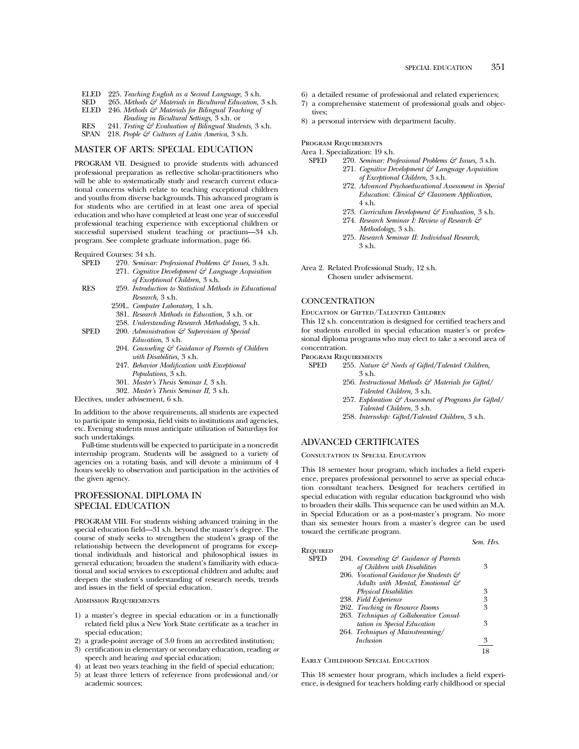ELED 225. *Teaching English as a Second Language,* 3 s.h.
SED 265. *Methods & Materials in Bicultural Education,* 3 s.h.
ELED 246. *Methods & Materials for Bilingual Teaching of Reading in Bicultural Settings,* 3 s.h. or
RES 241. *Testing & Evaluation of Bilingual Students,* 3 s.h.
SPAN 218. *People & Cultures of Latin America,* 3 s.h.

## MASTER OF ARTS: SPECIAL EDUCATION

PROGRAM VII. Designed to provide students with advanced professional preparation as reflective scholar-practitioners who will be able to systematically study and research current educational concerns which relate to teaching exceptional children and youths from diverse backgrounds. This advanced program is for students who are certified in at least one area of special education and who have completed at least one year of successful professional teaching experience with exceptional children or successful supervised student teaching or practium—34 s.h. program. See complete graduate information, page 66.

Required Courses: 34 s.h.

SPED 270. *Seminar: Professional Problems & Issues,* 3 s.h.
271. *Cognitive Development & Language Acquisition of Exceptional Children,* 3 s.h.
RES 259. *Introduction to Statistical Methods in Educational Research,* 3 s.h.
259L. *Computer Laboratory,* 1 s.h.
381. *Research Methods in Education,* 3 s.h. or
258. *Understanding Research Methodology,* 3 s.h.
SPED 200. *Administration & Supervision of Special Education,* 3 s.h.
204. *Counseling & Guidance of Parents of Children with Disabilities,* 3 s.h.
247. *Behavior Modification with Exceptional Populations,* 3 s.h.
301. *Master's Thesis Seminar I,* 3 s.h.
302. *Master's Thesis Seminar II,* 3 s.h.

Electives, under advisement, 6 s.h.

In addition to the above requirements, all students are expected to participate in symposia, field visits to institutions and agencies, etc. Evening students must anticipate utilization of Saturdays for such undertakings.

Full-time students will be expected to participate in a noncredit internship program. Students will be assigned to a variety of agencies on a rotating basis, and will devote a minimum of 4 hours weekly to observation and participation in the activities of the given agency.

## PROFESSIONAL DIPLOMA IN SPECIAL EDUCATION

PROGRAM VIII. For students wishing advanced training in the special education field—31 s.h. beyond the master's degree. The course of study seeks to strengthen the student's grasp of the relationship between the development of programs for exceptional individuals and historical and philosophical issues in general education; broaden the student's familiarity with educational and social services to exceptional children and adults; and deepen the student's understanding of research needs, trends and issues in the field of special education.

### Admission Requirements

1) a master's degree in special education or in a functionally related field plus a New York State certificate as a teacher in special education;
2) a grade-point average of 3.0 from an accredited institution;
3) certification in elementary or secondary education, reading *or* speech and hearing *and* special education;
4) at least two years teaching in the field of special education;
5) at least three letters of reference from professional and/or academic sources;
6) a detailed resume of professional and related experiences;
7) a comprehensive statement of professional goals and objectives;
8) a personal interview with department faculty.

### Program Requirements

Area 1. Specialization: 19 s.h.

SPED 270. *Seminar: Professional Problems & Issues,* 3 s.h.
271. *Cognitive Development & Language Acquisition of Exceptional Children,* 3 s.h.
272. *Advanced Psychoeducational Assessment in Special Education: Clinical & Classroom Application,* 4 s.h.
273. *Curriculum Development & Evaluation,* 3 s.h.
274. *Research Seminar I: Review of Research & Methodology,* 3 s.h.
275. *Research Seminar II: Individual Research,* 3 s.h.

Area 2. Related Professional Study, 12 s.h.
Chosen under advisement.

## CONCENTRATION

### Education of Gifted/Talented Children

This 12 s.h. concentration is designed for certified teachers and for students enrolled in special education master's or professional diploma programs who may elect to take a second area of concentration.

Program Requirements

SPED 255. *Nature & Needs of Gifted/Talented Children,* 3 s.h.
256. *Instructional Methods & Materials for Gifted/Talented Children,* 3 s.h.
257. *Exploration & Assessment of Programs for Gifted/Talented Children,* 3 s.h.
258. *Internship: Gifted/Talented Children,* 3 s.h.

## ADVANCED CERTIFICATES

### Consultation in Special Education

This 18 semester hour program, which includes a field experience, prepares professional personnel to serve as special education consultant teachers. Designed for teachers certified in special education with regular education background who wish to broaden their skills. This sequence can be used within an M.A. in Special Education or as a post-master's program. No more than six semester hours from a master's degree can be used toward the certificate program.

| Required | | Sem. Hrs. |
|---|---|---|
| SPED | 204. *Counseling & Guidance of Parents of Children with Disabilities* | 3 |
| | 206. *Vocational Guidance for Students & Adults with Mental, Emotional & Physical Disabilities* | 3 |
| | 238. *Field Experience* | 3 |
| | 262. *Teaching in Resource Rooms* | 3 |
| | 263. *Techniques of Collaborative Consultation in Special Education* | 3 |
| | 264. *Techniques of Mainstreaming/Inclusion* | 3 |
| | | 18 |

### Early Childhood Special Education

This 18 semester hour program, which includes a field experience, is designed for teachers holding early childhood or special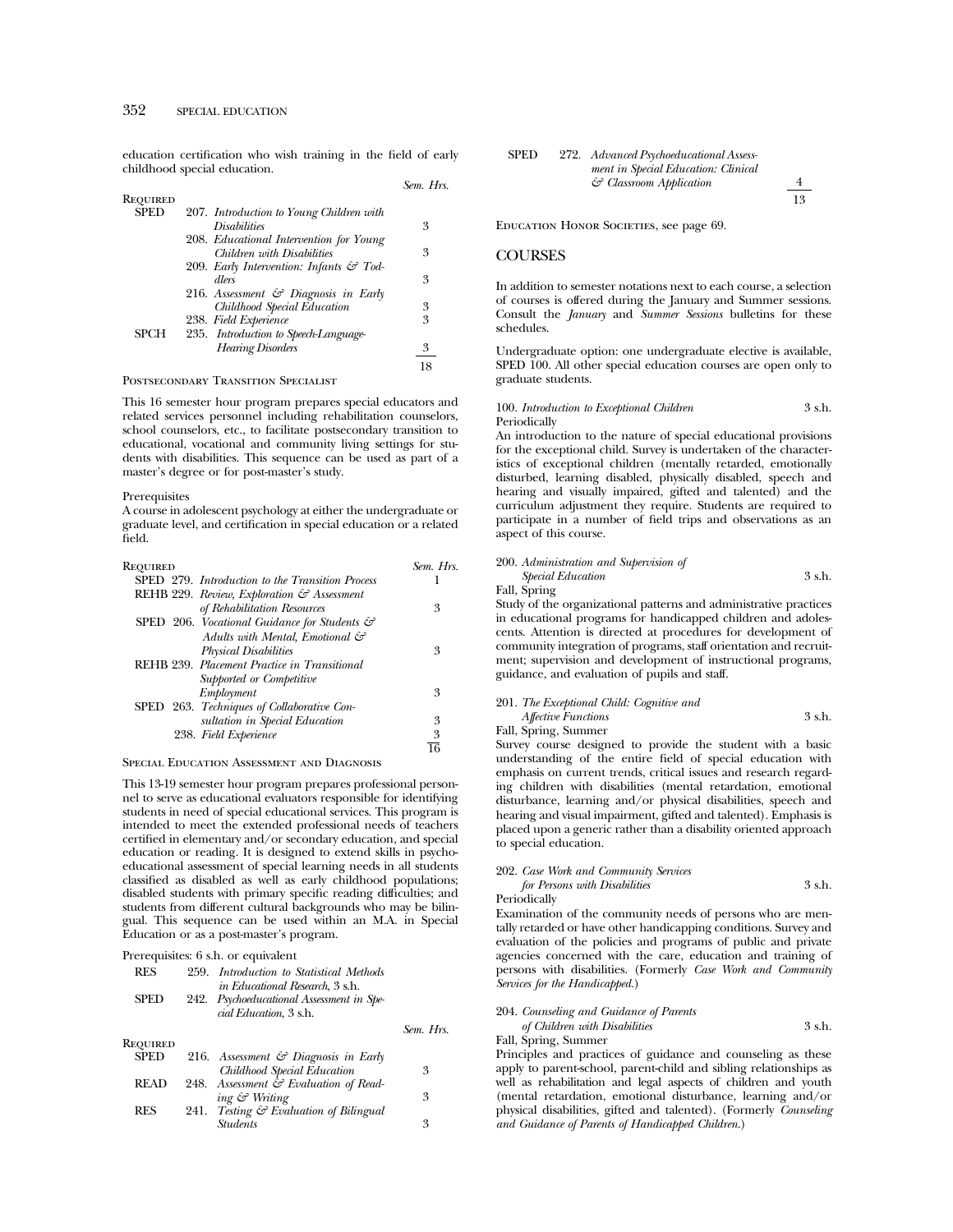education certification who wish training in the field of early childhood special education.

| | | Sem. Hrs. |
|---|---|---|
| **Required** | | |
| SPED | 207. *Introduction to Young Children with Disabilities* | 3 |
| | 208. *Educational Intervention for Young Children with Disabilities* | 3 |
| | 209. *Early Intervention: Infants & Toddlers* | 3 |
| | 216. *Assessment & Diagnosis in Early Childhood Special Education* | 3 |
| | 238. *Field Experience* | 3 |
| SPCH | 235. *Introduction to Speech-Language-Hearing Disorders* | 3 |
| | | 18 |

### Postsecondary Transition Specialist

This 16 semester hour program prepares special educators and related services personnel including rehabilitation counselors, school counselors, etc., to facilitate postsecondary transition to educational, vocational and community living settings for students with disabilities. This sequence can be used as part of a master's degree or for post-master's study.

Prerequisites

A course in adolescent psychology at either the undergraduate or graduate level, and certification in special education or a related field.

| Required | Sem. Hrs. |
|---|---|
| SPED 279. *Introduction to the Transition Process* | 1 |
| REHB 229. *Review, Exploration & Assessment of Rehabilitation Resources* | 3 |
| SPED 206. *Vocational Guidance for Students & Adults with Mental, Emotional & Physical Disabilities* | 3 |
| REHB 239. *Placement Practice in Transitional Supported or Competitive Employment* | 3 |
| SPED 263. *Techniques of Collaborative Consultation in Special Education* | 3 |
| 238. *Field Experience* | 3 |
| | 16 |

### Special Education Assessment and Diagnosis

This 13-19 semester hour program prepares professional personnel to serve as educational evaluators responsible for identifying students in need of special educational services. This program is intended to meet the extended professional needs of teachers certified in elementary and/or secondary education, and special education or reading. It is designed to extend skills in psychoeducational assessment of special learning needs in all students classified as disabled as well as early childhood populations; disabled students with primary specific reading difficulties; and students from different cultural backgrounds who may be bilingual. This sequence can be used within an M.A. in Special Education or as a post-master's program.

Prerequisites: 6 s.h. or equivalent

| | |
|---|---|
| RES | 259. *Introduction to Statistical Methods in Educational Research*, 3 s.h. |
| SPED | 242. *Psychoeducational Assessment in Special Education*, 3 s.h. |

| | | Sem. Hrs. |
|---|---|---|
| **Required** | | |
| SPED | 216. *Assessment & Diagnosis in Early Childhood Special Education* | 3 |
| READ | 248. *Assessment & Evaluation of Reading & Writing* | 3 |
| RES | 241. *Testing & Evaluation of Bilingual Students* | 3 |
| SPED | 272. *Advanced Psychoeducational Assessment in Special Education: Clinical & Classroom Application* | 4 |
| | | 13 |

Education Honor Societies, see page 69.

## COURSES

In addition to semester notations next to each course, a selection of courses is offered during the January and Summer sessions. Consult the *January* and *Summer Sessions* bulletins for these schedules.

Undergraduate option: one undergraduate elective is available, SPED 100. All other special education courses are open only to graduate students.

100. *Introduction to Exceptional Children* 3 s.h.
Periodically
An introduction to the nature of special educational provisions for the exceptional child. Survey is undertaken of the characteristics of exceptional children (mentally retarded, emotionally disturbed, learning disabled, physically disabled, speech and hearing and visually impaired, gifted and talented) and the curriculum adjustment they require. Students are required to participate in a number of field trips and observations as an aspect of this course.

200. *Administration and Supervision of Special Education* 3 s.h.
Fall, Spring
Study of the organizational patterns and administrative practices in educational programs for handicapped children and adolescents. Attention is directed at procedures for development of community integration of programs, staff orientation and recruitment; supervision and development of instructional programs, guidance, and evaluation of pupils and staff.

201. *The Exceptional Child: Cognitive and Affective Functions* 3 s.h.
Fall, Spring, Summer
Survey course designed to provide the student with a basic understanding of the entire field of special education with emphasis on current trends, critical issues and research regarding children with disabilities (mental retardation, emotional disturbance, learning and/or physical disabilities, speech and hearing and visual impairment, gifted and talented). Emphasis is placed upon a generic rather than a disability oriented approach to special education.

202. *Case Work and Community Services for Persons with Disabilities* 3 s.h.
Periodically
Examination of the community needs of persons who are mentally retarded or have other handicapping conditions. Survey and evaluation of the policies and programs of public and private agencies concerned with the care, education and training of persons with disabilities. (Formerly *Case Work and Community Services for the Handicapped.*)

204. *Counseling and Guidance of Parents of Children with Disabilities* 3 s.h.
Fall, Spring, Summer
Principles and practices of guidance and counseling as these apply to parent-school, parent-child and sibling relationships as well as rehabilitation and legal aspects of children and youth (mental retardation, emotional disturbance, learning and/or physical disabilities, gifted and talented). (Formerly *Counseling and Guidance of Parents of Handicapped Children.*)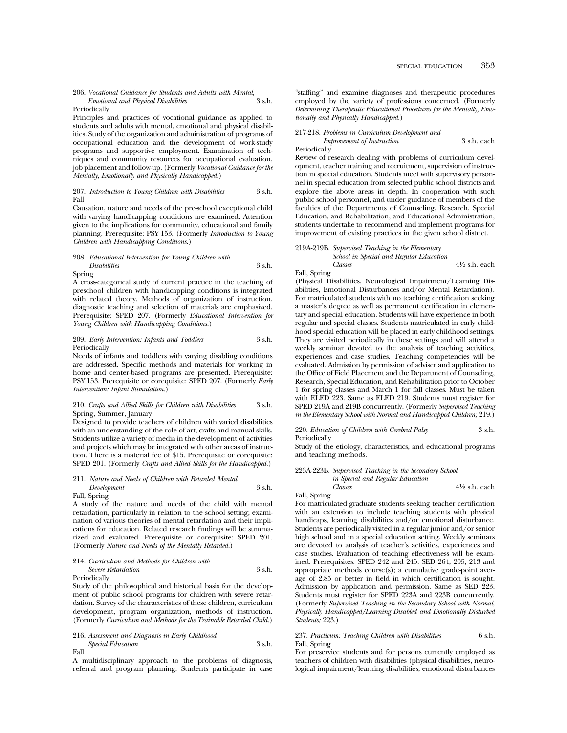206. *Vocational Guidance for Students and Adults with Mental, Emotional and Physical Disabilities* 3 s.h.
Periodically

Principles and practices of vocational guidance as applied to students and adults with mental, emotional and physical disabilities. Study of the organization and administration of programs of occupational education and the development of work-study programs and supportive employment. Examination of techniques and community resources for occupational evaluation, job placement and follow-up. (Formerly *Vocational Guidance for the Mentally, Emotionally and Physically Handicapped.*)

207. *Introduction to Young Children with Disabilities* 3 s.h.
Fall

Causation, nature and needs of the pre-school exceptional child with varying handicapping conditions are examined. Attention given to the implications for community, educational and family planning. Prerequisite: PSY 153. (Formerly *Introduction to Young Children with Handicapping Conditions.*)

208. *Educational Intervention for Young Children with Disabilities* 3 s.h.
Spring

A cross-categorical study of current practice in the teaching of preschool children with handicapping conditions is integrated with related theory. Methods of organization of instruction, diagnostic teaching and selection of materials are emphasized. Prerequisite: SPED 207. (Formerly *Educational Intervention for Young Children with Handicapping Conditions.*)

209. *Early Intervention: Infants and Toddlers* 3 s.h.
Periodically

Needs of infants and toddlers with varying disabling conditions are addressed. Specific methods and materials for working in home and center-based programs are presented. Prerequisite: PSY 153. Prerequisite or corequisite: SPED 207. (Formerly *Early Intervention: Infant Stimulation.*)

210. *Crafts and Allied Skills for Children with Disabilities* 3 s.h.
Spring, Summer, January

Designed to provide teachers of children with varied disabilities with an understanding of the role of art, crafts and manual skills. Students utilize a variety of media in the development of activities and projects which may be integrated with other areas of instruction. There is a material fee of $15. Prerequisite or corequisite: SPED 201. (Formerly *Crafts and Allied Skills for the Handicapped.*)

211. *Nature and Needs of Children with Retarded Mental Development* 3 s.h.
Fall, Spring

A study of the nature and needs of the child with mental retardation, particularly in relation to the school setting; examination of various theories of mental retardation and their implications for education. Related research findings will be summarized and evaluated. Prerequisite or corequisite: SPED 201. (Formerly *Nature and Needs of the Mentally Retarded.*)

214. *Curriculum and Methods for Children with Severe Retardation* 3 s.h.
Periodically

Study of the philosophical and historical basis for the development of public school programs for children with severe retardation. Survey of the characteristics of these children, curriculum development, program organization, methods of instruction. (Formerly *Curriculum and Methods for the Trainable Retarded Child.*)

216. *Assessment and Diagnosis in Early Childhood Special Education* 3 s.h.
Fall

A multidisciplinary approach to the problems of diagnosis, referral and program planning. Students participate in case "staffing" and examine diagnoses and therapeutic procedures employed by the variety of professions concerned. (Formerly *Determining Therapeutic Educational Procedures for the Mentally, Emotionally and Physically Handicapped.*)

217-218. *Problems in Curriculum Development and Improvement of Instruction* 3 s.h. each
Periodically

Review of research dealing with problems of curriculum development, teacher training and recruitment, supervision of instruction in special education. Students meet with supervisory personnel in special education from selected public school districts and explore the above areas in depth. In cooperation with such public school personnel, and under guidance of members of the faculties of the Departments of Counseling, Research, Special Education, and Rehabilitation, and Educational Administration, students undertake to recommend and implement programs for improvement of existing practices in the given school district.

219A-219B. *Supervised Teaching in the Elementary School in Special and Regular Education Classes* 4½ s.h. each
Fall, Spring

(Physical Disabilities, Neurological Impairment/Learning Disabilities, Emotional Disturbances and/or Mental Retardation). For matriculated students with no teaching certification seeking a master's degree as well as permanent certification in elementary and special education. Students will have experience in both regular and special classes. Students matriculated in early childhood special education will be placed in early childhood settings. They are visited periodically in these settings and will attend a weekly seminar devoted to the analysis of teaching activities, experiences and case studies. Teaching competencies will be evaluated. Admission by permission of adviser and application to the Office of Field Placement and the Department of Counseling, Research, Special Education, and Rehabilitation prior to October 1 for spring classes and March 1 for fall classes. Must be taken with ELED 223. Same as ELED 219. Students must register for SPED 219A and 219B concurrently. (Formerly *Supervised Teaching in the Elementary School with Normal and Handicapped Children;* 219.)

220. *Education of Children with Cerebral Palsy* 3 s.h.
Periodically

Study of the etiology, characteristics, and educational programs and teaching methods.

223A-223B. *Supervised Teaching in the Secondary School in Special and Regular Education Classes* 4½ s.h. each
Fall, Spring

For matriculated graduate students seeking teacher certification with an extension to include teaching students with physical handicaps, learning disabilities and/or emotional disturbance. Students are periodically visited in a regular junior and/or senior high school and in a special education setting. Weekly seminars are devoted to analysis of teacher's activities, experiences and case studies. Evaluation of teaching effectiveness will be examined. Prerequisites: SPED 242 and 245. SED 264, 205, 213 and appropriate methods course(s); a cumulative grade-point average of 2.85 or better in field in which certification is sought. Admission by application and permission. Same as SED 223. Students must register for SPED 223A and 223B concurrently. (Formerly *Supervised Teaching in the Secondary School with Normal, Physically Handicapped/Learning Disabled and Emotionally Disturbed Students;* 223.)

237. *Practicum: Teaching Children with Disabilities* 6 s.h.
Fall, Spring

For preservice students and for persons currently employed as teachers of children with disabilities (physical disabilities, neurological impairment/learning disabilities, emotional disturbances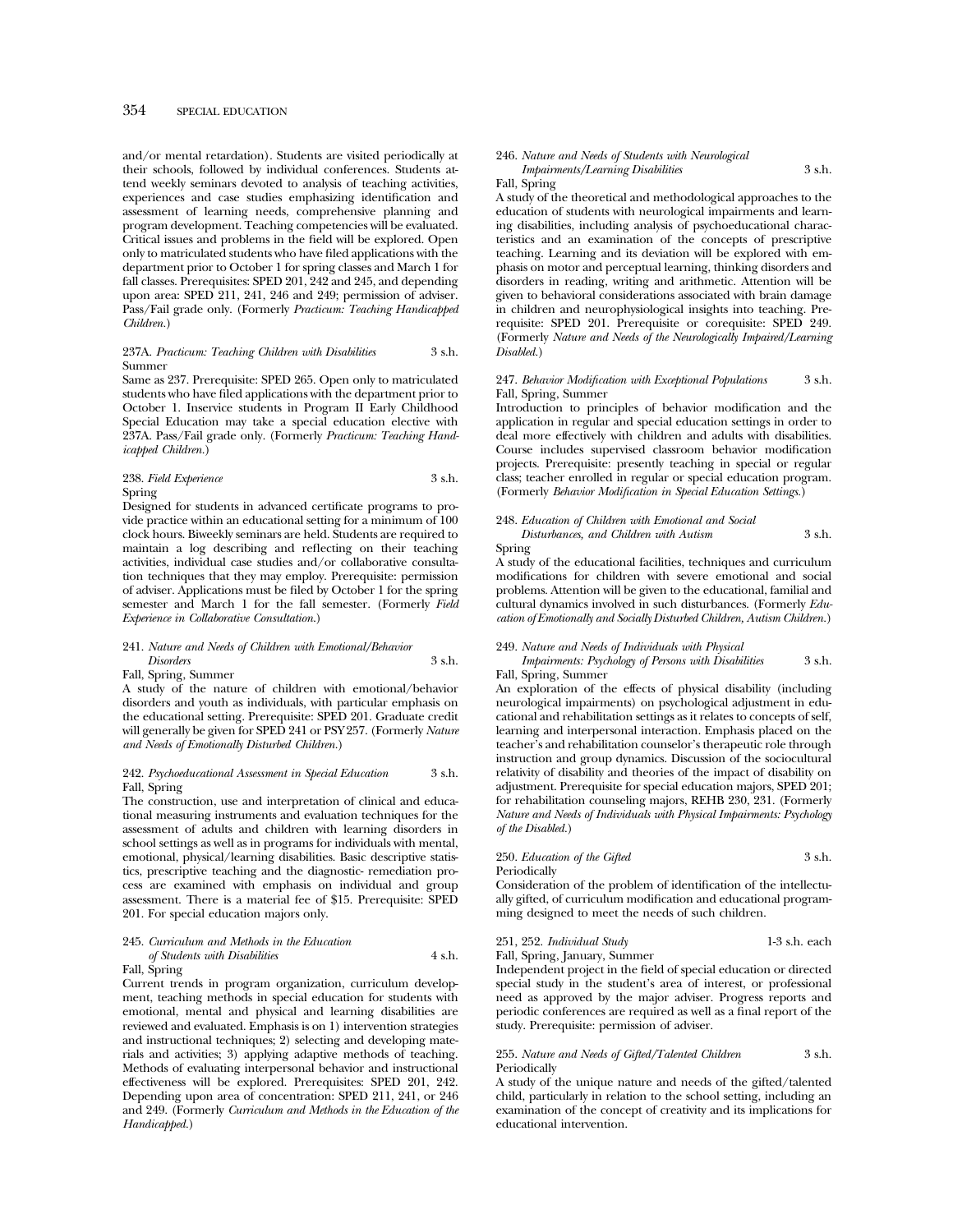and/or mental retardation). Students are visited periodically at their schools, followed by individual conferences. Students attend weekly seminars devoted to analysis of teaching activities, experiences and case studies emphasizing identification and assessment of learning needs, comprehensive planning and program development. Teaching competencies will be evaluated. Critical issues and problems in the field will be explored. Open only to matriculated students who have filed applications with the department prior to October 1 for spring classes and March 1 for fall classes. Prerequisites: SPED 201, 242 and 245, and depending upon area: SPED 211, 241, 246 and 249; permission of adviser. Pass/Fail grade only. (Formerly *Practicum: Teaching Handicapped Children.*)

237A. *Practicum: Teaching Children with Disabilities* 3 s.h.
Summer
Same as 237. Prerequisite: SPED 265. Open only to matriculated students who have filed applications with the department prior to October 1. Inservice students in Program II Early Childhood Special Education may take a special education elective with 237A. Pass/Fail grade only. (Formerly *Practicum: Teaching Handicapped Children.*)

238. *Field Experience* 3 s.h.
Spring
Designed for students in advanced certificate programs to provide practice within an educational setting for a minimum of 100 clock hours. Biweekly seminars are held. Students are required to maintain a log describing and reflecting on their teaching activities, individual case studies and/or collaborative consultation techniques that they may employ. Prerequisite: permission of adviser. Applications must be filed by October 1 for the spring semester and March 1 for the fall semester. (Formerly *Field Experience in Collaborative Consultation.*)

241. *Nature and Needs of Children with Emotional/Behavior Disorders* 3 s.h.
Fall, Spring, Summer
A study of the nature of children with emotional/behavior disorders and youth as individuals, with particular emphasis on the educational setting. Prerequisite: SPED 201. Graduate credit will generally be given for SPED 241 or PSY 257. (Formerly *Nature and Needs of Emotionally Disturbed Children.*)

242. *Psychoeducational Assessment in Special Education* 3 s.h.
Fall, Spring
The construction, use and interpretation of clinical and educational measuring instruments and evaluation techniques for the assessment of adults and children with learning disorders in school settings as well as in programs for individuals with mental, emotional, physical/learning disabilities. Basic descriptive statistics, prescriptive teaching and the diagnostic- remediation process are examined with emphasis on individual and group assessment. There is a material fee of $15. Prerequisite: SPED 201. For special education majors only.

245. *Curriculum and Methods in the Education of Students with Disabilities* 4 s.h.
Fall, Spring
Current trends in program organization, curriculum development, teaching methods in special education for students with emotional, mental and physical and learning disabilities are reviewed and evaluated. Emphasis is on 1) intervention strategies and instructional techniques; 2) selecting and developing materials and activities; 3) applying adaptive methods of teaching. Methods of evaluating interpersonal behavior and instructional effectiveness will be explored. Prerequisites: SPED 201, 242. Depending upon area of concentration: SPED 211, 241, or 246 and 249. (Formerly *Curriculum and Methods in the Education of the Handicapped.*)

246. *Nature and Needs of Students with Neurological Impairments/Learning Disabilities* 3 s.h.
Fall, Spring
A study of the theoretical and methodological approaches to the education of students with neurological impairments and learning disabilities, including analysis of psychoeducational characteristics and an examination of the concepts of prescriptive teaching. Learning and its deviation will be explored with emphasis on motor and perceptual learning, thinking disorders and disorders in reading, writing and arithmetic. Attention will be given to behavioral considerations associated with brain damage in children and neurophysiological insights into teaching. Prerequisite: SPED 201. Prerequisite or corequisite: SPED 249. (Formerly *Nature and Needs of the Neurologically Impaired/Learning Disabled.*)

247. *Behavior Modification with Exceptional Populations* 3 s.h.
Fall, Spring, Summer
Introduction to principles of behavior modification and the application in regular and special education settings in order to deal more effectively with children and adults with disabilities. Course includes supervised classroom behavior modification projects. Prerequisite: presently teaching in special or regular class; teacher enrolled in regular or special education program. (Formerly *Behavior Modification in Special Education Settings.*)

248. *Education of Children with Emotional and Social Disturbances, and Children with Autism* 3 s.h.
Spring
A study of the educational facilities, techniques and curriculum modifications for children with severe emotional and social problems. Attention will be given to the educational, familial and cultural dynamics involved in such disturbances. (Formerly *Education of Emotionally and Socially Disturbed Children, Autism Children.*)

249. *Nature and Needs of Individuals with Physical Impairments: Psychology of Persons with Disabilities* 3 s.h.
Fall, Spring, Summer
An exploration of the effects of physical disability (including neurological impairments) on psychological adjustment in educational and rehabilitation settings as it relates to concepts of self, learning and interpersonal interaction. Emphasis placed on the teacher's and rehabilitation counselor's therapeutic role through instruction and group dynamics. Discussion of the sociocultural relativity of disability and theories of the impact of disability on adjustment. Prerequisite for special education majors, SPED 201; for rehabilitation counseling majors, REHB 230, 231. (Formerly *Nature and Needs of Individuals with Physical Impairments: Psychology of the Disabled.*)

250. *Education of the Gifted* 3 s.h.
Periodically
Consideration of the problem of identification of the intellectually gifted, of curriculum modification and educational programming designed to meet the needs of such children.

251, 252. *Individual Study* 1-3 s.h. each
Fall, Spring, January, Summer
Independent project in the field of special education or directed special study in the student's area of interest, or professional need as approved by the major adviser. Progress reports and periodic conferences are required as well as a final report of the study. Prerequisite: permission of adviser.

255. *Nature and Needs of Gifted/Talented Children* 3 s.h.
Periodically
A study of the unique nature and needs of the gifted/talented child, particularly in relation to the school setting, including an examination of the concept of creativity and its implications for educational intervention.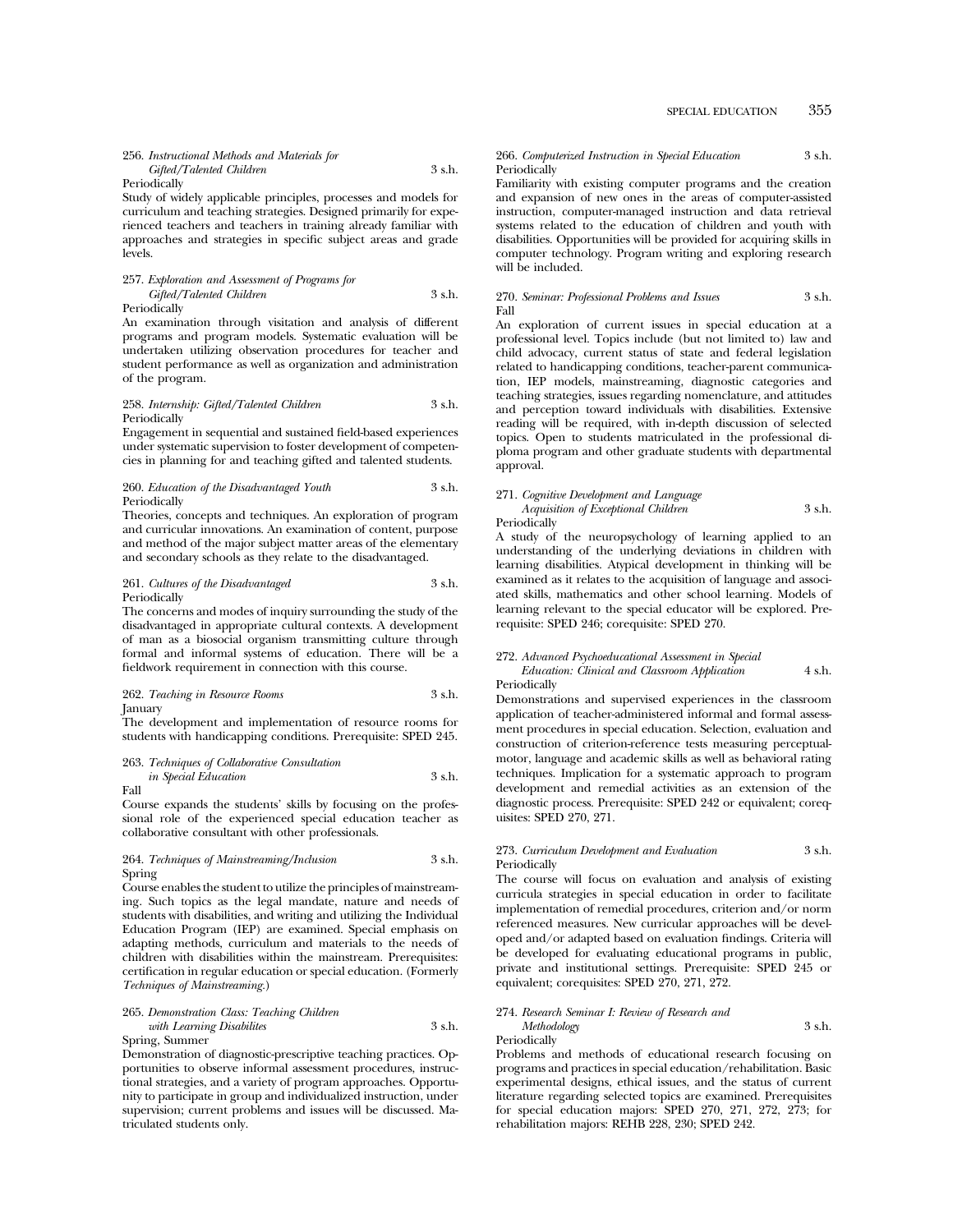256. *Instructional Methods and Materials for Gifted/Talented Children* 3 s.h.
Periodically

Study of widely applicable principles, processes and models for curriculum and teaching strategies. Designed primarily for experienced teachers and teachers in training already familiar with approaches and strategies in specific subject areas and grade levels.

257. *Exploration and Assessment of Programs for Gifted/Talented Children* 3 s.h.
Periodically

An examination through visitation and analysis of different programs and program models. Systematic evaluation will be undertaken utilizing observation procedures for teacher and student performance as well as organization and administration of the program.

258. *Internship: Gifted/Talented Children* 3 s.h.
Periodically

Engagement in sequential and sustained field-based experiences under systematic supervision to foster development of competencies in planning for and teaching gifted and talented students.

260. *Education of the Disadvantaged Youth* 3 s.h.
Periodically

Theories, concepts and techniques. An exploration of program and curricular innovations. An examination of content, purpose and method of the major subject matter areas of the elementary and secondary schools as they relate to the disadvantaged.

261. *Cultures of the Disadvantaged* 3 s.h.
Periodically

The concerns and modes of inquiry surrounding the study of the disadvantaged in appropriate cultural contexts. A development of man as a biosocial organism transmitting culture through formal and informal systems of education. There will be a fieldwork requirement in connection with this course.

262. *Teaching in Resource Rooms* 3 s.h.
January

The development and implementation of resource rooms for students with handicapping conditions. Prerequisite: SPED 245.

263. *Techniques of Collaborative Consultation in Special Education* 3 s.h.
Fall

Course expands the students' skills by focusing on the professional role of the experienced special education teacher as collaborative consultant with other professionals.

264. *Techniques of Mainstreaming/Inclusion* 3 s.h.
Spring

Course enables the student to utilize the principles of mainstreaming. Such topics as the legal mandate, nature and needs of students with disabilities, and writing and utilizing the Individual Education Program (IEP) are examined. Special emphasis on adapting methods, curriculum and materials to the needs of children with disabilities within the mainstream. Prerequisites: certification in regular education or special education. (Formerly *Techniques of Mainstreaming*.)

265. *Demonstration Class: Teaching Children with Learning Disabilites* 3 s.h.
Spring, Summer

Demonstration of diagnostic-prescriptive teaching practices. Opportunities to observe informal assessment procedures, instructional strategies, and a variety of program approaches. Opportunity to participate in group and individualized instruction, under supervision; current problems and issues will be discussed. Matriculated students only.

266. *Computerized Instruction in Special Education* 3 s.h.
Periodically

Familiarity with existing computer programs and the creation and expansion of new ones in the areas of computer-assisted instruction, computer-managed instruction and data retrieval systems related to the education of children and youth with disabilities. Opportunities will be provided for acquiring skills in computer technology. Program writing and exploring research will be included.

270. *Seminar: Professional Problems and Issues* 3 s.h.
Fall

An exploration of current issues in special education at a professional level. Topics include (but not limited to) law and child advocacy, current status of state and federal legislation related to handicapping conditions, teacher-parent communication, IEP models, mainstreaming, diagnostic categories and teaching strategies, issues regarding nomenclature, and attitudes and perception toward individuals with disabilities. Extensive reading will be required, with in-depth discussion of selected topics. Open to students matriculated in the professional diploma program and other graduate students with departmental approval.

271. *Cognitive Development and Language Acquisition of Exceptional Children* 3 s.h.
Periodically

A study of the neuropsychology of learning applied to an understanding of the underlying deviations in children with learning disabilities. Atypical development in thinking will be examined as it relates to the acquisition of language and associated skills, mathematics and other school learning. Models of learning relevant to the special educator will be explored. Prerequisite: SPED 246; corequisite: SPED 270.

272. *Advanced Psychoeducational Assessment in Special Education: Clinical and Classroom Application* 4 s.h.
Periodically

Demonstrations and supervised experiences in the classroom application of teacher-administered informal and formal assessment procedures in special education. Selection, evaluation and construction of criterion-reference tests measuring perceptual-motor, language and academic skills as well as behavioral rating techniques. Implication for a systematic approach to program development and remedial activities as an extension of the diagnostic process. Prerequisite: SPED 242 or equivalent; corequisites: SPED 270, 271.

273. *Curriculum Development and Evaluation* 3 s.h.
Periodically

The course will focus on evaluation and analysis of existing curricula strategies in special education in order to facilitate implementation of remedial procedures, criterion and/or norm referenced measures. New curricular approaches will be developed and/or adapted based on evaluation findings. Criteria will be developed for evaluating educational programs in public, private and institutional settings. Prerequisite: SPED 245 or equivalent; corequisites: SPED 270, 271, 272.

274. *Research Seminar I: Review of Research and Methodology* 3 s.h.
Periodically

Problems and methods of educational research focusing on programs and practices in special education/rehabilitation. Basic experimental designs, ethical issues, and the status of current literature regarding selected topics are examined. Prerequisites for special education majors: SPED 270, 271, 272, 273; for rehabilitation majors: REHB 228, 230; SPED 242.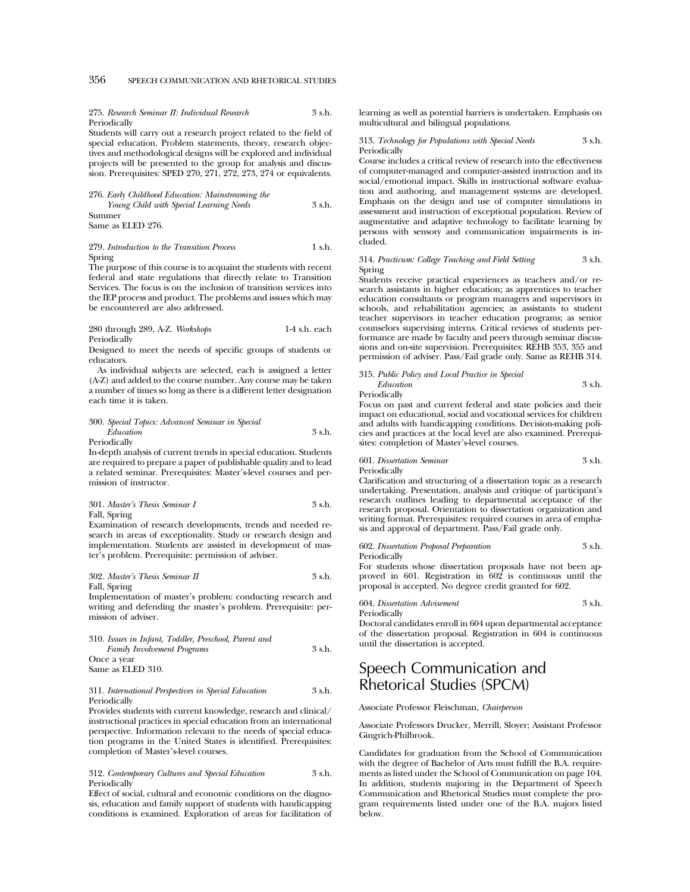275. *Research Seminar II: Individual Research* 3 s.h.
Periodically
Students will carry out a research project related to the field of special education. Problem statements, theory, research objectives and methodological designs will be explored and individual projects will be presented to the group for analysis and discussion. Prerequisites: SPED 270, 271, 272, 273, 274 or equivalents.

276. *Early Childhood Education: Mainstreaming the Young Child with Special Learning Needs* 3 s.h.
Summer
Same as ELED 276.

279. *Introduction to the Transition Process* 1 s.h.
Spring
The purpose of this course is to acquaint the students with recent federal and state regulations that directly relate to Transition Services. The focus is on the inclusion of transition services into the IEP process and product. The problems and issues which may be encountered are also addressed.

280 through 289, A-Z. *Workshops* 1-4 s.h. each
Periodically
Designed to meet the needs of specific groups of students or educators.

As individual subjects are selected, each is assigned a letter (A-Z) and added to the course number. Any course may be taken a number of times so long as there is a different letter designation each time it is taken.

300. *Special Topics: Advanced Seminar in Special Education* 3 s.h.
Periodically
In-depth analysis of current trends in special education. Students are required to prepare a paper of publishable quality and to lead a related seminar. Prerequisites: Master's-level courses and permission of instructor.

301. *Master's Thesis Seminar I* 3 s.h.
Fall, Spring
Examination of research developments, trends and needed research in areas of exceptionality. Study or research design and implementation. Students are assisted in development of master's problem. Prerequisite: permission of adviser.

302. *Master's Thesis Seminar II* 3 s.h.
Fall, Spring
Implementation of master's problem: conducting research and writing and defending the master's problem. Prerequisite: permission of adviser.

310. *Issues in Infant, Toddler, Preschool, Parent and Family Involvement Programs* 3 s.h.
Once a year
Same as ELED 310.

311. *International Perspectives in Special Education* 3 s.h.
Periodically
Provides students with current knowledge, research and clinical/instructional practices in special education from an international perspective. Information relevant to the needs of special education programs in the United States is identified. Prerequisites: completion of Master's-level courses.

312. *Contemporary Cultures and Special Education* 3 s.h.
Periodically
Effect of social, cultural and economic conditions on the diagnosis, education and family support of students with handicapping conditions is examined. Exploration of areas for facilitation of learning as well as potential barriers is undertaken. Emphasis on multicultural and bilingual populations.

313. *Technology for Populations with Special Needs* 3 s.h.
Periodically
Course includes a critical review of research into the effectiveness of computer-managed and computer-assisted instruction and its social/emotional impact. Skills in instructional software evaluation and authoring, and management systems are developed. Emphasis on the design and use of computer simulations in assessment and instruction of exceptional population. Review of augmentative and adaptive technology to facilitate learning by persons with sensory and communication impairments is included.

314. *Practicum: College Teaching and Field Setting* 3 s.h.
Spring
Students receive practical experiences as teachers and/or research assistants in higher education; as apprentices to teacher education consultants or program managers and supervisors in schools, and rehabilitation agencies; as assistants to student teacher supervisors in teacher education programs; as senior counselors supervising interns. Critical reviews of students performance are made by faculty and peers through seminar discussions and on-site supervision. Prerequisites: REHB 353, 355 and permission of adviser. Pass/Fail grade only. Same as REHB 314.

315. *Public Policy and Local Practice in Special Education* 3 s.h.
Periodically
Focus on past and current federal and state policies and their impact on educational, social and vocational services for children and adults with handicapping conditions. Decision-making policies and practices at the local level are also examined. Prerequisites: completion of Master's-level courses.

601. *Dissertation Seminar* 3 s.h.
Periodically
Clarification and structuring of a dissertation topic as a research undertaking. Presentation, analysis and critique of participant's research outlines leading to departmental acceptance of the research proposal. Orientation to dissertation organization and writing format. Prerequisites: required courses in area of emphasis and approval of department. Pass/Fail grade only.

602. *Dissertation Proposal Preparation* 3 s.h.
Periodically
For students whose dissertation proposals have not been approved in 601. Registration in 602 is continuous until the proposal is accepted. No degree credit granted for 602.

604. *Dissertation Advisement* 3 s.h.
Periodically
Doctoral candidates enroll in 604 upon departmental acceptance of the dissertation proposal. Registration in 604 is continuous until the dissertation is accepted.

# Speech Communication and Rhetorical Studies (SPCM)

Associate Professor Fleischman, *Chairperson*

Associate Professors Drucker, Merrill, Sloyer; Assistant Professor Gingrich-Philbrook.

Candidates for graduation from the School of Communication with the degree of Bachelor of Arts must fulfill the B.A. requirements as listed under the School of Communication on page 104. In addition, students majoring in the Department of Speech Communication and Rhetorical Studies must complete the program requirements listed under one of the B.A. majors listed below.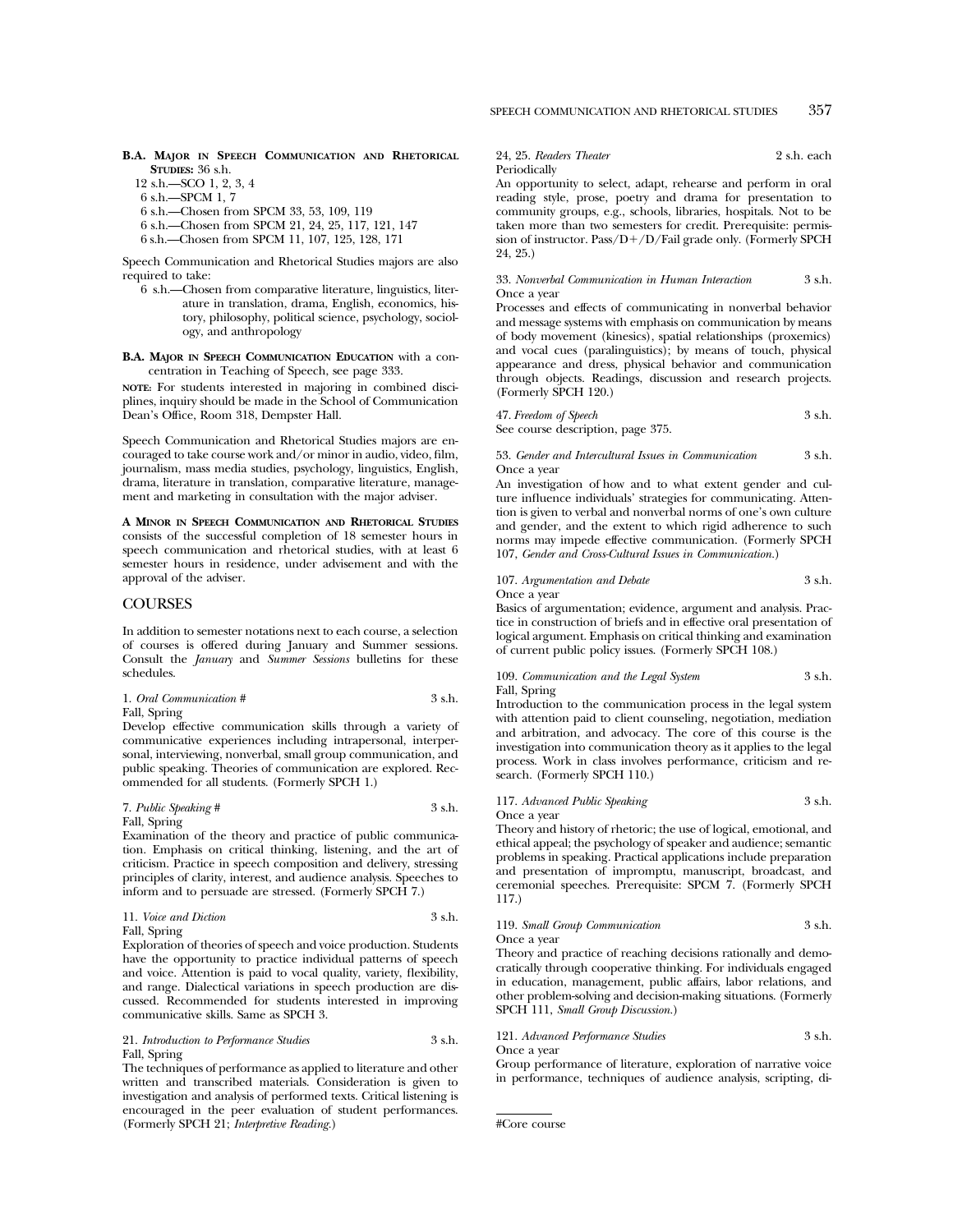**B.A. Major in Speech Communication and Rhetorical Studies:** 36 s.h.

12 s.h.—SCO 1, 2, 3, 4
6 s.h.—SPCM 1, 7
6 s.h.—Chosen from SPCM 33, 53, 109, 119
6 s.h.—Chosen from SPCM 21, 24, 25, 117, 121, 147
6 s.h.—Chosen from SPCM 11, 107, 125, 128, 171

Speech Communication and Rhetorical Studies majors are also required to take:

6 s.h.—Chosen from comparative literature, linguistics, literature in translation, drama, English, economics, history, philosophy, political science, psychology, sociology, and anthropology

**B.A. Major in Speech Communication Education** with a concentration in Teaching of Speech, see page 333.

**Note:** For students interested in majoring in combined disciplines, inquiry should be made in the School of Communication Dean's Office, Room 318, Dempster Hall.

Speech Communication and Rhetorical Studies majors are encouraged to take course work and/or minor in audio, video, film, journalism, mass media studies, psychology, linguistics, English, drama, literature in translation, comparative literature, management and marketing in consultation with the major adviser.

**A Minor in Speech Communication and Rhetorical Studies** consists of the successful completion of 18 semester hours in speech communication and rhetorical studies, with at least 6 semester hours in residence, under advisement and with the approval of the adviser.

## COURSES

In addition to semester notations next to each course, a selection of courses is offered during January and Summer sessions. Consult the *January* and *Summer Sessions* bulletins for these schedules.

1. *Oral Communication* # 3 s.h.
Fall, Spring
Develop effective communication skills through a variety of communicative experiences including intrapersonal, interpersonal, interviewing, nonverbal, small group communication, and public speaking. Theories of communication are explored. Recommended for all students. (Formerly SPCH 1.)

7. *Public Speaking* # 3 s.h.
Fall, Spring
Examination of the theory and practice of public communication. Emphasis on critical thinking, listening, and the art of criticism. Practice in speech composition and delivery, stressing principles of clarity, interest, and audience analysis. Speeches to inform and to persuade are stressed. (Formerly SPCH 7.)

11. *Voice and Diction* 3 s.h.
Fall, Spring
Exploration of theories of speech and voice production. Students have the opportunity to practice individual patterns of speech and voice. Attention is paid to vocal quality, variety, flexibility, and range. Dialectical variations in speech production are discussed. Recommended for students interested in improving communicative skills. Same as SPCH 3.

21. *Introduction to Performance Studies* 3 s.h.
Fall, Spring
The techniques of performance as applied to literature and other written and transcribed materials. Consideration is given to investigation and analysis of performed texts. Critical listening is encouraged in the peer evaluation of student performances. (Formerly SPCH 21; *Interpretive Reading.*)

24, 25. *Readers Theater* 2 s.h. each
Periodically
An opportunity to select, adapt, rehearse and perform in oral reading style, prose, poetry and drama for presentation to community groups, e.g., schools, libraries, hospitals. Not to be taken more than two semesters for credit. Prerequisite: permission of instructor. Pass/D+/D/Fail grade only. (Formerly SPCH 24, 25.)

33. *Nonverbal Communication in Human Interaction* 3 s.h.
Once a year
Processes and effects of communicating in nonverbal behavior and message systems with emphasis on communication by means of body movement (kinesics), spatial relationships (proxemics) and vocal cues (paralinguistics); by means of touch, physical appearance and dress, physical behavior and communication through objects. Readings, discussion and research projects. (Formerly SPCH 120.)

47. *Freedom of Speech* 3 s.h.
See course description, page 375.

53. *Gender and Intercultural Issues in Communication* 3 s.h.
Once a year
An investigation of how and to what extent gender and culture influence individuals' strategies for communicating. Attention is given to verbal and nonverbal norms of one's own culture and gender, and the extent to which rigid adherence to such norms may impede effective communication. (Formerly SPCH 107, *Gender and Cross-Cultural Issues in Communication.*)

107. *Argumentation and Debate* 3 s.h.
Once a year
Basics of argumentation; evidence, argument and analysis. Practice in construction of briefs and in effective oral presentation of logical argument. Emphasis on critical thinking and examination of current public policy issues. (Formerly SPCH 108.)

109. *Communication and the Legal System* 3 s.h.
Fall, Spring
Introduction to the communication process in the legal system with attention paid to client counseling, negotiation, mediation and arbitration, and advocacy. The core of this course is the investigation into communication theory as it applies to the legal process. Work in class involves performance, criticism and research. (Formerly SPCH 110.)

117. *Advanced Public Speaking* 3 s.h.
Once a year
Theory and history of rhetoric; the use of logical, emotional, and ethical appeal; the psychology of speaker and audience; semantic problems in speaking. Practical applications include preparation and presentation of impromptu, manuscript, broadcast, and ceremonial speeches. Prerequisite: SPCM 7. (Formerly SPCH 117.)

119. *Small Group Communication* 3 s.h.
Once a year
Theory and practice of reaching decisions rationally and democratically through cooperative thinking. For individuals engaged in education, management, public affairs, labor relations, and other problem-solving and decision-making situations. (Formerly SPCH 111, *Small Group Discussion.*)

121. *Advanced Performance Studies* 3 s.h.
Once a year
Group performance of literature, exploration of narrative voice in performance, techniques of audience analysis, scripting, di-

#Core course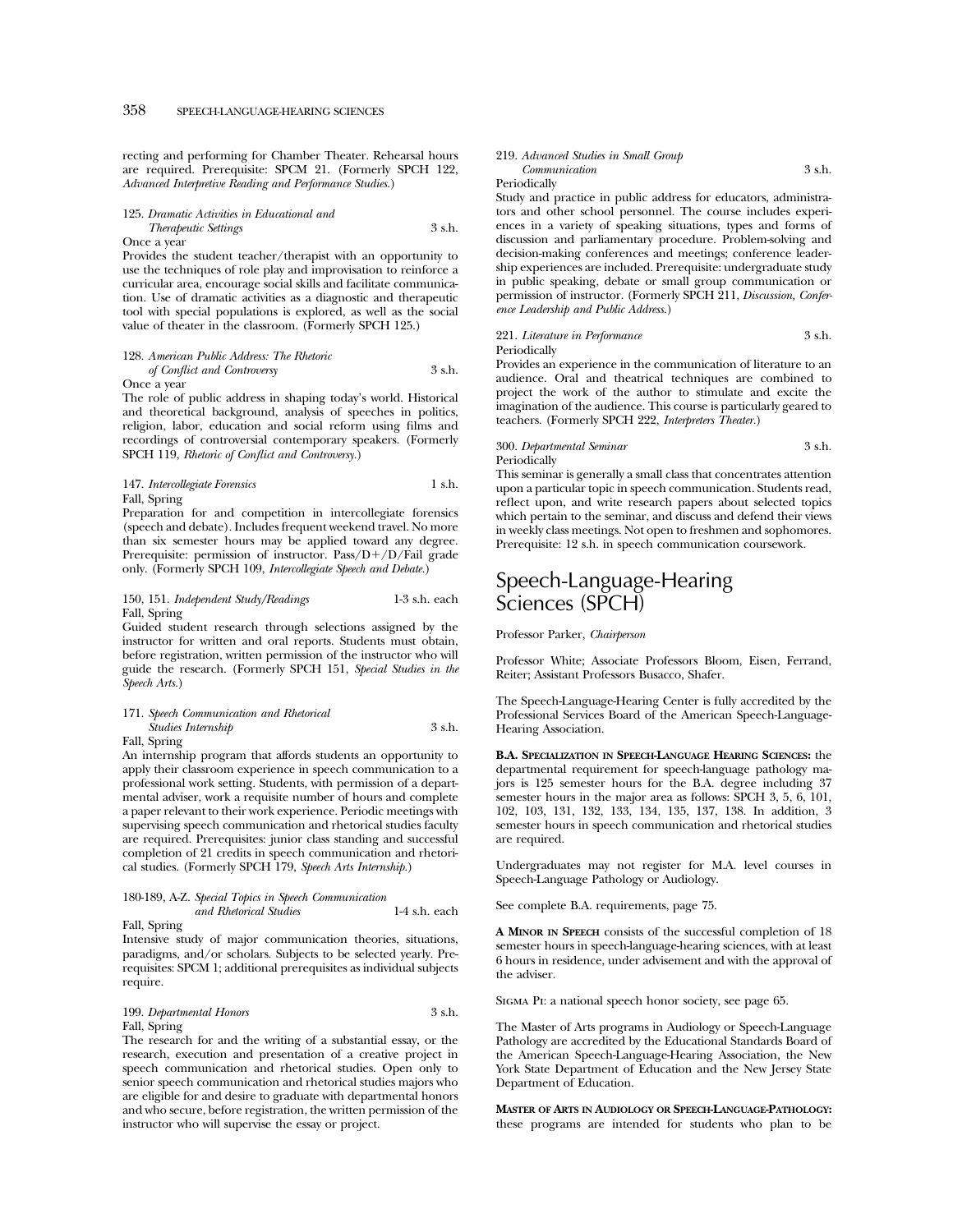recting and performing for Chamber Theater. Rehearsal hours are required. Prerequisite: SPCM 21. (Formerly SPCH 122, *Advanced Interpretive Reading and Performance Studies.*)

125. *Dramatic Activities in Educational and Therapeutic Settings* 3 s.h.
Once a year
Provides the student teacher/therapist with an opportunity to use the techniques of role play and improvisation to reinforce a curricular area, encourage social skills and facilitate communication. Use of dramatic activities as a diagnostic and therapeutic tool with special populations is explored, as well as the social value of theater in the classroom. (Formerly SPCH 125.)

128. *American Public Address: The Rhetoric of Conflict and Controversy* 3 s.h.
Once a year
The role of public address in shaping today's world. Historical and theoretical background, analysis of speeches in politics, religion, labor, education and social reform using films and recordings of controversial contemporary speakers. (Formerly SPCH 119, *Rhetoric of Conflict and Controversy.*)

147. *Intercollegiate Forensics* 1 s.h.
Fall, Spring
Preparation for and competition in intercollegiate forensics (speech and debate). Includes frequent weekend travel. No more than six semester hours may be applied toward any degree. Prerequisite: permission of instructor. Pass/D+/D/Fail grade only. (Formerly SPCH 109, *Intercollegiate Speech and Debate.*)

150, 151. *Independent Study/Readings* 1-3 s.h. each
Fall, Spring
Guided student research through selections assigned by the instructor for written and oral reports. Students must obtain, before registration, written permission of the instructor who will guide the research. (Formerly SPCH 151, *Special Studies in the Speech Arts.*)

171. *Speech Communication and Rhetorical Studies Internship* 3 s.h.
Fall, Spring
An internship program that affords students an opportunity to apply their classroom experience in speech communication to a professional work setting. Students, with permission of a departmental adviser, work a requisite number of hours and complete a paper relevant to their work experience. Periodic meetings with supervising speech communication and rhetorical studies faculty are required. Prerequisites: junior class standing and successful completion of 21 credits in speech communication and rhetorical studies. (Formerly SPCH 179, *Speech Arts Internship.*)

180-189, A-Z. *Special Topics in Speech Communication and Rhetorical Studies* 1-4 s.h. each
Fall, Spring
Intensive study of major communication theories, situations, paradigms, and/or scholars. Subjects to be selected yearly. Prerequisites: SPCM 1; additional prerequisites as individual subjects require.

199. *Departmental Honors* 3 s.h.
Fall, Spring
The research for and the writing of a substantial essay, or the research, execution and presentation of a creative project in speech communication and rhetorical studies. Open only to senior speech communication and rhetorical studies majors who are eligible for and desire to graduate with departmental honors and who secure, before registration, the written permission of the instructor who will supervise the essay or project.

219. *Advanced Studies in Small Group Communication* 3 s.h.
Periodically
Study and practice in public address for educators, administrators and other school personnel. The course includes experiences in a variety of speaking situations, types and forms of discussion and parliamentary procedure. Problem-solving and decision-making conferences and meetings; conference leadership experiences are included. Prerequisite: undergraduate study in public speaking, debate or small group communication or permission of instructor. (Formerly SPCH 211, *Discussion, Conference Leadership and Public Address.*)

221. *Literature in Performance* 3 s.h.
Periodically
Provides an experience in the communication of literature to an audience. Oral and theatrical techniques are combined to project the work of the author to stimulate and excite the imagination of the audience. This course is particularly geared to teachers. (Formerly SPCH 222, *Interpreters Theater.*)

300. *Departmental Seminar* 3 s.h.
Periodically
This seminar is generally a small class that concentrates attention upon a particular topic in speech communication. Students read, reflect upon, and write research papers about selected topics which pertain to the seminar, and discuss and defend their views in weekly class meetings. Not open to freshmen and sophomores. Prerequisite: 12 s.h. in speech communication coursework.

# Speech-Language-Hearing Sciences (SPCH)

Professor Parker, *Chairperson*

Professor White; Associate Professors Bloom, Eisen, Ferrand, Reiter; Assistant Professors Busacco, Shafer.

The Speech-Language-Hearing Center is fully accredited by the Professional Services Board of the American Speech-Language-Hearing Association.

**B.A. Specialization in Speech-Language Hearing Sciences:** the departmental requirement for speech-language pathology majors is 125 semester hours for the B.A. degree including 37 semester hours in the major area as follows: SPCH 3, 5, 6, 101, 102, 103, 131, 132, 133, 134, 135, 137, 138. In addition, 3 semester hours in speech communication and rhetorical studies are required.

Undergraduates may not register for M.A. level courses in Speech-Language Pathology or Audiology.

See complete B.A. requirements, page 75.

**A Minor in Speech** consists of the successful completion of 18 semester hours in speech-language-hearing sciences, with at least 6 hours in residence, under advisement and with the approval of the adviser.

Sigma Pi: a national speech honor society, see page 65.

The Master of Arts programs in Audiology or Speech-Language Pathology are accredited by the Educational Standards Board of the American Speech-Language-Hearing Association, the New York State Department of Education and the New Jersey State Department of Education.

**Master of Arts in Audiology or Speech-Language-Pathology:** these programs are intended for students who plan to be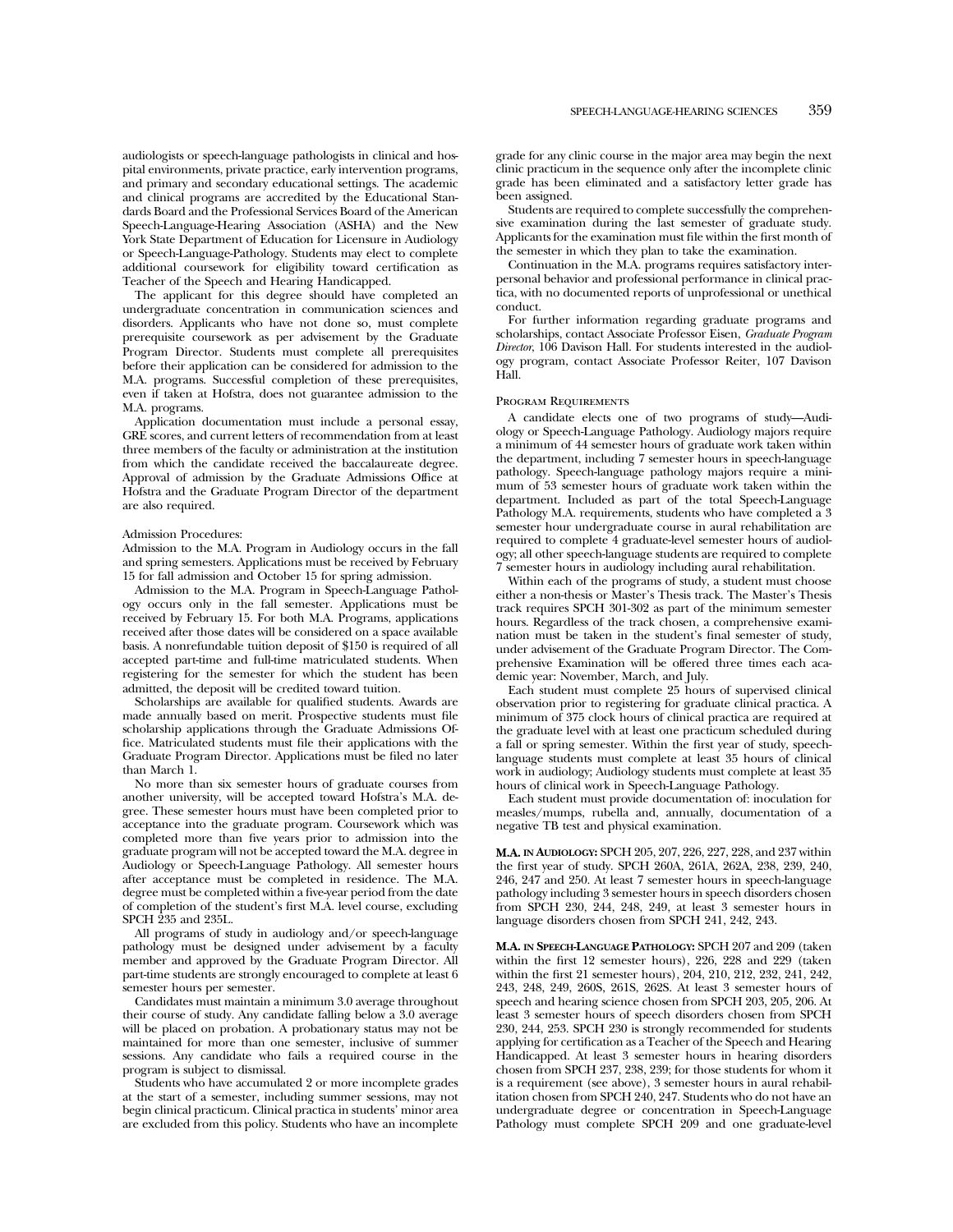audiologists or speech-language pathologists in clinical and hospital environments, private practice, early intervention programs, and primary and secondary educational settings. The academic and clinical programs are accredited by the Educational Standards Board and the Professional Services Board of the American Speech-Language-Hearing Association (ASHA) and the New York State Department of Education for Licensure in Audiology or Speech-Language-Pathology. Students may elect to complete additional coursework for eligibility toward certification as Teacher of the Speech and Hearing Handicapped.

The applicant for this degree should have completed an undergraduate concentration in communication sciences and disorders. Applicants who have not done so, must complete prerequisite coursework as per advisement by the Graduate Program Director. Students must complete all prerequisites before their application can be considered for admission to the M.A. programs. Successful completion of these prerequisites, even if taken at Hofstra, does not guarantee admission to the M.A. programs.

Application documentation must include a personal essay, GRE scores, and current letters of recommendation from at least three members of the faculty or administration at the institution from which the candidate received the baccalaureate degree. Approval of admission by the Graduate Admissions Office at Hofstra and the Graduate Program Director of the department are also required.

Admission Procedures:
Admission to the M.A. Program in Audiology occurs in the fall and spring semesters. Applications must be received by February 15 for fall admission and October 15 for spring admission.

Admission to the M.A. Program in Speech-Language Pathology occurs only in the fall semester. Applications must be received by February 15. For both M.A. Programs, applications received after those dates will be considered on a space available basis. A nonrefundable tuition deposit of $150 is required of all accepted part-time and full-time matriculated students. When registering for the semester for which the student has been admitted, the deposit will be credited toward tuition.

Scholarships are available for qualified students. Awards are made annually based on merit. Prospective students must file scholarship applications through the Graduate Admissions Office. Matriculated students must file their applications with the Graduate Program Director. Applications must be filed no later than March 1.

No more than six semester hours of graduate courses from another university, will be accepted toward Hofstra's M.A. degree. These semester hours must have been completed prior to acceptance into the graduate program. Coursework which was completed more than five years prior to admission into the graduate program will not be accepted toward the M.A. degree in Audiology or Speech-Language Pathology. All semester hours after acceptance must be completed in residence. The M.A. degree must be completed within a five-year period from the date of completion of the student's first M.A. level course, excluding SPCH 235 and 235L.

All programs of study in audiology and/or speech-language pathology must be designed under advisement by a faculty member and approved by the Graduate Program Director. All part-time students are strongly encouraged to complete at least 6 semester hours per semester.

Candidates must maintain a minimum 3.0 average throughout their course of study. Any candidate falling below a 3.0 average will be placed on probation. A probationary status may not be maintained for more than one semester, inclusive of summer sessions. Any candidate who fails a required course in the program is subject to dismissal.

Students who have accumulated 2 or more incomplete grades at the start of a semester, including summer sessions, may not begin clinical practicum. Clinical practica in students' minor area are excluded from this policy. Students who have an incomplete grade for any clinic course in the major area may begin the next clinic practicum in the sequence only after the incomplete clinic grade has been eliminated and a satisfactory letter grade has been assigned.

Students are required to complete successfully the comprehensive examination during the last semester of graduate study. Applicants for the examination must file within the first month of the semester in which they plan to take the examination.

Continuation in the M.A. programs requires satisfactory interpersonal behavior and professional performance in clinical practica, with no documented reports of unprofessional or unethical conduct.

For further information regarding graduate programs and scholarships, contact Associate Professor Eisen, *Graduate Program Director*, 106 Davison Hall. For students interested in the audiology program, contact Associate Professor Reiter, 107 Davison Hall.

### Program Requirements

A candidate elects one of two programs of study—Audiology or Speech-Language Pathology. Audiology majors require a minimum of 44 semester hours of graduate work taken within the department, including 7 semester hours in speech-language pathology. Speech-language pathology majors require a minimum of 53 semester hours of graduate work taken within the department. Included as part of the total Speech-Language Pathology M.A. requirements, students who have completed a 3 semester hour undergraduate course in aural rehabilitation are required to complete 4 graduate-level semester hours of audiology; all other speech-language students are required to complete 7 semester hours in audiology including aural rehabilitation.

Within each of the programs of study, a student must choose either a non-thesis or Master's Thesis track. The Master's Thesis track requires SPCH 301-302 as part of the minimum semester hours. Regardless of the track chosen, a comprehensive examination must be taken in the student's final semester of study, under advisement of the Graduate Program Director. The Comprehensive Examination will be offered three times each academic year: November, March, and July.

Each student must complete 25 hours of supervised clinical observation prior to registering for graduate clinical practica. A minimum of 375 clock hours of clinical practica are required at the graduate level with at least one practicum scheduled during a fall or spring semester. Within the first year of study, speech-language students must complete at least 35 hours of clinical work in audiology; Audiology students must complete at least 35 hours of clinical work in Speech-Language Pathology.

Each student must provide documentation of: inoculation for measles/mumps, rubella and, annually, documentation of a negative TB test and physical examination.

**M.A. in Audiology:** SPCH 205, 207, 226, 227, 228, and 237 within the first year of study. SPCH 260A, 261A, 262A, 238, 239, 240, 246, 247 and 250. At least 7 semester hours in speech-language pathology including 3 semester hours in speech disorders chosen from SPCH 230, 244, 248, 249, at least 3 semester hours in language disorders chosen from SPCH 241, 242, 243.

**M.A. in Speech-Language Pathology:** SPCH 207 and 209 (taken within the first 12 semester hours), 226, 228 and 229 (taken within the first 21 semester hours), 204, 210, 212, 232, 241, 242, 243, 248, 249, 260S, 261S, 262S. At least 3 semester hours of speech and hearing science chosen from SPCH 203, 205, 206. At least 3 semester hours of speech disorders chosen from SPCH 230, 244, 253. SPCH 230 is strongly recommended for students applying for certification as a Teacher of the Speech and Hearing Handicapped. At least 3 semester hours in hearing disorders chosen from SPCH 237, 238, 239; for those students for whom it is a requirement (see above), 3 semester hours in aural rehabilitation chosen from SPCH 240, 247. Students who do not have an undergraduate degree or concentration in Speech-Language Pathology must complete SPCH 209 and one graduate-level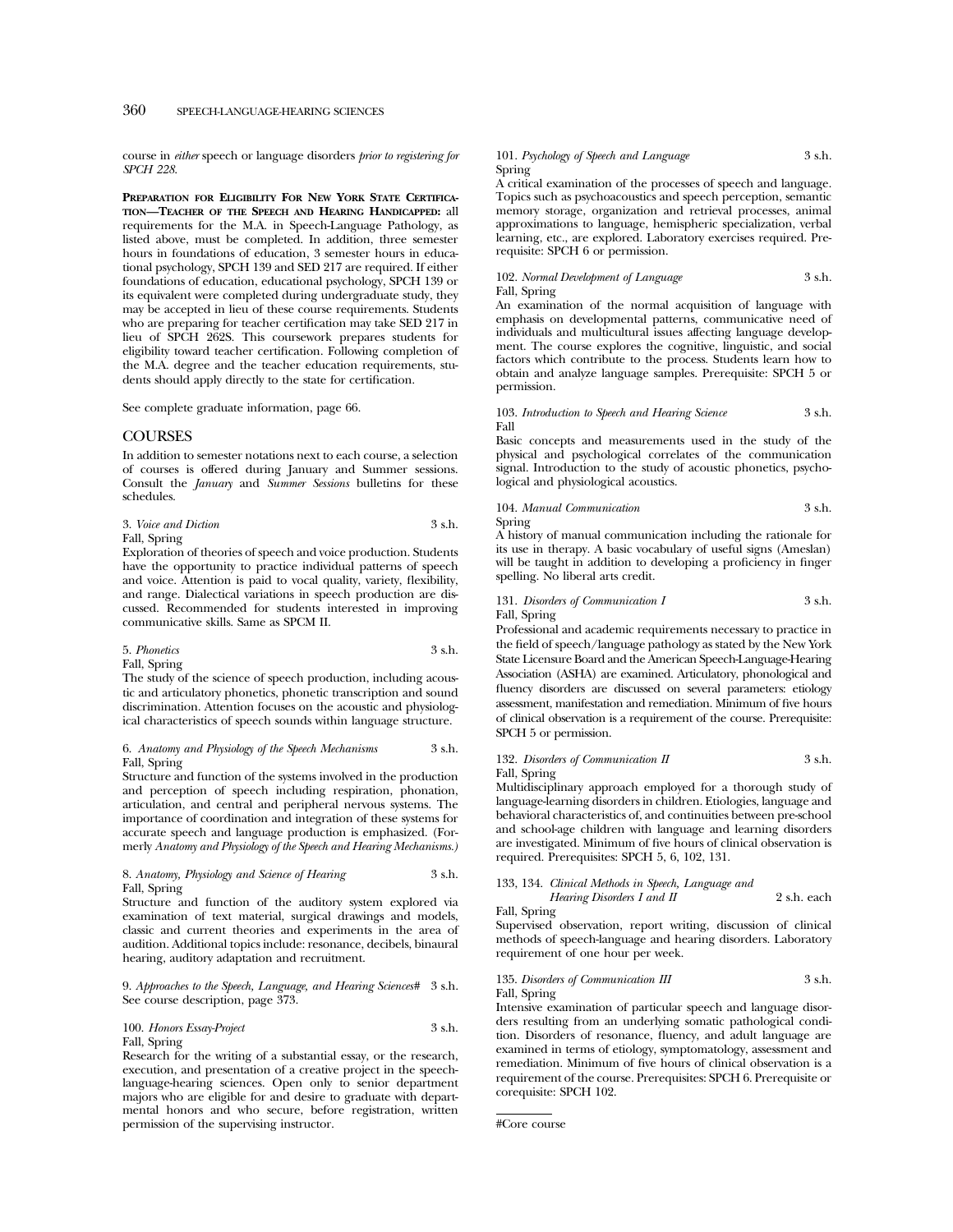course in *either* speech or language disorders *prior to registering for SPCH 228.*

**Preparation for Eligibility For New York State Certification—Teacher of the Speech and Hearing Handicapped:** all requirements for the M.A. in Speech-Language Pathology, as listed above, must be completed. In addition, three semester hours in foundations of education, 3 semester hours in educational psychology, SPCH 139 and SED 217 are required. If either foundations of education, educational psychology, SPCH 139 or its equivalent were completed during undergraduate study, they may be accepted in lieu of these course requirements. Students who are preparing for teacher certification may take SED 217 in lieu of SPCH 262S. This coursework prepares students for eligibility toward teacher certification. Following completion of the M.A. degree and the teacher education requirements, students should apply directly to the state for certification.

See complete graduate information, page 66.

## COURSES

In addition to semester notations next to each course, a selection of courses is offered during January and Summer sessions. Consult the *January* and *Summer Sessions* bulletins for these schedules.

3. *Voice and Diction* 3 s.h.
Fall, Spring
Exploration of theories of speech and voice production. Students have the opportunity to practice individual patterns of speech and voice. Attention is paid to vocal quality, variety, flexibility, and range. Dialectical variations in speech production are discussed. Recommended for students interested in improving communicative skills. Same as SPCM 11.

5. *Phonetics* 3 s.h.
Fall, Spring
The study of the science of speech production, including acoustic and articulatory phonetics, phonetic transcription and sound discrimination. Attention focuses on the acoustic and physiological characteristics of speech sounds within language structure.

6. *Anatomy and Physiology of the Speech Mechanisms* 3 s.h.
Fall, Spring
Structure and function of the systems involved in the production and perception of speech including respiration, phonation, articulation, and central and peripheral nervous systems. The importance of coordination and integration of these systems for accurate speech and language production is emphasized. (Formerly *Anatomy and Physiology of the Speech and Hearing Mechanisms.)*

8. *Anatomy, Physiology and Science of Hearing* 3 s.h.
Fall, Spring
Structure and function of the auditory system explored via examination of text material, surgical drawings and models, classic and current theories and experiments in the area of audition. Additional topics include: resonance, decibels, binaural hearing, auditory adaptation and recruitment.

9. *Approaches to the Speech, Language, and Hearing Sciences#* 3 s.h.
See course description, page 373.

100. *Honors Essay-Project* 3 s.h.
Fall, Spring
Research for the writing of a substantial essay, or the research, execution, and presentation of a creative project in the speech-language-hearing sciences. Open only to senior department majors who are eligible for and desire to graduate with departmental honors and who secure, before registration, written permission of the supervising instructor.

101. *Psychology of Speech and Language* 3 s.h.
Spring
A critical examination of the processes of speech and language. Topics such as psychoacoustics and speech perception, semantic memory storage, organization and retrieval processes, animal approximations to language, hemispheric specialization, verbal learning, etc., are explored. Laboratory exercises required. Prerequisite: SPCH 6 or permission.

102. *Normal Development of Language* 3 s.h.
Fall, Spring
An examination of the normal acquisition of language with emphasis on developmental patterns, communicative need of individuals and multicultural issues affecting language development. The course explores the cognitive, linguistic, and social factors which contribute to the process. Students learn how to obtain and analyze language samples. Prerequisite: SPCH 5 or permission.

103. *Introduction to Speech and Hearing Science* 3 s.h.
Fall
Basic concepts and measurements used in the study of the physical and psychological correlates of the communication signal. Introduction to the study of acoustic phonetics, psychological and physiological acoustics.

104. *Manual Communication* 3 s.h.
Spring
A history of manual communication including the rationale for its use in therapy. A basic vocabulary of useful signs (Ameslan) will be taught in addition to developing a proficiency in finger spelling. No liberal arts credit.

131. *Disorders of Communication I* 3 s.h.
Fall, Spring
Professional and academic requirements necessary to practice in the field of speech/language pathology as stated by the New York State Licensure Board and the American Speech-Language-Hearing Association (ASHA) are examined. Articulatory, phonological and fluency disorders are discussed on several parameters: etiology assessment, manifestation and remediation. Minimum of five hours of clinical observation is a requirement of the course. Prerequisite: SPCH 5 or permission.

132. *Disorders of Communication II* 3 s.h.
Fall, Spring
Multidisciplinary approach employed for a thorough study of language-learning disorders in children. Etiologies, language and behavioral characteristics of, and continuities between pre-school and school-age children with language and learning disorders are investigated. Minimum of five hours of clinical observation is required. Prerequisites: SPCH 5, 6, 102, 131.

133, 134. *Clinical Methods in Speech, Language and Hearing Disorders I and II* 2 s.h. each
Fall, Spring
Supervised observation, report writing, discussion of clinical methods of speech-language and hearing disorders. Laboratory requirement of one hour per week.

135. *Disorders of Communication III* 3 s.h.
Fall, Spring
Intensive examination of particular speech and language disorders resulting from an underlying somatic pathological condition. Disorders of resonance, fluency, and adult language are examined in terms of etiology, symptomatology, assessment and remediation. Minimum of five hours of clinical observation is a requirement of the course. Prerequisites: SPCH 6. Prerequisite or corequisite: SPCH 102.

---

#Core course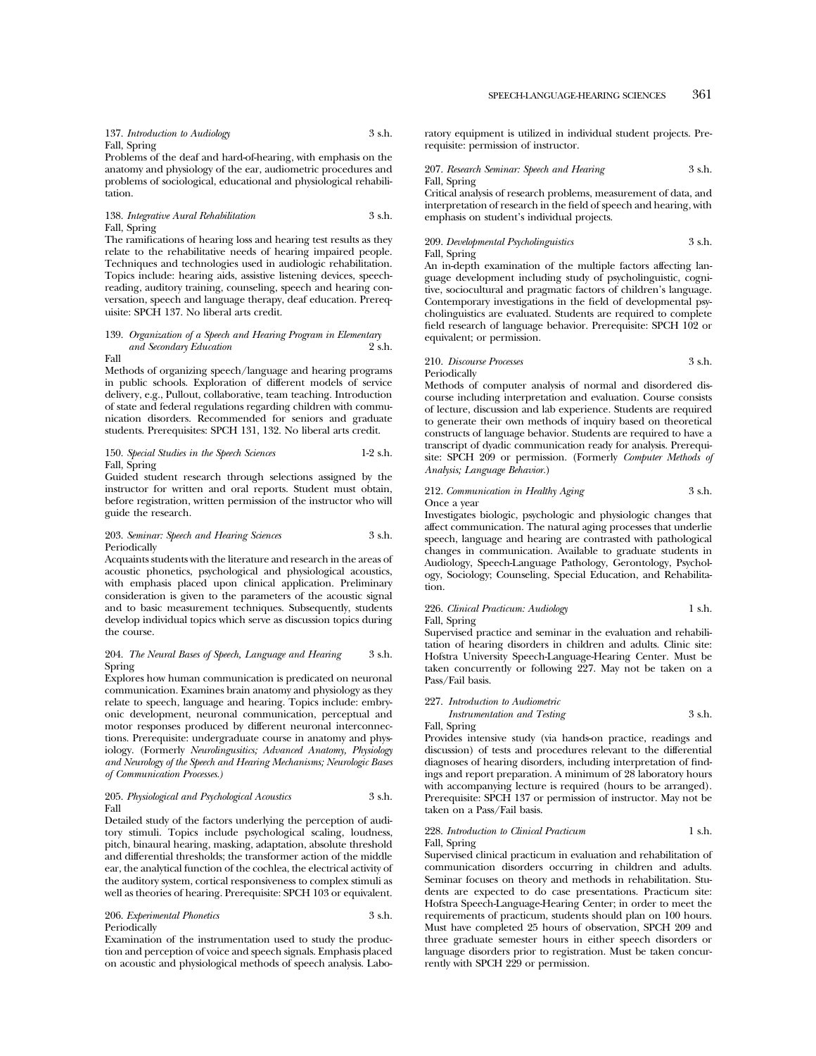137. *Introduction to Audiology* 3 s.h.
Fall, Spring
Problems of the deaf and hard-of-hearing, with emphasis on the anatomy and physiology of the ear, audiometric procedures and problems of sociological, educational and physiological rehabilitation.

138. *Integrative Aural Rehabilitation* 3 s.h.
Fall, Spring
The ramifications of hearing loss and hearing test results as they relate to the rehabilitative needs of hearing impaired people. Techniques and technologies used in audiologic rehabilitation. Topics include: hearing aids, assistive listening devices, speechreading, auditory training, counseling, speech and hearing conversation, speech and language therapy, deaf education. Prerequisite: SPCH 137. No liberal arts credit.

139. *Organization of a Speech and Hearing Program in Elementary and Secondary Education* 2 s.h.
Fall
Methods of organizing speech/language and hearing programs in public schools. Exploration of different models of service delivery, e.g., Pullout, collaborative, team teaching. Introduction of state and federal regulations regarding children with communication disorders. Recommended for seniors and graduate students. Prerequisites: SPCH 131, 132. No liberal arts credit.

150. *Special Studies in the Speech Sciences* 1-2 s.h.
Fall, Spring
Guided student research through selections assigned by the instructor for written and oral reports. Student must obtain, before registration, written permission of the instructor who will guide the research.

203. *Seminar: Speech and Hearing Sciences* 3 s.h.
Periodically
Acquaints students with the literature and research in the areas of acoustic phonetics, psychological and physiological acoustics, with emphasis placed upon clinical application. Preliminary consideration is given to the parameters of the acoustic signal and to basic measurement techniques. Subsequently, students develop individual topics which serve as discussion topics during the course.

204. *The Neural Bases of Speech, Language and Hearing* 3 s.h.
Spring
Explores how human communication is predicated on neuronal communication. Examines brain anatomy and physiology as they relate to speech, language and hearing. Topics include: embryonic development, neuronal communication, perceptual and motor responses produced by different neuronal interconnections. Prerequisite: undergraduate course in anatomy and physiology. (Formerly *Neurolingusitics; Advanced Anatomy, Physiology and Neurology of the Speech and Hearing Mechanisms; Neurologic Bases of Communication Processes.)*

205. *Physiological and Psychological Acoustics* 3 s.h.
Fall
Detailed study of the factors underlying the perception of auditory stimuli. Topics include psychological scaling, loudness, pitch, binaural hearing, masking, adaptation, absolute threshold and differential thresholds; the transformer action of the middle ear, the analytical function of the cochlea, the electrical activity of the auditory system, cortical responsiveness to complex stimuli as well as theories of hearing. Prerequisite: SPCH 103 or equivalent.

206. *Experimental Phonetics* 3 s.h.
Periodically
Examination of the instrumentation used to study the production and perception of voice and speech signals. Emphasis placed on acoustic and physiological methods of speech analysis. Laboratory equipment is utilized in individual student projects. Prerequisite: permission of instructor.

207. *Research Seminar: Speech and Hearing* 3 s.h.
Fall, Spring
Critical analysis of research problems, measurement of data, and interpretation of research in the field of speech and hearing, with emphasis on student's individual projects.

209. *Developmental Psycholinguistics* 3 s.h.
Fall, Spring
An in-depth examination of the multiple factors affecting language development including study of psycholinguistic, cognitive, sociocultural and pragmatic factors of children's language. Contemporary investigations in the field of developmental psycholinguistics are evaluated. Students are required to complete field research of language behavior. Prerequisite: SPCH 102 or equivalent; or permission.

210. *Discourse Processes* 3 s.h.
Periodically
Methods of computer analysis of normal and disordered discourse including interpretation and evaluation. Course consists of lecture, discussion and lab experience. Students are required to generate their own methods of inquiry based on theoretical constructs of language behavior. Students are required to have a transcript of dyadic communication ready for analysis. Prerequisite: SPCH 209 or permission. (Formerly *Computer Methods of Analysis; Language Behavior.*)

212. *Communication in Healthy Aging* 3 s.h.
Once a year
Investigates biologic, psychologic and physiologic changes that affect communication. The natural aging processes that underlie speech, language and hearing are contrasted with pathological changes in communication. Available to graduate students in Audiology, Speech-Language Pathology, Gerontology, Psychology, Sociology; Counseling, Special Education, and Rehabilitation.

226. *Clinical Practicum: Audiology* 1 s.h.
Fall, Spring
Supervised practice and seminar in the evaluation and rehabilitation of hearing disorders in children and adults. Clinic site: Hofstra University Speech-Language-Hearing Center. Must be taken concurrently or following 227. May not be taken on a Pass/Fail basis.

227. *Introduction to Audiometric Instrumentation and Testing* 3 s.h.
Fall, Spring
Provides intensive study (via hands-on practice, readings and discussion) of tests and procedures relevant to the differential diagnoses of hearing disorders, including interpretation of findings and report preparation. A minimum of 28 laboratory hours with accompanying lecture is required (hours to be arranged). Prerequisite: SPCH 137 or permission of instructor. May not be taken on a Pass/Fail basis.

228. *Introduction to Clinical Practicum* 1 s.h.
Fall, Spring
Supervised clinical practicum in evaluation and rehabilitation of communication disorders occurring in children and adults. Seminar focuses on theory and methods in rehabilitation. Students are expected to do case presentations. Practicum site: Hofstra Speech-Language-Hearing Center; in order to meet the requirements of practicum, students should plan on 100 hours. Must have completed 25 hours of observation, SPCH 209 and three graduate semester hours in either speech disorders or language disorders prior to registration. Must be taken concurrently with SPCH 229 or permission.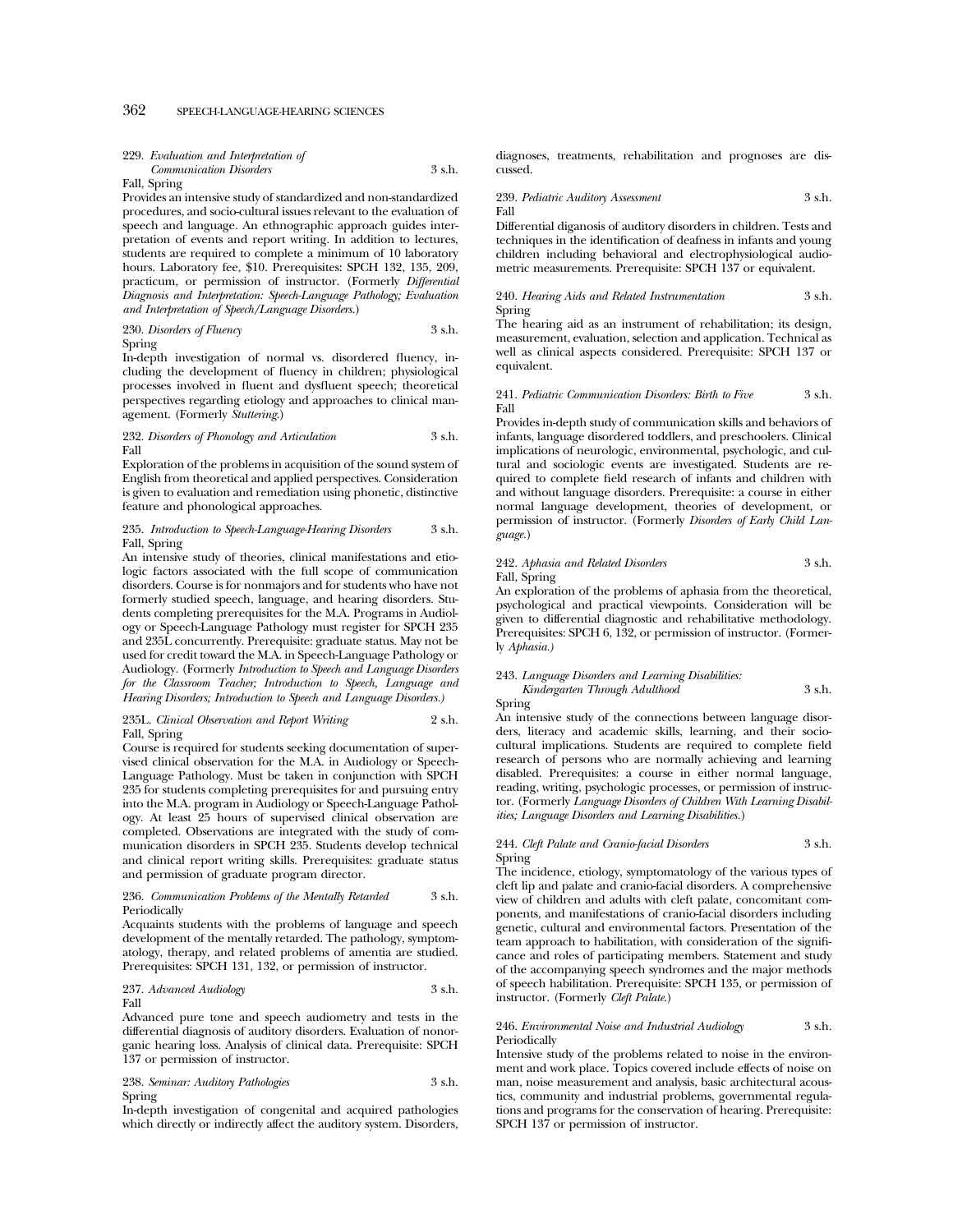229. *Evaluation and Interpretation of Communication Disorders* 3 s.h.
Fall, Spring

Provides an intensive study of standardized and non-standardized procedures, and socio-cultural issues relevant to the evaluation of speech and language. An ethnographic approach guides interpretation of events and report writing. In addition to lectures, students are required to complete a minimum of 10 laboratory hours. Laboratory fee, $10. Prerequisites: SPCH 132, 135, 209, practicum, or permission of instructor. (Formerly *Differential Diagnosis and Interpretation: Speech-Language Pathology; Evaluation and Interpretation of Speech/Language Disorders.*)

230. *Disorders of Fluency* 3 s.h.
Spring

In-depth investigation of normal vs. disordered fluency, including the development of fluency in children; physiological processes involved in fluent and dysfluent speech; theoretical perspectives regarding etiology and approaches to clinical management. (Formerly *Stuttering.*)

232. *Disorders of Phonology and Articulation* 3 s.h.
Fall

Exploration of the problems in acquisition of the sound system of English from theoretical and applied perspectives. Consideration is given to evaluation and remediation using phonetic, distinctive feature and phonological approaches.

235. *Introduction to Speech-Language-Hearing Disorders* 3 s.h.
Fall, Spring

An intensive study of theories, clinical manifestations and etiologic factors associated with the full scope of communication disorders. Course is for nonmajors and for students who have not formerly studied speech, language, and hearing disorders. Students completing prerequisites for the M.A. Programs in Audiology or Speech-Language Pathology must register for SPCH 235 and 235L concurrently. Prerequisite: graduate status. May not be used for credit toward the M.A. in Speech-Language Pathology or Audiology. (Formerly *Introduction to Speech and Language Disorders for the Classroom Teacher; Introduction to Speech, Language and Hearing Disorders; Introduction to Speech and Language Disorders.)*

235L. *Clinical Observation and Report Writing* 2 s.h.
Fall, Spring

Course is required for students seeking documentation of supervised clinical observation for the M.A. in Audiology or Speech-Language Pathology. Must be taken in conjunction with SPCH 235 for students completing prerequisites for and pursuing entry into the M.A. program in Audiology or Speech-Language Pathology. At least 25 hours of supervised clinical observation are completed. Observations are integrated with the study of communication disorders in SPCH 235. Students develop technical and clinical report writing skills. Prerequisites: graduate status and permission of graduate program director.

236. *Communication Problems of the Mentally Retarded* 3 s.h.
Periodically

Acquaints students with the problems of language and speech development of the mentally retarded. The pathology, symptomatology, therapy, and related problems of amentia are studied. Prerequisites: SPCH 131, 132, or permission of instructor.

237. *Advanced Audiology* 3 s.h.
Fall

Advanced pure tone and speech audiometry and tests in the differential diagnosis of auditory disorders. Evaluation of nonorganic hearing loss. Analysis of clinical data. Prerequisite: SPCH 137 or permission of instructor.

238. *Seminar: Auditory Pathologies* 3 s.h.
Spring

In-depth investigation of congenital and acquired pathologies which directly or indirectly affect the auditory system. Disorders, diagnoses, treatments, rehabilitation and prognoses are discussed.

239. *Pediatric Auditory Assessment* 3 s.h.
Fall

Differential diganosis of auditory disorders in children. Tests and techniques in the identification of deafness in infants and young children including behavioral and electrophysiological audiometric measurements. Prerequisite: SPCH 137 or equivalent.

240. *Hearing Aids and Related Instrumentation* 3 s.h.
Spring

The hearing aid as an instrument of rehabilitation; its design, measurement, evaluation, selection and application. Technical as well as clinical aspects considered. Prerequisite: SPCH 137 or equivalent.

241. *Pediatric Communication Disorders: Birth to Five* 3 s.h.
Fall

Provides in-depth study of communication skills and behaviors of infants, language disordered toddlers, and preschoolers. Clinical implications of neurologic, environmental, psychologic, and cultural and sociologic events are investigated. Students are required to complete field research of infants and children with and without language disorders. Prerequisite: a course in either normal language development, theories of development, or permission of instructor. (Formerly *Disorders of Early Child Language.*)

242. *Aphasia and Related Disorders* 3 s.h.
Fall, Spring

An exploration of the problems of aphasia from the theoretical, psychological and practical viewpoints. Consideration will be given to differential diagnostic and rehabilitative methodology. Prerequisites: SPCH 6, 132, or permission of instructor. (Formerly *Aphasia.)*

243. *Language Disorders and Learning Disabilities: Kindergarten Through Adulthood* 3 s.h.
Spring

An intensive study of the connections between language disorders, literacy and academic skills, learning, and their sociocultural implications. Students are required to complete field research of persons who are normally achieving and learning disabled. Prerequisites: a course in either normal language, reading, writing, psychologic processes, or permission of instructor. (Formerly *Language Disorders of Children With Learning Disabilities; Language Disorders and Learning Disabilities.*)

244. *Cleft Palate and Cranio-facial Disorders* 3 s.h.
Spring

The incidence, etiology, symptomatology of the various types of cleft lip and palate and cranio-facial disorders. A comprehensive view of children and adults with cleft palate, concomitant components, and manifestations of cranio-facial disorders including genetic, cultural and environmental factors. Presentation of the team approach to habilitation, with consideration of the significance and roles of participating members. Statement and study of the accompanying speech syndromes and the major methods of speech habilitation. Prerequisite: SPCH 135, or permission of instructor. (Formerly *Cleft Palate.*)

246. *Environmental Noise and Industrial Audiology* 3 s.h.
Periodically

Intensive study of the problems related to noise in the environment and work place. Topics covered include effects of noise on man, noise measurement and analysis, basic architectural acoustics, community and industrial problems, governmental regulations and programs for the conservation of hearing. Prerequisite: SPCH 137 or permission of instructor.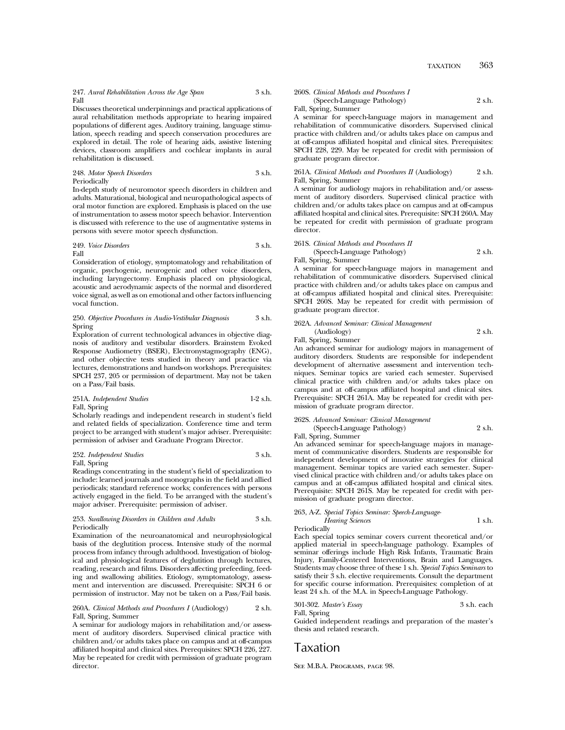247. *Aural Rehabilitation Across the Age Span* 3 s.h.
Fall

Discusses theoretical underpinnings and practical applications of aural rehabilitation methods appropriate to hearing impaired populations of different ages. Auditory training, language stimulation, speech reading and speech conservation procedures are explored in detail. The role of hearing aids, assistive listening devices, classroom amplifiers and cochlear implants in aural rehabilitation is discussed.

248. *Motor Speech Disorders* 3 s.h.
Periodically

In-depth study of neuromotor speech disorders in children and adults. Maturational, biological and neuropathological aspects of oral motor function are explored. Emphasis is placed on the use of instrumentation to assess motor speech behavior. Intervention is discussed with reference to the use of augmentative systems in persons with severe motor speech dysfunction.

249. *Voice Disorders* 3 s.h.
Fall

Consideration of etiology, symptomatology and rehabilitation of organic, psychogenic, neurogenic and other voice disorders, including laryngectomy. Emphasis placed on physiological, acoustic and aerodynamic aspects of the normal and disordered voice signal, as well as on emotional and other factors influencing vocal function.

250. *Objective Procedures in Audio-Vestibular Diagnosis* 3 s.h.
Spring

Exploration of current technological advances in objective diagnosis of auditory and vestibular disorders. Brainstem Evoked Response Audiometry (BSER), Electronystagmography (ENG), and other objective tests studied in theory and practice via lectures, demonstrations and hands-on workshops. Prerequisites: SPCH 237, 205 or permission of department. May not be taken on a Pass/Fail basis.

251A. *Independent Studies* 1-2 s.h.
Fall, Spring

Scholarly readings and independent research in student's field and related fields of specialization. Conference time and term project to be arranged with student's major adviser. Prerequisite: permission of adviser and Graduate Program Director.

252. *Independent Studies* 3 s.h.
Fall, Spring

Readings concentrating in the student's field of specialization to include: learned journals and monographs in the field and allied periodicals; standard reference works; conferences with persons actively engaged in the field. To be arranged with the student's major adviser. Prerequisite: permission of adviser.

253. *Swallowing Disorders in Children and Adults* 3 s.h.
Periodically

Examination of the neuroanatomical and neurophysiological basis of the deglutition process. Intensive study of the normal process from infancy through adulthood. Investigation of biological and physiological features of deglutition through lectures, reading, research and films. Disorders affecting prefeeding, feeding and swallowing abilities. Etiology, symptomatology, assessment and intervention are discussed. Prerequisite: SPCH 6 or permission of instructor. May not be taken on a Pass/Fail basis.

260A. *Clinical Methods and Procedures I* (Audiology) 2 s.h.
Fall, Spring, Summer

A seminar for audiology majors in rehabilitation and/or assessment of auditory disorders. Supervised clinical practice with children and/or adults takes place on campus and at off-campus affiliated hospital and clinical sites. Prerequisites: SPCH 226, 227. May be repeated for credit with permission of graduate program director.

260S. *Clinical Methods and Procedures I* (Speech-Language Pathology) 2 s.h.
Fall, Spring, Summer

A seminar for speech-language majors in management and rehabilitation of communicative disorders. Supervised clinical practice with children and/or adults takes place on campus and at off-campus affiliated hospital and clinical sites. Prerequisites: SPCH 228, 229. May be repeated for credit with permission of graduate program director.

261A. *Clinical Methods and Procedures II* (Audiology) 2 s.h.
Fall, Spring, Summer

A seminar for audiology majors in rehabilitation and/or assessment of auditory disorders. Supervised clinical practice with children and/or adults takes place on campus and at off-campus affiliated hospital and clinical sites. Prerequisite: SPCH 260A. May be repeated for credit with permission of graduate program director.

261S. *Clinical Methods and Procedures II* (Speech-Language Pathology) 2 s.h.
Fall, Spring, Summer

A seminar for speech-language majors in management and rehabilitation of communicative disorders. Supervised clinical practice with children and/or adults takes place on campus and at off-campus affiliated hospital and clinical sites. Prerequisite: SPCH 260S. May be repeated for credit with permission of graduate program director.

262A. *Advanced Seminar: Clinical Management* (Audiology) 2 s.h.
Fall, Spring, Summer

An advanced seminar for audiology majors in management of auditory disorders. Students are responsible for independent development of alternative assessment and intervention techniques. Seminar topics are varied each semester. Supervised clinical practice with children and/or adults takes place on campus and at off-campus affiliated hospital and clinical sites. Prerequisite: SPCH 261A. May be repeated for credit with permission of graduate program director.

262S. *Advanced Seminar: Clinical Management* (Speech-Language Pathology) 2 s.h.
Fall, Spring, Summer

An advanced seminar for speech-language majors in management of communicative disorders. Students are responsible for independent development of innovative strategies for clinical management. Seminar topics are varied each semester. Supervised clinical practice with children and/or adults takes place on campus and at off-campus affiliated hospital and clinical sites. Prerequisite: SPCH 261S. May be repeated for credit with permission of graduate program director.

263, A-Z. *Special Topics Seminar: Speech-Language-Hearing Sciences* 1 s.h.
Periodically

Each special topics seminar covers current theoretical and/or applied material in speech-language pathology. Examples of seminar offerings include High Risk Infants, Traumatic Brain Injury, Family-Centered Interventions, Brain and Languages. Students may choose three of these 1 s.h. *Special Topics Seminars* to satisfy their 3 s.h. elective requirements. Consult the department for specific course information. Prerequisites: completion of at least 24 s.h. of the M.A. in Speech-Language Pathology.

301-302. *Master's Essay* 3 s.h. each
Fall, Spring

Guided independent readings and preparation of the master's thesis and related research.

# Taxation

See M.B.A. Programs, page 98.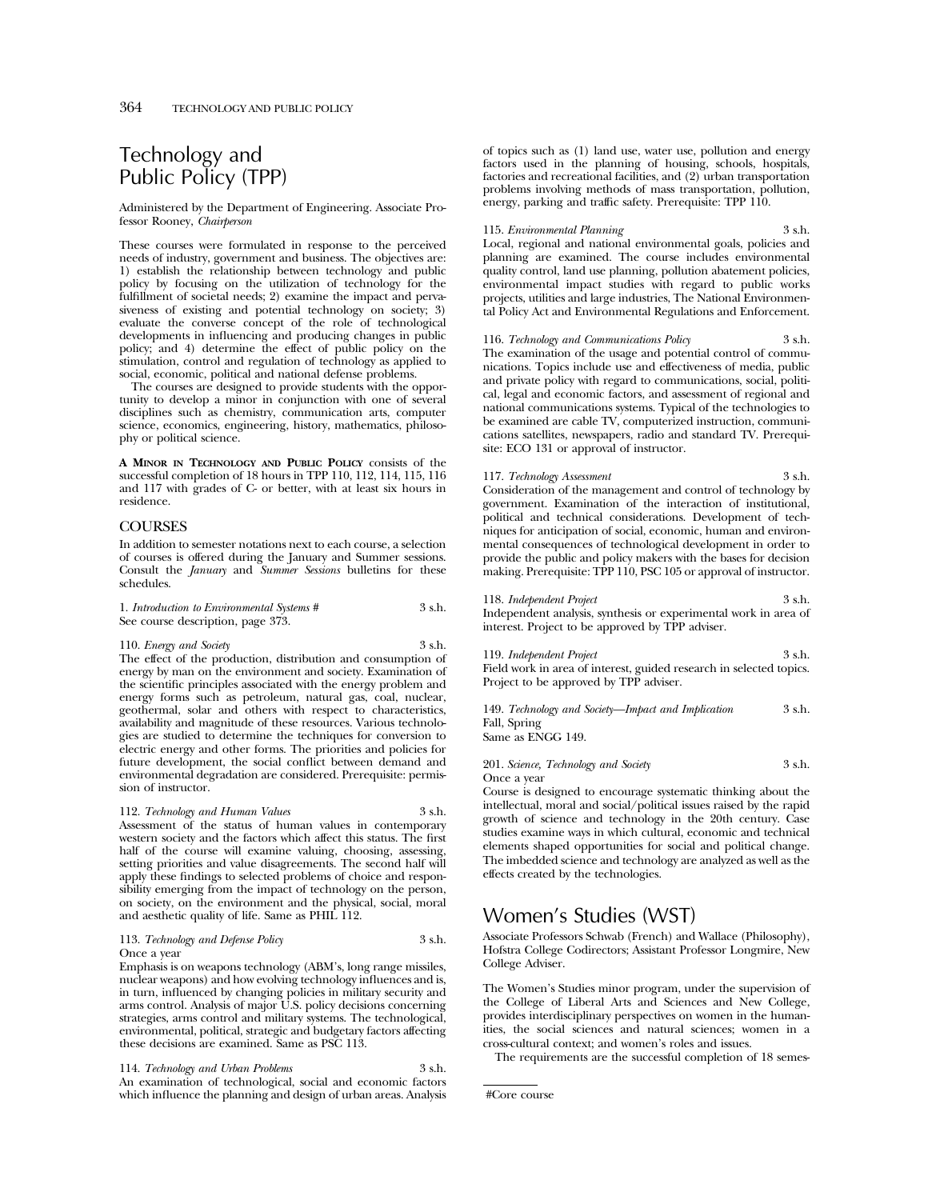# Technology and Public Policy (TPP)

Administered by the Department of Engineering. Associate Professor Rooney, *Chairperson*

These courses were formulated in response to the perceived needs of industry, government and business. The objectives are: 1) establish the relationship between technology and public policy by focusing on the utilization of technology for the fulfillment of societal needs; 2) examine the impact and pervasiveness of existing and potential technology on society; 3) evaluate the converse concept of the role of technological developments in influencing and producing changes in public policy; and 4) determine the effect of public policy on the stimulation, control and regulation of technology as applied to social, economic, political and national defense problems.

The courses are designed to provide students with the opportunity to develop a minor in conjunction with one of several disciplines such as chemistry, communication arts, computer science, economics, engineering, history, mathematics, philosophy or political science.

**A Minor in Technology and Public Policy** consists of the successful completion of 18 hours in TPP 110, 112, 114, 115, 116 and 117 with grades of C- or better, with at least six hours in residence.

## COURSES

In addition to semester notations next to each course, a selection of courses is offered during the January and Summer sessions. Consult the *January* and *Summer Sessions* bulletins for these schedules.

1. *Introduction to Environmental Systems #* 3 s.h.
See course description, page 373.

110. *Energy and Society* 3 s.h.
The effect of the production, distribution and consumption of energy by man on the environment and society. Examination of the scientific principles associated with the energy problem and energy forms such as petroleum, natural gas, coal, nuclear, geothermal, solar and others with respect to characteristics, availability and magnitude of these resources. Various technologies are studied to determine the techniques for conversion to electric energy and other forms. The priorities and policies for future development, the social conflict between demand and environmental degradation are considered. Prerequisite: permission of instructor.

112. *Technology and Human Values* 3 s.h.
Assessment of the status of human values in contemporary western society and the factors which affect this status. The first half of the course will examine valuing, choosing, assessing, setting priorities and value disagreements. The second half will apply these findings to selected problems of choice and responsibility emerging from the impact of technology on the person, on society, on the environment and the physical, social, moral and aesthetic quality of life. Same as PHIL 112.

113. *Technology and Defense Policy* 3 s.h.
Once a year
Emphasis is on weapons technology (ABM's, long range missiles, nuclear weapons) and how evolving technology influences and is, in turn, influenced by changing policies in military security and arms control. Analysis of major U.S. policy decisions concerning strategies, arms control and military systems. The technological, environmental, political, strategic and budgetary factors affecting these decisions are examined. Same as PSC 113.

114. *Technology and Urban Problems* 3 s.h.
An examination of technological, social and economic factors which influence the planning and design of urban areas. Analysis of topics such as (1) land use, water use, pollution and energy factors used in the planning of housing, schools, hospitals, factories and recreational facilities, and (2) urban transportation problems involving methods of mass transportation, pollution, energy, parking and traffic safety. Prerequisite: TPP 110.

115. *Environmental Planning* 3 s.h.
Local, regional and national environmental goals, policies and planning are examined. The course includes environmental quality control, land use planning, pollution abatement policies, environmental impact studies with regard to public works projects, utilities and large industries, The National Environmental Policy Act and Environmental Regulations and Enforcement.

116. *Technology and Communications Policy* 3 s.h.
The examination of the usage and potential control of communications. Topics include use and effectiveness of media, public and private policy with regard to communications, social, political, legal and economic factors, and assessment of regional and national communications systems. Typical of the technologies to be examined are cable TV, computerized instruction, communications satellites, newspapers, radio and standard TV. Prerequisite: ECO 131 or approval of instructor.

117. *Technology Assessment* 3 s.h.
Consideration of the management and control of technology by government. Examination of the interaction of institutional, political and technical considerations. Development of techniques for anticipation of social, economic, human and environmental consequences of technological development in order to provide the public and policy makers with the bases for decision making. Prerequisite: TPP 110, PSC 105 or approval of instructor.

118. *Independent Project* 3 s.h.
Independent analysis, synthesis or experimental work in area of interest. Project to be approved by TPP adviser.

119. *Independent Project* 3 s.h.
Field work in area of interest, guided research in selected topics. Project to be approved by TPP adviser.

149. *Technology and Society—Impact and Implication* 3 s.h.
Fall, Spring
Same as ENGG 149.

201. *Science, Technology and Society* 3 s.h.
Once a year
Course is designed to encourage systematic thinking about the intellectual, moral and social/political issues raised by the rapid growth of science and technology in the 20th century. Case studies examine ways in which cultural, economic and technical elements shaped opportunities for social and political change. The imbedded science and technology are analyzed as well as the effects created by the technologies.

# Women's Studies (WST)

Associate Professors Schwab (French) and Wallace (Philosophy), Hofstra College Codirectors; Assistant Professor Longmire, New College Adviser.

The Women's Studies minor program, under the supervision of the College of Liberal Arts and Sciences and New College, provides interdisciplinary perspectives on women in the humanities, the social sciences and natural sciences; women in a cross-cultural context; and women's roles and issues.

The requirements are the successful completion of 18 semes-

#Core course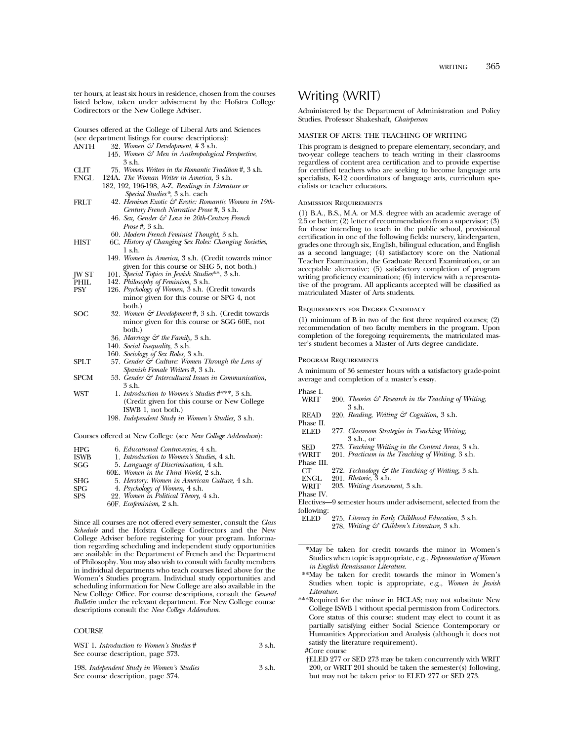ter hours, at least six hours in residence, chosen from the courses listed below, taken under advisement by the Hofstra College Codirectors or the New College Adviser.

Courses offered at the College of Liberal Arts and Sciences (see department listings for course descriptions):

ANTH 32. *Women & Development,* # 3 s.h.
145. *Women & Men in Anthropological Perspective,* 3 s.h.

CLIT 75. *Women Writers in the Romantic Tradition* #, 3 s.h.

ENGL 124A. *The Woman Writer in America,* 3 s.h.
182, 192, 196-198, A-Z. *Readings in Literature or Special Studies*\*, 3 s.h. each

FRLT 42. *Heroines Exotic & Erotic: Romantic Women in 19th-Century French Narrative Prose* #, 3 s.h.
46. *Sex, Gender & Love in 20th-Century French Prose* #, 3 s.h.
60. *Modern French Feminist Thought,* 3 s.h.

HIST 6C. *History of Changing Sex Roles: Changing Societies,* 1 s.h.
149. *Women in America,* 3 s.h. (Credit towards minor given for this course or SHG 5, not both.)

JW ST 101. *Special Topics in Jewish Studies*\*\*, 3 s.h.

PHIL 142. *Philosophy of Feminism,* 3 s.h.

PSY 126. *Psychology of Women,* 3 s.h. (Credit towards minor given for this course or SPG 4, not both.)

SOC 32. *Women & Development* #, 3 s.h. (Credit towards minor given for this course or SGG 60E, not both.)
36. *Marriage & the Family,* 3 s.h.
140. *Social Inequality,* 3 s.h.
160. *Sociology of Sex Roles,* 3 s.h.

SPLT 57. *Gender & Culture: Women Through the Lens of Spanish Female Writers* #, 3 s.h.

SPCM 53. *Gender & Intercultural Issues in Communication,* 3 s.h.

WST 1. *Introduction to Women's Studies* #\*\*\*, 3 s.h. (Credit given for this course or New College ISWB 1, not both.)
198. *Independent Study in Women's Studies,* 3 s.h.

Courses offered at New College (see *New College Addendum*):

HPG 6. *Educational Controversies,* 4 s.h.

ISWB 1. *Introduction to Women's Studies,* 4 s.h.

SGG 5. *Language of Discrimination,* 4 s.h.
60E. *Women in the Third World,* 2 s.h.

SHG 5. *Herstory: Women in American Culture,* 4 s.h.

SPG 4. *Psychology of Women,* 4 s.h.

SPS 22. *Women in Political Theory,* 4 s.h.
60F. *Ecofeminism,* 2 s.h.

Since all courses are not offered every semester, consult the *Class Schedule* and the Hofstra College Codirectors and the New College Adviser before registering for your program. Information regarding scheduling and independent study opportunities are available in the Department of French and the Department of Philosophy. You may also wish to consult with faculty members in individual departments who teach courses listed above for the Women's Studies program. Individual study opportunities and scheduling information for New College are also available in the New College Office. For course descriptions, consult the *General Bulletin* under the relevant department. For New College course descriptions consult the *New College Addendum.*

### COURSE

WST 1. *Introduction to Women's Studies* # — 3 s.h.
See course description, page 373.

198. *Independent Study in Women's Studies* — 3 s.h.
See course description, page 374.

# Writing (WRIT)

Administered by the Department of Administration and Policy Studies. Professor Shakeshaft, *Chairperson*

## MASTER OF ARTS: THE TEACHING OF WRITING

This program is designed to prepare elementary, secondary, and two-year college teachers to teach writing in their classrooms regardless of content area certification and to provide expertise for certified teachers who are seeking to become language arts specialists, K-12 coordinators of language arts, curriculum specialists or teacher educators.

### Admission Requirements

(1) B.A., B.S., M.A. or M.S. degree with an academic average of 2.5 or better; (2) letter of recommendation from a supervisor; (3) for those intending to teach in the public school, provisional certification in one of the following fields: nursery, kindergarten, grades one through six, English, bilingual education, and English as a second language; (4) satisfactory score on the National Teacher Examination, the Graduate Record Examination, or an acceptable alternative; (5) satisfactory completion of program writing proficiency examination; (6) interview with a representative of the program. All applicants accepted will be classified as matriculated Master of Arts students.

### Requirements for Degree Candidacy

(1) minimum of B in two of the first three required courses; (2) recommendation of two faculty members in the program. Upon completion of the foregoing requirements, the matriculated master's student becomes a Master of Arts degree candidate.

### Program Requirements

A minimum of 36 semester hours with a satisfactory grade-point average and completion of a master's essay.

Phase I.
WRIT 200. *Theories & Research in the Teaching of Writing,* 3 s.h.
READ 220. *Reading, Writing & Cognition,* 3 s.h.

Phase II.
ELED 277. *Classroom Strategies in Teaching Writing,* 3 s.h., or
SED 273. *Teaching Writing in the Content Areas,* 3 s.h.
†WRIT 201. *Practicum in the Teaching of Writing,* 3 s.h.

Phase III.
CT 272. *Technology & the Teaching of Writing,* 3 s.h.
ENGL 201. *Rhetoric,* 3 s.h.
WRIT 203. *Writing Assessment,* 3 s.h.

Phase IV.
Electives—9 semester hours under advisement, selected from the following:
ELED 275. *Literacy in Early Childhood Education,* 3 s.h.
278. *Writing & Children's Literature,* 3 s.h.

---

\*May be taken for credit towards the minor in Women's Studies when topic is appropriate, e.g., *Representation of Women in English Renaissance Literature.*

\*\*May be taken for credit towards the minor in Women's Studies when topic is appropriate, e.g., *Women in Jewish Literature.*

\*\*\*Required for the minor in HCLAS; may not substitute New College ISWB 1 without special permission from Codirectors. Core status of this course: student may elect to count it as partially satisfying either Social Science Contemporary or Humanities Appreciation and Analysis (although it does not satisfy the literature requirement).

#Core course

†ELED 277 or SED 273 may be taken concurrently with WRIT 200, or WRIT 201 should be taken the semester(s) following, but may not be taken prior to ELED 277 or SED 273.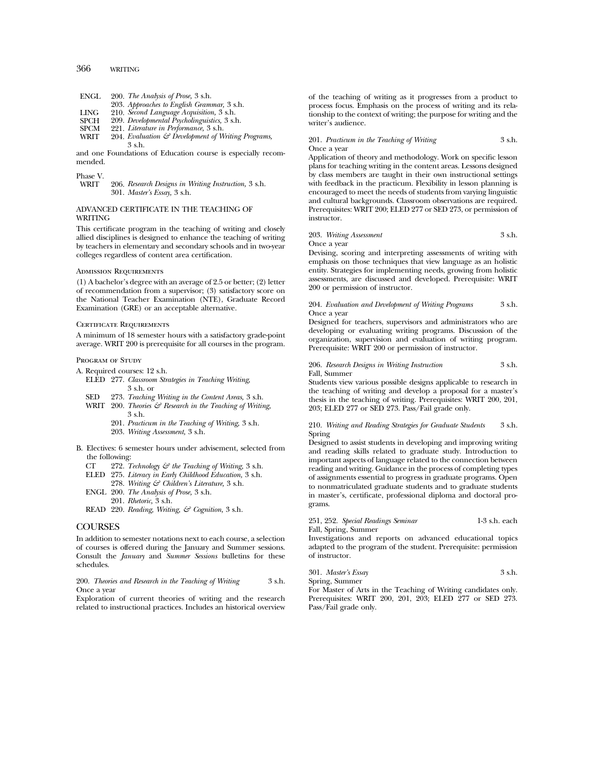ENGL 200. *The Analysis of Prose,* 3 s.h.
203. *Approaches to English Grammar,* 3 s.h.
LING 210. *Second Language Acquisition,* 3 s.h.
SPCH 209. *Developmental Psycholinguistics,* 3 s.h.
SPCM 221. *Literature in Performance,* 3 s.h.
WRIT 204. *Evaluation & Development of Writing Programs,* 3 s.h.

and one Foundations of Education course is especially recommended.

Phase V.
WRIT 206. *Research Designs in Writing Instruction,* 3 s.h.
301. *Master's Essay,* 3 s.h.

### ADVANCED CERTIFICATE IN THE TEACHING OF WRITING

This certificate program in the teaching of writing and closely allied disciplines is designed to enhance the teaching of writing by teachers in elementary and secondary schools and in two-year colleges regardless of content area certification.

#### Admission Requirements

(1) A bachelor's degree with an average of 2.5 or better; (2) letter of recommendation from a supervisor; (3) satisfactory score on the National Teacher Examination (NTE), Graduate Record Examination (GRE) or an acceptable alternative.

#### Certificate Requirements

A minimum of 18 semester hours with a satisfactory grade-point average. WRIT 200 is prerequisite for all courses in the program.

#### Program of Study

A. Required courses: 12 s.h.
ELED 277. *Classroom Strategies in Teaching Writing,* 3 s.h. or
SED 273. *Teaching Writing in the Content Areas,* 3 s.h.
WRIT 200. *Theories & Research in the Teaching of Writing,* 3 s.h.
201. *Practicum in the Teaching of Writing,* 3 s.h.
203. *Writing Assessment,* 3 s.h.

B. Electives: 6 semester hours under advisement, selected from the following:
CT 272. *Technology & the Teaching of Writing,* 3 s.h.
ELED 275. *Literacy in Early Childhood Education,* 3 s.h.
278. *Writing & Children's Literature,* 3 s.h.
ENGL 200. *The Analysis of Prose,* 3 s.h.
201. *Rhetoric,* 3 s.h.
READ 220. *Reading, Writing, & Cognition,* 3 s.h.

## COURSES

In addition to semester notations next to each course, a selection of courses is offered during the January and Summer sessions. Consult the *January* and *Summer Sessions* bulletins for these schedules.

200. *Theories and Research in the Teaching of Writing* 3 s.h.
Once a year
Exploration of current theories of writing and the research related to instructional practices. Includes an historical overview of the teaching of writing as it progresses from a product to process focus. Emphasis on the process of writing and its relationship to the context of writing; the purpose for writing and the writer's audience.

201. *Practicum in the Teaching of Writing* 3 s.h.
Once a year
Application of theory and methodology. Work on specific lesson plans for teaching writing in the content areas. Lessons designed by class members are taught in their own instructional settings with feedback in the practicum. Flexibility in lesson planning is encouraged to meet the needs of students from varying linguistic and cultural backgrounds. Classroom observations are required. Prerequisites: WRIT 200; ELED 277 or SED 273, or permission of instructor.

203. *Writing Assessment* 3 s.h.
Once a year
Devising, scoring and interpreting assessments of writing with emphasis on those techniques that view language as an holistic entity. Strategies for implementing needs, growing from holistic assessments, are discussed and developed. Prerequisite: WRIT 200 or permission of instructor.

204. *Evaluation and Development of Writing Programs* 3 s.h.
Once a year
Designed for teachers, supervisors and administrators who are developing or evaluating writing programs. Discussion of the organization, supervision and evaluation of writing program. Prerequisite: WRIT 200 or permission of instructor.

206. *Research Designs in Writing Instruction* 3 s.h.
Fall, Summer
Students view various possible designs applicable to research in the teaching of writing and develop a proposal for a master's thesis in the teaching of writing. Prerequisites: WRIT 200, 201, 203; ELED 277 or SED 273. Pass/Fail grade only.

210. *Writing and Reading Strategies for Graduate Students* 3 s.h.
Spring
Designed to assist students in developing and improving writing and reading skills related to graduate study. Introduction to important aspects of language related to the connection between reading and writing. Guidance in the process of completing types of assignments essential to progress in graduate programs. Open to nonmatriculated graduate students and to graduate students in master's, certificate, professional diploma and doctoral programs.

251, 252. *Special Readings Seminar* 1-3 s.h. each
Fall, Spring, Summer
Investigations and reports on advanced educational topics adapted to the program of the student. Prerequisite: permission of instructor.

301. *Master's Essay* 3 s.h.
Spring, Summer
For Master of Arts in the Teaching of Writing candidates only. Prerequisites: WRIT 200, 201, 203; ELED 277 or SED 273. Pass/Fail grade only.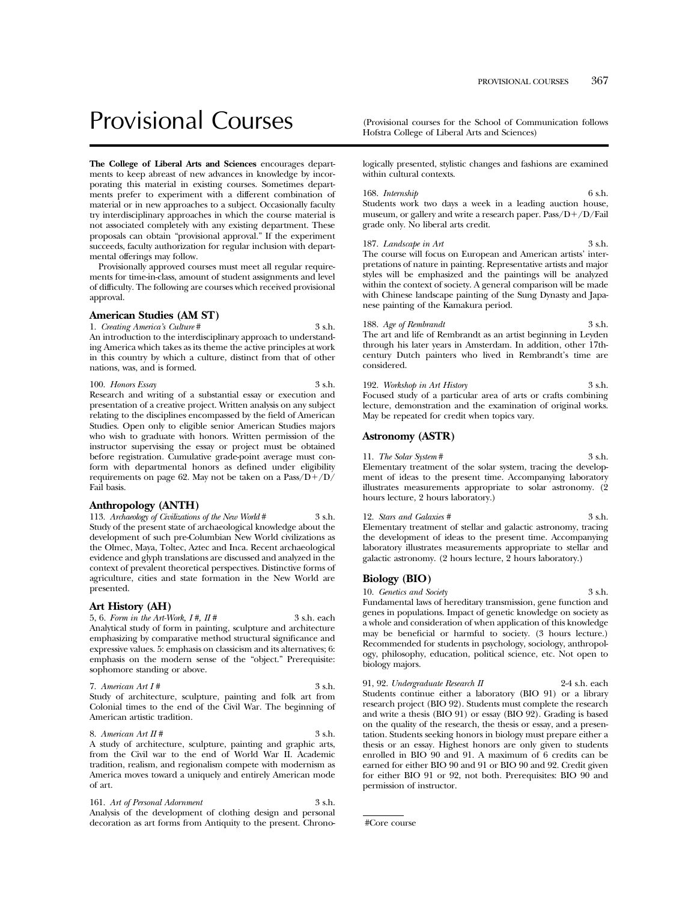# Provisional Courses

(Provisional courses for the School of Communication follows Hofstra College of Liberal Arts and Sciences)

**The College of Liberal Arts and Sciences** encourages departments to keep abreast of new advances in knowledge by incorporating this material in existing courses. Sometimes departments prefer to experiment with a different combination of material or in new approaches to a subject. Occasionally faculty try interdisciplinary approaches in which the course material is not associated completely with any existing department. These proposals can obtain "provisional approval." If the experiment succeeds, faculty authorization for regular inclusion with departmental offerings may follow.

Provisionally approved courses must meet all regular requirements for time-in-class, amount of student assignments and level of difficulty. The following are courses which received provisional approval.

### American Studies (AM ST)

1. *Creating America's Culture* # 3 s.h.
An introduction to the interdisciplinary approach to understanding America which takes as its theme the active principles at work in this country by which a culture, distinct from that of other nations, was, and is formed.

100. *Honors Essay* 3 s.h.
Research and writing of a substantial essay or execution and presentation of a creative project. Written analysis on any subject relating to the disciplines encompassed by the field of American Studies. Open only to eligible senior American Studies majors who wish to graduate with honors. Written permission of the instructor supervising the essay or project must be obtained before registration. Cumulative grade-point average must conform with departmental honors as defined under eligibility requirements on page 62. May not be taken on a Pass/D+/D/Fail basis.

### Anthropology (ANTH)

113. *Archaeology of Civilizations of the New World* # 3 s.h.
Study of the present state of archaeological knowledge about the development of such pre-Columbian New World civilizations as the Olmec, Maya, Toltec, Aztec and Inca. Recent archaeological evidence and glyph translations are discussed and analyzed in the context of prevalent theoretical perspectives. Distinctive forms of agriculture, cities and state formation in the New World are presented.

### Art History (AH)

5, 6. *Form in the Art-Work, I #, II #* 3 s.h. each
Analytical study of form in painting, sculpture and architecture emphasizing by comparative method structural significance and expressive values. 5: emphasis on classicism and its alternatives; 6: emphasis on the modern sense of the "object." Prerequisite: sophomore standing or above.

7. *American Art I* # 3 s.h.
Study of architecture, sculpture, painting and folk art from Colonial times to the end of the Civil War. The beginning of American artistic tradition.

8. *American Art II* # 3 s.h.
A study of architecture, sculpture, painting and graphic arts, from the Civil war to the end of World War II. Academic tradition, realism, and regionalism compete with modernism as America moves toward a uniquely and entirely American mode of art.

161. *Art of Personal Adornment* 3 s.h.
Analysis of the development of clothing design and personal decoration as art forms from Antiquity to the present. Chronologically presented, stylistic changes and fashions are examined within cultural contexts.

168. *Internship* 6 s.h.
Students work two days a week in a leading auction house, museum, or gallery and write a research paper. Pass/D+/D/Fail grade only. No liberal arts credit.

187. *Landscape in Art* 3 s.h.
The course will focus on European and American artists' interpretations of nature in painting. Representative artists and major styles will be emphasized and the paintings will be analyzed within the context of society. A general comparison will be made with Chinese landscape painting of the Sung Dynasty and Japanese painting of the Kamakura period.

188. *Age of Rembrandt* 3 s.h.
The art and life of Rembrandt as an artist beginning in Leyden through his later years in Amsterdam. In addition, other 17th-century Dutch painters who lived in Rembrandt's time are considered.

192. *Workshop in Art History* 3 s.h.
Focused study of a particular area of arts or crafts combining lecture, demonstration and the examination of original works. May be repeated for credit when topics vary.

### Astronomy (ASTR)

11. *The Solar System* # 3 s.h.
Elementary treatment of the solar system, tracing the development of ideas to the present time. Accompanying laboratory illustrates measurements appropriate to solar astronomy. (2 hours lecture, 2 hours laboratory.)

12. *Stars and Galaxies* # 3 s.h.
Elementary treatment of stellar and galactic astronomy, tracing the development of ideas to the present time. Accompanying laboratory illustrates measurements appropriate to stellar and galactic astronomy. (2 hours lecture, 2 hours laboratory.)

### Biology (BIO)

10. *Genetics and Society* 3 s.h.
Fundamental laws of hereditary transmission, gene function and genes in populations. Impact of genetic knowledge on society as a whole and consideration of when application of this knowledge may be beneficial or harmful to society. (3 hours lecture.) Recommended for students in psychology, sociology, anthropology, philosophy, education, political science, etc. Not open to biology majors.

91, 92. *Undergraduate Research II* 2-4 s.h. each
Students continue either a laboratory (BIO 91) or a library research project (BIO 92). Students must complete the research and write a thesis (BIO 91) or essay (BIO 92). Grading is based on the quality of the research, the thesis or essay, and a presentation. Students seeking honors in biology must prepare either a thesis or an essay. Highest honors are only given to students enrolled in BIO 90 and 91. A maximum of 6 credits can be earned for either BIO 90 and 91 or BIO 90 and 92. Credit given for either BIO 91 or 92, not both. Prerequisites: BIO 90 and permission of instructor.

#Core course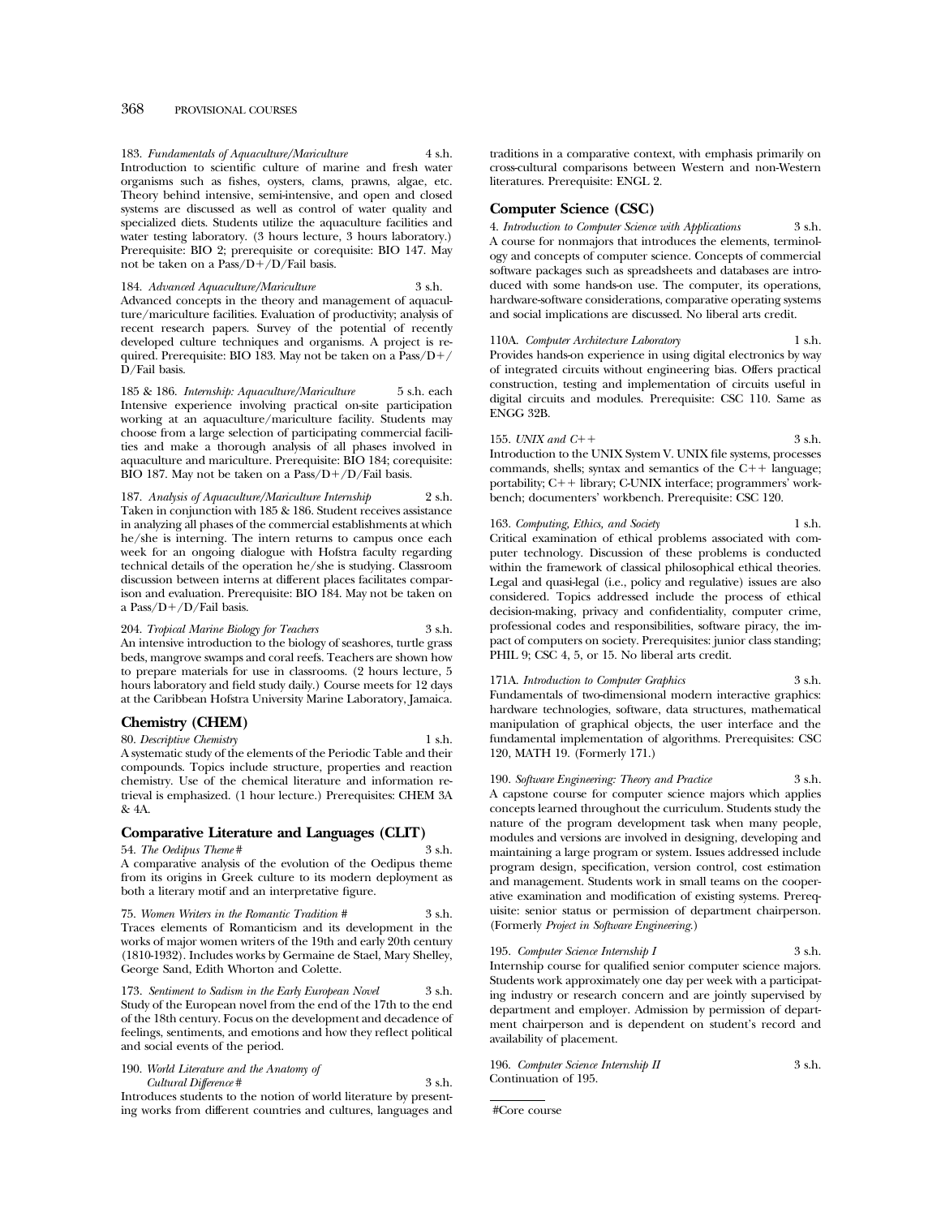183. *Fundamentals of Aquaculture/Mariculture* 4 s.h.
Introduction to scientific culture of marine and fresh water organisms such as fishes, oysters, clams, prawns, algae, etc. Theory behind intensive, semi-intensive, and open and closed systems are discussed as well as control of water quality and specialized diets. Students utilize the aquaculture facilities and water testing laboratory. (3 hours lecture, 3 hours laboratory.) Prerequisite: BIO 2; prerequisite or corequisite: BIO 147. May not be taken on a Pass/D+/D/Fail basis.

184. *Advanced Aquaculture/Mariculture* 3 s.h.
Advanced concepts in the theory and management of aquaculture/mariculture facilities. Evaluation of productivity; analysis of recent research papers. Survey of the potential of recently developed culture techniques and organisms. A project is required. Prerequisite: BIO 183. May not be taken on a Pass/D+/D/Fail basis.

185 & 186. *Internship: Aquaculture/Mariculture* 5 s.h. each
Intensive experience involving practical on-site participation working at an aquaculture/mariculture facility. Students may choose from a large selection of participating commercial facilities and make a thorough analysis of all phases involved in aquaculture and mariculture. Prerequisite: BIO 184; corequisite: BIO 187. May not be taken on a Pass/D+/D/Fail basis.

187. *Analysis of Aquaculture/Mariculture Internship* 2 s.h.
Taken in conjunction with 185 & 186. Student receives assistance in analyzing all phases of the commercial establishments at which he/she is interning. The intern returns to campus once each week for an ongoing dialogue with Hofstra faculty regarding technical details of the operation he/she is studying. Classroom discussion between interns at different places facilitates comparison and evaluation. Prerequisite: BIO 184. May not be taken on a Pass/D+/D/Fail basis.

204. *Tropical Marine Biology for Teachers* 3 s.h.
An intensive introduction to the biology of seashores, turtle grass beds, mangrove swamps and coral reefs. Teachers are shown how to prepare materials for use in classrooms. (2 hours lecture, 5 hours laboratory and field study daily.) Course meets for 12 days at the Caribbean Hofstra University Marine Laboratory, Jamaica.

## Chemistry (CHEM)

80. *Descriptive Chemistry* 1 s.h.
A systematic study of the elements of the Periodic Table and their compounds. Topics include structure, properties and reaction chemistry. Use of the chemical literature and information retrieval is emphasized. (1 hour lecture.) Prerequisites: CHEM 3A & 4A.

## Comparative Literature and Languages (CLIT)

54. *The Oedipus Theme* # 3 s.h.
A comparative analysis of the evolution of the Oedipus theme from its origins in Greek culture to its modern deployment as both a literary motif and an interpretative figure.

75. *Women Writers in the Romantic Tradition* # 3 s.h.
Traces elements of Romanticism and its development in the works of major women writers of the 19th and early 20th century (1810-1932). Includes works by Germaine de Stael, Mary Shelley, George Sand, Edith Whorton and Colette.

173. *Sentiment to Sadism in the Early European Novel* 3 s.h.
Study of the European novel from the end of the 17th to the end of the 18th century. Focus on the development and decadence of feelings, sentiments, and emotions and how they reflect political and social events of the period.

190. *World Literature and the Anatomy of Cultural Difference* # 3 s.h.
Introduces students to the notion of world literature by presenting works from different countries and cultures, languages and traditions in a comparative context, with emphasis primarily on cross-cultural comparisons between Western and non-Western literatures. Prerequisite: ENGL 2.

## Computer Science (CSC)

4. *Introduction to Computer Science with Applications* 3 s.h.
A course for nonmajors that introduces the elements, terminology and concepts of computer science. Concepts of commercial software packages such as spreadsheets and databases are introduced with some hands-on use. The computer, its operations, hardware-software considerations, comparative operating systems and social implications are discussed. No liberal arts credit.

110A. *Computer Architecture Laboratory* 1 s.h.
Provides hands-on experience in using digital electronics by way of integrated circuits without engineering bias. Offers practical construction, testing and implementation of circuits useful in digital circuits and modules. Prerequisite: CSC 110. Same as ENGG 32B.

155. *UNIX and C++* 3 s.h.
Introduction to the UNIX System V. UNIX file systems, processes commands, shells; syntax and semantics of the C++ language; portability; C++ library; C-UNIX interface; programmers' workbench; documenters' workbench. Prerequisite: CSC 120.

163. *Computing, Ethics, and Society* 1 s.h.
Critical examination of ethical problems associated with computer technology. Discussion of these problems is conducted within the framework of classical philosophical ethical theories. Legal and quasi-legal (i.e., policy and regulative) issues are also considered. Topics addressed include the process of ethical decision-making, privacy and confidentiality, computer crime, professional codes and responsibilities, software piracy, the impact of computers on society. Prerequisites: junior class standing; PHIL 9; CSC 4, 5, or 15. No liberal arts credit.

171A. *Introduction to Computer Graphics* 3 s.h.
Fundamentals of two-dimensional modern interactive graphics: hardware technologies, software, data structures, mathematical manipulation of graphical objects, the user interface and the fundamental implementation of algorithms. Prerequisites: CSC 120, MATH 19. (Formerly 171.)

190. *Software Engineering: Theory and Practice* 3 s.h.
A capstone course for computer science majors which applies concepts learned throughout the curriculum. Students study the nature of the program development task when many people, modules and versions are involved in designing, developing and maintaining a large program or system. Issues addressed include program design, specification, version control, cost estimation and management. Students work in small teams on the cooperative examination and modification of existing systems. Prerequisite: senior status or permission of department chairperson. (Formerly *Project in Software Engineering.*)

195. *Computer Science Internship I* 3 s.h.
Internship course for qualified senior computer science majors. Students work approximately one day per week with a participating industry or research concern and are jointly supervised by department and employer. Admission by permission of department chairperson and is dependent on student's record and availability of placement.

196. *Computer Science Internship II* 3 s.h.
Continuation of 195.

#Core course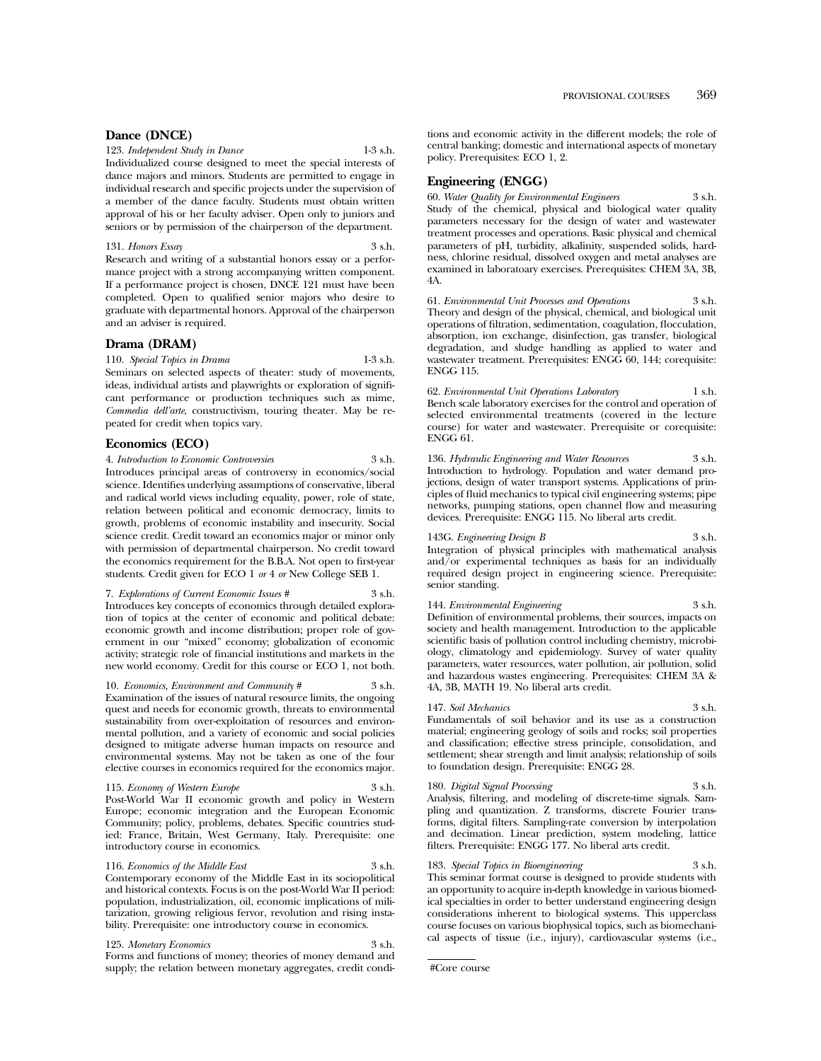## Dance (DNCE)

123. *Independent Study in Dance* 1-3 s.h.
Individualized course designed to meet the special interests of dance majors and minors. Students are permitted to engage in individual research and specific projects under the supervision of a member of the dance faculty. Students must obtain written approval of his or her faculty adviser. Open only to juniors and seniors or by permission of the chairperson of the department.

131. *Honors Essay* 3 s.h.
Research and writing of a substantial honors essay or a performance project with a strong accompanying written component. If a performance project is chosen, DNCE 121 must have been completed. Open to qualified senior majors who desire to graduate with departmental honors. Approval of the chairperson and an adviser is required.

## Drama (DRAM)

110. *Special Topics in Drama* 1-3 s.h.
Seminars on selected aspects of theater: study of movements, ideas, individual artists and playwrights or exploration of significant performance or production techniques such as mime, *Commedia dell'arte*, constructivism, touring theater. May be repeated for credit when topics vary.

## Economics (ECO)

4. *Introduction to Economic Controversies* 3 s.h.
Introduces principal areas of controversy in economics/social science. Identifies underlying assumptions of conservative, liberal and radical world views including equality, power, role of state, relation between political and economic democracy, limits to growth, problems of economic instability and insecurity. Social science credit. Credit toward an economics major or minor only with permission of departmental chairperson. No credit toward the economics requirement for the B.B.A. Not open to first-year students. Credit given for ECO 1 *or* 4 *or* New College SEB 1.

7. *Explorations of Current Economic Issues #* 3 s.h.
Introduces key concepts of economics through detailed exploration of topics at the center of economic and political debate: economic growth and income distribution; proper role of government in our "mixed" economy; globalization of economic activity; strategic role of financial institutions and markets in the new world economy. Credit for this course or ECO 1, not both.

10. *Economics, Environment and Community #* 3 s.h.
Examination of the issues of natural resource limits, the ongoing quest and needs for economic growth, threats to environmental sustainability from over-exploitation of resources and environmental pollution, and a variety of economic and social policies designed to mitigate adverse human impacts on resource and environmental systems. May not be taken as one of the four elective courses in economics required for the economics major.

115. *Economy of Western Europe* 3 s.h.
Post-World War II economic growth and policy in Western Europe; economic integration and the European Economic Community; policy, problems, debates. Specific countries studied: France, Britain, West Germany, Italy. Prerequisite: one introductory course in economics.

116. *Economics of the Middle East* 3 s.h.
Contemporary economy of the Middle East in its sociopolitical and historical contexts. Focus is on the post-World War II period: population, industrialization, oil, economic implications of militarization, growing religious fervor, revolution and rising instability. Prerequisite: one introductory course in economics.

125. *Monetary Economics* 3 s.h.
Forms and functions of money; theories of money demand and supply; the relation between monetary aggregates, credit conditions and economic activity in the different models; the role of central banking; domestic and international aspects of monetary policy. Prerequisites: ECO 1, 2.

## Engineering (ENGG)

60. *Water Quality for Environmental Engineers* 3 s.h.
Study of the chemical, physical and biological water quality parameters necessary for the design of water and wastewater treatment processes and operations. Basic physical and chemical parameters of pH, turbidity, alkalinity, suspended solids, hardness, chlorine residual, dissolved oxygen and metal analyses are examined in laboratoary exercises. Prerequisites: CHEM 3A, 3B, 4A.

61. *Environmental Unit Processes and Operations* 3 s.h.
Theory and design of the physical, chemical, and biological unit operations of filtration, sedimentation, coagulation, flocculation, absorption, ion exchange, disinfection, gas transfer, biological degradation, and sludge handling as applied to water and wastewater treatment. Prerequisites: ENGG 60, 144; corequisite: ENGG 115.

62. *Environmental Unit Operations Laboratory* 1 s.h.
Bench scale laboratory exercises for the control and operation of selected environmental treatments (covered in the lecture course) for water and wastewater. Prerequisite or corequisite: ENGG 61.

136. *Hydraulic Engineering and Water Resources* 3 s.h.
Introduction to hydrology. Population and water demand projections, design of water transport systems. Applications of principles of fluid mechanics to typical civil engineering systems; pipe networks, pumping stations, open channel flow and measuring devices. Prerequisite: ENGG 115. No liberal arts credit.

143G. *Engineering Design B* 3 s.h.
Integration of physical principles with mathematical analysis and/or experimental techniques as basis for an individually required design project in engineering science. Prerequisite: senior standing.

144. *Environmental Engineering* 3 s.h.
Definition of environmental problems, their sources, impacts on society and health management. Introduction to the applicable scientific basis of pollution control including chemistry, microbiology, climatology and epidemiology. Survey of water quality parameters, water resources, water pollution, air pollution, solid and hazardous wastes engineering. Prerequisites: CHEM 3A & 4A, 3B, MATH 19. No liberal arts credit.

147. *Soil Mechanics* 3 s.h.
Fundamentals of soil behavior and its use as a construction material; engineering geology of soils and rocks; soil properties and classification; effective stress principle, consolidation, and settlement; shear strength and limit analysis; relationship of soils to foundation design. Prerequisite: ENGG 28.

180. *Digital Signal Processing* 3 s.h.
Analysis, filtering, and modeling of discrete-time signals. Sampling and quantization. Z transforms, discrete Fourier transforms, digital filters. Sampling-rate conversion by interpolation and decimation. Linear prediction, system modeling, lattice filters. Prerequisite: ENGG 177. No liberal arts credit.

183. *Special Topics in Bioengineering* 3 s.h.
This seminar format course is designed to provide students with an opportunity to acquire in-depth knowledge in various biomedical specialties in order to better understand engineering design considerations inherent to biological systems. This upperclass course focuses on various biophysical topics, such as biomechanical aspects of tissue (i.e., injury), cardiovascular systems (i.e.,

#Core course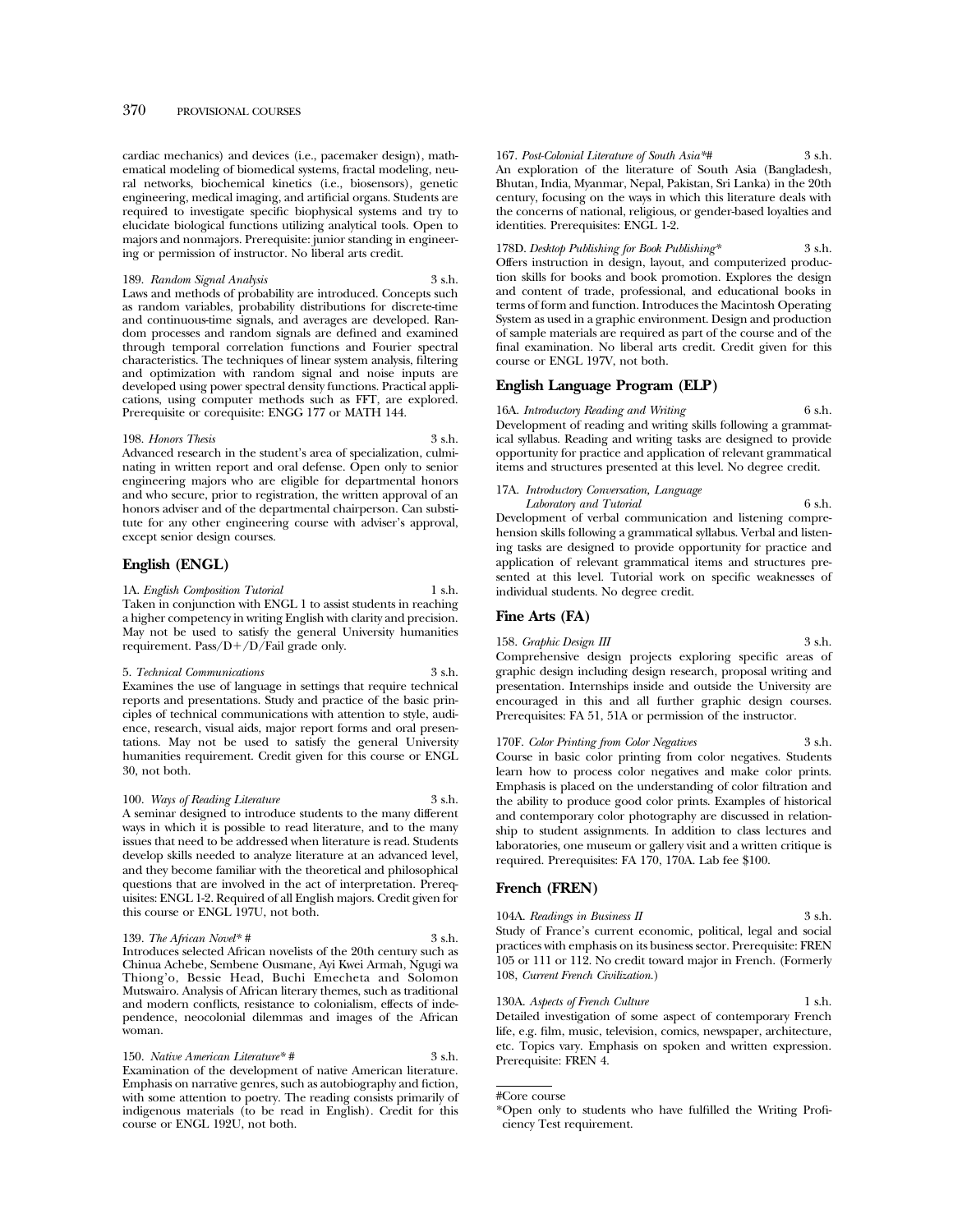cardiac mechanics) and devices (i.e., pacemaker design), mathematical modeling of biomedical systems, fractal modeling, neural networks, biochemical kinetics (i.e., biosensors), genetic engineering, medical imaging, and artificial organs. Students are required to investigate specific biophysical systems and try to elucidate biological functions utilizing analytical tools. Open to majors and nonmajors. Prerequisite: junior standing in engineering or permission of instructor. No liberal arts credit.

189. *Random Signal Analysis* 3 s.h.
Laws and methods of probability are introduced. Concepts such as random variables, probability distributions for discrete-time and continuous-time signals, and averages are developed. Random processes and random signals are defined and examined through temporal correlation functions and Fourier spectral characteristics. The techniques of linear system analysis, filtering and optimization with random signal and noise inputs are developed using power spectral density functions. Practical applications, using computer methods such as FFT, are explored. Prerequisite or corequisite: ENGG 177 or MATH 144.

198. *Honors Thesis* 3 s.h.
Advanced research in the student's area of specialization, culminating in written report and oral defense. Open only to senior engineering majors who are eligible for departmental honors and who secure, prior to registration, the written approval of an honors adviser and of the departmental chairperson. Can substitute for any other engineering course with adviser's approval, except senior design courses.

## English (ENGL)

1A. *English Composition Tutorial* 1 s.h.
Taken in conjunction with ENGL 1 to assist students in reaching a higher competency in writing English with clarity and precision. May not be used to satisfy the general University humanities requirement. Pass/D+/D/Fail grade only.

5. *Technical Communications* 3 s.h.
Examines the use of language in settings that require technical reports and presentations. Study and practice of the basic principles of technical communications with attention to style, audience, research, visual aids, major report forms and oral presentations. May not be used to satisfy the general University humanities requirement. Credit given for this course or ENGL 30, not both.

100. *Ways of Reading Literature* 3 s.h.
A seminar designed to introduce students to the many different ways in which it is possible to read literature, and to the many issues that need to be addressed when literature is read. Students develop skills needed to analyze literature at an advanced level, and they become familiar with the theoretical and philosophical questions that are involved in the act of interpretation. Prerequisites: ENGL 1-2. Required of all English majors. Credit given for this course or ENGL 197U, not both.

139. *The African Novel*\* # 3 s.h.
Introduces selected African novelists of the 20th century such as Chinua Achebe, Sembene Ousmane, Ayi Kwei Armah, Ngugi wa Thiong'o, Bessie Head, Buchi Emecheta and Solomon Mutswairo. Analysis of African literary themes, such as traditional and modern conflicts, resistance to colonialism, effects of independence, neocolonial dilemmas and images of the African woman.

150. *Native American Literature*\* # 3 s.h.
Examination of the development of native American literature. Emphasis on narrative genres, such as autobiography and fiction, with some attention to poetry. The reading consists primarily of indigenous materials (to be read in English). Credit for this course or ENGL 192U, not both.

167. *Post-Colonial Literature of South Asia*\*# 3 s.h.
An exploration of the literature of South Asia (Bangladesh, Bhutan, India, Myanmar, Nepal, Pakistan, Sri Lanka) in the 20th century, focusing on the ways in which this literature deals with the concerns of national, religious, or gender-based loyalties and identities. Prerequisites: ENGL 1-2.

178D. *Desktop Publishing for Book Publishing*\* 3 s.h.
Offers instruction in design, layout, and computerized production skills for books and book promotion. Explores the design and content of trade, professional, and educational books in terms of form and function. Introduces the Macintosh Operating System as used in a graphic environment. Design and production of sample materials are required as part of the course and of the final examination. No liberal arts credit. Credit given for this course or ENGL 197V, not both.

## English Language Program (ELP)

16A. *Introductory Reading and Writing* 6 s.h.
Development of reading and writing skills following a grammatical syllabus. Reading and writing tasks are designed to provide opportunity for practice and application of relevant grammatical items and structures presented at this level. No degree credit.

17A. *Introductory Conversation, Language Laboratory and Tutorial* 6 s.h.
Development of verbal communication and listening comprehension skills following a grammatical syllabus. Verbal and listening tasks are designed to provide opportunity for practice and application of relevant grammatical items and structures presented at this level. Tutorial work on specific weaknesses of individual students. No degree credit.

## Fine Arts (FA)

158. *Graphic Design III* 3 s.h.
Comprehensive design projects exploring specific areas of graphic design including design research, proposal writing and presentation. Internships inside and outside the University are encouraged in this and all further graphic design courses. Prerequisites: FA 51, 51A or permission of the instructor.

170F. *Color Printing from Color Negatives* 3 s.h.
Course in basic color printing from color negatives. Students learn how to process color negatives and make color prints. Emphasis is placed on the understanding of color filtration and the ability to produce good color prints. Examples of historical and contemporary color photography are discussed in relationship to student assignments. In addition to class lectures and laboratories, one museum or gallery visit and a written critique is required. Prerequisites: FA 170, 170A. Lab fee $100.

## French (FREN)

104A. *Readings in Business II* 3 s.h.
Study of France's current economic, political, legal and social practices with emphasis on its business sector. Prerequisite: FREN 105 or 111 or 112. No credit toward major in French. (Formerly 108, *Current French Civilization.*)

130A. *Aspects of French Culture* 1 s.h.
Detailed investigation of some aspect of contemporary French life, e.g. film, music, television, comics, newspaper, architecture, etc. Topics vary. Emphasis on spoken and written expression. Prerequisite: FREN 4.

---

#Core course

\*Open only to students who have fulfilled the Writing Proficiency Test requirement.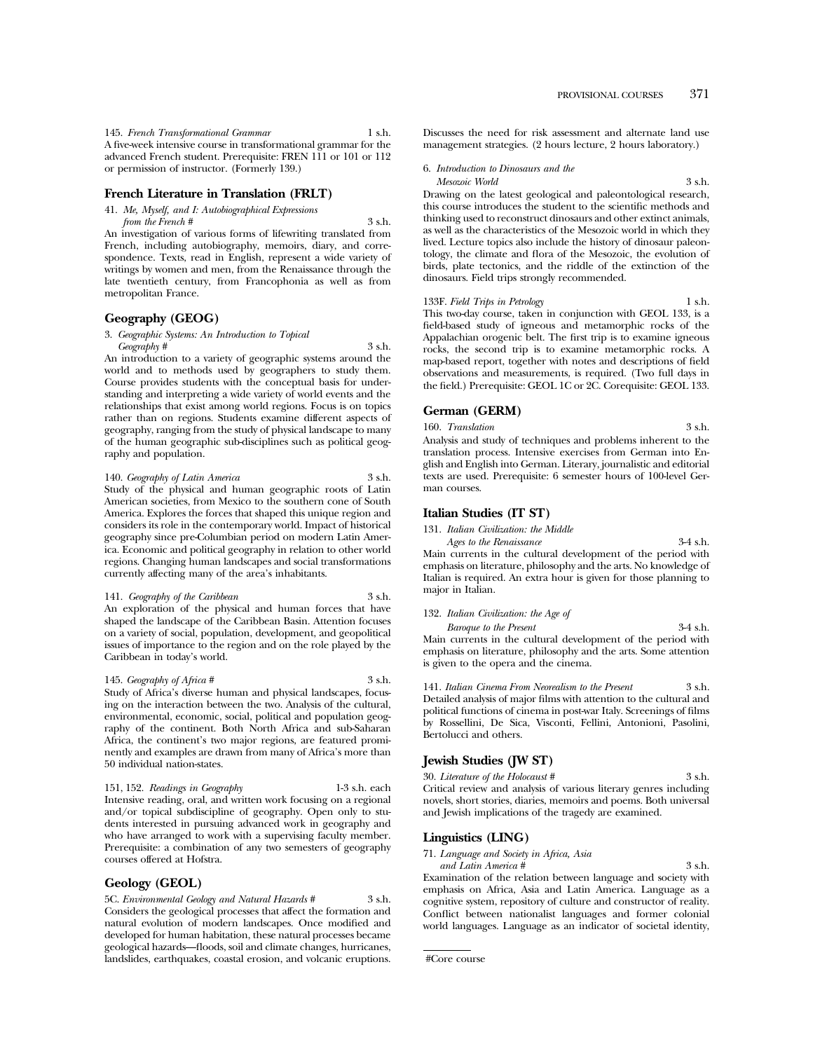145. *French Transformational Grammar* 1 s.h.
A five-week intensive course in transformational grammar for the advanced French student. Prerequisite: FREN 111 or 101 or 112 or permission of instructor. (Formerly 139.)

## French Literature in Translation (FRLT)

41. *Me, Myself, and I: Autobiographical Expressions from the French #* 3 s.h.
An investigation of various forms of lifewriting translated from French, including autobiography, memoirs, diary, and correspondence. Texts, read in English, represent a wide variety of writings by women and men, from the Renaissance through the late twentieth century, from Francophonia as well as from metropolitan France.

## Geography (GEOG)

3. *Geographic Systems: An Introduction to Topical Geography #* 3 s.h.
An introduction to a variety of geographic systems around the world and to methods used by geographers to study them. Course provides students with the conceptual basis for understanding and interpreting a wide variety of world events and the relationships that exist among world regions. Focus is on topics rather than on regions. Students examine different aspects of geography, ranging from the study of physical landscape to many of the human geographic sub-disciplines such as political geography and population.

140. *Geography of Latin America* 3 s.h.
Study of the physical and human geographic roots of Latin American societies, from Mexico to the southern cone of South America. Explores the forces that shaped this unique region and considers its role in the contemporary world. Impact of historical geography since pre-Columbian period on modern Latin America. Economic and political geography in relation to other world regions. Changing human landscapes and social transformations currently affecting many of the area's inhabitants.

141. *Geography of the Caribbean* 3 s.h.
An exploration of the physical and human forces that have shaped the landscape of the Caribbean Basin. Attention focuses on a variety of social, population, development, and geopolitical issues of importance to the region and on the role played by the Caribbean in today's world.

145. *Geography of Africa #* 3 s.h.
Study of Africa's diverse human and physical landscapes, focusing on the interaction between the two. Analysis of the cultural, environmental, economic, social, political and population geography of the continent. Both North Africa and sub-Saharan Africa, the continent's two major regions, are featured prominently and examples are drawn from many of Africa's more than 50 individual nation-states.

151, 152. *Readings in Geography* 1-3 s.h. each
Intensive reading, oral, and written work focusing on a regional and/or topical subdiscipline of geography. Open only to students interested in pursuing advanced work in geography and who have arranged to work with a supervising faculty member. Prerequisite: a combination of any two semesters of geography courses offered at Hofstra.

## Geology (GEOL)

5C. *Environmental Geology and Natural Hazards #* 3 s.h.
Considers the geological processes that affect the formation and natural evolution of modern landscapes. Once modified and developed for human habitation, these natural processes became geological hazards—floods, soil and climate changes, hurricanes, landslides, earthquakes, coastal erosion, and volcanic eruptions. Discusses the need for risk assessment and alternate land use management strategies. (2 hours lecture, 2 hours laboratory.)

6. *Introduction to Dinosaurs and the Mesozoic World* 3 s.h.
Drawing on the latest geological and paleontological research, this course introduces the student to the scientific methods and thinking used to reconstruct dinosaurs and other extinct animals, as well as the characteristics of the Mesozoic world in which they lived. Lecture topics also include the history of dinosaur paleontology, the climate and flora of the Mesozoic, the evolution of birds, plate tectonics, and the riddle of the extinction of the dinosaurs. Field trips strongly recommended.

133F. *Field Trips in Petrology* 1 s.h.
This two-day course, taken in conjunction with GEOL 133, is a field-based study of igneous and metamorphic rocks of the Appalachian orogenic belt. The first trip is to examine igneous rocks, the second trip is to examine metamorphic rocks. A map-based report, together with notes and descriptions of field observations and measurements, is required. (Two full days in the field.) Prerequisite: GEOL 1C or 2C. Corequisite: GEOL 133.

## German (GERM)

160. *Translation* 3 s.h.
Analysis and study of techniques and problems inherent to the translation process. Intensive exercises from German into English and English into German. Literary, journalistic and editorial texts are used. Prerequisite: 6 semester hours of 100-level German courses.

## Italian Studies (IT ST)

131. *Italian Civilization: the Middle Ages to the Renaissance* 3-4 s.h.
Main currents in the cultural development of the period with emphasis on literature, philosophy and the arts. No knowledge of Italian is required. An extra hour is given for those planning to major in Italian.

132. *Italian Civilization: the Age of Baroque to the Present* 3-4 s.h.
Main currents in the cultural development of the period with emphasis on literature, philosophy and the arts. Some attention is given to the opera and the cinema.

141. *Italian Cinema From Neorealism to the Present* 3 s.h.
Detailed analysis of major films with attention to the cultural and political functions of cinema in post-war Italy. Screenings of films by Rossellini, De Sica, Visconti, Fellini, Antonioni, Pasolini, Bertolucci and others.

## Jewish Studies (JW ST)

30. *Literature of the Holocaust #* 3 s.h.
Critical review and analysis of various literary genres including novels, short stories, diaries, memoirs and poems. Both universal and Jewish implications of the tragedy are examined.

## Linguistics (LING)

71. *Language and Society in Africa, Asia and Latin America #* 3 s.h.
Examination of the relation between language and society with emphasis on Africa, Asia and Latin America. Language as a cognitive system, repository of culture and constructor of reality. Conflict between nationalist languages and former colonial world languages. Language as an indicator of societal identity,

#Core course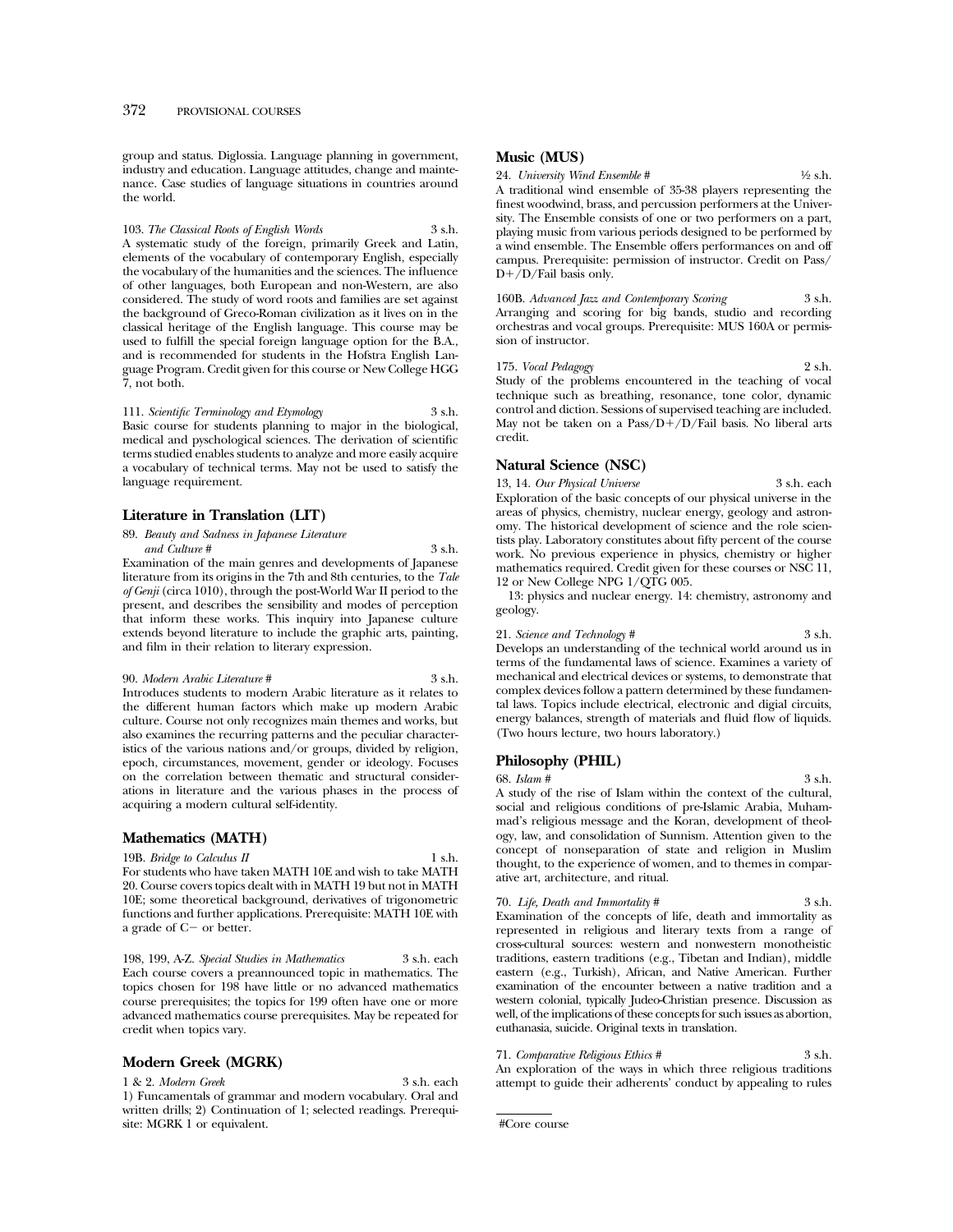group and status. Diglossia. Language planning in government, industry and education. Language attitudes, change and maintenance. Case studies of language situations in countries around the world.

103. *The Classical Roots of English Words* 3 s.h.
A systematic study of the foreign, primarily Greek and Latin, elements of the vocabulary of contemporary English, especially the vocabulary of the humanities and the sciences. The influence of other languages, both European and non-Western, are also considered. The study of word roots and families are set against the background of Greco-Roman civilization as it lives on in the classical heritage of the English language. This course may be used to fulfill the special foreign language option for the B.A., and is recommended for students in the Hofstra English Language Program. Credit given for this course or New College HGG 7, not both.

111. *Scientific Terminology and Etymology* 3 s.h.
Basic course for students planning to major in the biological, medical and pyschological sciences. The derivation of scientific terms studied enables students to analyze and more easily acquire a vocabulary of technical terms. May not be used to satisfy the language requirement.

## Literature in Translation (LIT)

89. *Beauty and Sadness in Japanese Literature and Culture #* 3 s.h.
Examination of the main genres and developments of Japanese literature from its origins in the 7th and 8th centuries, to the *Tale of Genji* (circa 1010), through the post-World War II period to the present, and describes the sensibility and modes of perception that inform these works. This inquiry into Japanese culture extends beyond literature to include the graphic arts, painting, and film in their relation to literary expression.

90. *Modern Arabic Literature #* 3 s.h.
Introduces students to modern Arabic literature as it relates to the different human factors which make up modern Arabic culture. Course not only recognizes main themes and works, but also examines the recurring patterns and the peculiar characteristics of the various nations and/or groups, divided by religion, epoch, circumstances, movement, gender or ideology. Focuses on the correlation between thematic and structural considerations in literature and the various phases in the process of acquiring a modern cultural self-identity.

## Mathematics (MATH)

19B. *Bridge to Calculus II* 1 s.h.
For students who have taken MATH 10E and wish to take MATH 20. Course covers topics dealt with in MATH 19 but not in MATH 10E; some theoretical background, derivatives of trigonometric functions and further applications. Prerequisite: MATH 10E with a grade of C− or better.

198, 199, A-Z. *Special Studies in Mathematics* 3 s.h. each
Each course covers a preannounced topic in mathematics. The topics chosen for 198 have little or no advanced mathematics course prerequisites; the topics for 199 often have one or more advanced mathematics course prerequisites. May be repeated for credit when topics vary.

## Modern Greek (MGRK)

1 & 2. *Modern Greek* 3 s.h. each
1) Funcamentals of grammar and modern vocabulary. Oral and written drills; 2) Continuation of 1; selected readings. Prerequisite: MGRK 1 or equivalent.

## Music (MUS)

24. *University Wind Ensemble #* ½ s.h.
A traditional wind ensemble of 35-38 players representing the finest woodwind, brass, and percussion performers at the University. The Ensemble consists of one or two performers on a part, playing music from various periods designed to be performed by a wind ensemble. The Ensemble offers performances on and off campus. Prerequisite: permission of instructor. Credit on Pass/D+/D/Fail basis only.

160B. *Advanced Jazz and Contemporary Scoring* 3 s.h.
Arranging and scoring for big bands, studio and recording orchestras and vocal groups. Prerequisite: MUS 160A or permission of instructor.

175. *Vocal Pedagogy* 2 s.h.
Study of the problems encountered in the teaching of vocal technique such as breathing, resonance, tone color, dynamic control and diction. Sessions of supervised teaching are included. May not be taken on a Pass/D+/D/Fail basis. No liberal arts credit.

## Natural Science (NSC)

13, 14. *Our Physical Universe* 3 s.h. each
Exploration of the basic concepts of our physical universe in the areas of physics, chemistry, nuclear energy, geology and astronomy. The historical development of science and the role scientists play. Laboratory constitutes about fifty percent of the course work. No previous experience in physics, chemistry or higher mathematics required. Credit given for these courses or NSC 11, 12 or New College NPG 1/QTG 005.

13: physics and nuclear energy. 14: chemistry, astronomy and geology.

21. *Science and Technology #* 3 s.h.
Develops an understanding of the technical world around us in terms of the fundamental laws of science. Examines a variety of mechanical and electrical devices or systems, to demonstrate that complex devices follow a pattern determined by these fundamental laws. Topics include electrical, electronic and digial circuits, energy balances, strength of materials and fluid flow of liquids. (Two hours lecture, two hours laboratory.)

## Philosophy (PHIL)

68. *Islam #* 3 s.h.
A study of the rise of Islam within the context of the cultural, social and religious conditions of pre-Islamic Arabia, Muhammad's religious message and the Koran, development of theology, law, and consolidation of Sunnism. Attention given to the concept of nonseparation of state and religion in Muslim thought, to the experience of women, and to themes in comparative art, architecture, and ritual.

70. *Life, Death and Immortality #* 3 s.h.
Examination of the concepts of life, death and immortality as represented in religious and literary texts from a range of cross-cultural sources: western and nonwestern monotheistic traditions, eastern traditions (e.g., Tibetan and Indian), middle eastern (e.g., Turkish), African, and Native American. Further examination of the encounter between a native tradition and a western colonial, typically Judeo-Christian presence. Discussion as well, of the implications of these concepts for such issues as abortion, euthanasia, suicide. Original texts in translation.

71. *Comparative Religious Ethics #* 3 s.h.
An exploration of the ways in which three religious traditions attempt to guide their adherents' conduct by appealing to rules

#Core course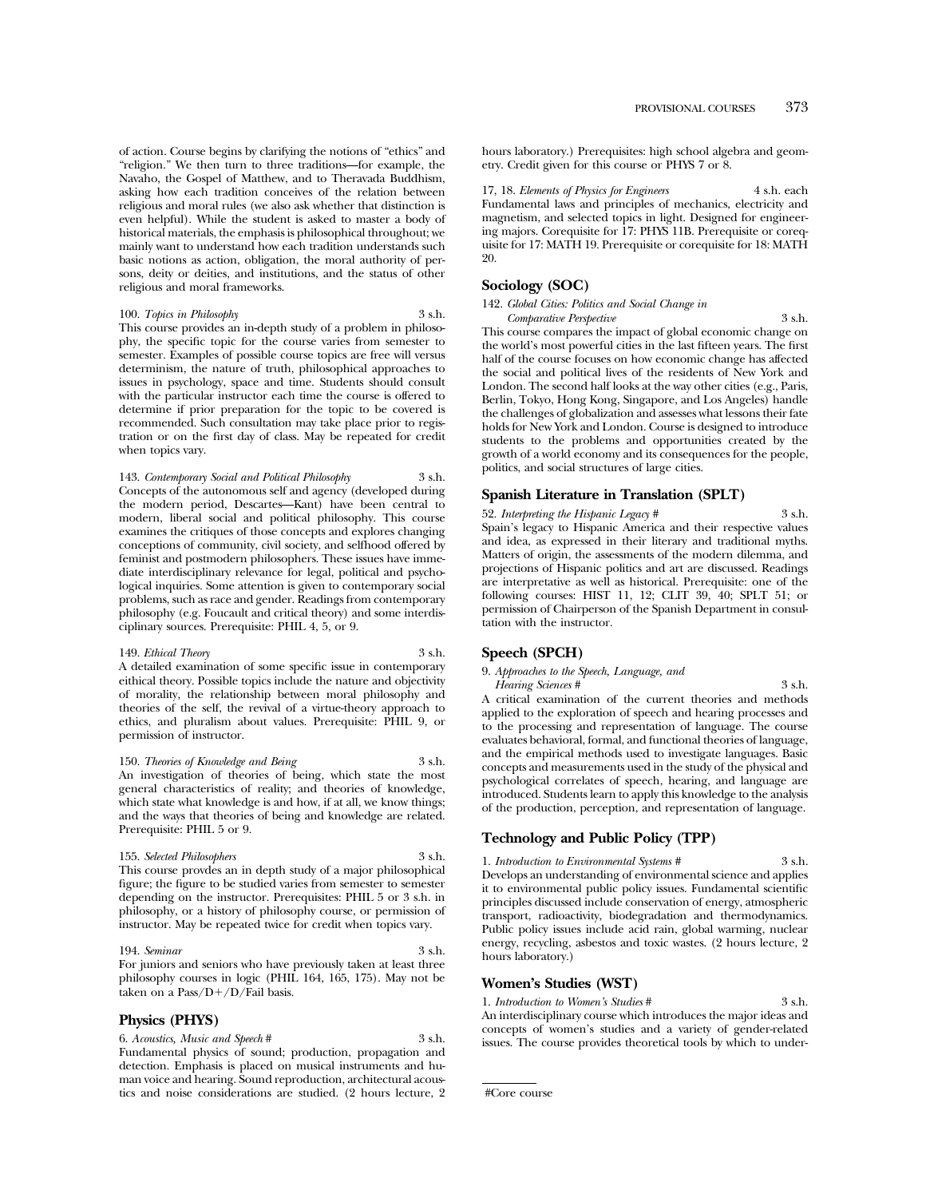of action. Course begins by clarifying the notions of "ethics" and "religion." We then turn to three traditions—for example, the Navaho, the Gospel of Matthew, and to Theravada Buddhism, asking how each tradition conceives of the relation between religious and moral rules (we also ask whether that distinction is even helpful). While the student is asked to master a body of historical materials, the emphasis is philosophical throughout; we mainly want to understand how each tradition understands such basic notions as action, obligation, the moral authority of persons, deity or deities, and institutions, and the status of other religious and moral frameworks.

100. *Topics in Philosophy* 3 s.h.
This course provides an in-depth study of a problem in philosophy, the specific topic for the course varies from semester to semester. Examples of possible course topics are free will versus determinism, the nature of truth, philosophical approaches to issues in psychology, space and time. Students should consult with the particular instructor each time the course is offered to determine if prior preparation for the topic to be covered is recommended. Such consultation may take place prior to registration or on the first day of class. May be repeated for credit when topics vary.

143. *Contemporary Social and Political Philosophy* 3 s.h.
Concepts of the autonomous self and agency (developed during the modern period, Descartes—Kant) have been central to modern, liberal social and political philosophy. This course examines the critiques of those concepts and explores changing conceptions of community, civil society, and selfhood offered by feminist and postmodern philosophers. These issues have immediate interdisciplinary relevance for legal, political and psychological inquiries. Some attention is given to contemporary social problems, such as race and gender. Readings from contemporary philosophy (e.g. Foucault and critical theory) and some interdisciplinary sources. Prerequisite: PHIL 4, 5, or 9.

149. *Ethical Theory* 3 s.h.
A detailed examination of some specific issue in contemporary eithical theory. Possible topics include the nature and objectivity of morality, the relationship between moral philosophy and theories of the self, the revival of a virtue-theory approach to ethics, and pluralism about values. Prerequisite: PHIL 9, or permission of instructor.

150. *Theories of Knowledge and Being* 3 s.h.
An investigation of theories of being, which state the most general characteristics of reality; and theories of knowledge, which state what knowledge is and how, if at all, we know things; and the ways that theories of being and knowledge are related. Prerequisite: PHIL 5 or 9.

155. *Selected Philosophers* 3 s.h.
This course provdes an in depth study of a major philosophical figure; the figure to be studied varies from semester to semester depending on the instructor. Prerequisites: PHIL 5 or 3 s.h. in philosophy, or a history of philosophy course, or permission of instructor. May be repeated twice for credit when topics vary.

194. *Seminar* 3 s.h.
For juniors and seniors who have previously taken at least three philosophy courses in logic (PHIL 164, 165, 175). May not be taken on a Pass/D+/D/Fail basis.

## Physics (PHYS)

6. *Acoustics, Music and Speech #* 3 s.h.
Fundamental physics of sound; production, propagation and detection. Emphasis is placed on musical instruments and human voice and hearing. Sound reproduction, architectural acoustics and noise considerations are studied. (2 hours lecture, 2 hours laboratory.) Prerequisites: high school algebra and geometry. Credit given for this course or PHYS 7 or 8.

17, 18. *Elements of Physics for Engineers* 4 s.h. each
Fundamental laws and principles of mechanics, electricity and magnetism, and selected topics in light. Designed for engineering majors. Corequisite for 17: PHYS 11B. Prerequisite or corequisite for 17: MATH 19. Prerequisite or corequisite for 18: MATH 20.

## Sociology (SOC)

142. *Global Cities: Politics and Social Change in Comparative Perspective* 3 s.h.
This course compares the impact of global economic change on the world's most powerful cities in the last fifteen years. The first half of the course focuses on how economic change has affected the social and political lives of the residents of New York and London. The second half looks at the way other cities (e.g., Paris, Berlin, Tokyo, Hong Kong, Singapore, and Los Angeles) handle the challenges of globalization and assesses what lessons their fate holds for New York and London. Course is designed to introduce students to the problems and opportunities created by the growth of a world economy and its consequences for the people, politics, and social structures of large cities.

## Spanish Literature in Translation (SPLT)

52. *Interpreting the Hispanic Legacy #* 3 s.h.
Spain's legacy to Hispanic America and their respective values and idea, as expressed in their literary and traditional myths. Matters of origin, the assessments of the modern dilemma, and projections of Hispanic politics and art are discussed. Readings are interpretative as well as historical. Prerequisite: one of the following courses: HIST 11, 12; CLIT 39, 40; SPLT 51; or permission of Chairperson of the Spanish Department in consultation with the instructor.

## Speech (SPCH)

9. *Approaches to the Speech, Language, and Hearing Sciences #* 3 s.h.
A critical examination of the current theories and methods applied to the exploration of speech and hearing processes and to the processing and representation of language. The course evaluates behavioral, formal, and functional theories of language, and the empirical methods used to investigate languages. Basic concepts and measurements used in the study of the physical and psychological correlates of speech, hearing, and language are introduced. Students learn to apply this knowledge to the analysis of the production, perception, and representation of language.

## Technology and Public Policy (TPP)

1. *Introduction to Environmental Systems #* 3 s.h.
Develops an understanding of environmental science and applies it to environmental public policy issues. Fundamental scientific principles discussed include conservation of energy, atmospheric transport, radioactivity, biodegradation and thermodynamics. Public policy issues include acid rain, global warming, nuclear energy, recycling, asbestos and toxic wastes. (2 hours lecture, 2 hours laboratory.)

## Women's Studies (WST)

1. *Introduction to Women's Studies #* 3 s.h.
An interdisciplinary course which introduces the major ideas and concepts of women's studies and a variety of gender-related issues. The course provides theoretical tools by which to under-

#Core course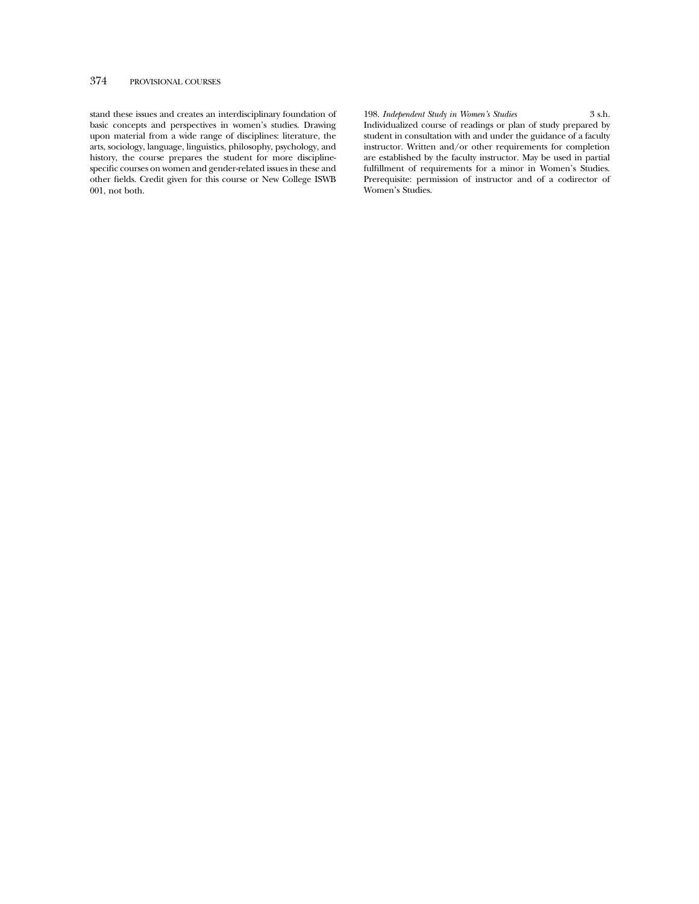stand these issues and creates an interdisciplinary foundation of basic concepts and perspectives in women's studies. Drawing upon material from a wide range of disciplines: literature, the arts, sociology, language, linguistics, philosophy, psychology, and history, the course prepares the student for more discipline-specific courses on women and gender-related issues in these and other fields. Credit given for this course or New College ISWB 001, not both.

198. *Independent Study in Women's Studies* 3 s.h.
Individualized course of readings or plan of study prepared by student in consultation with and under the guidance of a faculty instructor. Written and/or other requirements for completion are established by the faculty instructor. May be used in partial fulfillment of requirements for a minor in Women's Studies. Prerequisite: permission of instructor and of a codirector of Women's Studies.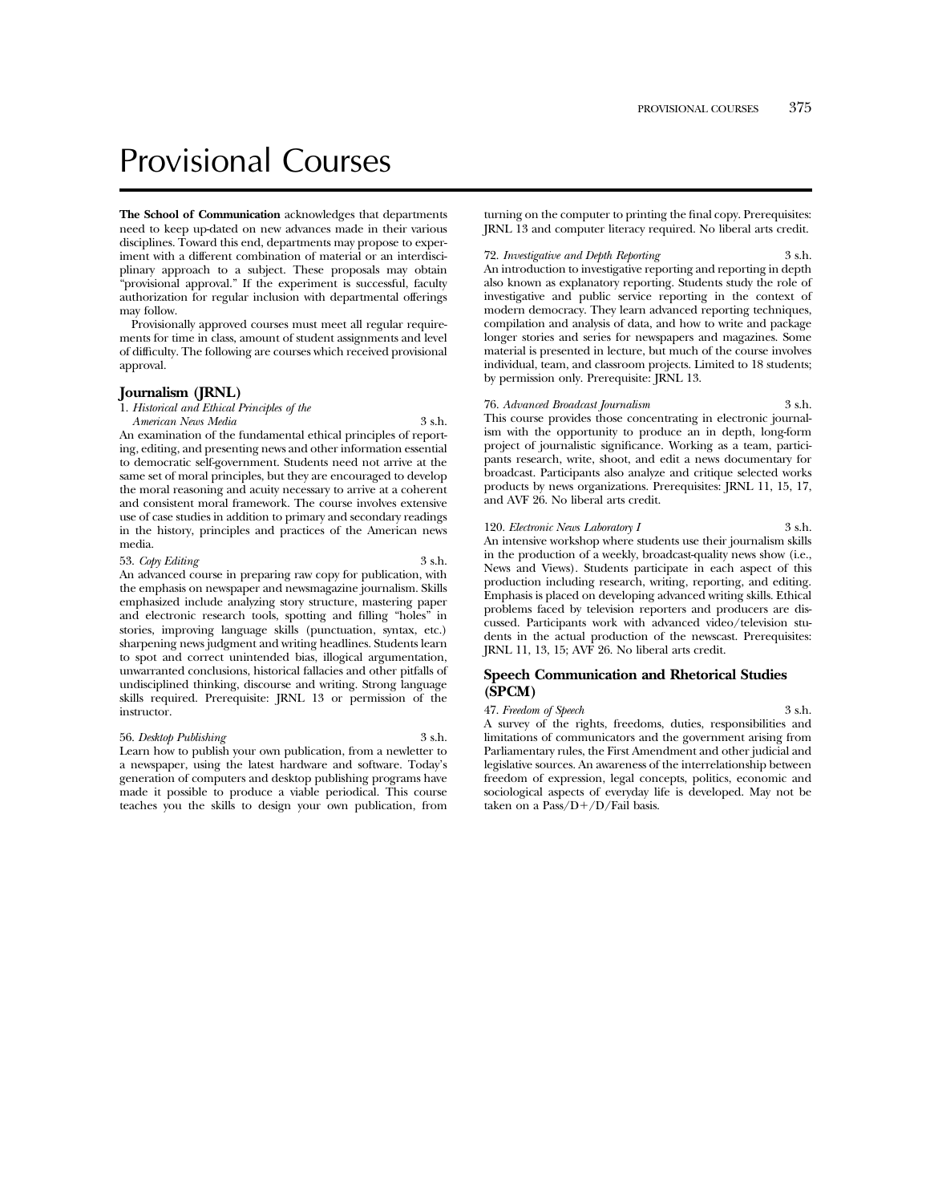# Provisional Courses

**The School of Communication** acknowledges that departments need to keep up-dated on new advances made in their various disciplines. Toward this end, departments may propose to experiment with a different combination of material or an interdisciplinary approach to a subject. These proposals may obtain "provisional approval." If the experiment is successful, faculty authorization for regular inclusion with departmental offerings may follow.

Provisionally approved courses must meet all regular requirements for time in class, amount of student assignments and level of difficulty. The following are courses which received provisional approval.

## Journalism (JRNL)

1. *Historical and Ethical Principles of the American News Media* 3 s.h.
An examination of the fundamental ethical principles of reporting, editing, and presenting news and other information essential to democratic self-government. Students need not arrive at the same set of moral principles, but they are encouraged to develop the moral reasoning and acuity necessary to arrive at a coherent and consistent moral framework. The course involves extensive use of case studies in addition to primary and secondary readings in the history, principles and practices of the American news media.

53. *Copy Editing* 3 s.h.
An advanced course in preparing raw copy for publication, with the emphasis on newspaper and newsmagazine journalism. Skills emphasized include analyzing story structure, mastering paper and electronic research tools, spotting and filling "holes" in stories, improving language skills (punctuation, syntax, etc.) sharpening news judgment and writing headlines. Students learn to spot and correct unintended bias, illogical argumentation, unwarranted conclusions, historical fallacies and other pitfalls of undisciplined thinking, discourse and writing. Strong language skills required. Prerequisite: JRNL 13 or permission of the instructor.

56. *Desktop Publishing* 3 s.h.
Learn how to publish your own publication, from a newletter to a newspaper, using the latest hardware and software. Today's generation of computers and desktop publishing programs have made it possible to produce a viable periodical. This course teaches you the skills to design your own publication, from turning on the computer to printing the final copy. Prerequisites: JRNL 13 and computer literacy required. No liberal arts credit.

72. *Investigative and Depth Reporting* 3 s.h.
An introduction to investigative reporting and reporting in depth also known as explanatory reporting. Students study the role of investigative and public service reporting in the context of modern democracy. They learn advanced reporting techniques, compilation and analysis of data, and how to write and package longer stories and series for newspapers and magazines. Some material is presented in lecture, but much of the course involves individual, team, and classroom projects. Limited to 18 students; by permission only. Prerequisite: JRNL 13.

76. *Advanced Broadcast Journalism* 3 s.h.
This course provides those concentrating in electronic journalism with the opportunity to produce an in depth, long-form project of journalistic significance. Working as a team, participants research, write, shoot, and edit a news documentary for broadcast. Participants also analyze and critique selected works products by news organizations. Prerequisites: JRNL 11, 15, 17, and AVF 26. No liberal arts credit.

120. *Electronic News Laboratory I* 3 s.h.
An intensive workshop where students use their journalism skills in the production of a weekly, broadcast-quality news show (i.e., News and Views). Students participate in each aspect of this production including research, writing, reporting, and editing. Emphasis is placed on developing advanced writing skills. Ethical problems faced by television reporters and producers are discussed. Participants work with advanced video/television students in the actual production of the newscast. Prerequisites: JRNL 11, 13, 15; AVF 26. No liberal arts credit.

## Speech Communication and Rhetorical Studies (SPCM)

47. *Freedom of Speech* 3 s.h.
A survey of the rights, freedoms, duties, responsibilities and limitations of communicators and the government arising from Parliamentary rules, the First Amendment and other judicial and legislative sources. An awareness of the interrelationship between freedom of expression, legal concepts, politics, economic and sociological aspects of everyday life is developed. May not be taken on a Pass/D+/D/Fail basis.